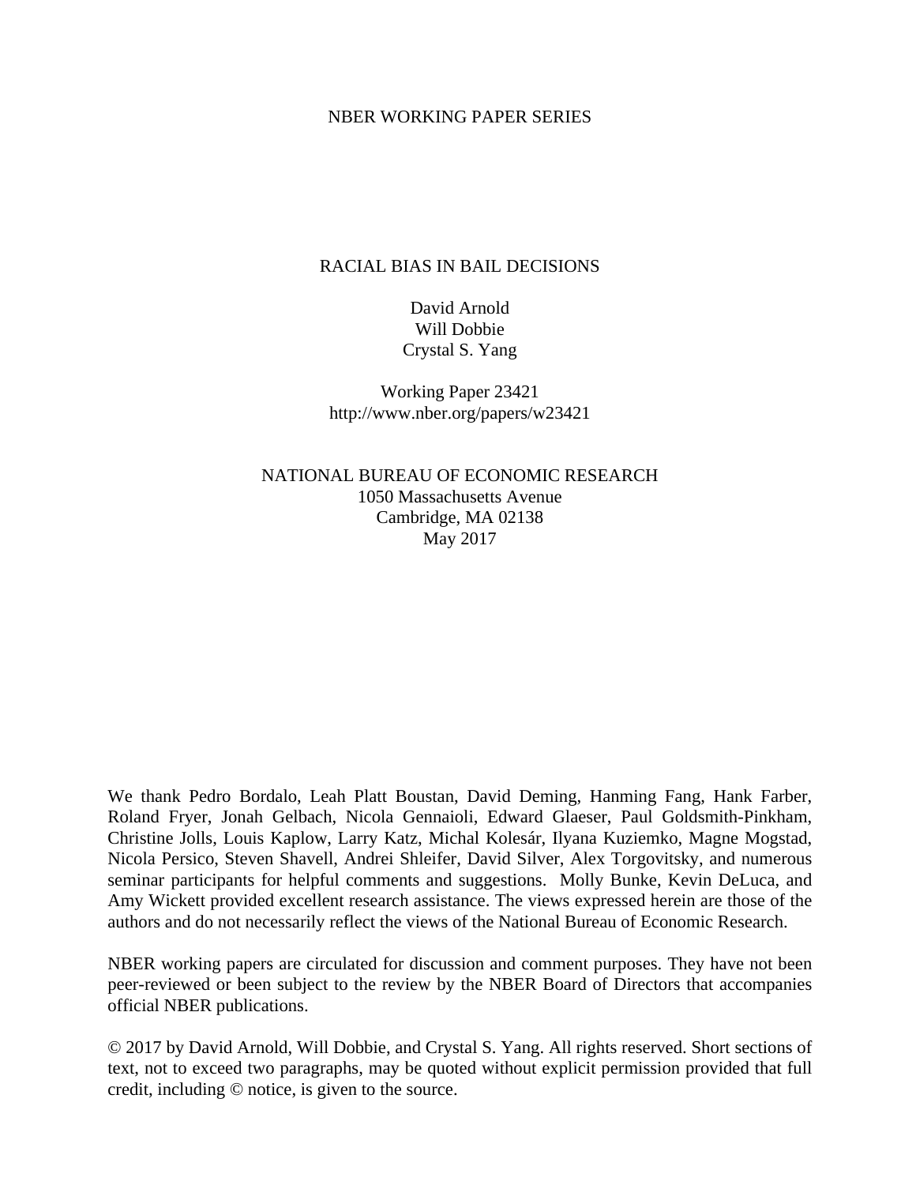NBER WORKING PAPER SERIES

# RACIAL BIAS IN BAIL DECISIONS

David Arnold
Will Dobbie
Crystal S. Yang

Working Paper 23421
http://www.nber.org/papers/w23421

NATIONAL BUREAU OF ECONOMIC RESEARCH
1050 Massachusetts Avenue
Cambridge, MA 02138
May 2017

We thank Pedro Bordalo, Leah Platt Boustan, David Deming, Hanming Fang, Hank Farber, Roland Fryer, Jonah Gelbach, Nicola Gennaioli, Edward Glaeser, Paul Goldsmith-Pinkham, Christine Jolls, Louis Kaplow, Larry Katz, Michal Kolesár, Ilyana Kuziemko, Magne Mogstad, Nicola Persico, Steven Shavell, Andrei Shleifer, David Silver, Alex Torgovitsky, and numerous seminar participants for helpful comments and suggestions. Molly Bunke, Kevin DeLuca, and Amy Wickett provided excellent research assistance. The views expressed herein are those of the authors and do not necessarily reflect the views of the National Bureau of Economic Research.

NBER working papers are circulated for discussion and comment purposes. They have not been peer-reviewed or been subject to the review by the NBER Board of Directors that accompanies official NBER publications.

© 2017 by David Arnold, Will Dobbie, and Crystal S. Yang. All rights reserved. Short sections of text, not to exceed two paragraphs, may be quoted without explicit permission provided that full credit, including © notice, is given to the source.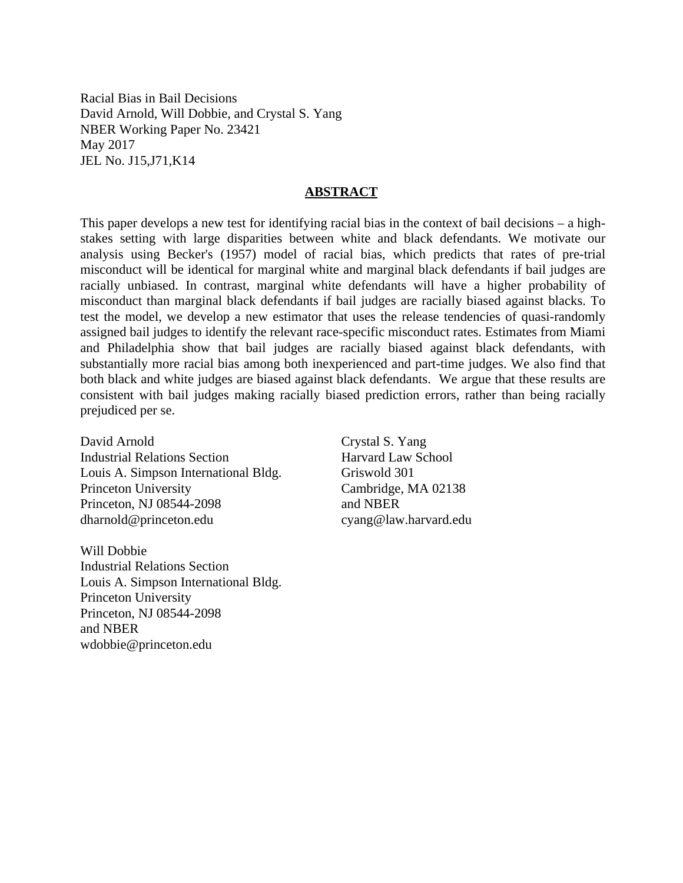Racial Bias in Bail Decisions
David Arnold, Will Dobbie, and Crystal S. Yang
NBER Working Paper No. 23421
May 2017
JEL No. J15,J71,K14

## ABSTRACT

This paper develops a new test for identifying racial bias in the context of bail decisions – a high-stakes setting with large disparities between white and black defendants. We motivate our analysis using Becker's (1957) model of racial bias, which predicts that rates of pre-trial misconduct will be identical for marginal white and marginal black defendants if bail judges are racially unbiased. In contrast, marginal white defendants will have a higher probability of misconduct than marginal black defendants if bail judges are racially biased against blacks. To test the model, we develop a new estimator that uses the release tendencies of quasi-randomly assigned bail judges to identify the relevant race-specific misconduct rates. Estimates from Miami and Philadelphia show that bail judges are racially biased against black defendants, with substantially more racial bias among both inexperienced and part-time judges. We also find that both black and white judges are biased against black defendants. We argue that these results are consistent with bail judges making racially biased prediction errors, rather than being racially prejudiced per se.

David Arnold
Industrial Relations Section
Louis A. Simpson International Bldg.
Princeton University
Princeton, NJ 08544-2098
dharnold@princeton.edu

Will Dobbie
Industrial Relations Section
Louis A. Simpson International Bldg.
Princeton University
Princeton, NJ 08544-2098
and NBER
wdobbie@princeton.edu

Crystal S. Yang
Harvard Law School
Griswold 301
Cambridge, MA 02138
and NBER
cyang@law.harvard.edu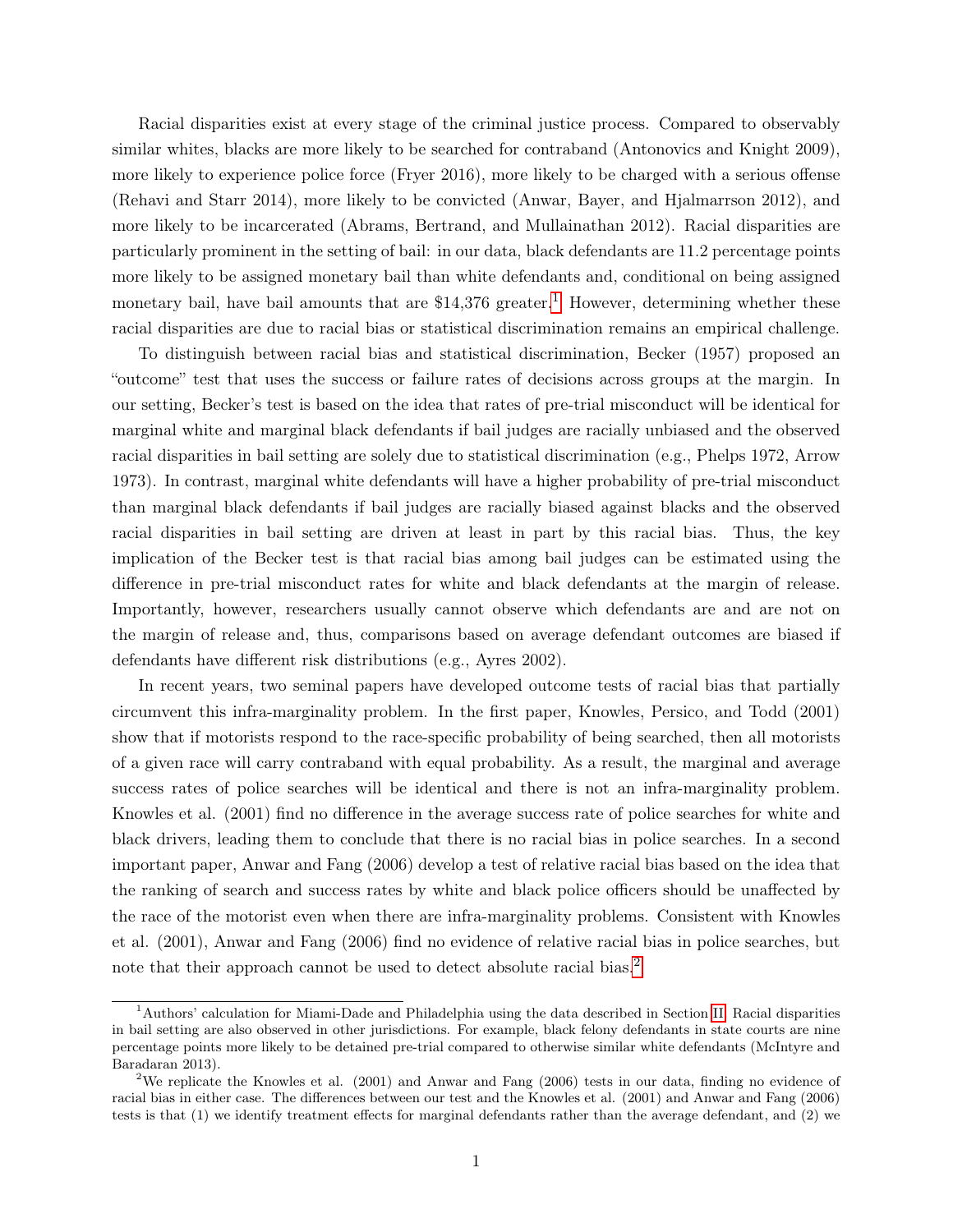Racial disparities exist at every stage of the criminal justice process. Compared to observably similar whites, blacks are more likely to be searched for contraband (Antonovics and Knight 2009), more likely to experience police force (Fryer 2016), more likely to be charged with a serious offense (Rehavi and Starr 2014), more likely to be convicted (Anwar, Bayer, and Hjalmarrson 2012), and more likely to be incarcerated (Abrams, Bertrand, and Mullainathan 2012). Racial disparities are particularly prominent in the setting of bail: in our data, black defendants are 11.2 percentage points more likely to be assigned monetary bail than white defendants and, conditional on being assigned monetary bail, have bail amounts that are $14,376 greater.[1] However, determining whether these racial disparities are due to racial bias or statistical discrimination remains an empirical challenge.

To distinguish between racial bias and statistical discrimination, Becker (1957) proposed an "outcome" test that uses the success or failure rates of decisions across groups at the margin. In our setting, Becker's test is based on the idea that rates of pre-trial misconduct will be identical for marginal white and marginal black defendants if bail judges are racially unbiased and the observed racial disparities in bail setting are solely due to statistical discrimination (e.g., Phelps 1972, Arrow 1973). In contrast, marginal white defendants will have a higher probability of pre-trial misconduct than marginal black defendants if bail judges are racially biased against blacks and the observed racial disparities in bail setting are driven at least in part by this racial bias. Thus, the key implication of the Becker test is that racial bias among bail judges can be estimated using the difference in pre-trial misconduct rates for white and black defendants at the margin of release. Importantly, however, researchers usually cannot observe which defendants are and are not on the margin of release and, thus, comparisons based on average defendant outcomes are biased if defendants have different risk distributions (e.g., Ayres 2002).

In recent years, two seminal papers have developed outcome tests of racial bias that partially circumvent this infra-marginality problem. In the first paper, Knowles, Persico, and Todd (2001) show that if motorists respond to the race-specific probability of being searched, then all motorists of a given race will carry contraband with equal probability. As a result, the marginal and average success rates of police searches will be identical and there is not an infra-marginality problem. Knowles et al. (2001) find no difference in the average success rate of police searches for white and black drivers, leading them to conclude that there is no racial bias in police searches. In a second important paper, Anwar and Fang (2006) develop a test of relative racial bias based on the idea that the ranking of search and success rates by white and black police officers should be unaffected by the race of the motorist even when there are infra-marginality problems. Consistent with Knowles et al. (2001), Anwar and Fang (2006) find no evidence of relative racial bias in police searches, but note that their approach cannot be used to detect absolute racial bias.[2]

[1] Authors' calculation for Miami-Dade and Philadelphia using the data described in Section II. Racial disparities in bail setting are also observed in other jurisdictions. For example, black felony defendants in state courts are nine percentage points more likely to be detained pre-trial compared to otherwise similar white defendants (McIntyre and Baradaran 2013).

[2] We replicate the Knowles et al. (2001) and Anwar and Fang (2006) tests in our data, finding no evidence of racial bias in either case. The differences between our test and the Knowles et al. (2001) and Anwar and Fang (2006) tests is that (1) we identify treatment effects for marginal defendants rather than the average defendant, and (2) we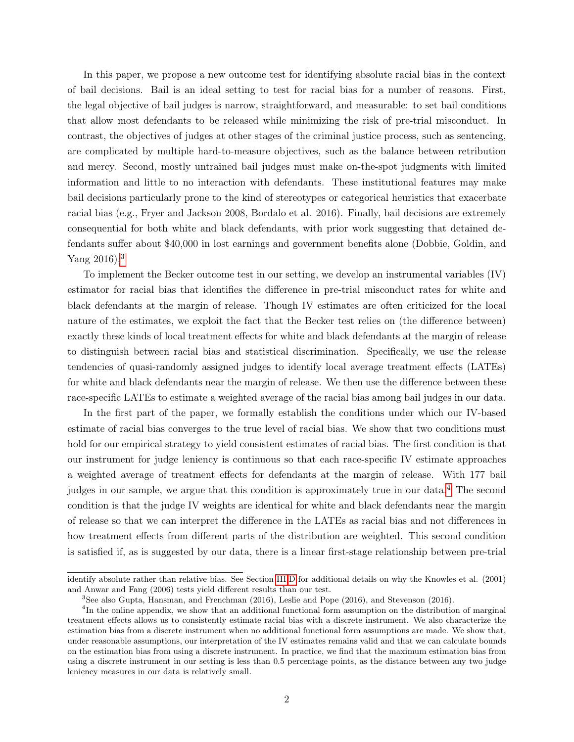In this paper, we propose a new outcome test for identifying absolute racial bias in the context of bail decisions. Bail is an ideal setting to test for racial bias for a number of reasons. First, the legal objective of bail judges is narrow, straightforward, and measurable: to set bail conditions that allow most defendants to be released while minimizing the risk of pre-trial misconduct. In contrast, the objectives of judges at other stages of the criminal justice process, such as sentencing, are complicated by multiple hard-to-measure objectives, such as the balance between retribution and mercy. Second, mostly untrained bail judges must make on-the-spot judgments with limited information and little to no interaction with defendants. These institutional features may make bail decisions particularly prone to the kind of stereotypes or categorical heuristics that exacerbate racial bias (e.g., Fryer and Jackson 2008, Bordalo et al. 2016). Finally, bail decisions are extremely consequential for both white and black defendants, with prior work suggesting that detained defendants suffer about \$40,000 in lost earnings and government benefits alone (Dobbie, Goldin, and Yang 2016).[3]

To implement the Becker outcome test in our setting, we develop an instrumental variables (IV) estimator for racial bias that identifies the difference in pre-trial misconduct rates for white and black defendants at the margin of release. Though IV estimates are often criticized for the local nature of the estimates, we exploit the fact that the Becker test relies on (the difference between) exactly these kinds of local treatment effects for white and black defendants at the margin of release to distinguish between racial bias and statistical discrimination. Specifically, we use the release tendencies of quasi-randomly assigned judges to identify local average treatment effects (LATEs) for white and black defendants near the margin of release. We then use the difference between these race-specific LATEs to estimate a weighted average of the racial bias among bail judges in our data.

In the first part of the paper, we formally establish the conditions under which our IV-based estimate of racial bias converges to the true level of racial bias. We show that two conditions must hold for our empirical strategy to yield consistent estimates of racial bias. The first condition is that our instrument for judge leniency is continuous so that each race-specific IV estimate approaches a weighted average of treatment effects for defendants at the margin of release. With 177 bail judges in our sample, we argue that this condition is approximately true in our data.[4] The second condition is that the judge IV weights are identical for white and black defendants near the margin of release so that we can interpret the difference in the LATEs as racial bias and not differences in how treatment effects from different parts of the distribution are weighted. This second condition is satisfied if, as is suggested by our data, there is a linear first-stage relationship between pre-trial

---

identify absolute rather than relative bias. See Section III.D for additional details on why the Knowles et al. (2001) and Anwar and Fang (2006) tests yield different results than our test.

[3] See also Gupta, Hansman, and Frenchman (2016), Leslie and Pope (2016), and Stevenson (2016).

[4] In the online appendix, we show that an additional functional form assumption on the distribution of marginal treatment effects allows us to consistently estimate racial bias with a discrete instrument. We also characterize the estimation bias from a discrete instrument when no additional functional form assumptions are made. We show that, under reasonable assumptions, our interpretation of the IV estimates remains valid and that we can calculate bounds on the estimation bias from using a discrete instrument. In practice, we find that the maximum estimation bias from using a discrete instrument in our setting is less than 0.5 percentage points, as the distance between any two judge leniency measures in our data is relatively small.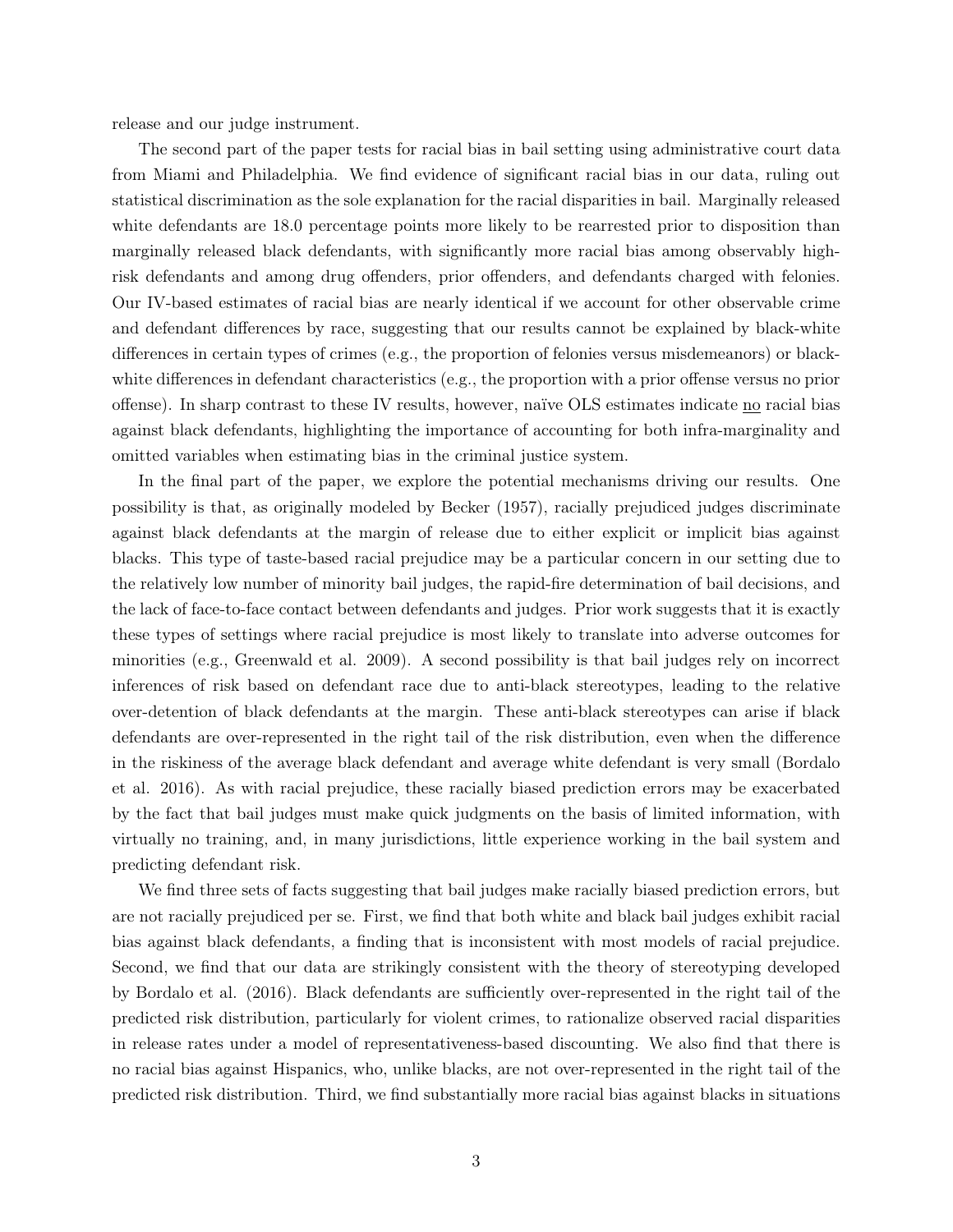release and our judge instrument.

The second part of the paper tests for racial bias in bail setting using administrative court data from Miami and Philadelphia. We find evidence of significant racial bias in our data, ruling out statistical discrimination as the sole explanation for the racial disparities in bail. Marginally released white defendants are 18.0 percentage points more likely to be rearrested prior to disposition than marginally released black defendants, with significantly more racial bias among observably high-risk defendants and among drug offenders, prior offenders, and defendants charged with felonies. Our IV-based estimates of racial bias are nearly identical if we account for other observable crime and defendant differences by race, suggesting that our results cannot be explained by black-white differences in certain types of crimes (e.g., the proportion of felonies versus misdemeanors) or black-white differences in defendant characteristics (e.g., the proportion with a prior offense versus no prior offense). In sharp contrast to these IV results, however, naïve OLS estimates indicate no racial bias against black defendants, highlighting the importance of accounting for both infra-marginality and omitted variables when estimating bias in the criminal justice system.

In the final part of the paper, we explore the potential mechanisms driving our results. One possibility is that, as originally modeled by Becker (1957), racially prejudiced judges discriminate against black defendants at the margin of release due to either explicit or implicit bias against blacks. This type of taste-based racial prejudice may be a particular concern in our setting due to the relatively low number of minority bail judges, the rapid-fire determination of bail decisions, and the lack of face-to-face contact between defendants and judges. Prior work suggests that it is exactly these types of settings where racial prejudice is most likely to translate into adverse outcomes for minorities (e.g., Greenwald et al. 2009). A second possibility is that bail judges rely on incorrect inferences of risk based on defendant race due to anti-black stereotypes, leading to the relative over-detention of black defendants at the margin. These anti-black stereotypes can arise if black defendants are over-represented in the right tail of the risk distribution, even when the difference in the riskiness of the average black defendant and average white defendant is very small (Bordalo et al. 2016). As with racial prejudice, these racially biased prediction errors may be exacerbated by the fact that bail judges must make quick judgments on the basis of limited information, with virtually no training, and, in many jurisdictions, little experience working in the bail system and predicting defendant risk.

We find three sets of facts suggesting that bail judges make racially biased prediction errors, but are not racially prejudiced per se. First, we find that both white and black bail judges exhibit racial bias against black defendants, a finding that is inconsistent with most models of racial prejudice. Second, we find that our data are strikingly consistent with the theory of stereotyping developed by Bordalo et al. (2016). Black defendants are sufficiently over-represented in the right tail of the predicted risk distribution, particularly for violent crimes, to rationalize observed racial disparities in release rates under a model of representativeness-based discounting. We also find that there is no racial bias against Hispanics, who, unlike blacks, are not over-represented in the right tail of the predicted risk distribution. Third, we find substantially more racial bias against blacks in situations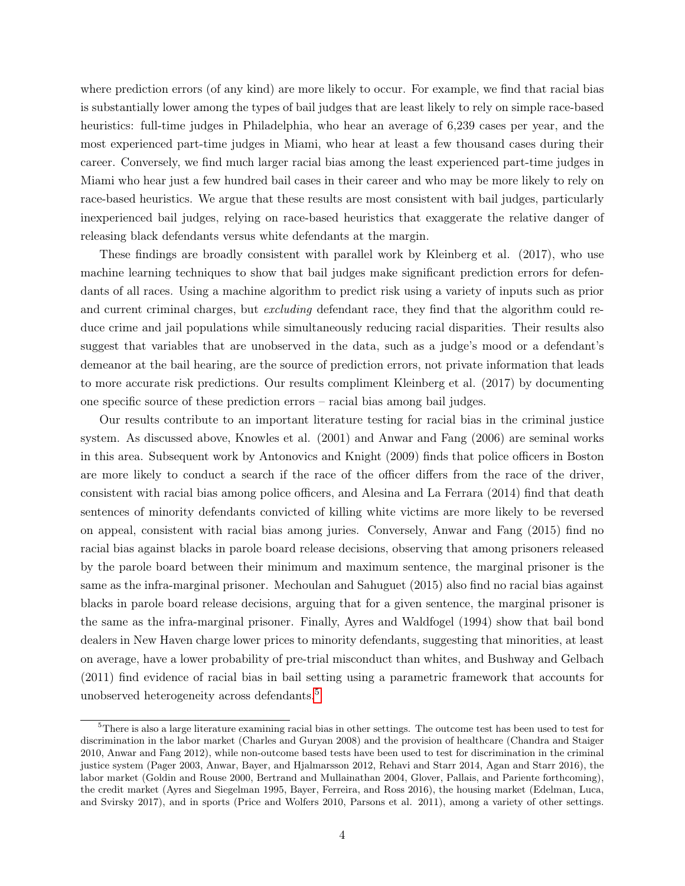where prediction errors (of any kind) are more likely to occur. For example, we find that racial bias is substantially lower among the types of bail judges that are least likely to rely on simple race-based heuristics: full-time judges in Philadelphia, who hear an average of 6,239 cases per year, and the most experienced part-time judges in Miami, who hear at least a few thousand cases during their career. Conversely, we find much larger racial bias among the least experienced part-time judges in Miami who hear just a few hundred bail cases in their career and who may be more likely to rely on race-based heuristics. We argue that these results are most consistent with bail judges, particularly inexperienced bail judges, relying on race-based heuristics that exaggerate the relative danger of releasing black defendants versus white defendants at the margin.

These findings are broadly consistent with parallel work by Kleinberg et al. (2017), who use machine learning techniques to show that bail judges make significant prediction errors for defendants of all races. Using a machine algorithm to predict risk using a variety of inputs such as prior and current criminal charges, but *excluding* defendant race, they find that the algorithm could reduce crime and jail populations while simultaneously reducing racial disparities. Their results also suggest that variables that are unobserved in the data, such as a judge's mood or a defendant's demeanor at the bail hearing, are the source of prediction errors, not private information that leads to more accurate risk predictions. Our results compliment Kleinberg et al. (2017) by documenting one specific source of these prediction errors – racial bias among bail judges.

Our results contribute to an important literature testing for racial bias in the criminal justice system. As discussed above, Knowles et al. (2001) and Anwar and Fang (2006) are seminal works in this area. Subsequent work by Antonovics and Knight (2009) finds that police officers in Boston are more likely to conduct a search if the race of the officer differs from the race of the driver, consistent with racial bias among police officers, and Alesina and La Ferrara (2014) find that death sentences of minority defendants convicted of killing white victims are more likely to be reversed on appeal, consistent with racial bias among juries. Conversely, Anwar and Fang (2015) find no racial bias against blacks in parole board release decisions, observing that among prisoners released by the parole board between their minimum and maximum sentence, the marginal prisoner is the same as the infra-marginal prisoner. Mechoulan and Sahuguet (2015) also find no racial bias against blacks in parole board release decisions, arguing that for a given sentence, the marginal prisoner is the same as the infra-marginal prisoner. Finally, Ayres and Waldfogel (1994) show that bail bond dealers in New Haven charge lower prices to minority defendants, suggesting that minorities, at least on average, have a lower probability of pre-trial misconduct than whites, and Bushway and Gelbach (2011) find evidence of racial bias in bail setting using a parametric framework that accounts for unobserved heterogeneity across defendants.[5]

[5]There is also a large literature examining racial bias in other settings. The outcome test has been used to test for discrimination in the labor market (Charles and Guryan 2008) and the provision of healthcare (Chandra and Staiger 2010, Anwar and Fang 2012), while non-outcome based tests have been used to test for discrimination in the criminal justice system (Pager 2003, Anwar, Bayer, and Hjalmarsson 2012, Rehavi and Starr 2014, Agan and Starr 2016), the labor market (Goldin and Rouse 2000, Bertrand and Mullainathan 2004, Glover, Pallais, and Pariente forthcoming), the credit market (Ayres and Siegelman 1995, Bayer, Ferreira, and Ross 2016), the housing market (Edelman, Luca, and Svirsky 2017), and in sports (Price and Wolfers 2010, Parsons et al. 2011), among a variety of other settings.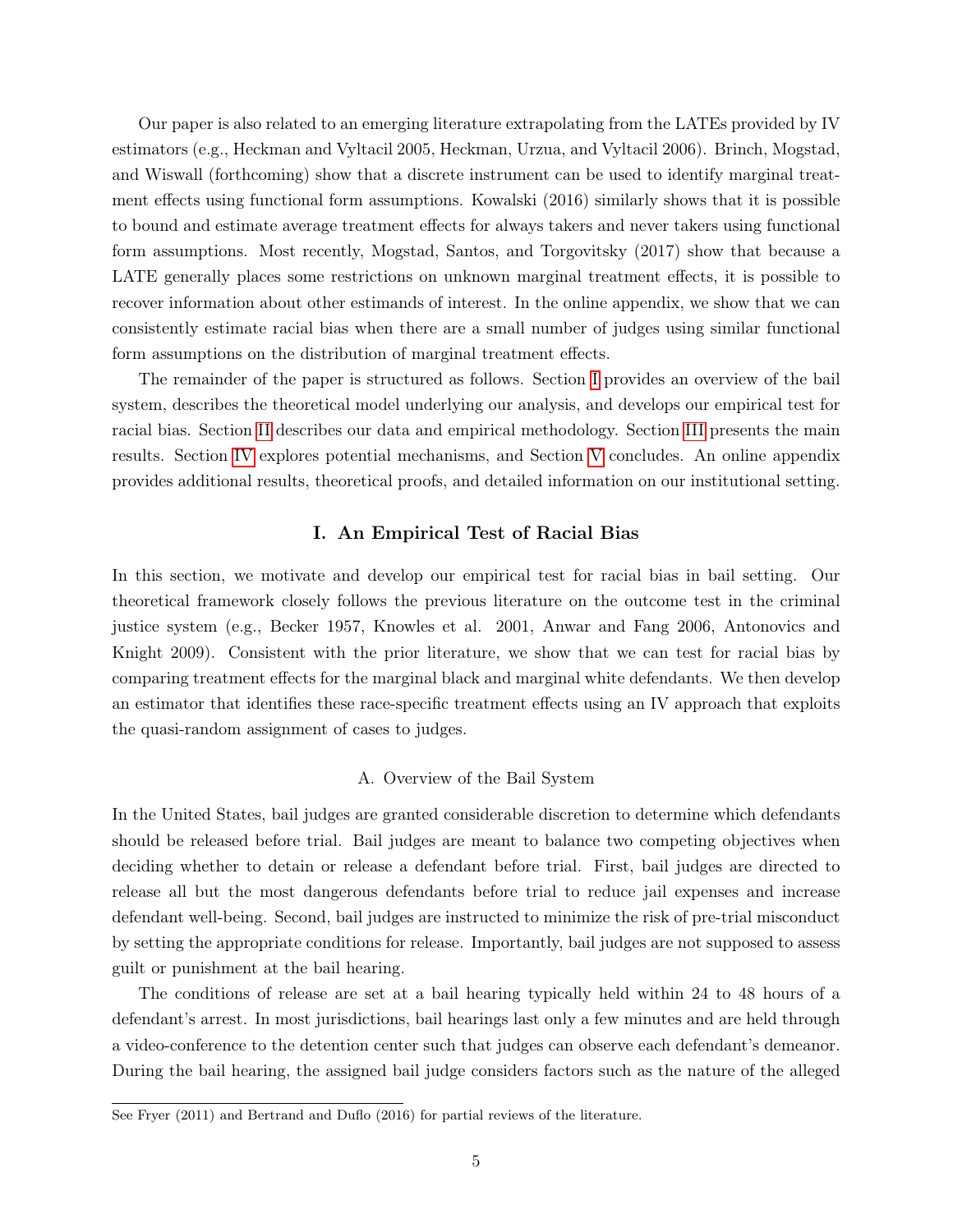Our paper is also related to an emerging literature extrapolating from the LATEs provided by IV estimators (e.g., Heckman and Vyltacil 2005, Heckman, Urzua, and Vyltacil 2006). Brinch, Mogstad, and Wiswall (forthcoming) show that a discrete instrument can be used to identify marginal treatment effects using functional form assumptions. Kowalski (2016) similarly shows that it is possible to bound and estimate average treatment effects for always takers and never takers using functional form assumptions. Most recently, Mogstad, Santos, and Torgovitsky (2017) show that because a LATE generally places some restrictions on unknown marginal treatment effects, it is possible to recover information about other estimands of interest. In the online appendix, we show that we can consistently estimate racial bias when there are a small number of judges using similar functional form assumptions on the distribution of marginal treatment effects.

The remainder of the paper is structured as follows. Section I provides an overview of the bail system, describes the theoretical model underlying our analysis, and develops our empirical test for racial bias. Section II describes our data and empirical methodology. Section III presents the main results. Section IV explores potential mechanisms, and Section V concludes. An online appendix provides additional results, theoretical proofs, and detailed information on our institutional setting.

## I. An Empirical Test of Racial Bias

In this section, we motivate and develop our empirical test for racial bias in bail setting. Our theoretical framework closely follows the previous literature on the outcome test in the criminal justice system (e.g., Becker 1957, Knowles et al. 2001, Anwar and Fang 2006, Antonovics and Knight 2009). Consistent with the prior literature, we show that we can test for racial bias by comparing treatment effects for the marginal black and marginal white defendants. We then develop an estimator that identifies these race-specific treatment effects using an IV approach that exploits the quasi-random assignment of cases to judges.

### A. Overview of the Bail System

In the United States, bail judges are granted considerable discretion to determine which defendants should be released before trial. Bail judges are meant to balance two competing objectives when deciding whether to detain or release a defendant before trial. First, bail judges are directed to release all but the most dangerous defendants before trial to reduce jail expenses and increase defendant well-being. Second, bail judges are instructed to minimize the risk of pre-trial misconduct by setting the appropriate conditions for release. Importantly, bail judges are not supposed to assess guilt or punishment at the bail hearing.

The conditions of release are set at a bail hearing typically held within 24 to 48 hours of a defendant's arrest. In most jurisdictions, bail hearings last only a few minutes and are held through a video-conference to the detention center such that judges can observe each defendant's demeanor. During the bail hearing, the assigned bail judge considers factors such as the nature of the alleged

See Fryer (2011) and Bertrand and Duflo (2016) for partial reviews of the literature.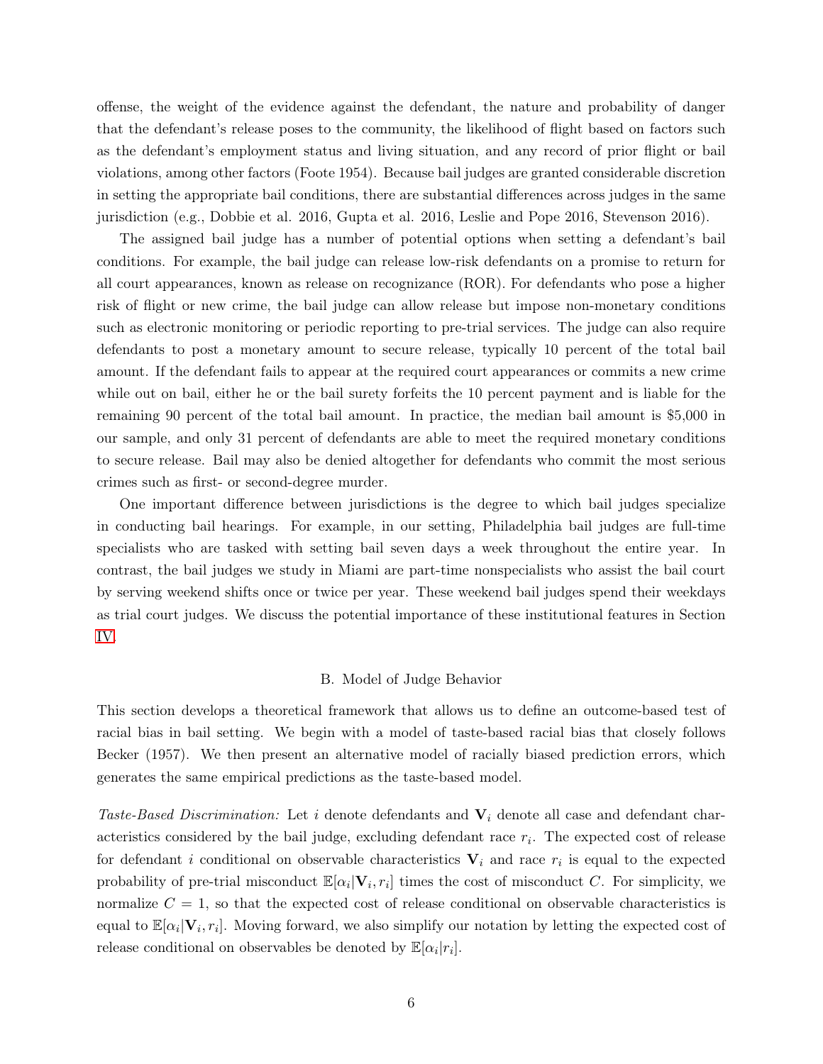offense, the weight of the evidence against the defendant, the nature and probability of danger that the defendant's release poses to the community, the likelihood of flight based on factors such as the defendant's employment status and living situation, and any record of prior flight or bail violations, among other factors (Foote 1954). Because bail judges are granted considerable discretion in setting the appropriate bail conditions, there are substantial differences across judges in the same jurisdiction (e.g., Dobbie et al. 2016, Gupta et al. 2016, Leslie and Pope 2016, Stevenson 2016).

The assigned bail judge has a number of potential options when setting a defendant's bail conditions. For example, the bail judge can release low-risk defendants on a promise to return for all court appearances, known as release on recognizance (ROR). For defendants who pose a higher risk of flight or new crime, the bail judge can allow release but impose non-monetary conditions such as electronic monitoring or periodic reporting to pre-trial services. The judge can also require defendants to post a monetary amount to secure release, typically 10 percent of the total bail amount. If the defendant fails to appear at the required court appearances or commits a new crime while out on bail, either he or the bail surety forfeits the 10 percent payment and is liable for the remaining 90 percent of the total bail amount. In practice, the median bail amount is $5,000 in our sample, and only 31 percent of defendants are able to meet the required monetary conditions to secure release. Bail may also be denied altogether for defendants who commit the most serious crimes such as first- or second-degree murder.

One important difference between jurisdictions is the degree to which bail judges specialize in conducting bail hearings. For example, in our setting, Philadelphia bail judges are full-time specialists who are tasked with setting bail seven days a week throughout the entire year. In contrast, the bail judges we study in Miami are part-time nonspecialists who assist the bail court by serving weekend shifts once or twice per year. These weekend bail judges spend their weekdays as trial court judges. We discuss the potential importance of these institutional features in Section IV.

## B. Model of Judge Behavior

This section develops a theoretical framework that allows us to define an outcome-based test of racial bias in bail setting. We begin with a model of taste-based racial bias that closely follows Becker (1957). We then present an alternative model of racially biased prediction errors, which generates the same empirical predictions as the taste-based model.

*Taste-Based Discrimination:* Let $i$ denote defendants and $\mathbf{V}_i$ denote all case and defendant characteristics considered by the bail judge, excluding defendant race $r_i$. The expected cost of release for defendant $i$ conditional on observable characteristics $\mathbf{V}_i$ and race $r_i$ is equal to the expected probability of pre-trial misconduct $\mathbb{E}[\alpha_i|\mathbf{V}_i, r_i]$ times the cost of misconduct $C$. For simplicity, we normalize $C = 1$, so that the expected cost of release conditional on observable characteristics is equal to $\mathbb{E}[\alpha_i|\mathbf{V}_i, r_i]$. Moving forward, we also simplify our notation by letting the expected cost of release conditional on observables be denoted by $\mathbb{E}[\alpha_i|r_i]$.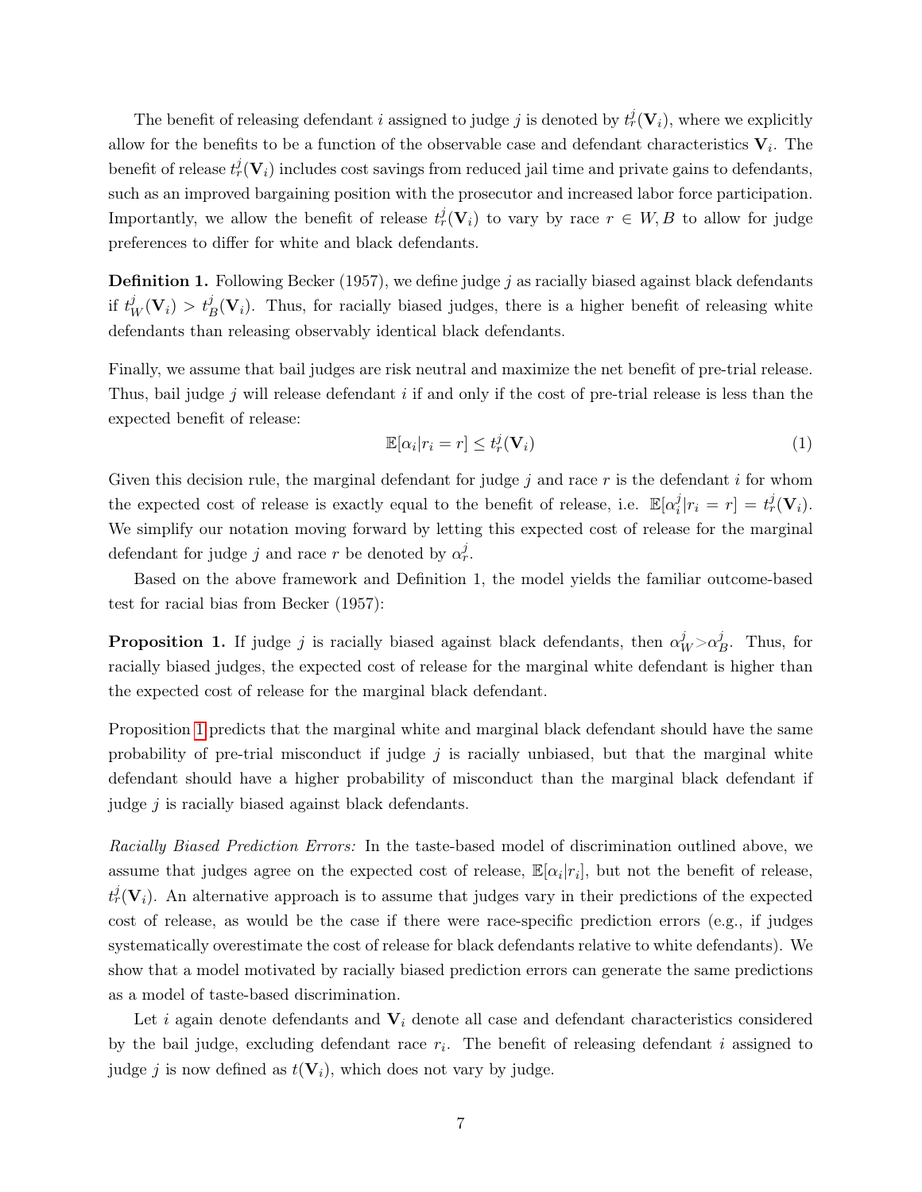The benefit of releasing defendant $i$ assigned to judge $j$ is denoted by $t^j_r(\mathbf{V}_i)$, where we explicitly allow for the benefits to be a function of the observable case and defendant characteristics $\mathbf{V}_i$. The benefit of release $t^j_r(\mathbf{V}_i)$ includes cost savings from reduced jail time and private gains to defendants, such as an improved bargaining position with the prosecutor and increased labor force participation. Importantly, we allow the benefit of release $t^j_r(\mathbf{V}_i)$ to vary by race $r \in W, B$ to allow for judge preferences to differ for white and black defendants.

**Definition 1.** Following Becker (1957), we define judge $j$ as racially biased against black defendants if $t^j_W(\mathbf{V}_i) > t^j_B(\mathbf{V}_i)$. Thus, for racially biased judges, there is a higher benefit of releasing white defendants than releasing observably identical black defendants.

Finally, we assume that bail judges are risk neutral and maximize the net benefit of pre-trial release. Thus, bail judge $j$ will release defendant $i$ if and only if the cost of pre-trial release is less than the expected benefit of release:

$$\mathbb{E}[\alpha_i | r_i = r] \leq t^j_r(\mathbf{V}_i) \tag{1}$$

Given this decision rule, the marginal defendant for judge $j$ and race $r$ is the defendant $i$ for whom the expected cost of release is exactly equal to the benefit of release, i.e. $\mathbb{E}[\alpha^j_i | r_i = r] = t^j_r(\mathbf{V}_i)$. We simplify our notation moving forward by letting this expected cost of release for the marginal defendant for judge $j$ and race $r$ be denoted by $\alpha^j_r$.

Based on the above framework and Definition 1, the model yields the familiar outcome-based test for racial bias from Becker (1957):

**Proposition 1.** If judge $j$ is racially biased against black defendants, then $\alpha^j_W > \alpha^j_B$. Thus, for racially biased judges, the expected cost of release for the marginal white defendant is higher than the expected cost of release for the marginal black defendant.

Proposition 1 predicts that the marginal white and marginal black defendant should have the same probability of pre-trial misconduct if judge $j$ is racially unbiased, but that the marginal white defendant should have a higher probability of misconduct than the marginal black defendant if judge $j$ is racially biased against black defendants.

*Racially Biased Prediction Errors:* In the taste-based model of discrimination outlined above, we assume that judges agree on the expected cost of release, $\mathbb{E}[\alpha_i | r_i]$, but not the benefit of release, $t^j_r(\mathbf{V}_i)$. An alternative approach is to assume that judges vary in their predictions of the expected cost of release, as would be the case if there were race-specific prediction errors (e.g., if judges systematically overestimate the cost of release for black defendants relative to white defendants). We show that a model motivated by racially biased prediction errors can generate the same predictions as a model of taste-based discrimination.

Let $i$ again denote defendants and $\mathbf{V}_i$ denote all case and defendant characteristics considered by the bail judge, excluding defendant race $r_i$. The benefit of releasing defendant $i$ assigned to judge $j$ is now defined as $t(\mathbf{V}_i)$, which does not vary by judge.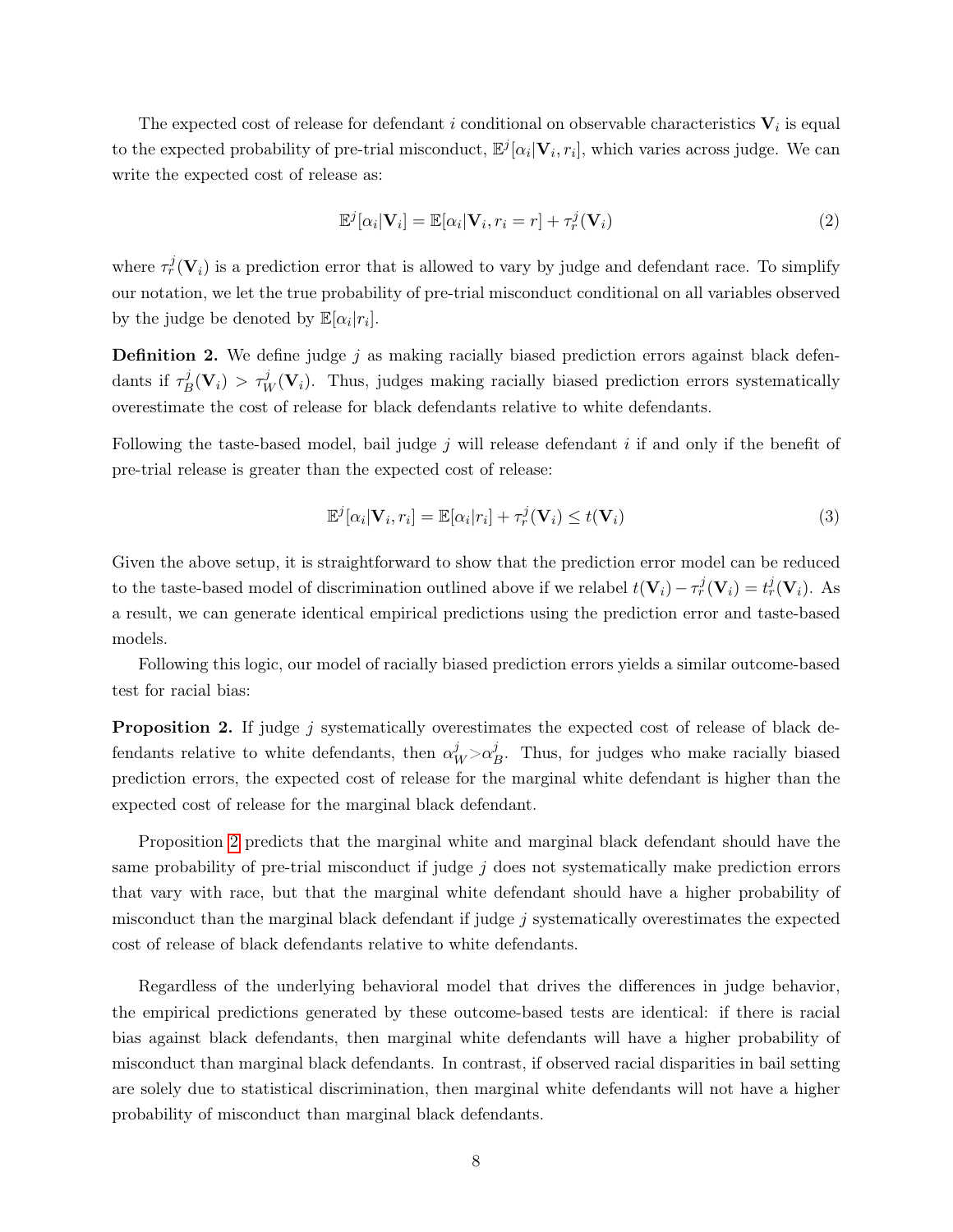The expected cost of release for defendant $i$ conditional on observable characteristics $\mathbf{V}_i$ is equal to the expected probability of pre-trial misconduct, $\mathbb{E}^j[\alpha_i|\mathbf{V}_i, r_i]$, which varies across judge. We can write the expected cost of release as:

$$\mathbb{E}^j[\alpha_i|\mathbf{V}_i] = \mathbb{E}[\alpha_i|\mathbf{V}_i, r_i = r] + \tau_r^j(\mathbf{V}_i) \tag{2}$$

where $\tau_r^j(\mathbf{V}_i)$ is a prediction error that is allowed to vary by judge and defendant race. To simplify our notation, we let the true probability of pre-trial misconduct conditional on all variables observed by the judge be denoted by $\mathbb{E}[\alpha_i|r_i]$.

**Definition 2.** We define judge $j$ as making racially biased prediction errors against black defendants if $\tau_B^j(\mathbf{V}_i) > \tau_W^j(\mathbf{V}_i)$. Thus, judges making racially biased prediction errors systematically overestimate the cost of release for black defendants relative to white defendants.

Following the taste-based model, bail judge $j$ will release defendant $i$ if and only if the benefit of pre-trial release is greater than the expected cost of release:

$$\mathbb{E}^j[\alpha_i|\mathbf{V}_i, r_i] = \mathbb{E}[\alpha_i|r_i] + \tau_r^j(\mathbf{V}_i) \leq t(\mathbf{V}_i) \tag{3}$$

Given the above setup, it is straightforward to show that the prediction error model can be reduced to the taste-based model of discrimination outlined above if we relabel $t(\mathbf{V}_i) - \tau_r^j(\mathbf{V}_i) = t_r^j(\mathbf{V}_i)$. As a result, we can generate identical empirical predictions using the prediction error and taste-based models.

Following this logic, our model of racially biased prediction errors yields a similar outcome-based test for racial bias:

**Proposition 2.** If judge $j$ systematically overestimates the expected cost of release of black defendants relative to white defendants, then $\alpha_W^j > \alpha_B^j$. Thus, for judges who make racially biased prediction errors, the expected cost of release for the marginal white defendant is higher than the expected cost of release for the marginal black defendant.

Proposition 2 predicts that the marginal white and marginal black defendant should have the same probability of pre-trial misconduct if judge $j$ does not systematically make prediction errors that vary with race, but that the marginal white defendant should have a higher probability of misconduct than the marginal black defendant if judge $j$ systematically overestimates the expected cost of release of black defendants relative to white defendants.

Regardless of the underlying behavioral model that drives the differences in judge behavior, the empirical predictions generated by these outcome-based tests are identical: if there is racial bias against black defendants, then marginal white defendants will have a higher probability of misconduct than marginal black defendants. In contrast, if observed racial disparities in bail setting are solely due to statistical discrimination, then marginal white defendants will not have a higher probability of misconduct than marginal black defendants.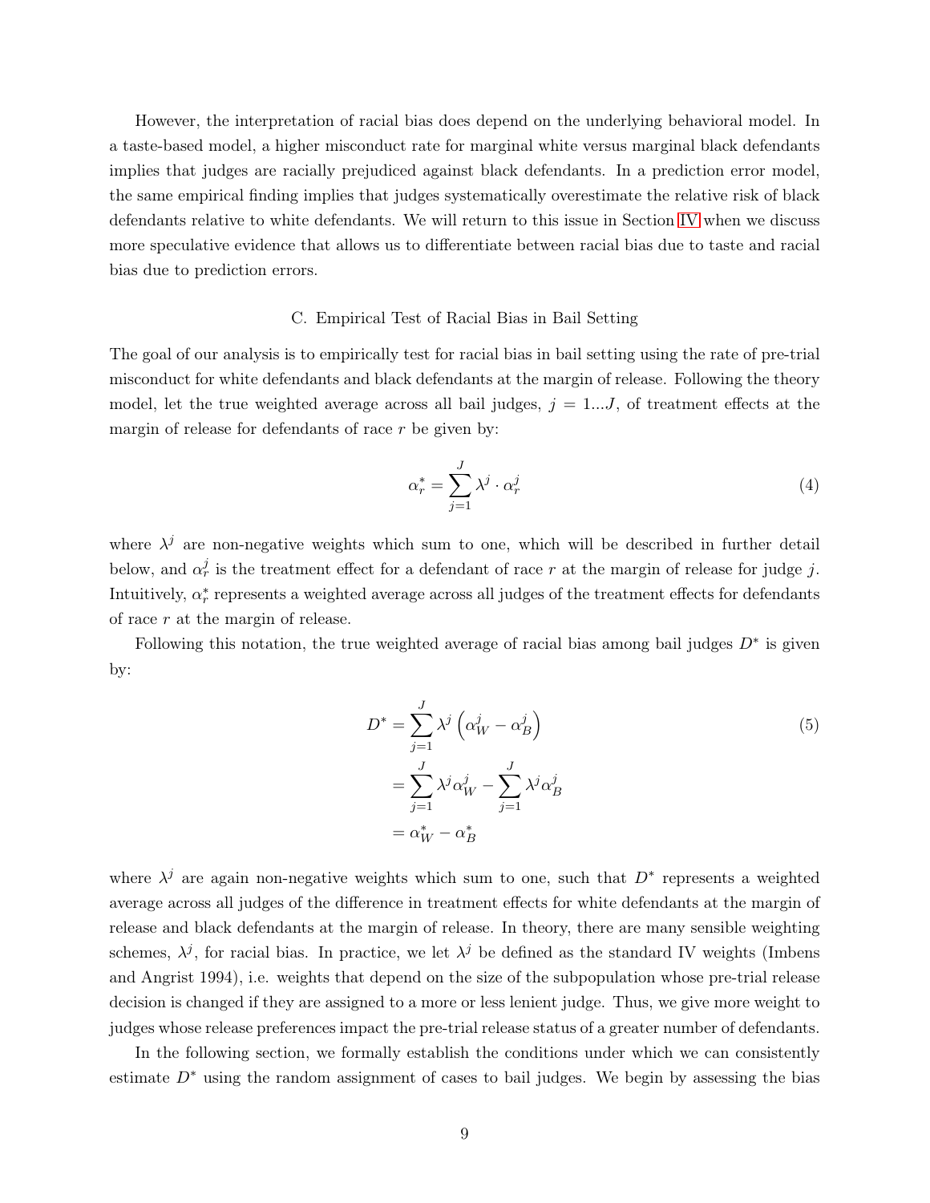However, the interpretation of racial bias does depend on the underlying behavioral model. In a taste-based model, a higher misconduct rate for marginal white versus marginal black defendants implies that judges are racially prejudiced against black defendants. In a prediction error model, the same empirical finding implies that judges systematically overestimate the relative risk of black defendants relative to white defendants. We will return to this issue in Section IV when we discuss more speculative evidence that allows us to differentiate between racial bias due to taste and racial bias due to prediction errors.

### C. Empirical Test of Racial Bias in Bail Setting

The goal of our analysis is to empirically test for racial bias in bail setting using the rate of pre-trial misconduct for white defendants and black defendants at the margin of release. Following the theory model, let the true weighted average across all bail judges, $j = 1...J$, of treatment effects at the margin of release for defendants of race $r$ be given by:

$$\alpha_r^* = \sum_{j=1}^{J} \lambda^j \cdot \alpha_r^j \tag{4}$$

where $\lambda^j$ are non-negative weights which sum to one, which will be described in further detail below, and $\alpha_r^j$ is the treatment effect for a defendant of race $r$ at the margin of release for judge $j$. Intuitively, $\alpha_r^*$ represents a weighted average across all judges of the treatment effects for defendants of race $r$ at the margin of release.

Following this notation, the true weighted average of racial bias among bail judges $D^*$ is given by:

$$\begin{aligned} D^* &= \sum_{j=1}^{J} \lambda^j \left( \alpha_W^j - \alpha_B^j \right) \\ &= \sum_{j=1}^{J} \lambda^j \alpha_W^j - \sum_{j=1}^{J} \lambda^j \alpha_B^j \\ &= \alpha_W^* - \alpha_B^* \end{aligned} \tag{5}$$

where $\lambda^j$ are again non-negative weights which sum to one, such that $D^*$ represents a weighted average across all judges of the difference in treatment effects for white defendants at the margin of release and black defendants at the margin of release. In theory, there are many sensible weighting schemes, $\lambda^j$, for racial bias. In practice, we let $\lambda^j$ be defined as the standard IV weights (Imbens and Angrist 1994), i.e. weights that depend on the size of the subpopulation whose pre-trial release decision is changed if they are assigned to a more or less lenient judge. Thus, we give more weight to judges whose release preferences impact the pre-trial release status of a greater number of defendants.

In the following section, we formally establish the conditions under which we can consistently estimate $D^*$ using the random assignment of cases to bail judges. We begin by assessing the bias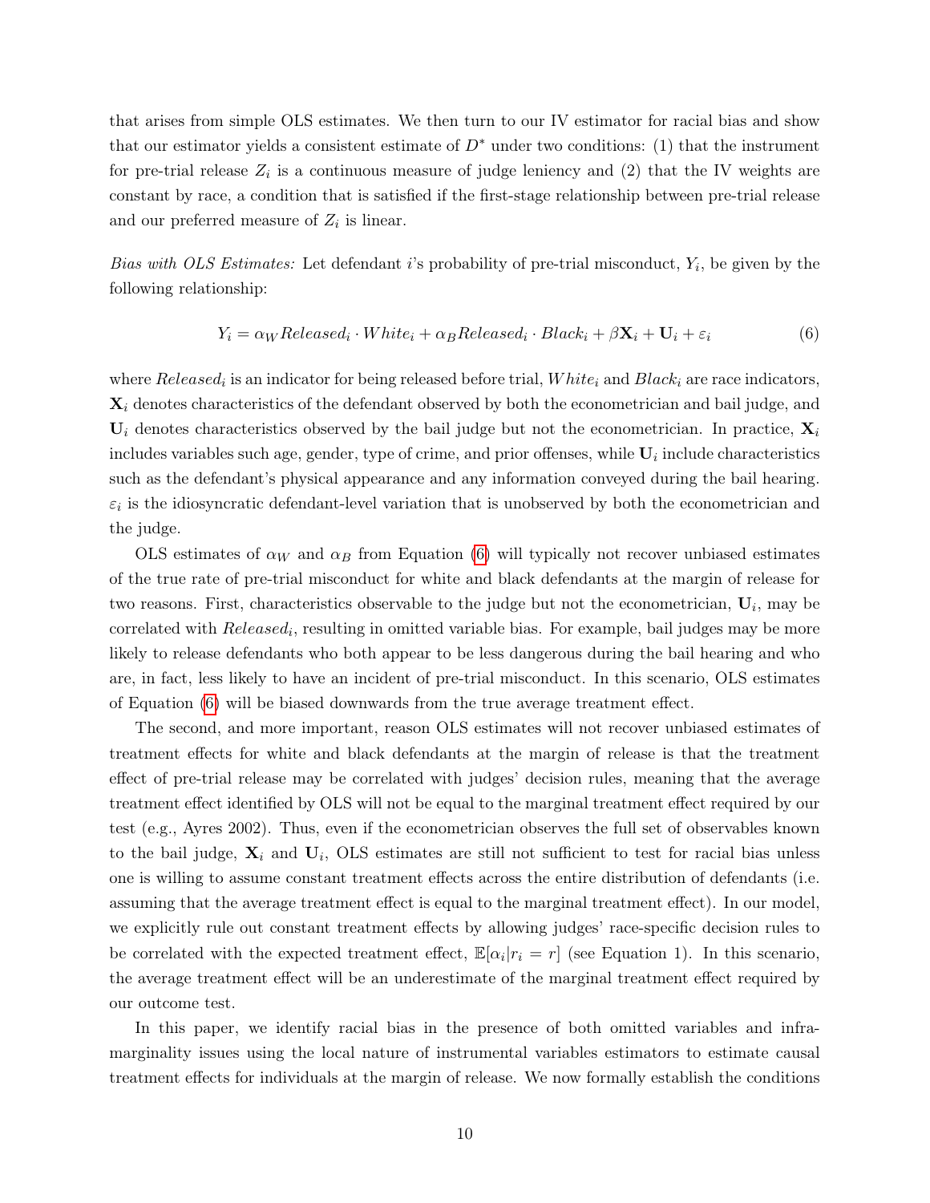that arises from simple OLS estimates. We then turn to our IV estimator for racial bias and show that our estimator yields a consistent estimate of $D^*$ under two conditions: (1) that the instrument for pre-trial release $Z_i$ is a continuous measure of judge leniency and (2) that the IV weights are constant by race, a condition that is satisfied if the first-stage relationship between pre-trial release and our preferred measure of $Z_i$ is linear.

*Bias with OLS Estimates:* Let defendant $i$'s probability of pre-trial misconduct, $Y_i$, be given by the following relationship:

$$Y_i = \alpha_W Released_i \cdot White_i + \alpha_B Released_i \cdot Black_i + \beta \mathbf{X}_i + \mathbf{U}_i + \varepsilon_i \tag{6}$$

where $Released_i$ is an indicator for being released before trial, $White_i$ and $Black_i$ are race indicators, $\mathbf{X}_i$ denotes characteristics of the defendant observed by both the econometrician and bail judge, and $\mathbf{U}_i$ denotes characteristics observed by the bail judge but not the econometrician. In practice, $\mathbf{X}_i$ includes variables such age, gender, type of crime, and prior offenses, while $\mathbf{U}_i$ include characteristics such as the defendant's physical appearance and any information conveyed during the bail hearing. $\varepsilon_i$ is the idiosyncratic defendant-level variation that is unobserved by both the econometrician and the judge.

OLS estimates of $\alpha_W$ and $\alpha_B$ from Equation (6) will typically not recover unbiased estimates of the true rate of pre-trial misconduct for white and black defendants at the margin of release for two reasons. First, characteristics observable to the judge but not the econometrician, $\mathbf{U}_i$, may be correlated with $Released_i$, resulting in omitted variable bias. For example, bail judges may be more likely to release defendants who both appear to be less dangerous during the bail hearing and who are, in fact, less likely to have an incident of pre-trial misconduct. In this scenario, OLS estimates of Equation (6) will be biased downwards from the true average treatment effect.

The second, and more important, reason OLS estimates will not recover unbiased estimates of treatment effects for white and black defendants at the margin of release is that the treatment effect of pre-trial release may be correlated with judges' decision rules, meaning that the average treatment effect identified by OLS will not be equal to the marginal treatment effect required by our test (e.g., Ayres 2002). Thus, even if the econometrician observes the full set of observables known to the bail judge, $\mathbf{X}_i$ and $\mathbf{U}_i$, OLS estimates are still not sufficient to test for racial bias unless one is willing to assume constant treatment effects across the entire distribution of defendants (i.e. assuming that the average treatment effect is equal to the marginal treatment effect). In our model, we explicitly rule out constant treatment effects by allowing judges' race-specific decision rules to be correlated with the expected treatment effect, $\mathbb{E}[\alpha_i | r_i = r]$ (see Equation 1). In this scenario, the average treatment effect will be an underestimate of the marginal treatment effect required by our outcome test.

In this paper, we identify racial bias in the presence of both omitted variables and infra-marginality issues using the local nature of instrumental variables estimators to estimate causal treatment effects for individuals at the margin of release. We now formally establish the conditions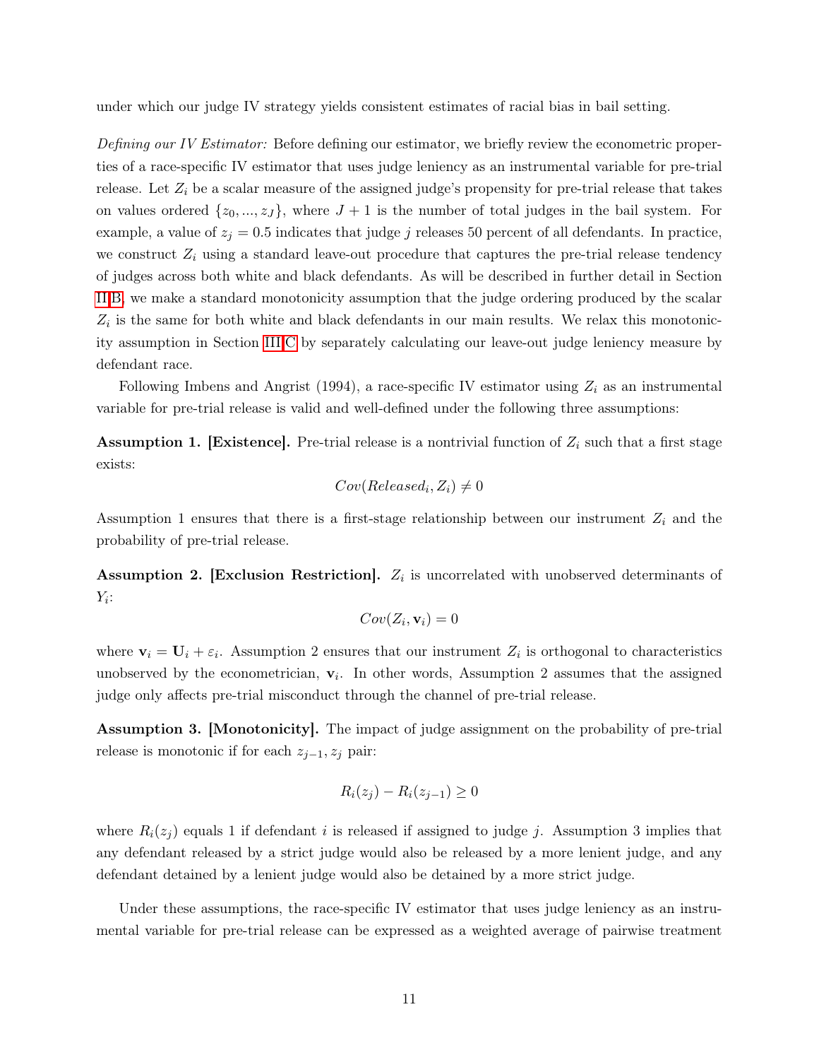under which our judge IV strategy yields consistent estimates of racial bias in bail setting.

*Defining our IV Estimator:* Before defining our estimator, we briefly review the econometric properties of a race-specific IV estimator that uses judge leniency as an instrumental variable for pre-trial release. Let $Z_i$ be a scalar measure of the assigned judge's propensity for pre-trial release that takes on values ordered $\{z_0, ..., z_J\}$, where $J+1$ is the number of total judges in the bail system. For example, a value of $z_j = 0.5$ indicates that judge $j$ releases 50 percent of all defendants. In practice, we construct $Z_i$ using a standard leave-out procedure that captures the pre-trial release tendency of judges across both white and black defendants. As will be described in further detail in Section II.B, we make a standard monotonicity assumption that the judge ordering produced by the scalar $Z_i$ is the same for both white and black defendants in our main results. We relax this monotonicity assumption in Section III.C by separately calculating our leave-out judge leniency measure by defendant race.

Following Imbens and Angrist (1994), a race-specific IV estimator using $Z_i$ as an instrumental variable for pre-trial release is valid and well-defined under the following three assumptions:

**Assumption 1. [Existence].** Pre-trial release is a nontrivial function of $Z_i$ such that a first stage exists:

$$Cov(Released_i, Z_i) \neq 0$$

Assumption 1 ensures that there is a first-stage relationship between our instrument $Z_i$ and the probability of pre-trial release.

**Assumption 2. [Exclusion Restriction].** $Z_i$ is uncorrelated with unobserved determinants of $Y_i$:

$$Cov(Z_i, \mathbf{v}_i) = 0$$

where $\mathbf{v}_i = \mathbf{U}_i + \varepsilon_i$. Assumption 2 ensures that our instrument $Z_i$ is orthogonal to characteristics unobserved by the econometrician, $\mathbf{v}_i$. In other words, Assumption 2 assumes that the assigned judge only affects pre-trial misconduct through the channel of pre-trial release.

**Assumption 3. [Monotonicity].** The impact of judge assignment on the probability of pre-trial release is monotonic if for each $z_{j-1}, z_j$ pair:

$$R_i(z_j) - R_i(z_{j-1}) \geq 0$$

where $R_i(z_j)$ equals 1 if defendant $i$ is released if assigned to judge $j$. Assumption 3 implies that any defendant released by a strict judge would also be released by a more lenient judge, and any defendant detained by a lenient judge would also be detained by a more strict judge.

Under these assumptions, the race-specific IV estimator that uses judge leniency as an instrumental variable for pre-trial release can be expressed as a weighted average of pairwise treatment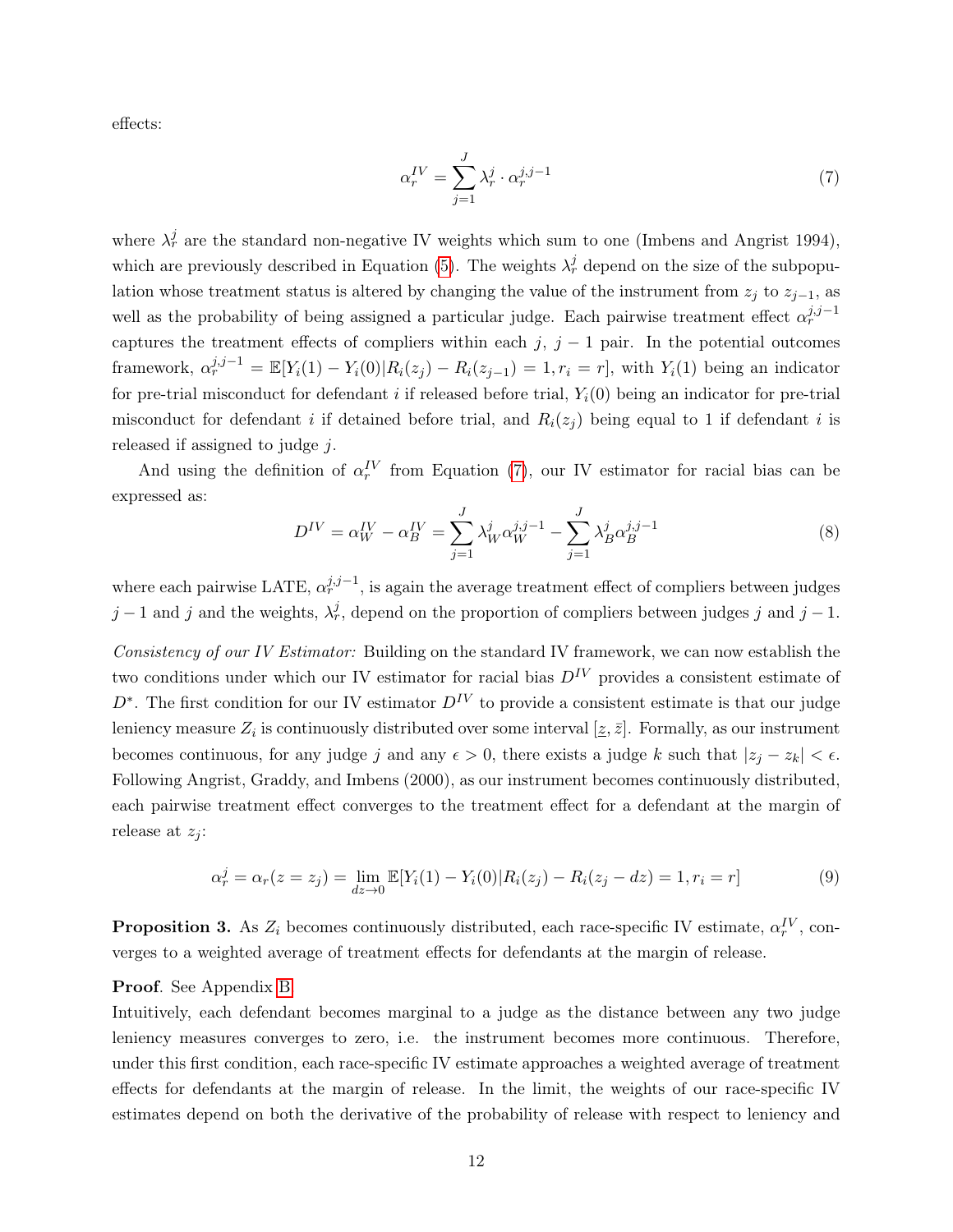effects:

$$\alpha_r^{IV} = \sum_{j=1}^{J} \lambda_r^j \cdot \alpha_r^{j,j-1} \tag{7}$$

where $\lambda_r^j$ are the standard non-negative IV weights which sum to one (Imbens and Angrist 1994), which are previously described in Equation (5). The weights $\lambda_r^j$ depend on the size of the subpopulation whose treatment status is altered by changing the value of the instrument from $z_j$ to $z_{j-1}$, as well as the probability of being assigned a particular judge. Each pairwise treatment effect $\alpha_r^{j,j-1}$ captures the treatment effects of compliers within each $j$, $j-1$ pair. In the potential outcomes framework, $\alpha_r^{j,j-1} = \mathbb{E}[Y_i(1) - Y_i(0) | R_i(z_j) - R_i(z_{j-1}) = 1, r_i = r]$, with $Y_i(1)$ being an indicator for pre-trial misconduct for defendant $i$ if released before trial, $Y_i(0)$ being an indicator for pre-trial misconduct for defendant $i$ if detained before trial, and $R_i(z_j)$ being equal to 1 if defendant $i$ is released if assigned to judge $j$.

And using the definition of $\alpha_r^{IV}$ from Equation (7), our IV estimator for racial bias can be expressed as:

$$D^{IV} = \alpha_W^{IV} - \alpha_B^{IV} = \sum_{j=1}^{J} \lambda_W^j \alpha_W^{j,j-1} - \sum_{j=1}^{J} \lambda_B^j \alpha_B^{j,j-1} \tag{8}$$

where each pairwise LATE, $\alpha_r^{j,j-1}$, is again the average treatment effect of compliers between judges $j-1$ and $j$ and the weights, $\lambda_r^j$, depend on the proportion of compliers between judges $j$ and $j-1$.

*Consistency of our IV Estimator:* Building on the standard IV framework, we can now establish the two conditions under which our IV estimator for racial bias $D^{IV}$ provides a consistent estimate of $D^*$. The first condition for our IV estimator $D^{IV}$ to provide a consistent estimate is that our judge leniency measure $Z_i$ is continuously distributed over some interval $[\underline{z}, \bar{z}]$. Formally, as our instrument becomes continuous, for any judge $j$ and any $\epsilon > 0$, there exists a judge $k$ such that $|z_j - z_k| < \epsilon$. Following Angrist, Graddy, and Imbens (2000), as our instrument becomes continuously distributed, each pairwise treatment effect converges to the treatment effect for a defendant at the margin of release at $z_j$:

$$\alpha_r^j = \alpha_r(z = z_j) = \lim_{dz \to 0} \mathbb{E}[Y_i(1) - Y_i(0) | R_i(z_j) - R_i(z_j - dz) = 1, r_i = r] \tag{9}$$

**Proposition 3.** As $Z_i$ becomes continuously distributed, each race-specific IV estimate, $\alpha_r^{IV}$, converges to a weighted average of treatment effects for defendants at the margin of release.

**Proof**. See Appendix B.

Intuitively, each defendant becomes marginal to a judge as the distance between any two judge leniency measures converges to zero, i.e. the instrument becomes more continuous. Therefore, under this first condition, each race-specific IV estimate approaches a weighted average of treatment effects for defendants at the margin of release. In the limit, the weights of our race-specific IV estimates depend on both the derivative of the probability of release with respect to leniency and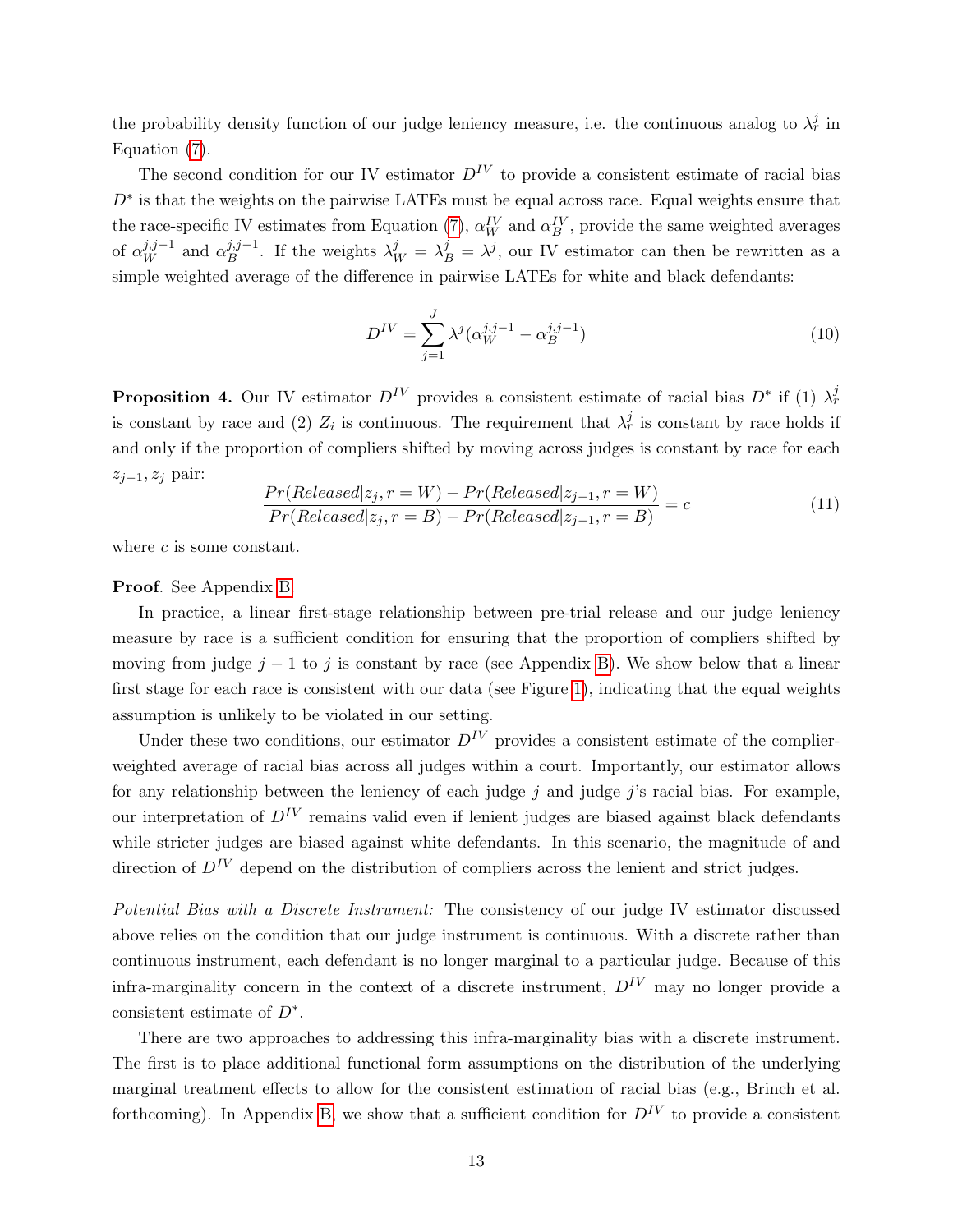the probability density function of our judge leniency measure, i.e. the continuous analog to $\lambda_r^j$ in Equation (7).

The second condition for our IV estimator $D^{IV}$ to provide a consistent estimate of racial bias $D^*$ is that the weights on the pairwise LATEs must be equal across race. Equal weights ensure that the race-specific IV estimates from Equation (7), $\alpha_W^{IV}$ and $\alpha_B^{IV}$, provide the same weighted averages of $\alpha_W^{j,j-1}$ and $\alpha_B^{j,j-1}$. If the weights $\lambda_W^j = \lambda_B^j = \lambda^j$, our IV estimator can then be rewritten as a simple weighted average of the difference in pairwise LATEs for white and black defendants:

$$D^{IV} = \sum_{j=1}^{J} \lambda^j (\alpha_W^{j,j-1} - \alpha_B^{j,j-1}) \tag{10}$$

**Proposition 4.** Our IV estimator $D^{IV}$ provides a consistent estimate of racial bias $D^*$ if (1) $\lambda_r^j$ is constant by race and (2) $Z_i$ is continuous. The requirement that $\lambda_r^j$ is constant by race holds if and only if the proportion of compliers shifted by moving across judges is constant by race for each $z_{j-1}, z_j$ pair:

$$\frac{Pr(Released|z_j, r = W) - Pr(Released|z_{j-1}, r = W)}{Pr(Released|z_j, r = B) - Pr(Released|z_{j-1}, r = B)} = c \tag{11}$$

where $c$ is some constant.

**Proof**. See Appendix B.

In practice, a linear first-stage relationship between pre-trial release and our judge leniency measure by race is a sufficient condition for ensuring that the proportion of compliers shifted by moving from judge $j-1$ to $j$ is constant by race (see Appendix B). We show below that a linear first stage for each race is consistent with our data (see Figure 1), indicating that the equal weights assumption is unlikely to be violated in our setting.

Under these two conditions, our estimator $D^{IV}$ provides a consistent estimate of the complier-weighted average of racial bias across all judges within a court. Importantly, our estimator allows for any relationship between the leniency of each judge $j$ and judge $j$'s racial bias. For example, our interpretation of $D^{IV}$ remains valid even if lenient judges are biased against black defendants while stricter judges are biased against white defendants. In this scenario, the magnitude of and direction of $D^{IV}$ depend on the distribution of compliers across the lenient and strict judges.

*Potential Bias with a Discrete Instrument:* The consistency of our judge IV estimator discussed above relies on the condition that our judge instrument is continuous. With a discrete rather than continuous instrument, each defendant is no longer marginal to a particular judge. Because of this infra-marginality concern in the context of a discrete instrument, $D^{IV}$ may no longer provide a consistent estimate of $D^*$.

There are two approaches to addressing this infra-marginality bias with a discrete instrument. The first is to place additional functional form assumptions on the distribution of the underlying marginal treatment effects to allow for the consistent estimation of racial bias (e.g., Brinch et al. forthcoming). In Appendix B, we show that a sufficient condition for $D^{IV}$ to provide a consistent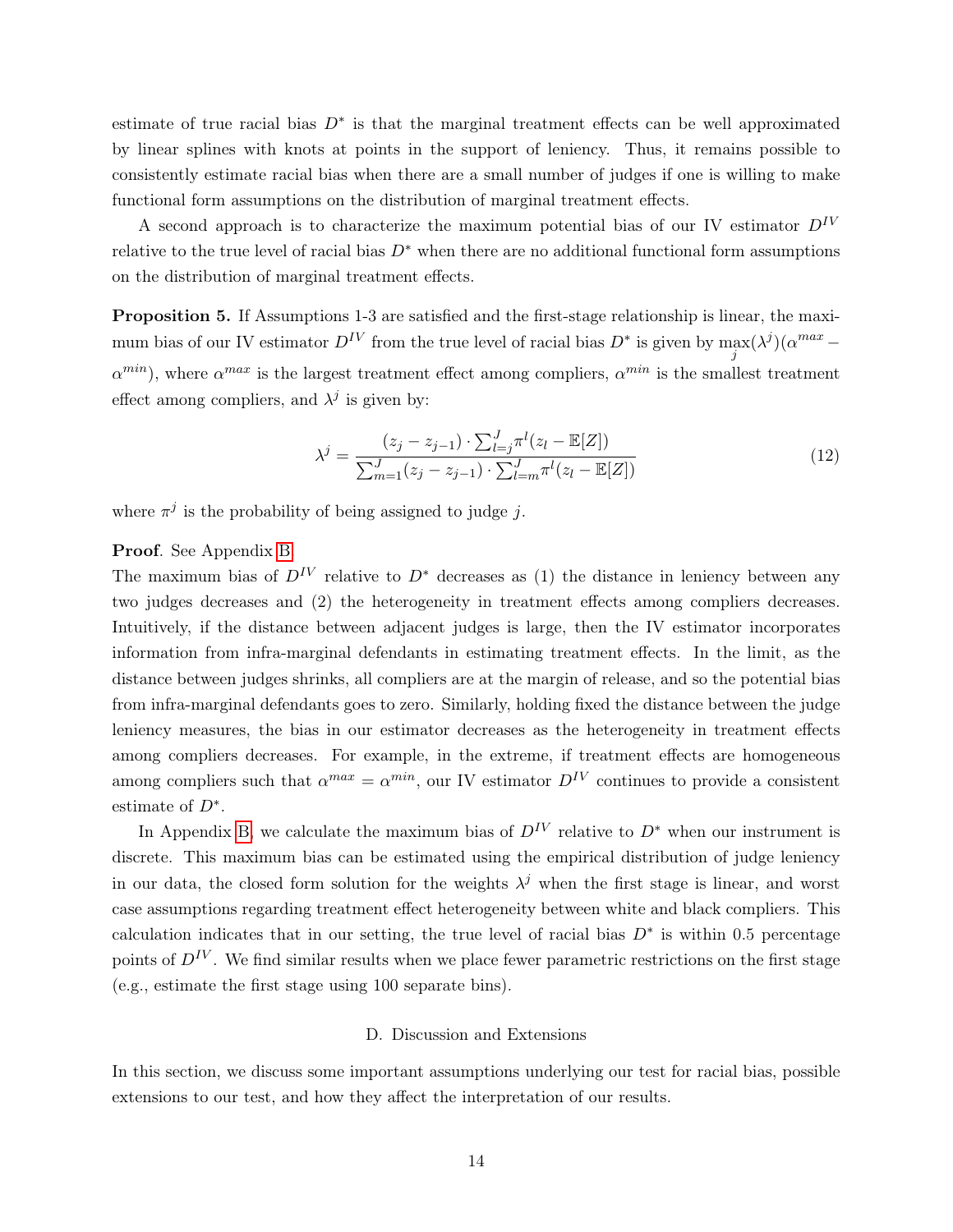estimate of true racial bias $D^*$ is that the marginal treatment effects can be well approximated by linear splines with knots at points in the support of leniency. Thus, it remains possible to consistently estimate racial bias when there are a small number of judges if one is willing to make functional form assumptions on the distribution of marginal treatment effects.

A second approach is to characterize the maximum potential bias of our IV estimator $D^{IV}$ relative to the true level of racial bias $D^*$ when there are no additional functional form assumptions on the distribution of marginal treatment effects.

**Proposition 5.** If Assumptions 1-3 are satisfied and the first-stage relationship is linear, the maximum bias of our IV estimator $D^{IV}$ from the true level of racial bias $D^*$ is given by $\max_j(\lambda^j)(\alpha^{max} - \alpha^{min})$, where $\alpha^{max}$ is the largest treatment effect among compliers, $\alpha^{min}$ is the smallest treatment effect among compliers, and $\lambda^j$ is given by:

$$\lambda^j = \frac{(z_j - z_{j-1}) \cdot \sum_{l=j}^{J} \pi^l (z_l - \mathbb{E}[Z])}{\sum_{m=1}^{J} (z_j - z_{j-1}) \cdot \sum_{l=m}^{J} \pi^l (z_l - \mathbb{E}[Z])} \tag{12}$$

where $\pi^j$ is the probability of being assigned to judge $j$.

**Proof**. See Appendix B.

The maximum bias of $D^{IV}$ relative to $D^*$ decreases as (1) the distance in leniency between any two judges decreases and (2) the heterogeneity in treatment effects among compliers decreases. Intuitively, if the distance between adjacent judges is large, then the IV estimator incorporates information from infra-marginal defendants in estimating treatment effects. In the limit, as the distance between judges shrinks, all compliers are at the margin of release, and so the potential bias from infra-marginal defendants goes to zero. Similarly, holding fixed the distance between the judge leniency measures, the bias in our estimator decreases as the heterogeneity in treatment effects among compliers decreases. For example, in the extreme, if treatment effects are homogeneous among compliers such that $\alpha^{max} = \alpha^{min}$, our IV estimator $D^{IV}$ continues to provide a consistent estimate of $D^*$.

In Appendix B, we calculate the maximum bias of $D^{IV}$ relative to $D^*$ when our instrument is discrete. This maximum bias can be estimated using the empirical distribution of judge leniency in our data, the closed form solution for the weights $\lambda^j$ when the first stage is linear, and worst case assumptions regarding treatment effect heterogeneity between white and black compliers. This calculation indicates that in our setting, the true level of racial bias $D^*$ is within 0.5 percentage points of $D^{IV}$. We find similar results when we place fewer parametric restrictions on the first stage (e.g., estimate the first stage using 100 separate bins).

## D. Discussion and Extensions

In this section, we discuss some important assumptions underlying our test for racial bias, possible extensions to our test, and how they affect the interpretation of our results.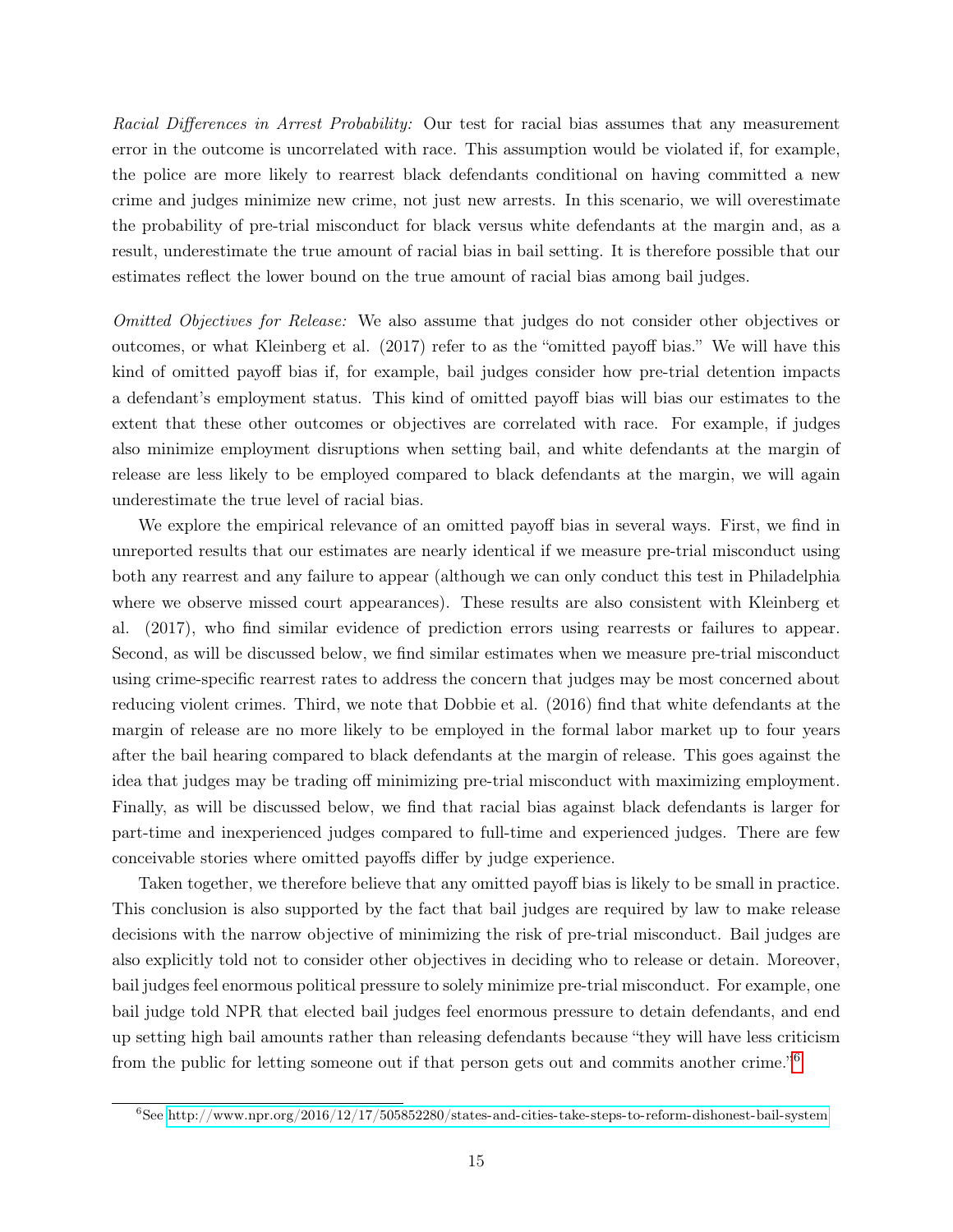*Racial Differences in Arrest Probability:* Our test for racial bias assumes that any measurement error in the outcome is uncorrelated with race. This assumption would be violated if, for example, the police are more likely to rearrest black defendants conditional on having committed a new crime and judges minimize new crime, not just new arrests. In this scenario, we will overestimate the probability of pre-trial misconduct for black versus white defendants at the margin and, as a result, underestimate the true amount of racial bias in bail setting. It is therefore possible that our estimates reflect the lower bound on the true amount of racial bias among bail judges.

*Omitted Objectives for Release:* We also assume that judges do not consider other objectives or outcomes, or what Kleinberg et al. (2017) refer to as the "omitted payoff bias." We will have this kind of omitted payoff bias if, for example, bail judges consider how pre-trial detention impacts a defendant's employment status. This kind of omitted payoff bias will bias our estimates to the extent that these other outcomes or objectives are correlated with race. For example, if judges also minimize employment disruptions when setting bail, and white defendants at the margin of release are less likely to be employed compared to black defendants at the margin, we will again underestimate the true level of racial bias.

We explore the empirical relevance of an omitted payoff bias in several ways. First, we find in unreported results that our estimates are nearly identical if we measure pre-trial misconduct using both any rearrest and any failure to appear (although we can only conduct this test in Philadelphia where we observe missed court appearances). These results are also consistent with Kleinberg et al. (2017), who find similar evidence of prediction errors using rearrests or failures to appear. Second, as will be discussed below, we find similar estimates when we measure pre-trial misconduct using crime-specific rearrest rates to address the concern that judges may be most concerned about reducing violent crimes. Third, we note that Dobbie et al. (2016) find that white defendants at the margin of release are no more likely to be employed in the formal labor market up to four years after the bail hearing compared to black defendants at the margin of release. This goes against the idea that judges may be trading off minimizing pre-trial misconduct with maximizing employment. Finally, as will be discussed below, we find that racial bias against black defendants is larger for part-time and inexperienced judges compared to full-time and experienced judges. There are few conceivable stories where omitted payoffs differ by judge experience.

Taken together, we therefore believe that any omitted payoff bias is likely to be small in practice. This conclusion is also supported by the fact that bail judges are required by law to make release decisions with the narrow objective of minimizing the risk of pre-trial misconduct. Bail judges are also explicitly told not to consider other objectives in deciding who to release or detain. Moreover, bail judges feel enormous political pressure to solely minimize pre-trial misconduct. For example, one bail judge told NPR that elected bail judges feel enormous pressure to detain defendants, and end up setting high bail amounts rather than releasing defendants because "they will have less criticism from the public for letting someone out if that person gets out and commits another crime."[6]

[6] See http://www.npr.org/2016/12/17/505852280/states-and-cities-take-steps-to-reform-dishonest-bail-system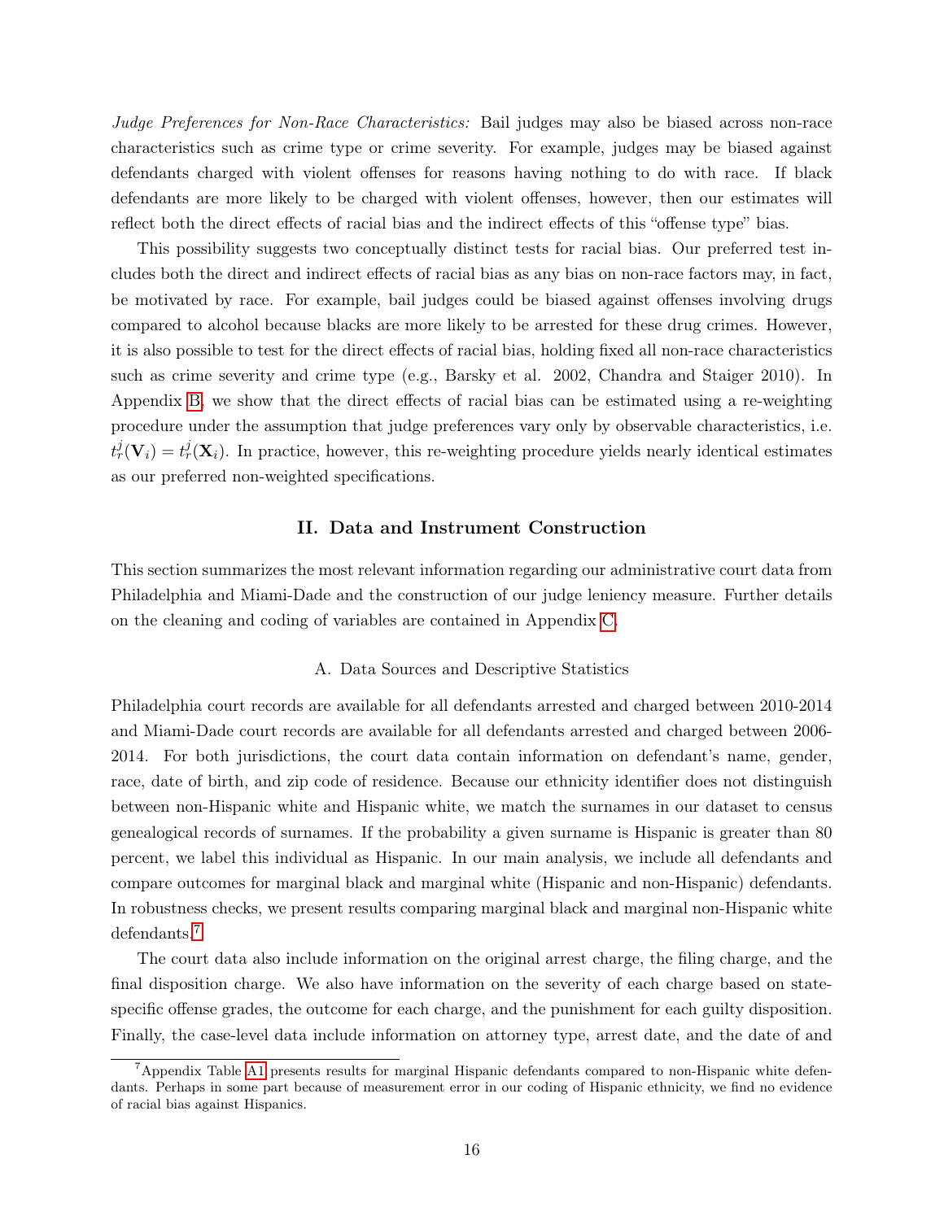*Judge Preferences for Non-Race Characteristics:* Bail judges may also be biased across non-race characteristics such as crime type or crime severity. For example, judges may be biased against defendants charged with violent offenses for reasons having nothing to do with race. If black defendants are more likely to be charged with violent offenses, however, then our estimates will reflect both the direct effects of racial bias and the indirect effects of this "offense type" bias.

This possibility suggests two conceptually distinct tests for racial bias. Our preferred test includes both the direct and indirect effects of racial bias as any bias on non-race factors may, in fact, be motivated by race. For example, bail judges could be biased against offenses involving drugs compared to alcohol because blacks are more likely to be arrested for these drug crimes. However, it is also possible to test for the direct effects of racial bias, holding fixed all non-race characteristics such as crime severity and crime type (e.g., Barsky et al. 2002, Chandra and Staiger 2010). In Appendix B, we show that the direct effects of racial bias can be estimated using a re-weighting procedure under the assumption that judge preferences vary only by observable characteristics, i.e. $t_r^j(\mathbf{V}_i) = t_r^j(\mathbf{X}_i)$. In practice, however, this re-weighting procedure yields nearly identical estimates as our preferred non-weighted specifications.

## II. Data and Instrument Construction

This section summarizes the most relevant information regarding our administrative court data from Philadelphia and Miami-Dade and the construction of our judge leniency measure. Further details on the cleaning and coding of variables are contained in Appendix C.

### A. Data Sources and Descriptive Statistics

Philadelphia court records are available for all defendants arrested and charged between 2010-2014 and Miami-Dade court records are available for all defendants arrested and charged between 2006-2014. For both jurisdictions, the court data contain information on defendant's name, gender, race, date of birth, and zip code of residence. Because our ethnicity identifier does not distinguish between non-Hispanic white and Hispanic white, we match the surnames in our dataset to census genealogical records of surnames. If the probability a given surname is Hispanic is greater than 80 percent, we label this individual as Hispanic. In our main analysis, we include all defendants and compare outcomes for marginal black and marginal white (Hispanic and non-Hispanic) defendants. In robustness checks, we present results comparing marginal black and marginal non-Hispanic white defendants.[7]

The court data also include information on the original arrest charge, the filing charge, and the final disposition charge. We also have information on the severity of each charge based on state-specific offense grades, the outcome for each charge, and the punishment for each guilty disposition. Finally, the case-level data include information on attorney type, arrest date, and the date of and

[7] Appendix Table A1 presents results for marginal Hispanic defendants compared to non-Hispanic white defendants. Perhaps in some part because of measurement error in our coding of Hispanic ethnicity, we find no evidence of racial bias against Hispanics.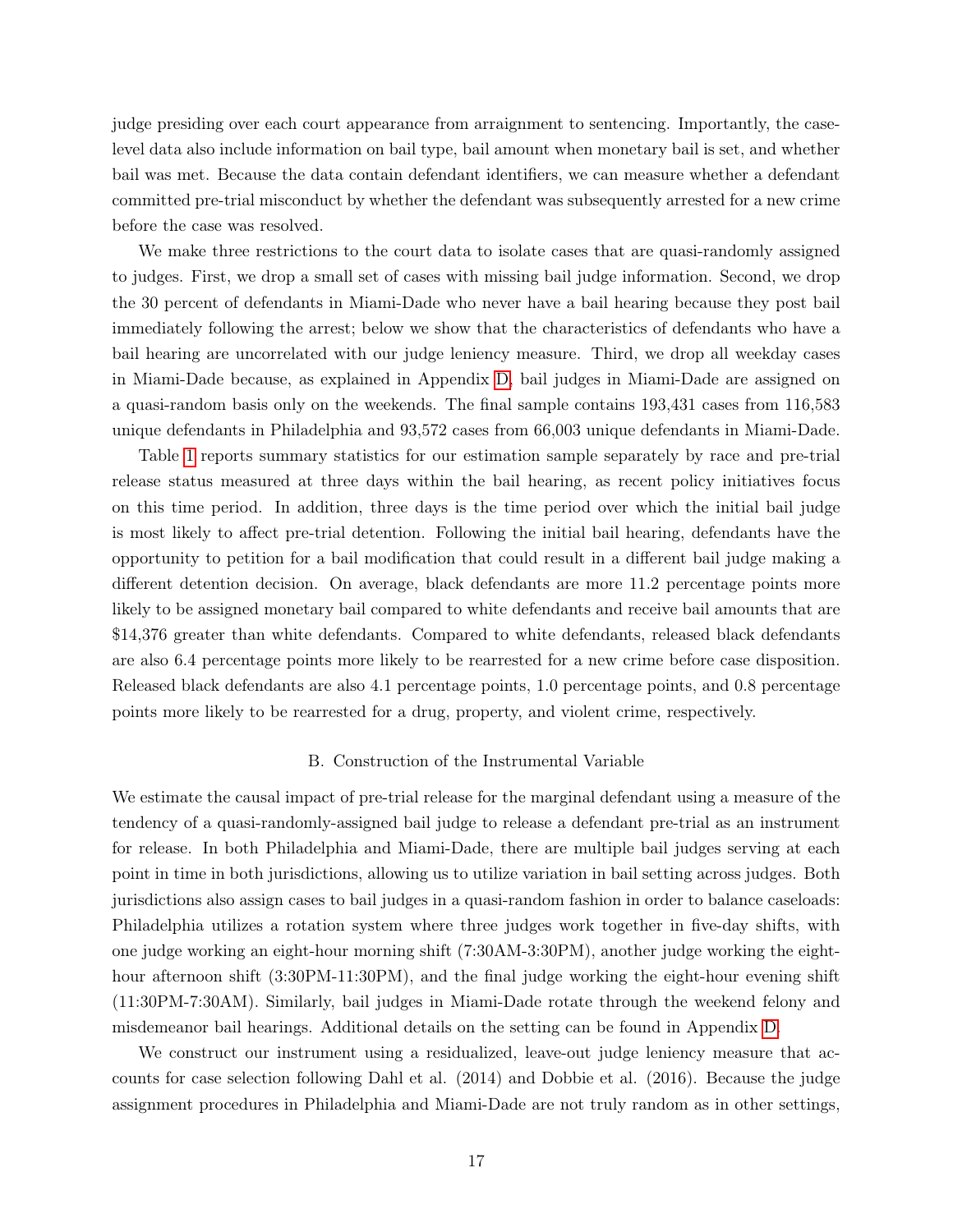judge presiding over each court appearance from arraignment to sentencing. Importantly, the case-level data also include information on bail type, bail amount when monetary bail is set, and whether bail was met. Because the data contain defendant identifiers, we can measure whether a defendant committed pre-trial misconduct by whether the defendant was subsequently arrested for a new crime before the case was resolved.

We make three restrictions to the court data to isolate cases that are quasi-randomly assigned to judges. First, we drop a small set of cases with missing bail judge information. Second, we drop the 30 percent of defendants in Miami-Dade who never have a bail hearing because they post bail immediately following the arrest; below we show that the characteristics of defendants who have a bail hearing are uncorrelated with our judge leniency measure. Third, we drop all weekday cases in Miami-Dade because, as explained in Appendix D, bail judges in Miami-Dade are assigned on a quasi-random basis only on the weekends. The final sample contains 193,431 cases from 116,583 unique defendants in Philadelphia and 93,572 cases from 66,003 unique defendants in Miami-Dade.

Table 1 reports summary statistics for our estimation sample separately by race and pre-trial release status measured at three days within the bail hearing, as recent policy initiatives focus on this time period. In addition, three days is the time period over which the initial bail judge is most likely to affect pre-trial detention. Following the initial bail hearing, defendants have the opportunity to petition for a bail modification that could result in a different bail judge making a different detention decision. On average, black defendants are more 11.2 percentage points more likely to be assigned monetary bail compared to white defendants and receive bail amounts that are $14,376 greater than white defendants. Compared to white defendants, released black defendants are also 6.4 percentage points more likely to be rearrested for a new crime before case disposition. Released black defendants are also 4.1 percentage points, 1.0 percentage points, and 0.8 percentage points more likely to be rearrested for a drug, property, and violent crime, respectively.

### B. Construction of the Instrumental Variable

We estimate the causal impact of pre-trial release for the marginal defendant using a measure of the tendency of a quasi-randomly-assigned bail judge to release a defendant pre-trial as an instrument for release. In both Philadelphia and Miami-Dade, there are multiple bail judges serving at each point in time in both jurisdictions, allowing us to utilize variation in bail setting across judges. Both jurisdictions also assign cases to bail judges in a quasi-random fashion in order to balance caseloads: Philadelphia utilizes a rotation system where three judges work together in five-day shifts, with one judge working an eight-hour morning shift (7:30AM-3:30PM), another judge working the eight-hour afternoon shift (3:30PM-11:30PM), and the final judge working the eight-hour evening shift (11:30PM-7:30AM). Similarly, bail judges in Miami-Dade rotate through the weekend felony and misdemeanor bail hearings. Additional details on the setting can be found in Appendix D.

We construct our instrument using a residualized, leave-out judge leniency measure that accounts for case selection following Dahl et al. (2014) and Dobbie et al. (2016). Because the judge assignment procedures in Philadelphia and Miami-Dade are not truly random as in other settings,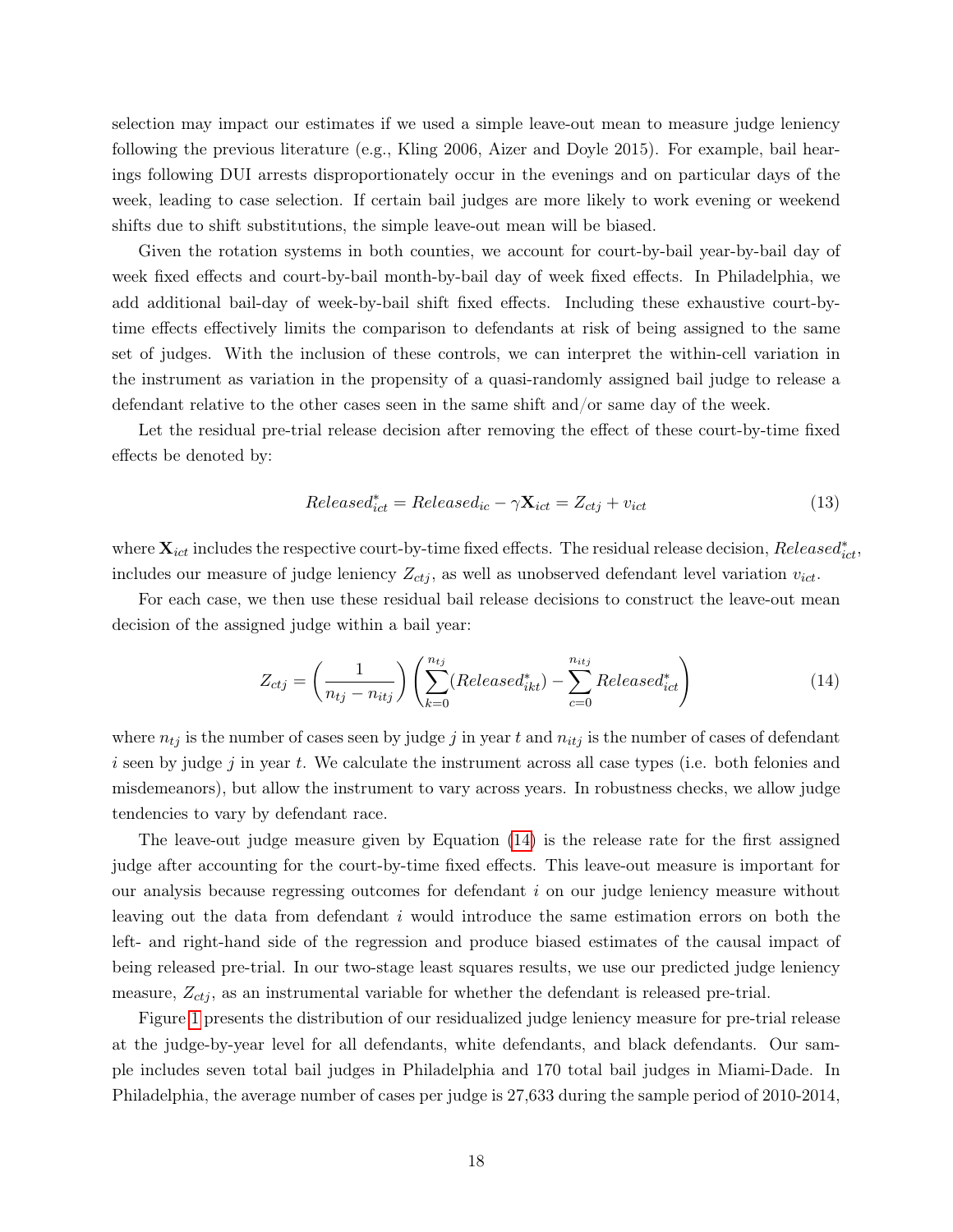selection may impact our estimates if we used a simple leave-out mean to measure judge leniency following the previous literature (e.g., Kling 2006, Aizer and Doyle 2015). For example, bail hearings following DUI arrests disproportionately occur in the evenings and on particular days of the week, leading to case selection. If certain bail judges are more likely to work evening or weekend shifts due to shift substitutions, the simple leave-out mean will be biased.

Given the rotation systems in both counties, we account for court-by-bail year-by-bail day of week fixed effects and court-by-bail month-by-bail day of week fixed effects. In Philadelphia, we add additional bail-day of week-by-bail shift fixed effects. Including these exhaustive court-by-time effects effectively limits the comparison to defendants at risk of being assigned to the same set of judges. With the inclusion of these controls, we can interpret the within-cell variation in the instrument as variation in the propensity of a quasi-randomly assigned bail judge to release a defendant relative to the other cases seen in the same shift and/or same day of the week.

Let the residual pre-trial release decision after removing the effect of these court-by-time fixed effects be denoted by:

$$Released^{*}_{ict} = Released_{ic} - \gamma \mathbf{X}_{ict} = Z_{ctj} + v_{ict} \tag{13}$$

where $\mathbf{X}_{ict}$ includes the respective court-by-time fixed effects. The residual release decision, $Released^{*}_{ict}$, includes our measure of judge leniency $Z_{ctj}$, as well as unobserved defendant level variation $v_{ict}$.

For each case, we then use these residual bail release decisions to construct the leave-out mean decision of the assigned judge within a bail year:

$$Z_{ctj} = \left(\frac{1}{n_{tj} - n_{itj}}\right)\left(\sum_{k=0}^{n_{tj}}(Released^{*}_{ikt}) - \sum_{c=0}^{n_{itj}} Released^{*}_{ict}\right) \tag{14}$$

where $n_{tj}$ is the number of cases seen by judge $j$ in year $t$ and $n_{itj}$ is the number of cases of defendant $i$ seen by judge $j$ in year $t$. We calculate the instrument across all case types (i.e. both felonies and misdemeanors), but allow the instrument to vary across years. In robustness checks, we allow judge tendencies to vary by defendant race.

The leave-out judge measure given by Equation (14) is the release rate for the first assigned judge after accounting for the court-by-time fixed effects. This leave-out measure is important for our analysis because regressing outcomes for defendant $i$ on our judge leniency measure without leaving out the data from defendant $i$ would introduce the same estimation errors on both the left- and right-hand side of the regression and produce biased estimates of the causal impact of being released pre-trial. In our two-stage least squares results, we use our predicted judge leniency measure, $Z_{ctj}$, as an instrumental variable for whether the defendant is released pre-trial.

Figure 1 presents the distribution of our residualized judge leniency measure for pre-trial release at the judge-by-year level for all defendants, white defendants, and black defendants. Our sample includes seven total bail judges in Philadelphia and 170 total bail judges in Miami-Dade. In Philadelphia, the average number of cases per judge is 27,633 during the sample period of 2010-2014,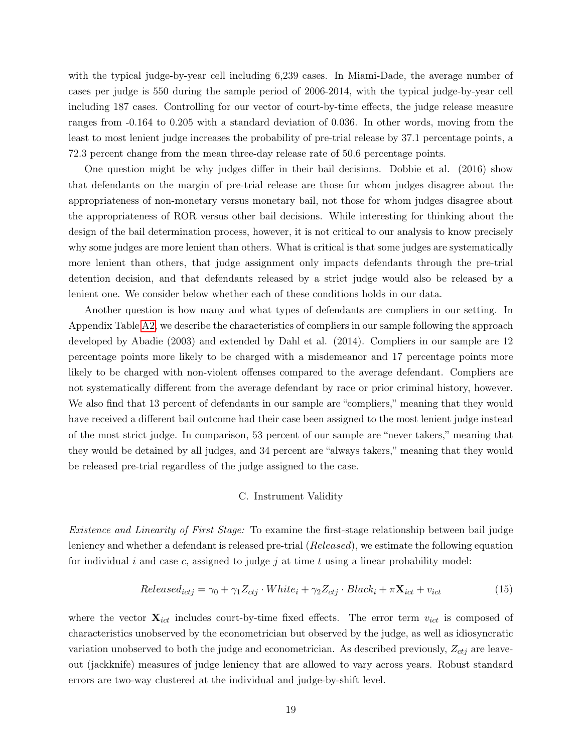with the typical judge-by-year cell including 6,239 cases. In Miami-Dade, the average number of cases per judge is 550 during the sample period of 2006-2014, with the typical judge-by-year cell including 187 cases. Controlling for our vector of court-by-time effects, the judge release measure ranges from -0.164 to 0.205 with a standard deviation of 0.036. In other words, moving from the least to most lenient judge increases the probability of pre-trial release by 37.1 percentage points, a 72.3 percent change from the mean three-day release rate of 50.6 percentage points.

One question might be why judges differ in their bail decisions. Dobbie et al. (2016) show that defendants on the margin of pre-trial release are those for whom judges disagree about the appropriateness of non-monetary versus monetary bail, not those for whom judges disagree about the appropriateness of ROR versus other bail decisions. While interesting for thinking about the design of the bail determination process, however, it is not critical to our analysis to know precisely why some judges are more lenient than others. What is critical is that some judges are systematically more lenient than others, that judge assignment only impacts defendants through the pre-trial detention decision, and that defendants released by a strict judge would also be released by a lenient one. We consider below whether each of these conditions holds in our data.

Another question is how many and what types of defendants are compliers in our setting. In Appendix Table A2, we describe the characteristics of compliers in our sample following the approach developed by Abadie (2003) and extended by Dahl et al. (2014). Compliers in our sample are 12 percentage points more likely to be charged with a misdemeanor and 17 percentage points more likely to be charged with non-violent offenses compared to the average defendant. Compliers are not systematically different from the average defendant by race or prior criminal history, however. We also find that 13 percent of defendants in our sample are "compliers," meaning that they would have received a different bail outcome had their case been assigned to the most lenient judge instead of the most strict judge. In comparison, 53 percent of our sample are "never takers," meaning that they would be detained by all judges, and 34 percent are "always takers," meaning that they would be released pre-trial regardless of the judge assigned to the case.

### C. Instrument Validity

*Existence and Linearity of First Stage:* To examine the first-stage relationship between bail judge leniency and whether a defendant is released pre-trial (*Released*), we estimate the following equation for individual $i$ and case $c$, assigned to judge $j$ at time $t$ using a linear probability model:

$$Released_{ictj} = \gamma_0 + \gamma_1 Z_{ctj} \cdot White_i + \gamma_2 Z_{ctj} \cdot Black_i + \pi \mathbf{X}_{ict} + v_{ict} \tag{15}$$

where the vector $\mathbf{X}_{ict}$ includes court-by-time fixed effects. The error term $v_{ict}$ is composed of characteristics unobserved by the econometrician but observed by the judge, as well as idiosyncratic variation unobserved to both the judge and econometrician. As described previously, $Z_{ctj}$ are leave-out (jackknife) measures of judge leniency that are allowed to vary across years. Robust standard errors are two-way clustered at the individual and judge-by-shift level.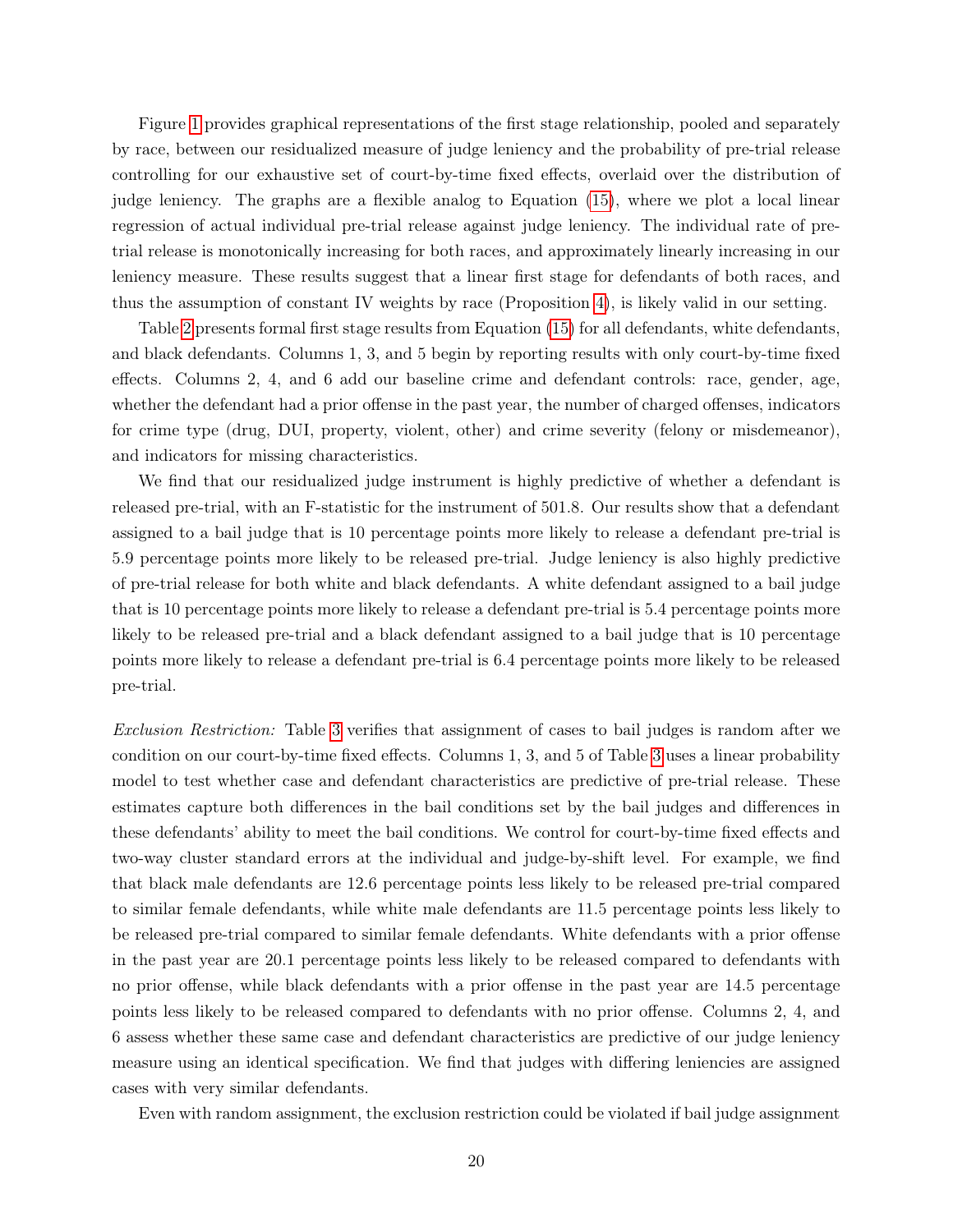Figure 1 provides graphical representations of the first stage relationship, pooled and separately by race, between our residualized measure of judge leniency and the probability of pre-trial release controlling for our exhaustive set of court-by-time fixed effects, overlaid over the distribution of judge leniency. The graphs are a flexible analog to Equation (15), where we plot a local linear regression of actual individual pre-trial release against judge leniency. The individual rate of pre-trial release is monotonically increasing for both races, and approximately linearly increasing in our leniency measure. These results suggest that a linear first stage for defendants of both races, and thus the assumption of constant IV weights by race (Proposition 4), is likely valid in our setting.

Table 2 presents formal first stage results from Equation (15) for all defendants, white defendants, and black defendants. Columns 1, 3, and 5 begin by reporting results with only court-by-time fixed effects. Columns 2, 4, and 6 add our baseline crime and defendant controls: race, gender, age, whether the defendant had a prior offense in the past year, the number of charged offenses, indicators for crime type (drug, DUI, property, violent, other) and crime severity (felony or misdemeanor), and indicators for missing characteristics.

We find that our residualized judge instrument is highly predictive of whether a defendant is released pre-trial, with an F-statistic for the instrument of 501.8. Our results show that a defendant assigned to a bail judge that is 10 percentage points more likely to release a defendant pre-trial is 5.9 percentage points more likely to be released pre-trial. Judge leniency is also highly predictive of pre-trial release for both white and black defendants. A white defendant assigned to a bail judge that is 10 percentage points more likely to release a defendant pre-trial is 5.4 percentage points more likely to be released pre-trial and a black defendant assigned to a bail judge that is 10 percentage points more likely to release a defendant pre-trial is 6.4 percentage points more likely to be released pre-trial.

*Exclusion Restriction:* Table 3 verifies that assignment of cases to bail judges is random after we condition on our court-by-time fixed effects. Columns 1, 3, and 5 of Table 3 uses a linear probability model to test whether case and defendant characteristics are predictive of pre-trial release. These estimates capture both differences in the bail conditions set by the bail judges and differences in these defendants' ability to meet the bail conditions. We control for court-by-time fixed effects and two-way cluster standard errors at the individual and judge-by-shift level. For example, we find that black male defendants are 12.6 percentage points less likely to be released pre-trial compared to similar female defendants, while white male defendants are 11.5 percentage points less likely to be released pre-trial compared to similar female defendants. White defendants with a prior offense in the past year are 20.1 percentage points less likely to be released compared to defendants with no prior offense, while black defendants with a prior offense in the past year are 14.5 percentage points less likely to be released compared to defendants with no prior offense. Columns 2, 4, and 6 assess whether these same case and defendant characteristics are predictive of our judge leniency measure using an identical specification. We find that judges with differing leniencies are assigned cases with very similar defendants.

Even with random assignment, the exclusion restriction could be violated if bail judge assignment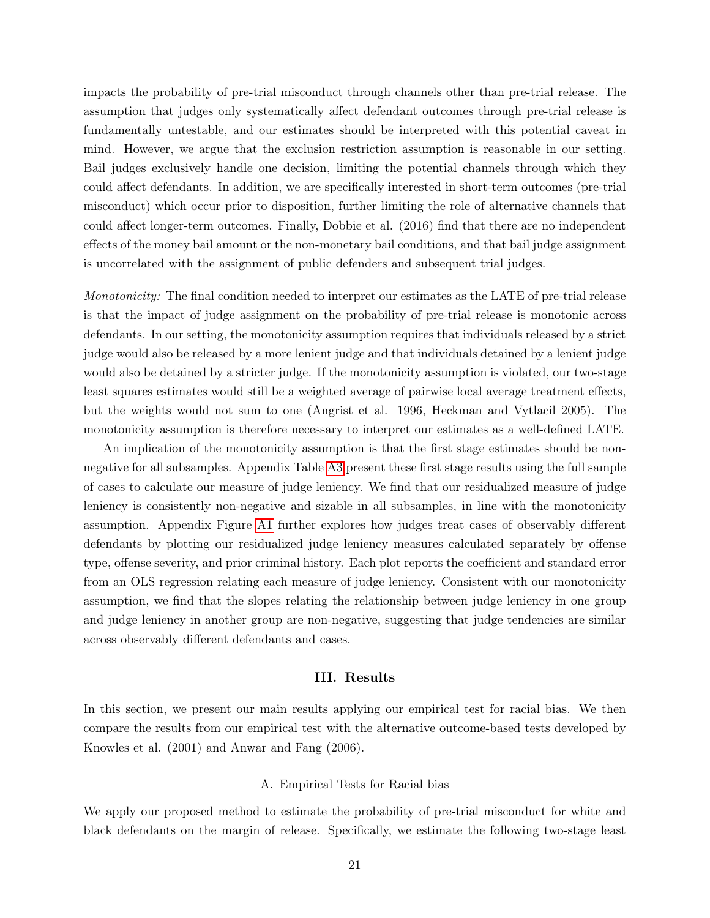impacts the probability of pre-trial misconduct through channels other than pre-trial release. The assumption that judges only systematically affect defendant outcomes through pre-trial release is fundamentally untestable, and our estimates should be interpreted with this potential caveat in mind. However, we argue that the exclusion restriction assumption is reasonable in our setting. Bail judges exclusively handle one decision, limiting the potential channels through which they could affect defendants. In addition, we are specifically interested in short-term outcomes (pre-trial misconduct) which occur prior to disposition, further limiting the role of alternative channels that could affect longer-term outcomes. Finally, Dobbie et al. (2016) find that there are no independent effects of the money bail amount or the non-monetary bail conditions, and that bail judge assignment is uncorrelated with the assignment of public defenders and subsequent trial judges.

*Monotonicity:* The final condition needed to interpret our estimates as the LATE of pre-trial release is that the impact of judge assignment on the probability of pre-trial release is monotonic across defendants. In our setting, the monotonicity assumption requires that individuals released by a strict judge would also be released by a more lenient judge and that individuals detained by a lenient judge would also be detained by a stricter judge. If the monotonicity assumption is violated, our two-stage least squares estimates would still be a weighted average of pairwise local average treatment effects, but the weights would not sum to one (Angrist et al. 1996, Heckman and Vytlacil 2005). The monotonicity assumption is therefore necessary to interpret our estimates as a well-defined LATE.

An implication of the monotonicity assumption is that the first stage estimates should be non-negative for all subsamples. Appendix Table A3 present these first stage results using the full sample of cases to calculate our measure of judge leniency. We find that our residualized measure of judge leniency is consistently non-negative and sizable in all subsamples, in line with the monotonicity assumption. Appendix Figure A1 further explores how judges treat cases of observably different defendants by plotting our residualized judge leniency measures calculated separately by offense type, offense severity, and prior criminal history. Each plot reports the coefficient and standard error from an OLS regression relating each measure of judge leniency. Consistent with our monotonicity assumption, we find that the slopes relating the relationship between judge leniency in one group and judge leniency in another group are non-negative, suggesting that judge tendencies are similar across observably different defendants and cases.

## III. Results

In this section, we present our main results applying our empirical test for racial bias. We then compare the results from our empirical test with the alternative outcome-based tests developed by Knowles et al. (2001) and Anwar and Fang (2006).

### A. Empirical Tests for Racial bias

We apply our proposed method to estimate the probability of pre-trial misconduct for white and black defendants on the margin of release. Specifically, we estimate the following two-stage least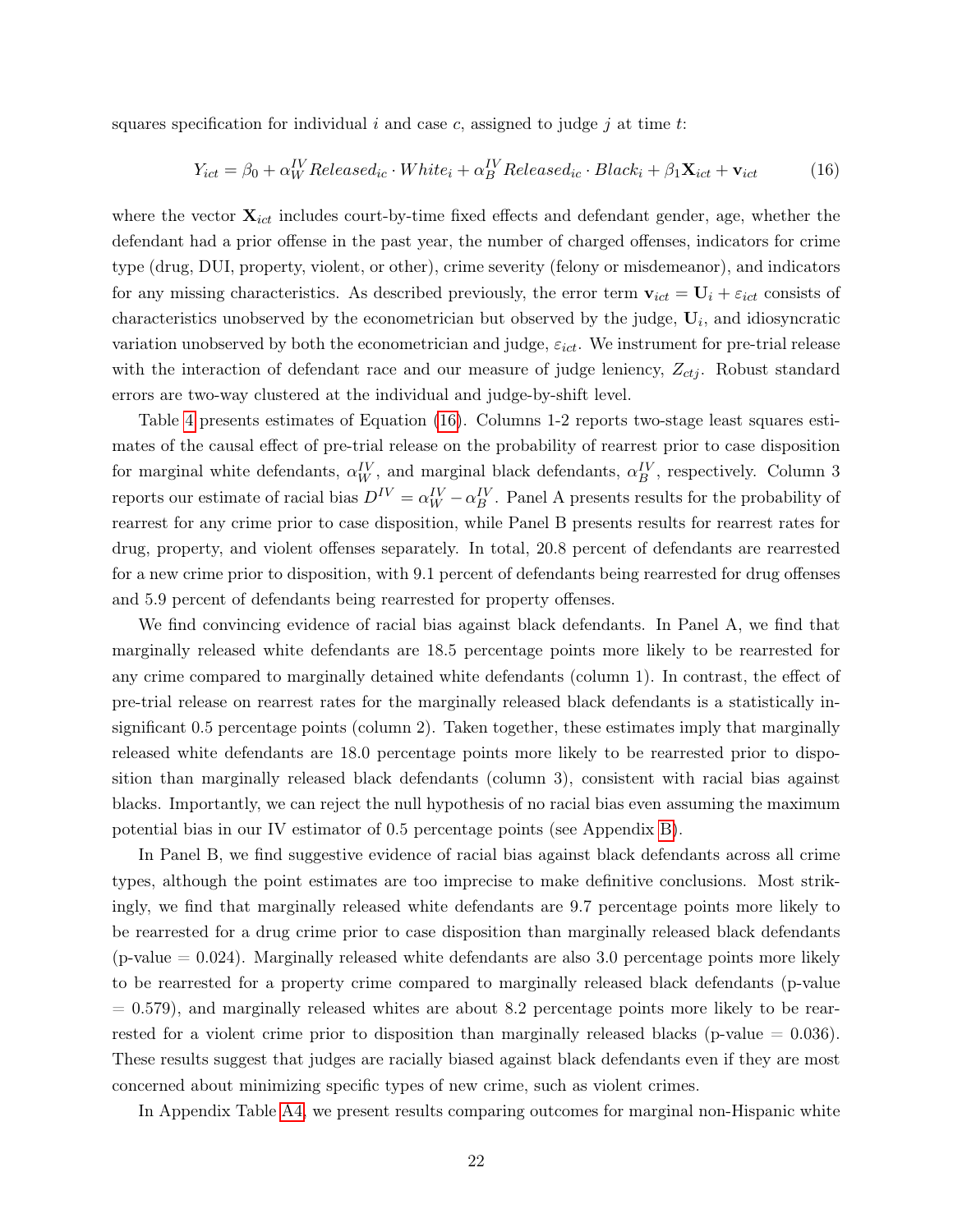squares specification for individual $i$ and case $c$, assigned to judge $j$ at time $t$:

$$Y_{ict} = \beta_0 + \alpha_W^{IV} Released_{ic} \cdot White_i + \alpha_B^{IV} Released_{ic} \cdot Black_i + \beta_1 \mathbf{X}_{ict} + \mathbf{v}_{ict} \tag{16}$$

where the vector $\mathbf{X}_{ict}$ includes court-by-time fixed effects and defendant gender, age, whether the defendant had a prior offense in the past year, the number of charged offenses, indicators for crime type (drug, DUI, property, violent, or other), crime severity (felony or misdemeanor), and indicators for any missing characteristics. As described previously, the error term $\mathbf{v}_{ict} = \mathbf{U}_i + \varepsilon_{ict}$ consists of characteristics unobserved by the econometrician but observed by the judge, $\mathbf{U}_i$, and idiosyncratic variation unobserved by both the econometrician and judge, $\varepsilon_{ict}$. We instrument for pre-trial release with the interaction of defendant race and our measure of judge leniency, $Z_{ctj}$. Robust standard errors are two-way clustered at the individual and judge-by-shift level.

Table 4 presents estimates of Equation (16). Columns 1-2 reports two-stage least squares estimates of the causal effect of pre-trial release on the probability of rearrest prior to case disposition for marginal white defendants, $\alpha_W^{IV}$, and marginal black defendants, $\alpha_B^{IV}$, respectively. Column 3 reports our estimate of racial bias $D^{IV} = \alpha_W^{IV} - \alpha_B^{IV}$. Panel A presents results for the probability of rearrest for any crime prior to case disposition, while Panel B presents results for rearrest rates for drug, property, and violent offenses separately. In total, 20.8 percent of defendants are rearrested for a new crime prior to disposition, with 9.1 percent of defendants being rearrested for drug offenses and 5.9 percent of defendants being rearrested for property offenses.

We find convincing evidence of racial bias against black defendants. In Panel A, we find that marginally released white defendants are 18.5 percentage points more likely to be rearrested for any crime compared to marginally detained white defendants (column 1). In contrast, the effect of pre-trial release on rearrest rates for the marginally released black defendants is a statistically insignificant 0.5 percentage points (column 2). Taken together, these estimates imply that marginally released white defendants are 18.0 percentage points more likely to be rearrested prior to disposition than marginally released black defendants (column 3), consistent with racial bias against blacks. Importantly, we can reject the null hypothesis of no racial bias even assuming the maximum potential bias in our IV estimator of 0.5 percentage points (see Appendix B).

In Panel B, we find suggestive evidence of racial bias against black defendants across all crime types, although the point estimates are too imprecise to make definitive conclusions. Most strikingly, we find that marginally released white defendants are 9.7 percentage points more likely to be rearrested for a drug crime prior to case disposition than marginally released black defendants (p-value = 0.024). Marginally released white defendants are also 3.0 percentage points more likely to be rearrested for a property crime compared to marginally released black defendants (p-value = 0.579), and marginally released whites are about 8.2 percentage points more likely to be rearrested for a violent crime prior to disposition than marginally released blacks (p-value = 0.036). These results suggest that judges are racially biased against black defendants even if they are most concerned about minimizing specific types of new crime, such as violent crimes.

In Appendix Table A4, we present results comparing outcomes for marginal non-Hispanic white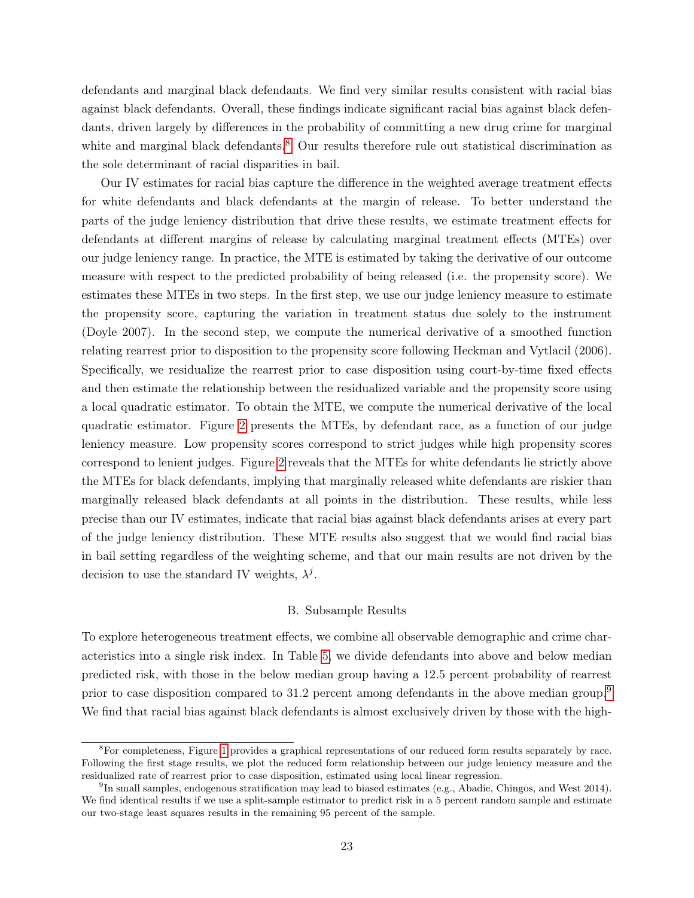defendants and marginal black defendants. We find very similar results consistent with racial bias against black defendants. Overall, these findings indicate significant racial bias against black defendants, driven largely by differences in the probability of committing a new drug crime for marginal white and marginal black defendants.[8] Our results therefore rule out statistical discrimination as the sole determinant of racial disparities in bail.

Our IV estimates for racial bias capture the difference in the weighted average treatment effects for white defendants and black defendants at the margin of release. To better understand the parts of the judge leniency distribution that drive these results, we estimate treatment effects for defendants at different margins of release by calculating marginal treatment effects (MTEs) over our judge leniency range. In practice, the MTE is estimated by taking the derivative of our outcome measure with respect to the predicted probability of being released (i.e. the propensity score). We estimates these MTEs in two steps. In the first step, we use our judge leniency measure to estimate the propensity score, capturing the variation in treatment status due solely to the instrument (Doyle 2007). In the second step, we compute the numerical derivative of a smoothed function relating rearrest prior to disposition to the propensity score following Heckman and Vytlacil (2006). Specifically, we residualize the rearrest prior to case disposition using court-by-time fixed effects and then estimate the relationship between the residualized variable and the propensity score using a local quadratic estimator. To obtain the MTE, we compute the numerical derivative of the local quadratic estimator. Figure 2 presents the MTEs, by defendant race, as a function of our judge leniency measure. Low propensity scores correspond to strict judges while high propensity scores correspond to lenient judges. Figure 2 reveals that the MTEs for white defendants lie strictly above the MTEs for black defendants, implying that marginally released white defendants are riskier than marginally released black defendants at all points in the distribution. These results, while less precise than our IV estimates, indicate that racial bias against black defendants arises at every part of the judge leniency distribution. These MTE results also suggest that we would find racial bias in bail setting regardless of the weighting scheme, and that our main results are not driven by the decision to use the standard IV weights, $\lambda^j$.

### B. Subsample Results

To explore heterogeneous treatment effects, we combine all observable demographic and crime characteristics into a single risk index. In Table 5, we divide defendants into above and below median predicted risk, with those in the below median group having a 12.5 percent probability of rearrest prior to case disposition compared to 31.2 percent among defendants in the above median group.[9] We find that racial bias against black defendants is almost exclusively driven by those with the high-

---

[8] For completeness, Figure 1 provides a graphical representations of our reduced form results separately by race. Following the first stage results, we plot the reduced form relationship between our judge leniency measure and the residualized rate of rearrest prior to case disposition, estimated using local linear regression.

[9] In small samples, endogenous stratification may lead to biased estimates (e.g., Abadie, Chingos, and West 2014). We find identical results if we use a split-sample estimator to predict risk in a 5 percent random sample and estimate our two-stage least squares results in the remaining 95 percent of the sample.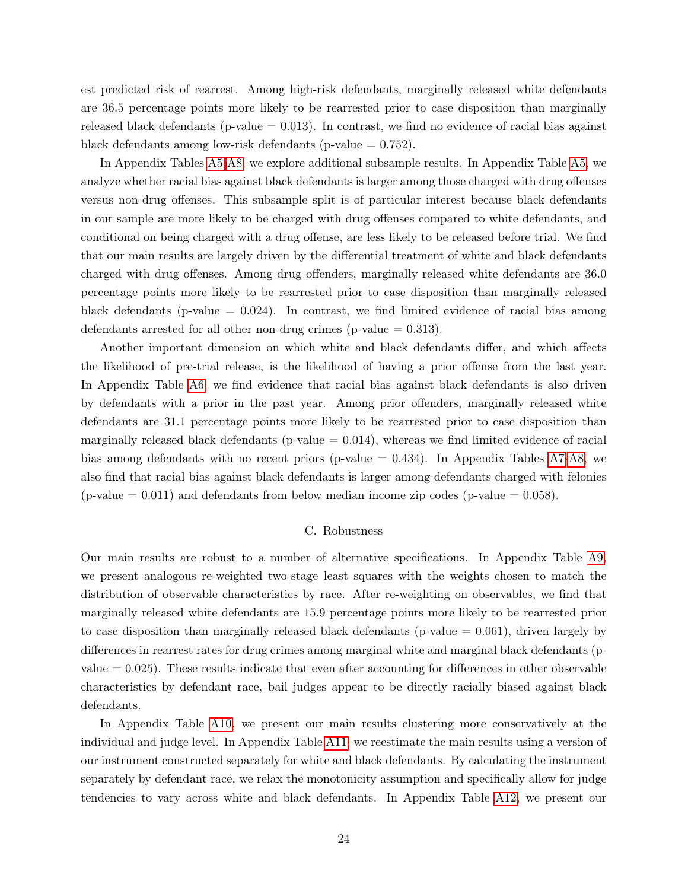est predicted risk of rearrest. Among high-risk defendants, marginally released white defendants are 36.5 percentage points more likely to be rearrested prior to case disposition than marginally released black defendants (p-value = 0.013). In contrast, we find no evidence of racial bias against black defendants among low-risk defendants (p-value = 0.752).

In Appendix Tables A5-A8, we explore additional subsample results. In Appendix Table A5, we analyze whether racial bias against black defendants is larger among those charged with drug offenses versus non-drug offenses. This subsample split is of particular interest because black defendants in our sample are more likely to be charged with drug offenses compared to white defendants, and conditional on being charged with a drug offense, are less likely to be released before trial. We find that our main results are largely driven by the differential treatment of white and black defendants charged with drug offenses. Among drug offenders, marginally released white defendants are 36.0 percentage points more likely to be rearrested prior to case disposition than marginally released black defendants (p-value = 0.024). In contrast, we find limited evidence of racial bias among defendants arrested for all other non-drug crimes (p-value = 0.313).

Another important dimension on which white and black defendants differ, and which affects the likelihood of pre-trial release, is the likelihood of having a prior offense from the last year. In Appendix Table A6, we find evidence that racial bias against black defendants is also driven by defendants with a prior in the past year. Among prior offenders, marginally released white defendants are 31.1 percentage points more likely to be rearrested prior to case disposition than marginally released black defendants (p-value = 0.014), whereas we find limited evidence of racial bias among defendants with no recent priors (p-value = 0.434). In Appendix Tables A7-A8, we also find that racial bias against black defendants is larger among defendants charged with felonies (p-value = 0.011) and defendants from below median income zip codes (p-value = 0.058).

## C. Robustness

Our main results are robust to a number of alternative specifications. In Appendix Table A9, we present analogous re-weighted two-stage least squares with the weights chosen to match the distribution of observable characteristics by race. After re-weighting on observables, we find that marginally released white defendants are 15.9 percentage points more likely to be rearrested prior to case disposition than marginally released black defendants (p-value = 0.061), driven largely by differences in rearrest rates for drug crimes among marginal white and marginal black defendants (p-value = 0.025). These results indicate that even after accounting for differences in other observable characteristics by defendant race, bail judges appear to be directly racially biased against black defendants.

In Appendix Table A10, we present our main results clustering more conservatively at the individual and judge level. In Appendix Table A11, we reestimate the main results using a version of our instrument constructed separately for white and black defendants. By calculating the instrument separately by defendant race, we relax the monotonicity assumption and specifically allow for judge tendencies to vary across white and black defendants. In Appendix Table A12, we present our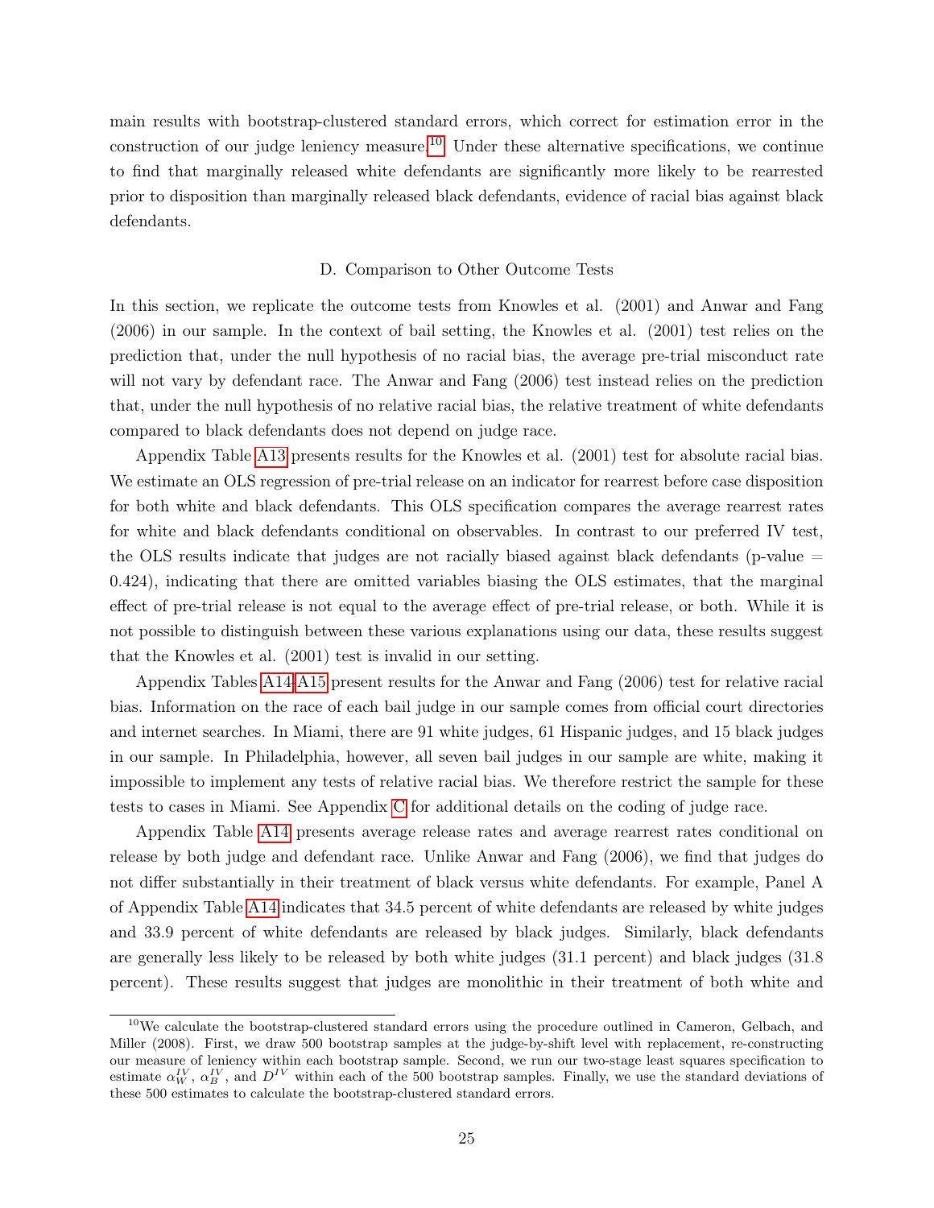main results with bootstrap-clustered standard errors, which correct for estimation error in the construction of our judge leniency measure.[10] Under these alternative specifications, we continue to find that marginally released white defendants are significantly more likely to be rearrested prior to disposition than marginally released black defendants, evidence of racial bias against black defendants.

### D. Comparison to Other Outcome Tests

In this section, we replicate the outcome tests from Knowles et al. (2001) and Anwar and Fang (2006) in our sample. In the context of bail setting, the Knowles et al. (2001) test relies on the prediction that, under the null hypothesis of no racial bias, the average pre-trial misconduct rate will not vary by defendant race. The Anwar and Fang (2006) test instead relies on the prediction that, under the null hypothesis of no relative racial bias, the relative treatment of white defendants compared to black defendants does not depend on judge race.

Appendix Table A13 presents results for the Knowles et al. (2001) test for absolute racial bias. We estimate an OLS regression of pre-trial release on an indicator for rearrest before case disposition for both white and black defendants. This OLS specification compares the average rearrest rates for white and black defendants conditional on observables. In contrast to our preferred IV test, the OLS results indicate that judges are not racially biased against black defendants (p-value = 0.424), indicating that there are omitted variables biasing the OLS estimates, that the marginal effect of pre-trial release is not equal to the average effect of pre-trial release, or both. While it is not possible to distinguish between these various explanations using our data, these results suggest that the Knowles et al. (2001) test is invalid in our setting.

Appendix Tables A14-A15 present results for the Anwar and Fang (2006) test for relative racial bias. Information on the race of each bail judge in our sample comes from official court directories and internet searches. In Miami, there are 91 white judges, 61 Hispanic judges, and 15 black judges in our sample. In Philadelphia, however, all seven bail judges in our sample are white, making it impossible to implement any tests of relative racial bias. We therefore restrict the sample for these tests to cases in Miami. See Appendix C for additional details on the coding of judge race.

Appendix Table A14 presents average release rates and average rearrest rates conditional on release by both judge and defendant race. Unlike Anwar and Fang (2006), we find that judges do not differ substantially in their treatment of black versus white defendants. For example, Panel A of Appendix Table A14 indicates that 34.5 percent of white defendants are released by white judges and 33.9 percent of white defendants are released by black judges. Similarly, black defendants are generally less likely to be released by both white judges (31.1 percent) and black judges (31.8 percent). These results suggest that judges are monolithic in their treatment of both white and

[10] We calculate the bootstrap-clustered standard errors using the procedure outlined in Cameron, Gelbach, and Miller (2008). First, we draw 500 bootstrap samples at the judge-by-shift level with replacement, re-constructing our measure of leniency within each bootstrap sample. Second, we run our two-stage least squares specification to estimate $\alpha_W^{IV}$, $\alpha_B^{IV}$, and $D^{IV}$ within each of the 500 bootstrap samples. Finally, we use the standard deviations of these 500 estimates to calculate the bootstrap-clustered standard errors.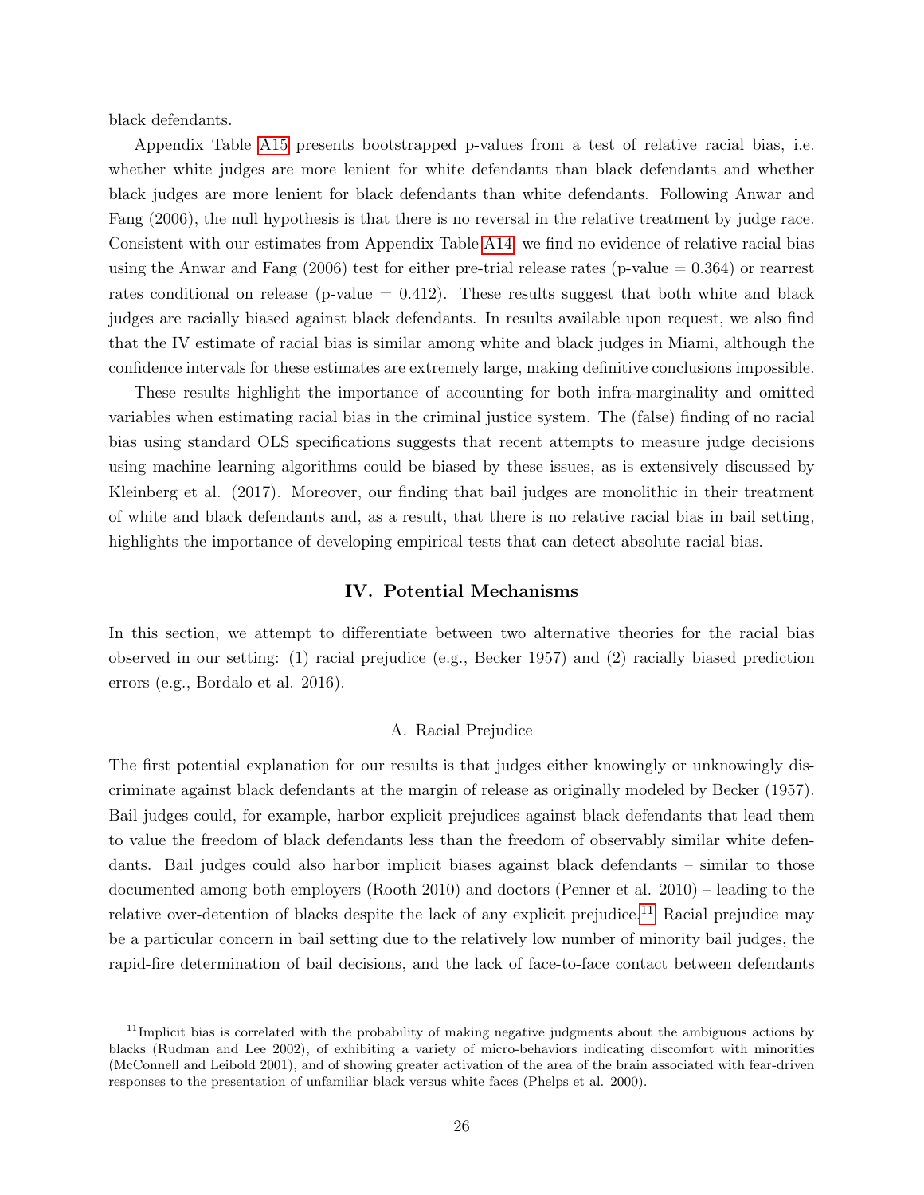black defendants.

Appendix Table A15 presents bootstrapped p-values from a test of relative racial bias, i.e. whether white judges are more lenient for white defendants than black defendants and whether black judges are more lenient for black defendants than white defendants. Following Anwar and Fang (2006), the null hypothesis is that there is no reversal in the relative treatment by judge race. Consistent with our estimates from Appendix Table A14, we find no evidence of relative racial bias using the Anwar and Fang (2006) test for either pre-trial release rates (p-value = 0.364) or rearrest rates conditional on release (p-value = 0.412). These results suggest that both white and black judges are racially biased against black defendants. In results available upon request, we also find that the IV estimate of racial bias is similar among white and black judges in Miami, although the confidence intervals for these estimates are extremely large, making definitive conclusions impossible.

These results highlight the importance of accounting for both infra-marginality and omitted variables when estimating racial bias in the criminal justice system. The (false) finding of no racial bias using standard OLS specifications suggests that recent attempts to measure judge decisions using machine learning algorithms could be biased by these issues, as is extensively discussed by Kleinberg et al. (2017). Moreover, our finding that bail judges are monolithic in their treatment of white and black defendants and, as a result, that there is no relative racial bias in bail setting, highlights the importance of developing empirical tests that can detect absolute racial bias.

## IV. Potential Mechanisms

In this section, we attempt to differentiate between two alternative theories for the racial bias observed in our setting: (1) racial prejudice (e.g., Becker 1957) and (2) racially biased prediction errors (e.g., Bordalo et al. 2016).

### A. Racial Prejudice

The first potential explanation for our results is that judges either knowingly or unknowingly discriminate against black defendants at the margin of release as originally modeled by Becker (1957). Bail judges could, for example, harbor explicit prejudices against black defendants that lead them to value the freedom of black defendants less than the freedom of observably similar white defendants. Bail judges could also harbor implicit biases against black defendants – similar to those documented among both employers (Rooth 2010) and doctors (Penner et al. 2010) – leading to the relative over-detention of blacks despite the lack of any explicit prejudice.[11] Racial prejudice may be a particular concern in bail setting due to the relatively low number of minority bail judges, the rapid-fire determination of bail decisions, and the lack of face-to-face contact between defendants

[11] Implicit bias is correlated with the probability of making negative judgments about the ambiguous actions by blacks (Rudman and Lee 2002), of exhibiting a variety of micro-behaviors indicating discomfort with minorities (McConnell and Leibold 2001), and of showing greater activation of the area of the brain associated with fear-driven responses to the presentation of unfamiliar black versus white faces (Phelps et al. 2000).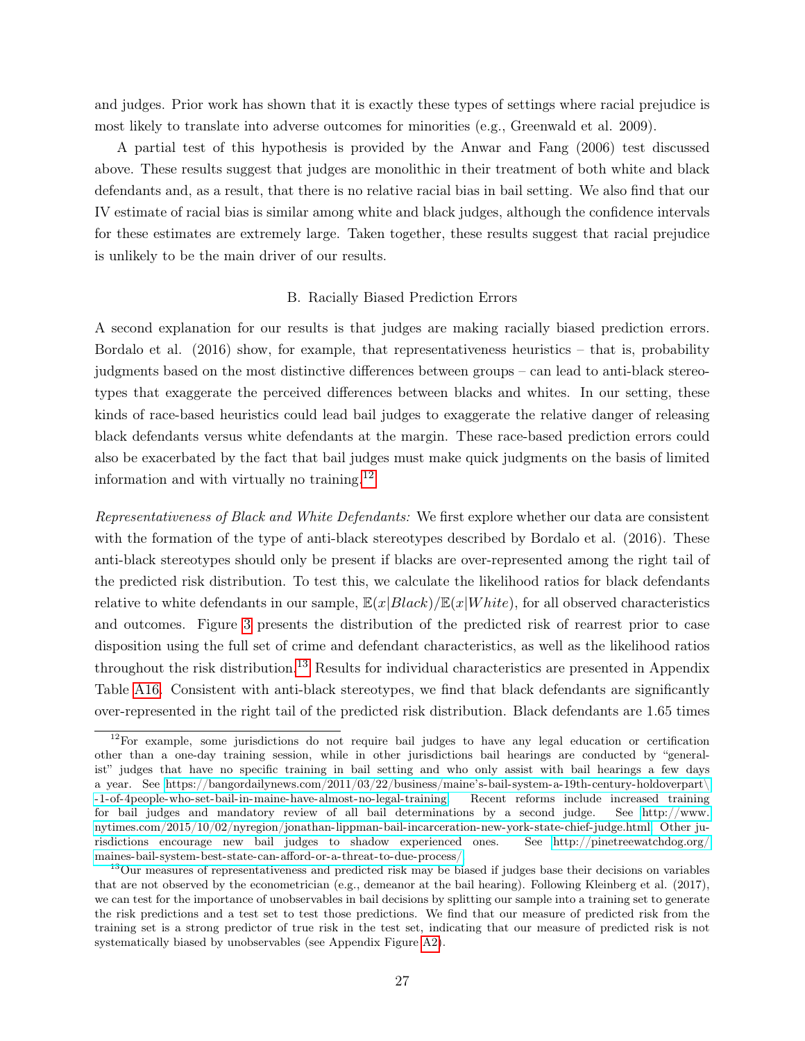and judges. Prior work has shown that it is exactly these types of settings where racial prejudice is most likely to translate into adverse outcomes for minorities (e.g., Greenwald et al. 2009).

A partial test of this hypothesis is provided by the Anwar and Fang (2006) test discussed above. These results suggest that judges are monolithic in their treatment of both white and black defendants and, as a result, that there is no relative racial bias in bail setting. We also find that our IV estimate of racial bias is similar among white and black judges, although the confidence intervals for these estimates are extremely large. Taken together, these results suggest that racial prejudice is unlikely to be the main driver of our results.

### B. Racially Biased Prediction Errors

A second explanation for our results is that judges are making racially biased prediction errors. Bordalo et al. (2016) show, for example, that representativeness heuristics – that is, probability judgments based on the most distinctive differences between groups – can lead to anti-black stereotypes that exaggerate the perceived differences between blacks and whites. In our setting, these kinds of race-based heuristics could lead bail judges to exaggerate the relative danger of releasing black defendants versus white defendants at the margin. These race-based prediction errors could also be exacerbated by the fact that bail judges must make quick judgments on the basis of limited information and with virtually no training.[12]

*Representativeness of Black and White Defendants:* We first explore whether our data are consistent with the formation of the type of anti-black stereotypes described by Bordalo et al. (2016). These anti-black stereotypes should only be present if blacks are over-represented among the right tail of the predicted risk distribution. To test this, we calculate the likelihood ratios for black defendants relative to white defendants in our sample, $\mathbb{E}(x|Black)/\mathbb{E}(x|White)$, for all observed characteristics and outcomes. Figure 3 presents the distribution of the predicted risk of rearrest prior to case disposition using the full set of crime and defendant characteristics, as well as the likelihood ratios throughout the risk distribution.[13] Results for individual characteristics are presented in Appendix Table A16. Consistent with anti-black stereotypes, we find that black defendants are significantly over-represented in the right tail of the predicted risk distribution. Black defendants are 1.65 times

[12]For example, some jurisdictions do not require bail judges to have any legal education or certification other than a one-day training session, while in other jurisdictions bail hearings are conducted by "generalist" judges that have no specific training in bail setting and who only assist with bail hearings a few days a year. See https://bangordailynews.com/2011/03/22/business/maine's-bail-system-a-19th-century-holdoverpart\-1-of-4people-who-set-bail-in-maine-have-almost-no-legal-training. Recent reforms include increased training for bail judges and mandatory review of all bail determinations by a second judge. See http://www.nytimes.com/2015/10/02/nyregion/jonathan-lippman-bail-incarceration-new-york-state-chief-judge.html. Other jurisdictions encourage new bail judges to shadow experienced ones. See http://pinetreewatchdog.org/maines-bail-system-best-state-can-afford-or-a-threat-to-due-process/.

[13]Our measures of representativeness and predicted risk may be biased if judges base their decisions on variables that are not observed by the econometrician (e.g., demeanor at the bail hearing). Following Kleinberg et al. (2017), we can test for the importance of unobservables in bail decisions by splitting our sample into a training set to generate the risk predictions and a test set to test those predictions. We find that our measure of predicted risk from the training set is a strong predictor of true risk in the test set, indicating that our measure of predicted risk is not systematically biased by unobservables (see Appendix Figure A2).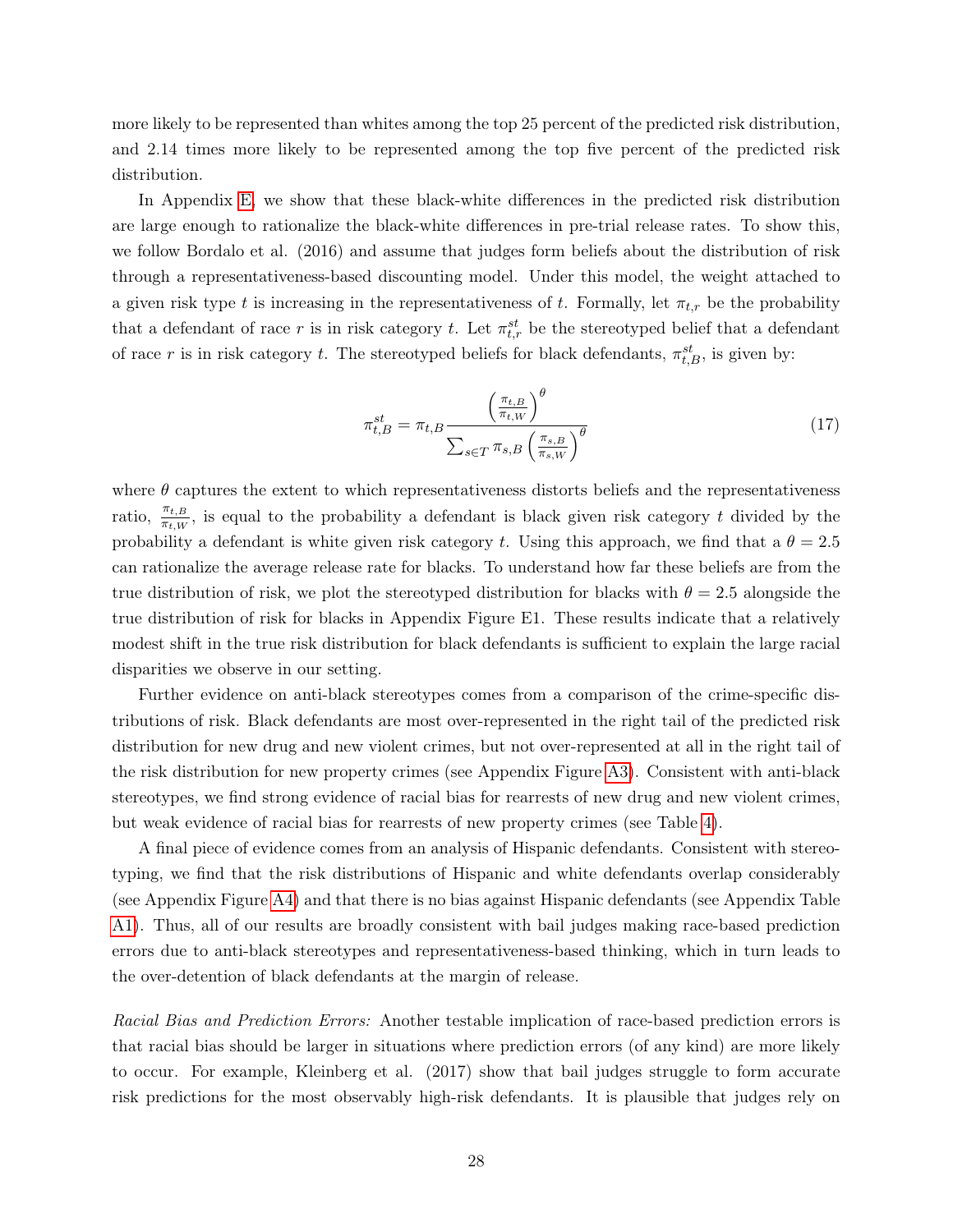more likely to be represented than whites among the top 25 percent of the predicted risk distribution, and 2.14 times more likely to be represented among the top five percent of the predicted risk distribution.

In Appendix E, we show that these black-white differences in the predicted risk distribution are large enough to rationalize the black-white differences in pre-trial release rates. To show this, we follow Bordalo et al. (2016) and assume that judges form beliefs about the distribution of risk through a representativeness-based discounting model. Under this model, the weight attached to a given risk type $t$ is increasing in the representativeness of $t$. Formally, let $\pi_{t,r}$ be the probability that a defendant of race $r$ is in risk category $t$. Let $\pi^{st}_{t,r}$ be the stereotyped belief that a defendant of race $r$ is in risk category $t$. The stereotyped beliefs for black defendants, $\pi^{st}_{t,B}$, is given by:

$$\pi^{st}_{t,B} = \pi_{t,B} \frac{\left(\frac{\pi_{t,B}}{\pi_{t,W}}\right)^{\theta}}{\sum_{s \in T} \pi_{s,B} \left(\frac{\pi_{s,B}}{\pi_{s,W}}\right)^{\theta}} \tag{17}$$

where $\theta$ captures the extent to which representativeness distorts beliefs and the representativeness ratio, $\frac{\pi_{t,B}}{\pi_{t,W}}$, is equal to the probability a defendant is black given risk category $t$ divided by the probability a defendant is white given risk category $t$. Using this approach, we find that a $\theta = 2.5$ can rationalize the average release rate for blacks. To understand how far these beliefs are from the true distribution of risk, we plot the stereotyped distribution for blacks with $\theta = 2.5$ alongside the true distribution of risk for blacks in Appendix Figure E1. These results indicate that a relatively modest shift in the true risk distribution for black defendants is sufficient to explain the large racial disparities we observe in our setting.

Further evidence on anti-black stereotypes comes from a comparison of the crime-specific distributions of risk. Black defendants are most over-represented in the right tail of the predicted risk distribution for new drug and new violent crimes, but not over-represented at all in the right tail of the risk distribution for new property crimes (see Appendix Figure A3). Consistent with anti-black stereotypes, we find strong evidence of racial bias for rearrests of new drug and new violent crimes, but weak evidence of racial bias for rearrests of new property crimes (see Table 4).

A final piece of evidence comes from an analysis of Hispanic defendants. Consistent with stereotyping, we find that the risk distributions of Hispanic and white defendants overlap considerably (see Appendix Figure A4) and that there is no bias against Hispanic defendants (see Appendix Table A1). Thus, all of our results are broadly consistent with bail judges making race-based prediction errors due to anti-black stereotypes and representativeness-based thinking, which in turn leads to the over-detention of black defendants at the margin of release.

*Racial Bias and Prediction Errors:* Another testable implication of race-based prediction errors is that racial bias should be larger in situations where prediction errors (of any kind) are more likely to occur. For example, Kleinberg et al. (2017) show that bail judges struggle to form accurate risk predictions for the most observably high-risk defendants. It is plausible that judges rely on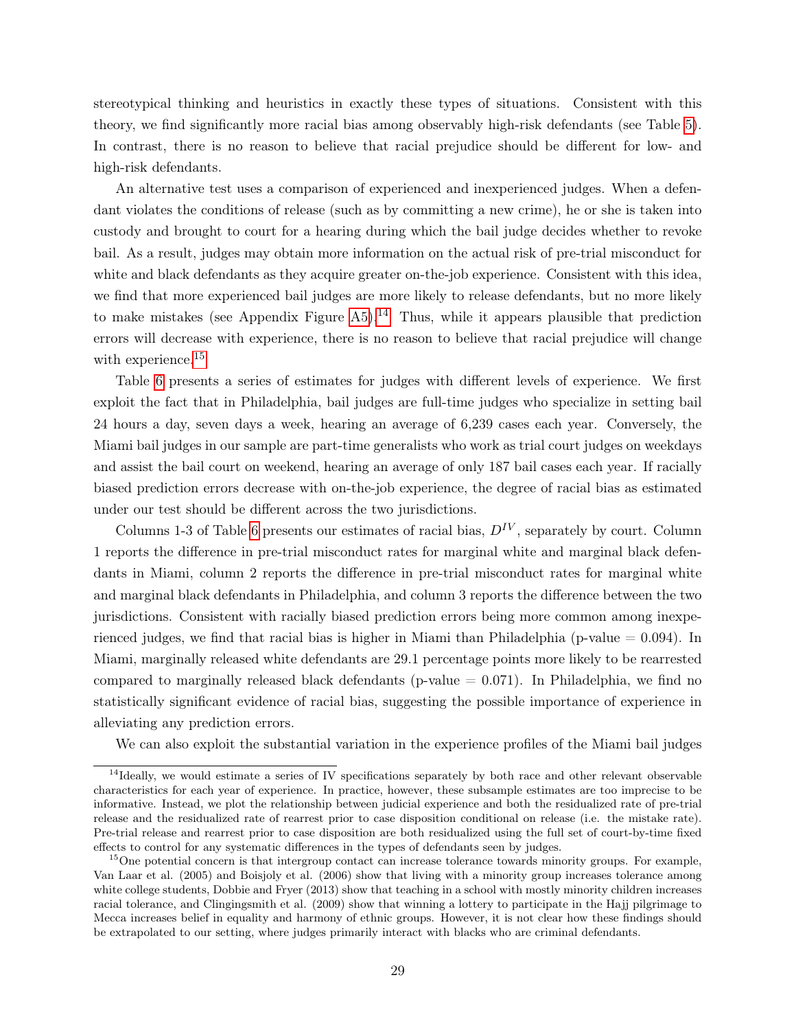stereotypical thinking and heuristics in exactly these types of situations. Consistent with this theory, we find significantly more racial bias among observably high-risk defendants (see Table 5). In contrast, there is no reason to believe that racial prejudice should be different for low- and high-risk defendants.

An alternative test uses a comparison of experienced and inexperienced judges. When a defendant violates the conditions of release (such as by committing a new crime), he or she is taken into custody and brought to court for a hearing during which the bail judge decides whether to revoke bail. As a result, judges may obtain more information on the actual risk of pre-trial misconduct for white and black defendants as they acquire greater on-the-job experience. Consistent with this idea, we find that more experienced bail judges are more likely to release defendants, but no more likely to make mistakes (see Appendix Figure A5).[14] Thus, while it appears plausible that prediction errors will decrease with experience, there is no reason to believe that racial prejudice will change with experience.[15]

Table 6 presents a series of estimates for judges with different levels of experience. We first exploit the fact that in Philadelphia, bail judges are full-time judges who specialize in setting bail 24 hours a day, seven days a week, hearing an average of 6,239 cases each year. Conversely, the Miami bail judges in our sample are part-time generalists who work as trial court judges on weekdays and assist the bail court on weekend, hearing an average of only 187 bail cases each year. If racially biased prediction errors decrease with on-the-job experience, the degree of racial bias as estimated under our test should be different across the two jurisdictions.

Columns 1-3 of Table 6 presents our estimates of racial bias, $D^{IV}$, separately by court. Column 1 reports the difference in pre-trial misconduct rates for marginal white and marginal black defendants in Miami, column 2 reports the difference in pre-trial misconduct rates for marginal white and marginal black defendants in Philadelphia, and column 3 reports the difference between the two jurisdictions. Consistent with racially biased prediction errors being more common among inexperienced judges, we find that racial bias is higher in Miami than Philadelphia (p-value = 0.094). In Miami, marginally released white defendants are 29.1 percentage points more likely to be rearrested compared to marginally released black defendants (p-value = 0.071). In Philadelphia, we find no statistically significant evidence of racial bias, suggesting the possible importance of experience in alleviating any prediction errors.

We can also exploit the substantial variation in the experience profiles of the Miami bail judges

---

[14] Ideally, we would estimate a series of IV specifications separately by both race and other relevant observable characteristics for each year of experience. In practice, however, these subsample estimates are too imprecise to be informative. Instead, we plot the relationship between judicial experience and both the residualized rate of pre-trial release and the residualized rate of rearrest prior to case disposition conditional on release (i.e. the mistake rate). Pre-trial release and rearrest prior to case disposition are both residualized using the full set of court-by-time fixed effects to control for any systematic differences in the types of defendants seen by judges.

[15] One potential concern is that intergroup contact can increase tolerance towards minority groups. For example, Van Laar et al. (2005) and Boisjoly et al. (2006) show that living with a minority group increases tolerance among white college students, Dobbie and Fryer (2013) show that teaching in a school with mostly minority children increases racial tolerance, and Clingingsmith et al. (2009) show that winning a lottery to participate in the Hajj pilgrimage to Mecca increases belief in equality and harmony of ethnic groups. However, it is not clear how these findings should be extrapolated to our setting, where judges primarily interact with blacks who are criminal defendants.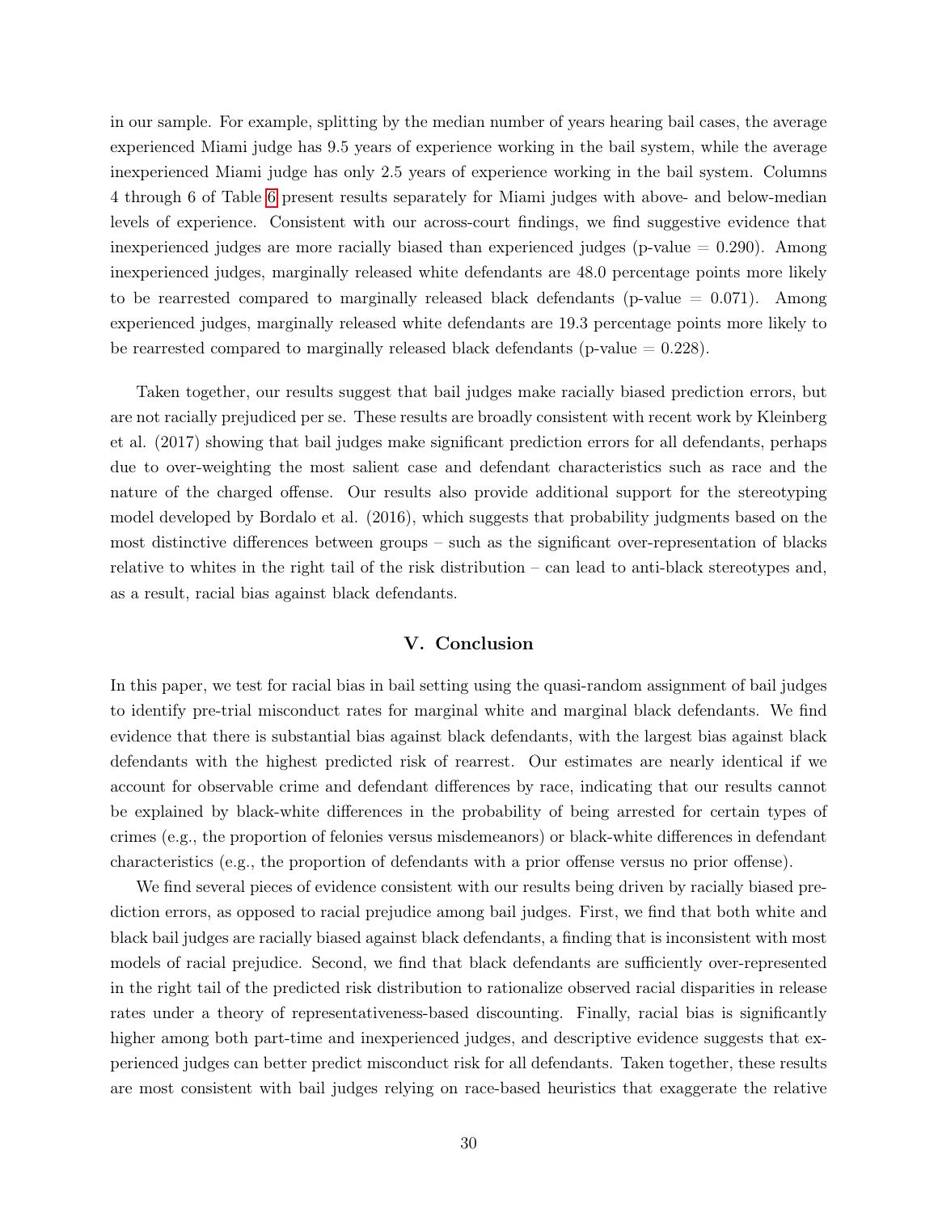in our sample. For example, splitting by the median number of years hearing bail cases, the average experienced Miami judge has 9.5 years of experience working in the bail system, while the average inexperienced Miami judge has only 2.5 years of experience working in the bail system. Columns 4 through 6 of Table 6 present results separately for Miami judges with above- and below-median levels of experience. Consistent with our across-court findings, we find suggestive evidence that inexperienced judges are more racially biased than experienced judges (p-value = 0.290). Among inexperienced judges, marginally released white defendants are 48.0 percentage points more likely to be rearrested compared to marginally released black defendants (p-value = 0.071). Among experienced judges, marginally released white defendants are 19.3 percentage points more likely to be rearrested compared to marginally released black defendants (p-value = 0.228).

Taken together, our results suggest that bail judges make racially biased prediction errors, but are not racially prejudiced per se. These results are broadly consistent with recent work by Kleinberg et al. (2017) showing that bail judges make significant prediction errors for all defendants, perhaps due to over-weighting the most salient case and defendant characteristics such as race and the nature of the charged offense. Our results also provide additional support for the stereotyping model developed by Bordalo et al. (2016), which suggests that probability judgments based on the most distinctive differences between groups – such as the significant over-representation of blacks relative to whites in the right tail of the risk distribution – can lead to anti-black stereotypes and, as a result, racial bias against black defendants.

## V. Conclusion

In this paper, we test for racial bias in bail setting using the quasi-random assignment of bail judges to identify pre-trial misconduct rates for marginal white and marginal black defendants. We find evidence that there is substantial bias against black defendants, with the largest bias against black defendants with the highest predicted risk of rearrest. Our estimates are nearly identical if we account for observable crime and defendant differences by race, indicating that our results cannot be explained by black-white differences in the probability of being arrested for certain types of crimes (e.g., the proportion of felonies versus misdemeanors) or black-white differences in defendant characteristics (e.g., the proportion of defendants with a prior offense versus no prior offense).

We find several pieces of evidence consistent with our results being driven by racially biased prediction errors, as opposed to racial prejudice among bail judges. First, we find that both white and black bail judges are racially biased against black defendants, a finding that is inconsistent with most models of racial prejudice. Second, we find that black defendants are sufficiently over-represented in the right tail of the predicted risk distribution to rationalize observed racial disparities in release rates under a theory of representativeness-based discounting. Finally, racial bias is significantly higher among both part-time and inexperienced judges, and descriptive evidence suggests that experienced judges can better predict misconduct risk for all defendants. Taken together, these results are most consistent with bail judges relying on race-based heuristics that exaggerate the relative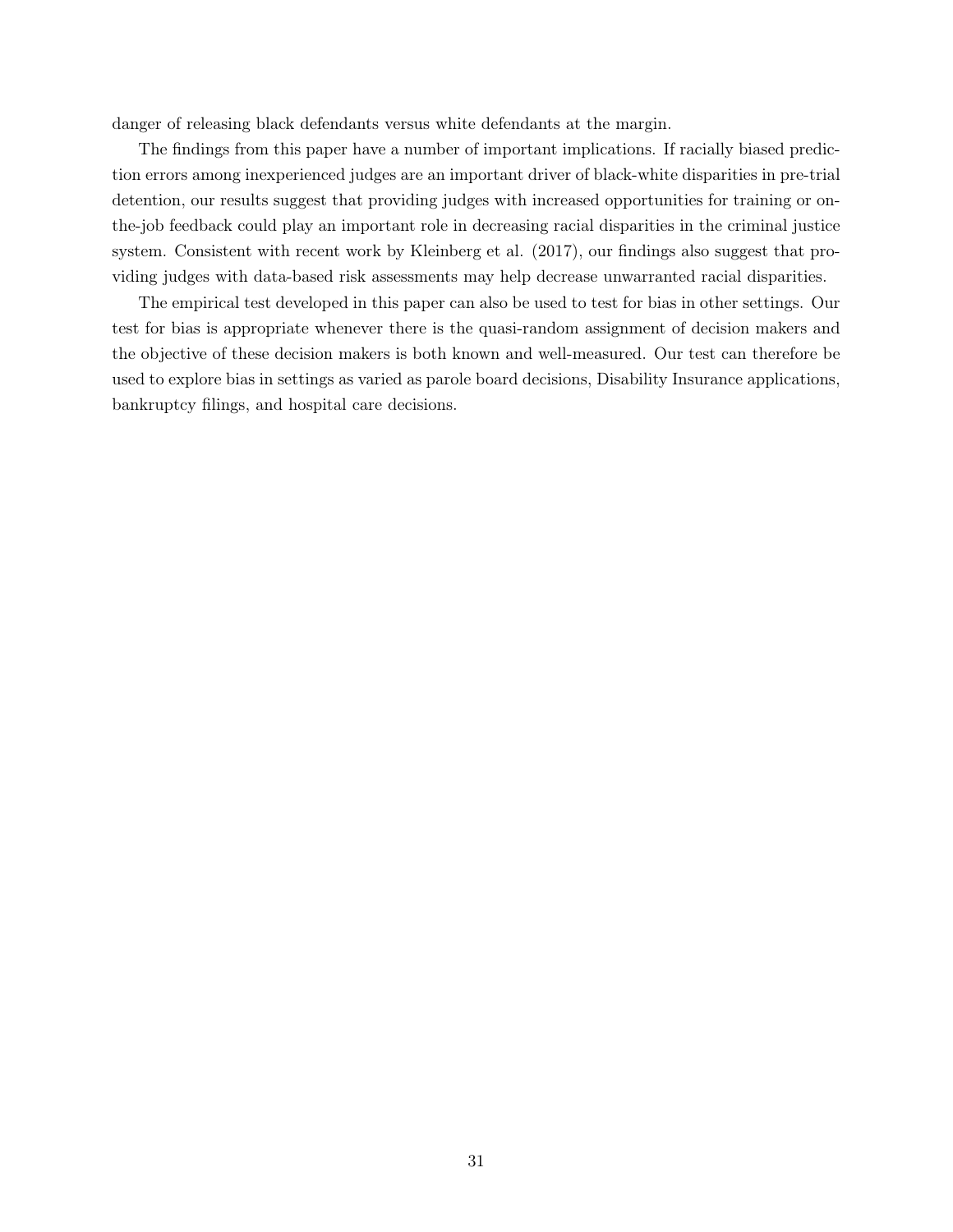danger of releasing black defendants versus white defendants at the margin.

The findings from this paper have a number of important implications. If racially biased prediction errors among inexperienced judges are an important driver of black-white disparities in pre-trial detention, our results suggest that providing judges with increased opportunities for training or on-the-job feedback could play an important role in decreasing racial disparities in the criminal justice system. Consistent with recent work by Kleinberg et al. (2017), our findings also suggest that providing judges with data-based risk assessments may help decrease unwarranted racial disparities.

The empirical test developed in this paper can also be used to test for bias in other settings. Our test for bias is appropriate whenever there is the quasi-random assignment of decision makers and the objective of these decision makers is both known and well-measured. Our test can therefore be used to explore bias in settings as varied as parole board decisions, Disability Insurance applications, bankruptcy filings, and hospital care decisions.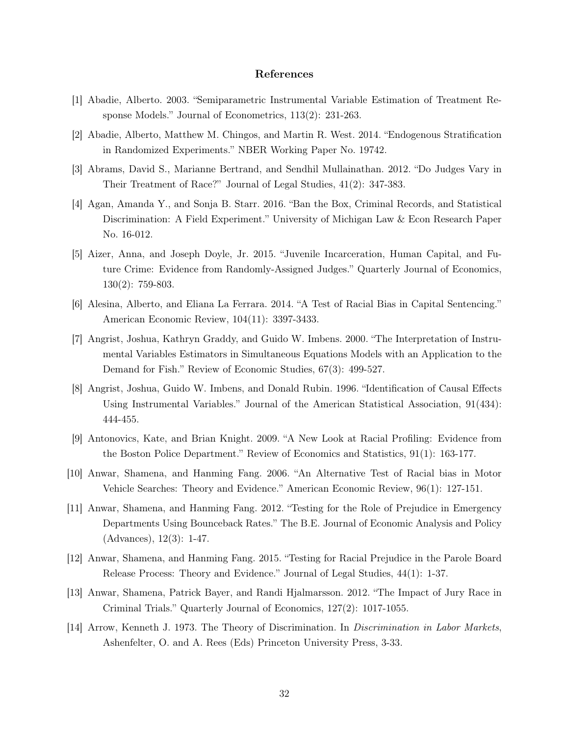# References

[1] Abadie, Alberto. 2003. "Semiparametric Instrumental Variable Estimation of Treatment Response Models." Journal of Econometrics, 113(2): 231-263.

[2] Abadie, Alberto, Matthew M. Chingos, and Martin R. West. 2014. "Endogenous Stratification in Randomized Experiments." NBER Working Paper No. 19742.

[3] Abrams, David S., Marianne Bertrand, and Sendhil Mullainathan. 2012. "Do Judges Vary in Their Treatment of Race?" Journal of Legal Studies, 41(2): 347-383.

[4] Agan, Amanda Y., and Sonja B. Starr. 2016. "Ban the Box, Criminal Records, and Statistical Discrimination: A Field Experiment." University of Michigan Law & Econ Research Paper No. 16-012.

[5] Aizer, Anna, and Joseph Doyle, Jr. 2015. "Juvenile Incarceration, Human Capital, and Future Crime: Evidence from Randomly-Assigned Judges." Quarterly Journal of Economics, 130(2): 759-803.

[6] Alesina, Alberto, and Eliana La Ferrara. 2014. "A Test of Racial Bias in Capital Sentencing." American Economic Review, 104(11): 3397-3433.

[7] Angrist, Joshua, Kathryn Graddy, and Guido W. Imbens. 2000. "The Interpretation of Instrumental Variables Estimators in Simultaneous Equations Models with an Application to the Demand for Fish." Review of Economic Studies, 67(3): 499-527.

[8] Angrist, Joshua, Guido W. Imbens, and Donald Rubin. 1996. "Identification of Causal Effects Using Instrumental Variables." Journal of the American Statistical Association, 91(434): 444-455.

[9] Antonovics, Kate, and Brian Knight. 2009. "A New Look at Racial Profiling: Evidence from the Boston Police Department." Review of Economics and Statistics, 91(1): 163-177.

[10] Anwar, Shamena, and Hanming Fang. 2006. "An Alternative Test of Racial bias in Motor Vehicle Searches: Theory and Evidence." American Economic Review, 96(1): 127-151.

[11] Anwar, Shamena, and Hanming Fang. 2012. "Testing for the Role of Prejudice in Emergency Departments Using Bounceback Rates." The B.E. Journal of Economic Analysis and Policy (Advances), 12(3): 1-47.

[12] Anwar, Shamena, and Hanming Fang. 2015. "Testing for Racial Prejudice in the Parole Board Release Process: Theory and Evidence." Journal of Legal Studies, 44(1): 1-37.

[13] Anwar, Shamena, Patrick Bayer, and Randi Hjalmarsson. 2012. "The Impact of Jury Race in Criminal Trials." Quarterly Journal of Economics, 127(2): 1017-1055.

[14] Arrow, Kenneth J. 1973. The Theory of Discrimination. In *Discrimination in Labor Markets*, Ashenfelter, O. and A. Rees (Eds) Princeton University Press, 3-33.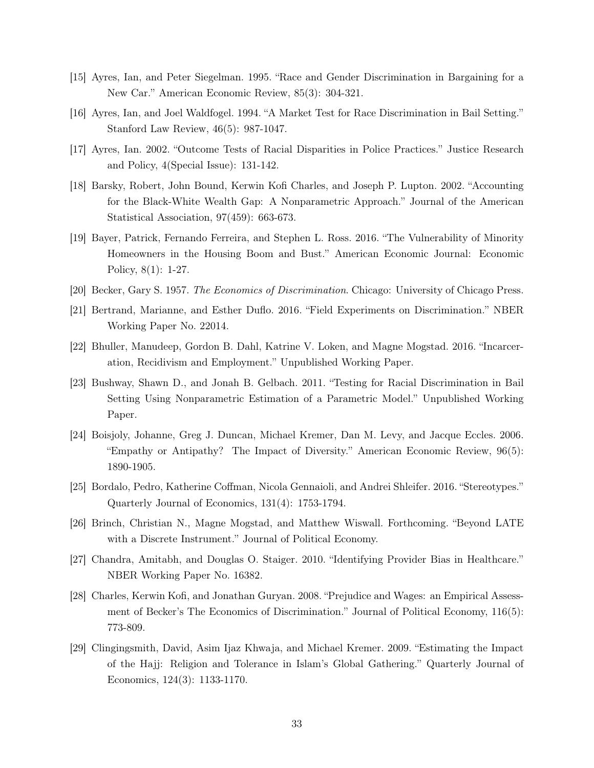[15] Ayres, Ian, and Peter Siegelman. 1995. "Race and Gender Discrimination in Bargaining for a New Car." American Economic Review, 85(3): 304-321.

[16] Ayres, Ian, and Joel Waldfogel. 1994. "A Market Test for Race Discrimination in Bail Setting." Stanford Law Review, 46(5): 987-1047.

[17] Ayres, Ian. 2002. "Outcome Tests of Racial Disparities in Police Practices." Justice Research and Policy, 4(Special Issue): 131-142.

[18] Barsky, Robert, John Bound, Kerwin Kofi Charles, and Joseph P. Lupton. 2002. "Accounting for the Black-White Wealth Gap: A Nonparametric Approach." Journal of the American Statistical Association, 97(459): 663-673.

[19] Bayer, Patrick, Fernando Ferreira, and Stephen L. Ross. 2016. "The Vulnerability of Minority Homeowners in the Housing Boom and Bust." American Economic Journal: Economic Policy, 8(1): 1-27.

[20] Becker, Gary S. 1957. *The Economics of Discrimination*. Chicago: University of Chicago Press.

[21] Bertrand, Marianne, and Esther Duflo. 2016. "Field Experiments on Discrimination." NBER Working Paper No. 22014.

[22] Bhuller, Manudeep, Gordon B. Dahl, Katrine V. Loken, and Magne Mogstad. 2016. "Incarceration, Recidivism and Employment." Unpublished Working Paper.

[23] Bushway, Shawn D., and Jonah B. Gelbach. 2011. "Testing for Racial Discrimination in Bail Setting Using Nonparametric Estimation of a Parametric Model." Unpublished Working Paper.

[24] Boisjoly, Johanne, Greg J. Duncan, Michael Kremer, Dan M. Levy, and Jacque Eccles. 2006. "Empathy or Antipathy? The Impact of Diversity." American Economic Review, 96(5): 1890-1905.

[25] Bordalo, Pedro, Katherine Coffman, Nicola Gennaioli, and Andrei Shleifer. 2016. "Stereotypes." Quarterly Journal of Economics, 131(4): 1753-1794.

[26] Brinch, Christian N., Magne Mogstad, and Matthew Wiswall. Forthcoming. "Beyond LATE with a Discrete Instrument." Journal of Political Economy.

[27] Chandra, Amitabh, and Douglas O. Staiger. 2010. "Identifying Provider Bias in Healthcare." NBER Working Paper No. 16382.

[28] Charles, Kerwin Kofi, and Jonathan Guryan. 2008. "Prejudice and Wages: an Empirical Assessment of Becker's The Economics of Discrimination." Journal of Political Economy, 116(5): 773-809.

[29] Clingingsmith, David, Asim Ijaz Khwaja, and Michael Kremer. 2009. "Estimating the Impact of the Hajj: Religion and Tolerance in Islam's Global Gathering." Quarterly Journal of Economics, 124(3): 1133-1170.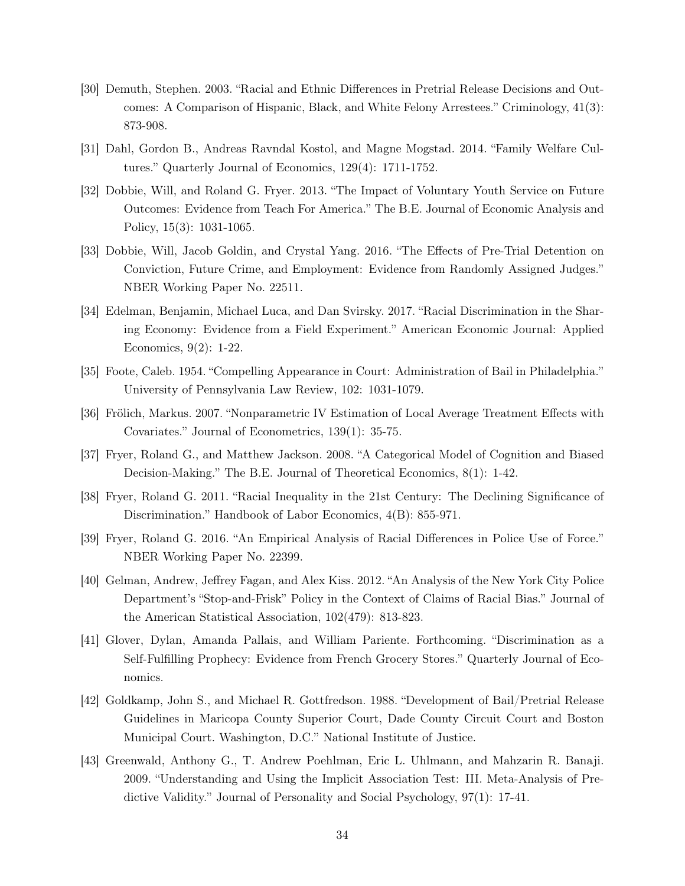[30] Demuth, Stephen. 2003. "Racial and Ethnic Differences in Pretrial Release Decisions and Outcomes: A Comparison of Hispanic, Black, and White Felony Arrestees." Criminology, 41(3): 873-908.

[31] Dahl, Gordon B., Andreas Ravndal Kostol, and Magne Mogstad. 2014. "Family Welfare Cultures." Quarterly Journal of Economics, 129(4): 1711-1752.

[32] Dobbie, Will, and Roland G. Fryer. 2013. "The Impact of Voluntary Youth Service on Future Outcomes: Evidence from Teach For America." The B.E. Journal of Economic Analysis and Policy, 15(3): 1031-1065.

[33] Dobbie, Will, Jacob Goldin, and Crystal Yang. 2016. "The Effects of Pre-Trial Detention on Conviction, Future Crime, and Employment: Evidence from Randomly Assigned Judges." NBER Working Paper No. 22511.

[34] Edelman, Benjamin, Michael Luca, and Dan Svirsky. 2017. "Racial Discrimination in the Sharing Economy: Evidence from a Field Experiment." American Economic Journal: Applied Economics, 9(2): 1-22.

[35] Foote, Caleb. 1954. "Compelling Appearance in Court: Administration of Bail in Philadelphia." University of Pennsylvania Law Review, 102: 1031-1079.

[36] Frölich, Markus. 2007. "Nonparametric IV Estimation of Local Average Treatment Effects with Covariates." Journal of Econometrics, 139(1): 35-75.

[37] Fryer, Roland G., and Matthew Jackson. 2008. "A Categorical Model of Cognition and Biased Decision-Making." The B.E. Journal of Theoretical Economics, 8(1): 1-42.

[38] Fryer, Roland G. 2011. "Racial Inequality in the 21st Century: The Declining Significance of Discrimination." Handbook of Labor Economics, 4(B): 855-971.

[39] Fryer, Roland G. 2016. "An Empirical Analysis of Racial Differences in Police Use of Force." NBER Working Paper No. 22399.

[40] Gelman, Andrew, Jeffrey Fagan, and Alex Kiss. 2012. "An Analysis of the New York City Police Department's "Stop-and-Frisk" Policy in the Context of Claims of Racial Bias." Journal of the American Statistical Association, 102(479): 813-823.

[41] Glover, Dylan, Amanda Pallais, and William Pariente. Forthcoming. "Discrimination as a Self-Fulfilling Prophecy: Evidence from French Grocery Stores." Quarterly Journal of Economics.

[42] Goldkamp, John S., and Michael R. Gottfredson. 1988. "Development of Bail/Pretrial Release Guidelines in Maricopa County Superior Court, Dade County Circuit Court and Boston Municipal Court. Washington, D.C." National Institute of Justice.

[43] Greenwald, Anthony G., T. Andrew Poehlman, Eric L. Uhlmann, and Mahzarin R. Banaji. 2009. "Understanding and Using the Implicit Association Test: III. Meta-Analysis of Predictive Validity." Journal of Personality and Social Psychology, 97(1): 17-41.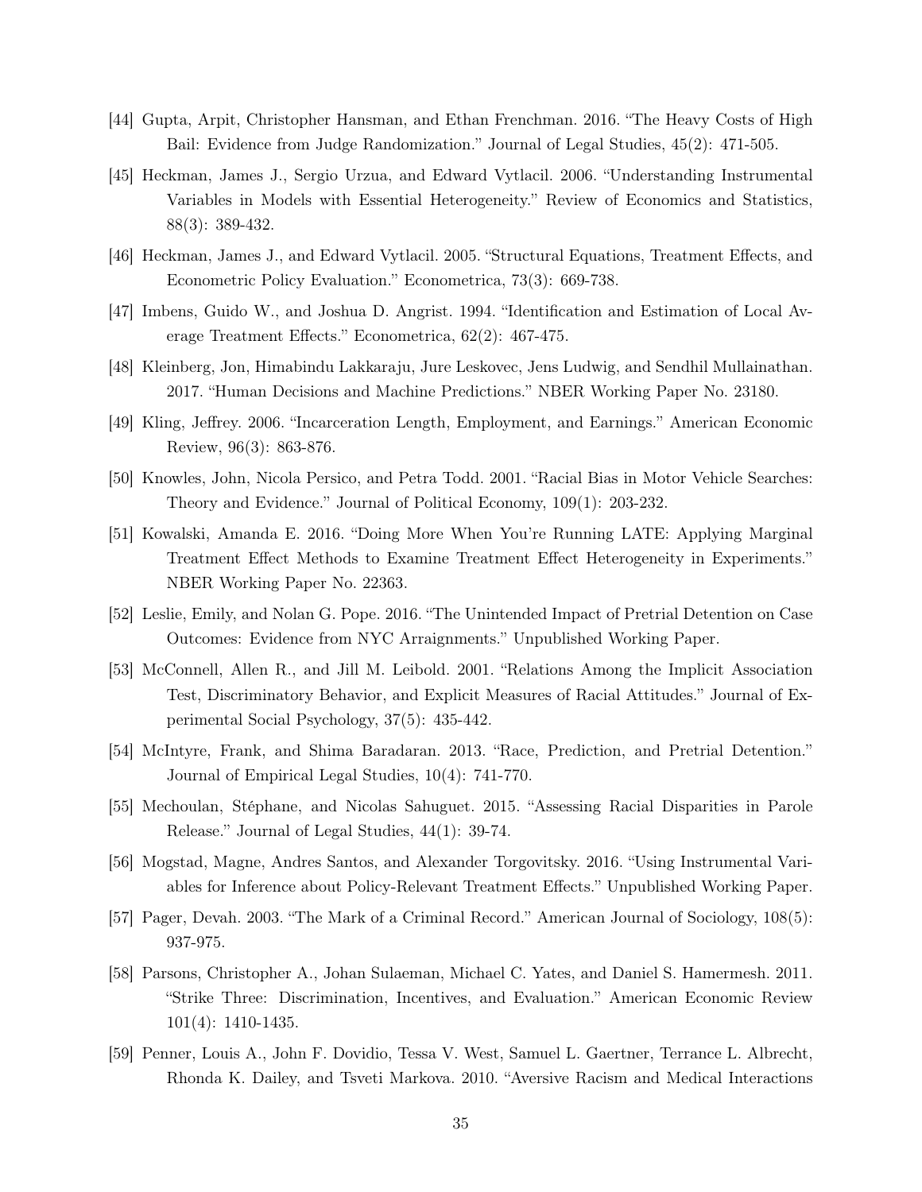[44] Gupta, Arpit, Christopher Hansman, and Ethan Frenchman. 2016. "The Heavy Costs of High Bail: Evidence from Judge Randomization." Journal of Legal Studies, 45(2): 471-505.

[45] Heckman, James J., Sergio Urzua, and Edward Vytlacil. 2006. "Understanding Instrumental Variables in Models with Essential Heterogeneity." Review of Economics and Statistics, 88(3): 389-432.

[46] Heckman, James J., and Edward Vytlacil. 2005. "Structural Equations, Treatment Effects, and Econometric Policy Evaluation." Econometrica, 73(3): 669-738.

[47] Imbens, Guido W., and Joshua D. Angrist. 1994. "Identification and Estimation of Local Average Treatment Effects." Econometrica, 62(2): 467-475.

[48] Kleinberg, Jon, Himabindu Lakkaraju, Jure Leskovec, Jens Ludwig, and Sendhil Mullainathan. 2017. "Human Decisions and Machine Predictions." NBER Working Paper No. 23180.

[49] Kling, Jeffrey. 2006. "Incarceration Length, Employment, and Earnings." American Economic Review, 96(3): 863-876.

[50] Knowles, John, Nicola Persico, and Petra Todd. 2001. "Racial Bias in Motor Vehicle Searches: Theory and Evidence." Journal of Political Economy, 109(1): 203-232.

[51] Kowalski, Amanda E. 2016. "Doing More When You're Running LATE: Applying Marginal Treatment Effect Methods to Examine Treatment Effect Heterogeneity in Experiments." NBER Working Paper No. 22363.

[52] Leslie, Emily, and Nolan G. Pope. 2016. "The Unintended Impact of Pretrial Detention on Case Outcomes: Evidence from NYC Arraignments." Unpublished Working Paper.

[53] McConnell, Allen R., and Jill M. Leibold. 2001. "Relations Among the Implicit Association Test, Discriminatory Behavior, and Explicit Measures of Racial Attitudes." Journal of Experimental Social Psychology, 37(5): 435-442.

[54] McIntyre, Frank, and Shima Baradaran. 2013. "Race, Prediction, and Pretrial Detention." Journal of Empirical Legal Studies, 10(4): 741-770.

[55] Mechoulan, Stéphane, and Nicolas Sahuguet. 2015. "Assessing Racial Disparities in Parole Release." Journal of Legal Studies, 44(1): 39-74.

[56] Mogstad, Magne, Andres Santos, and Alexander Torgovitsky. 2016. "Using Instrumental Variables for Inference about Policy-Relevant Treatment Effects." Unpublished Working Paper.

[57] Pager, Devah. 2003. "The Mark of a Criminal Record." American Journal of Sociology, 108(5): 937-975.

[58] Parsons, Christopher A., Johan Sulaeman, Michael C. Yates, and Daniel S. Hamermesh. 2011. "Strike Three: Discrimination, Incentives, and Evaluation." American Economic Review 101(4): 1410-1435.

[59] Penner, Louis A., John F. Dovidio, Tessa V. West, Samuel L. Gaertner, Terrance L. Albrecht, Rhonda K. Dailey, and Tsveti Markova. 2010. "Aversive Racism and Medical Interactions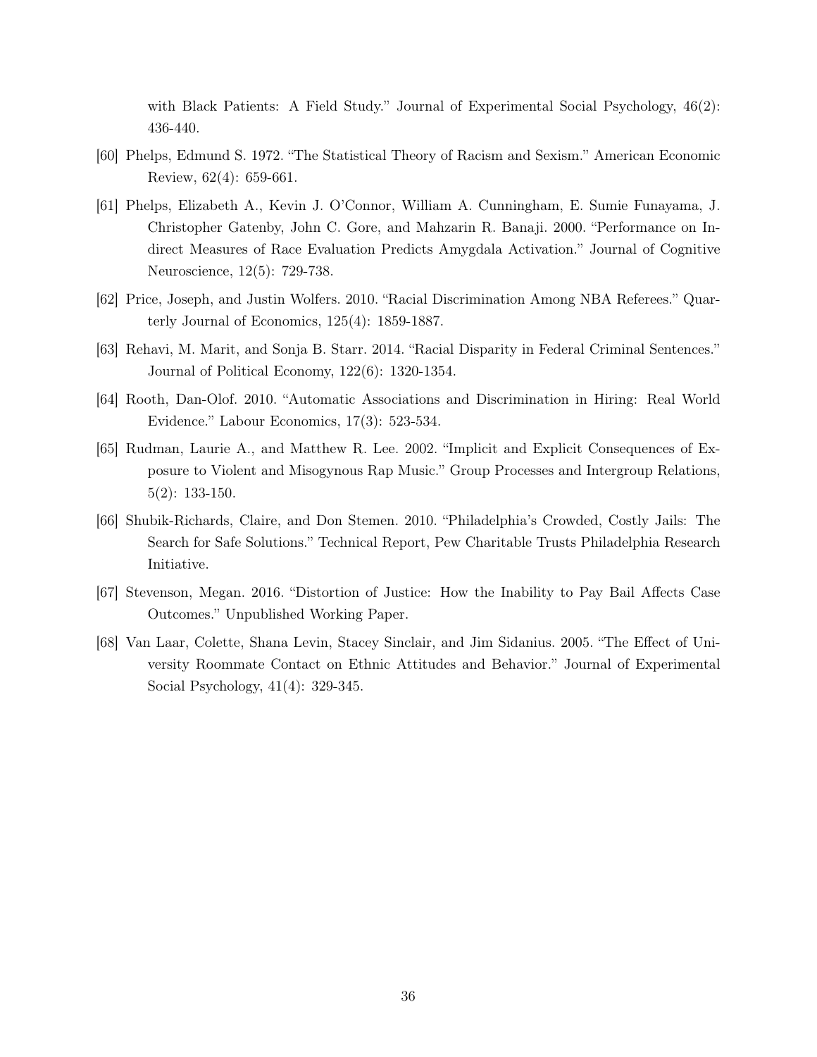with Black Patients: A Field Study." Journal of Experimental Social Psychology, 46(2): 436-440.

[60] Phelps, Edmund S. 1972. "The Statistical Theory of Racism and Sexism." American Economic Review, 62(4): 659-661.

[61] Phelps, Elizabeth A., Kevin J. O'Connor, William A. Cunningham, E. Sumie Funayama, J. Christopher Gatenby, John C. Gore, and Mahzarin R. Banaji. 2000. "Performance on Indirect Measures of Race Evaluation Predicts Amygdala Activation." Journal of Cognitive Neuroscience, 12(5): 729-738.

[62] Price, Joseph, and Justin Wolfers. 2010. "Racial Discrimination Among NBA Referees." Quarterly Journal of Economics, 125(4): 1859-1887.

[63] Rehavi, M. Marit, and Sonja B. Starr. 2014. "Racial Disparity in Federal Criminal Sentences." Journal of Political Economy, 122(6): 1320-1354.

[64] Rooth, Dan-Olof. 2010. "Automatic Associations and Discrimination in Hiring: Real World Evidence." Labour Economics, 17(3): 523-534.

[65] Rudman, Laurie A., and Matthew R. Lee. 2002. "Implicit and Explicit Consequences of Exposure to Violent and Misogynous Rap Music." Group Processes and Intergroup Relations, 5(2): 133-150.

[66] Shubik-Richards, Claire, and Don Stemen. 2010. "Philadelphia's Crowded, Costly Jails: The Search for Safe Solutions." Technical Report, Pew Charitable Trusts Philadelphia Research Initiative.

[67] Stevenson, Megan. 2016. "Distortion of Justice: How the Inability to Pay Bail Affects Case Outcomes." Unpublished Working Paper.

[68] Van Laar, Colette, Shana Levin, Stacey Sinclair, and Jim Sidanius. 2005. "The Effect of University Roommate Contact on Ethnic Attitudes and Behavior." Journal of Experimental Social Psychology, 41(4): 329-345.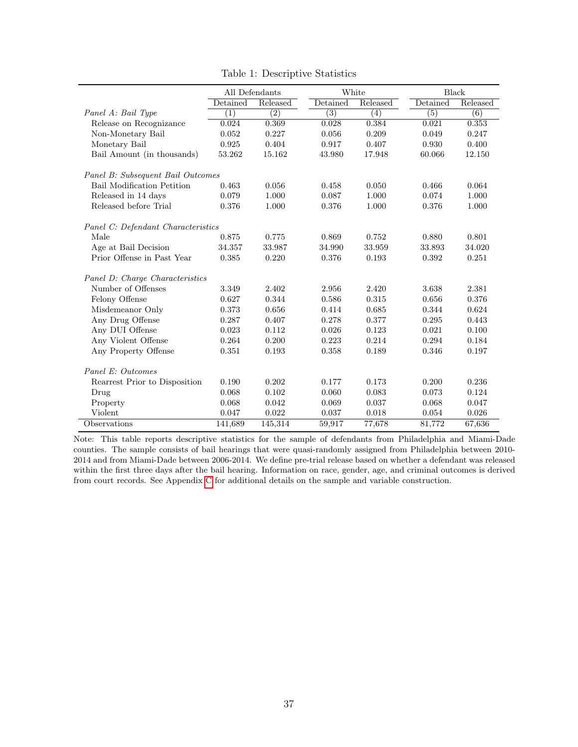Table 1: Descriptive Statistics

| | All Defendants | | White | | Black | |
|---|---|---|---|---|---|---|
| | Detained | Released | Detained | Released | Detained | Released |
| *Panel A: Bail Type* | (1) | (2) | (3) | (4) | (5) | (6) |
| Release on Recognizance | 0.024 | 0.369 | 0.028 | 0.384 | 0.021 | 0.353 |
| Non-Monetary Bail | 0.052 | 0.227 | 0.056 | 0.209 | 0.049 | 0.247 |
| Monetary Bail | 0.925 | 0.404 | 0.917 | 0.407 | 0.930 | 0.400 |
| Bail Amount (in thousands) | 53.262 | 15.162 | 43.980 | 17.948 | 60.066 | 12.150 |
| *Panel B: Subsequent Bail Outcomes* | | | | | | |
| Bail Modification Petition | 0.463 | 0.056 | 0.458 | 0.050 | 0.466 | 0.064 |
| Released in 14 days | 0.079 | 1.000 | 0.087 | 1.000 | 0.074 | 1.000 |
| Released before Trial | 0.376 | 1.000 | 0.376 | 1.000 | 0.376 | 1.000 |
| *Panel C: Defendant Characteristics* | | | | | | |
| Male | 0.875 | 0.775 | 0.869 | 0.752 | 0.880 | 0.801 |
| Age at Bail Decision | 34.357 | 33.987 | 34.990 | 33.959 | 33.893 | 34.020 |
| Prior Offense in Past Year | 0.385 | 0.220 | 0.376 | 0.193 | 0.392 | 0.251 |
| *Panel D: Charge Characteristics* | | | | | | |
| Number of Offenses | 3.349 | 2.402 | 2.956 | 2.420 | 3.638 | 2.381 |
| Felony Offense | 0.627 | 0.344 | 0.586 | 0.315 | 0.656 | 0.376 |
| Misdemeanor Only | 0.373 | 0.656 | 0.414 | 0.685 | 0.344 | 0.624 |
| Any Drug Offense | 0.287 | 0.407 | 0.278 | 0.377 | 0.295 | 0.443 |
| Any DUI Offense | 0.023 | 0.112 | 0.026 | 0.123 | 0.021 | 0.100 |
| Any Violent Offense | 0.264 | 0.200 | 0.223 | 0.214 | 0.294 | 0.184 |
| Any Property Offense | 0.351 | 0.193 | 0.358 | 0.189 | 0.346 | 0.197 |
| *Panel E: Outcomes* | | | | | | |
| Rearrest Prior to Disposition | 0.190 | 0.202 | 0.177 | 0.173 | 0.200 | 0.236 |
| Drug | 0.068 | 0.102 | 0.060 | 0.083 | 0.073 | 0.124 |
| Property | 0.068 | 0.042 | 0.069 | 0.037 | 0.068 | 0.047 |
| Violent | 0.047 | 0.022 | 0.037 | 0.018 | 0.054 | 0.026 |
| Observations | 141,689 | 145,314 | 59,917 | 77,678 | 81,772 | 67,636 |

Note: This table reports descriptive statistics for the sample of defendants from Philadelphia and Miami-Dade counties. The sample consists of bail hearings that were quasi-randomly assigned from Philadelphia between 2010-2014 and from Miami-Dade between 2006-2014. We define pre-trial release based on whether a defendant was released within the first three days after the bail hearing. Information on race, gender, age, and criminal outcomes is derived from court records. See Appendix C for additional details on the sample and variable construction.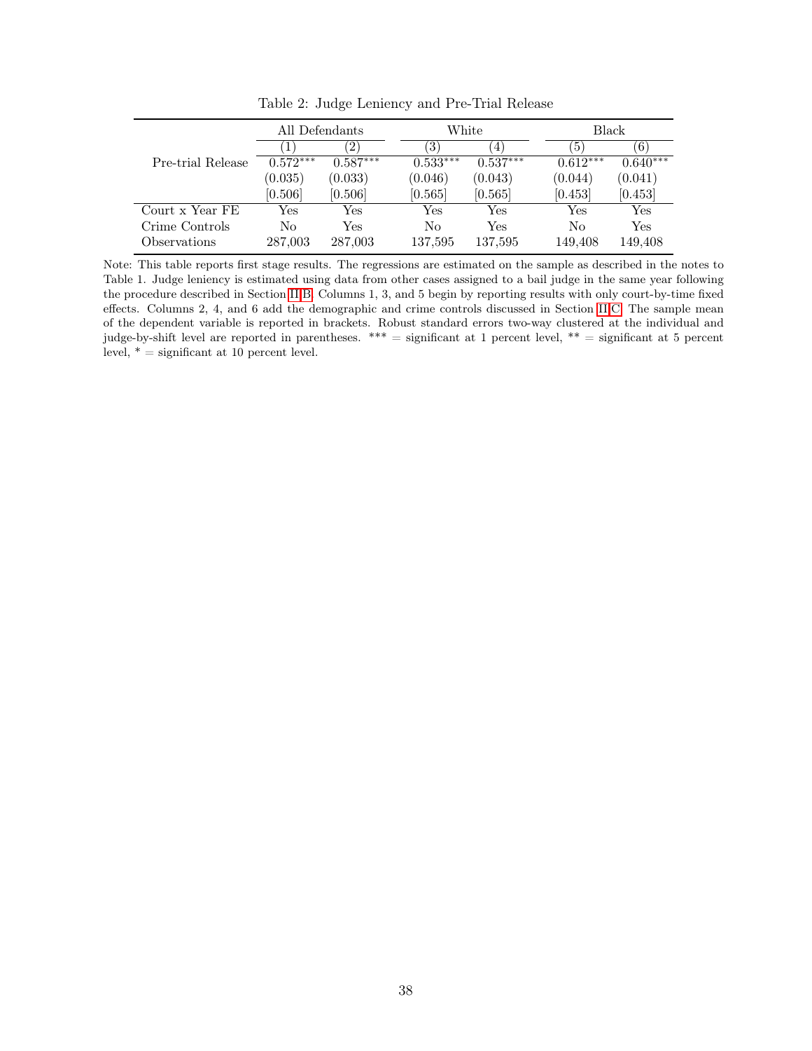Table 2: Judge Leniency and Pre-Trial Release

| | All Defendants | | White | | Black | |
|---|---|---|---|---|---|---|
| | (1) | (2) | (3) | (4) | (5) | (6) |
| Pre-trial Release | 0.572*** | 0.587*** | 0.533*** | 0.537*** | 0.612*** | 0.640*** |
| | (0.035) | (0.033) | (0.046) | (0.043) | (0.044) | (0.041) |
| | [0.506] | [0.506] | [0.565] | [0.565] | [0.453] | [0.453] |
| Court x Year FE | Yes | Yes | Yes | Yes | Yes | Yes |
| Crime Controls | No | Yes | No | Yes | No | Yes |
| Observations | 287,003 | 287,003 | 137,595 | 137,595 | 149,408 | 149,408 |

Note: This table reports first stage results. The regressions are estimated on the sample as described in the notes to Table 1. Judge leniency is estimated using data from other cases assigned to a bail judge in the same year following the procedure described in Section II.B. Columns 1, 3, and 5 begin by reporting results with only court-by-time fixed effects. Columns 2, 4, and 6 add the demographic and crime controls discussed in Section II.C. The sample mean of the dependent variable is reported in brackets. Robust standard errors two-way clustered at the individual and judge-by-shift level are reported in parentheses. *** = significant at 1 percent level, ** = significant at 5 percent level, * = significant at 10 percent level.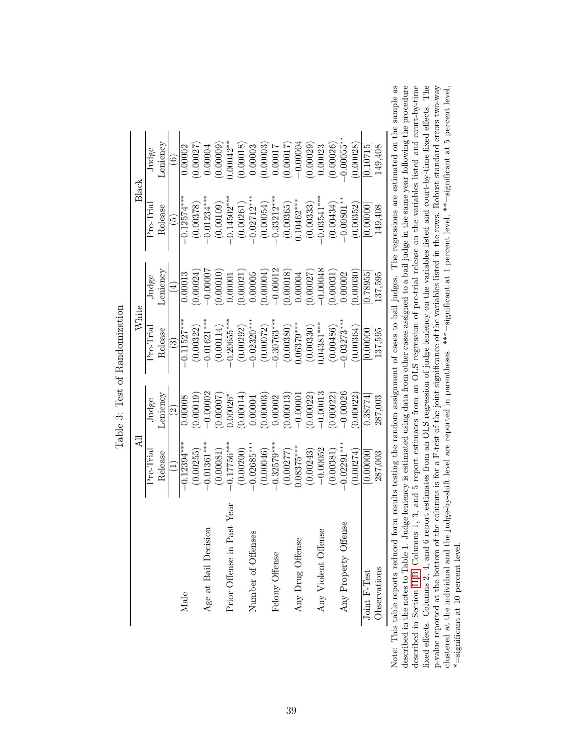Table 3: Test of Randomization

| | All | | White | | Black | |
|---|---|---|---|---|---|---|
| | Pre-Trial Release | Judge Leniency | Pre-Trial Release | Judge Leniency | Pre-Trial Release | Judge Leniency |
| | (1) | (2) | (3) | (4) | (5) | (6) |
| Male | −0.12394*** | 0.00008 | −0.11527*** | 0.00013 | −0.12574*** | 0.00002 |
| | (0.00255) | (0.00019) | (0.00322) | (0.00024) | (0.00378) | (0.00027) |
| Age at Bail Decision | −0.01361*** | −0.00002 | −0.01621*** | −0.00007 | −0.01234*** | 0.00004 |
| | (0.00081) | (0.00007) | (0.00114) | (0.00010) | (0.00109) | (0.00009) |
| Prior Offense in Past Year | −0.17756*** | 0.00026* | −0.20655*** | 0.00001 | −0.14502*** | 0.00042** |
| | (0.00200) | (0.00014) | (0.00292) | (0.00021) | (0.00261) | (0.00018) |
| Number of Offenses | −0.02685*** | 0.00004 | −0.02320*** | 0.00005 | −0.02712*** | 0.00003 |
| | (0.00046) | (0.00003) | (0.00072) | (0.00004) | (0.00054) | (0.00003) |
| Felony Offense | −0.32579*** | 0.00002 | −0.30763*** | −0.00012 | −0.33212*** | 0.00017 |
| | (0.00277) | (0.00013) | (0.00380) | (0.00018) | (0.00365) | (0.00017) |
| Any Drug Offense | 0.08375*** | −0.00001 | 0.06379*** | 0.00004 | 0.10462*** | −0.00004 |
| | (0.00243) | (0.00022) | (0.00330) | (0.00027) | (0.00333) | (0.00029) |
| Any Violent Offense | −0.00052 | −0.00013 | 0.04381*** | −0.00048 | −0.03541*** | 0.00023 |
| | (0.00381) | (0.00022) | (0.00486) | (0.00031) | (0.00434) | (0.00026) |
| Any Property Offense | −0.02291*** | −0.00026 | −0.03273*** | 0.00002 | −0.00801** | −0.00055** |
| | (0.00274) | (0.00022) | (0.00364) | (0.00030) | (0.00352) | (0.00028) |
| Joint F-Test | [0.00000] | [0.38774] | [0.00000] | [0.78955] | [0.00000] | [0.10715] |
| Observations | 287,003 | 287,003 | 137,595 | 137,595 | 149,408 | 149,408 |

Note: This table reports reduced form results testing the random assignment of cases to bail judges. The regressions are estimated on the sample as described in the notes to Table 1. Judge leniency is estimated using data from other cases assigned to a bail judge in the same year following the procedure described in Section III.B. Columns 1, 3, and 5 report estimates from an OLS regression of pre-trial release on the variables listed and court-by-time fixed effects. Columns 2, 4, and 6 report estimates from an OLS regression of judge leniency on the variables listed and court-by-time fixed effects. The p-value reported at the bottom of the columns is for a F-test of the joint significance of the variables listed in the rows. Robust standard errors two-way clustered at the individual and the judge-by-shift level are reported in parentheses. ***=significant at 1 percent level, **=significant at 5 percent level, *=significant at 10 percent level.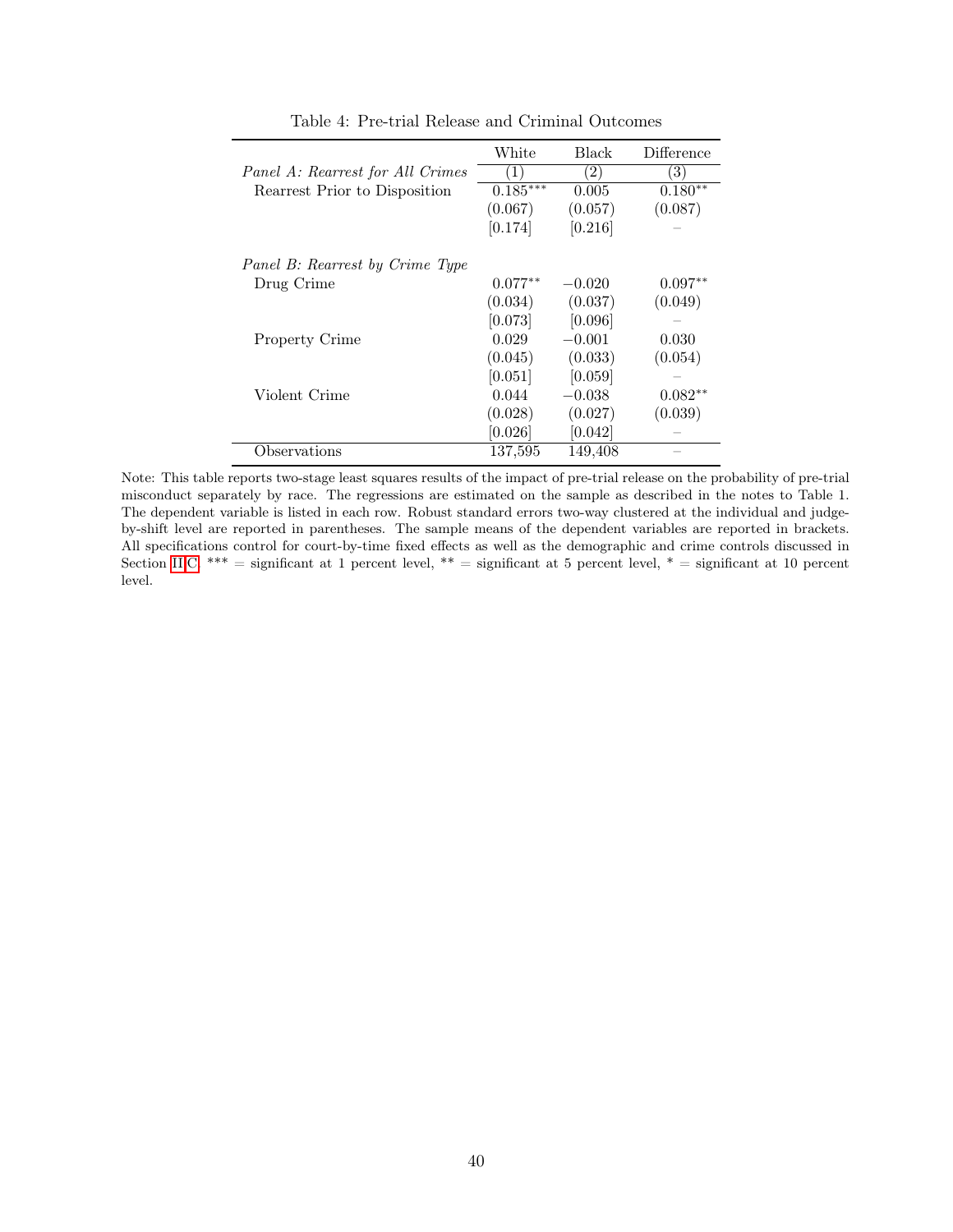Table 4: Pre-trial Release and Criminal Outcomes

| | White | Black | Difference |
|---|---|---|---|
| *Panel A: Rearrest for All Crimes* | (1) | (2) | (3) |
| Rearrest Prior to Disposition | 0.185*** | 0.005 | 0.180** |
| | (0.067) | (0.057) | (0.087) |
| | [0.174] | [0.216] | – |
| *Panel B: Rearrest by Crime Type* | | | |
| Drug Crime | 0.077** | −0.020 | 0.097** |
| | (0.034) | (0.037) | (0.049) |
| | [0.073] | [0.096] | – |
| Property Crime | 0.029 | −0.001 | 0.030 |
| | (0.045) | (0.033) | (0.054) |
| | [0.051] | [0.059] | – |
| Violent Crime | 0.044 | −0.038 | 0.082** |
| | (0.028) | (0.027) | (0.039) |
| | [0.026] | [0.042] | – |
| Observations | 137,595 | 149,408 | – |

Note: This table reports two-stage least squares results of the impact of pre-trial release on the probability of pre-trial misconduct separately by race. The regressions are estimated on the sample as described in the notes to Table 1. The dependent variable is listed in each row. Robust standard errors two-way clustered at the individual and judge-by-shift level are reported in parentheses. The sample means of the dependent variables are reported in brackets. All specifications control for court-by-time fixed effects as well as the demographic and crime controls discussed in Section II.C. *** = significant at 1 percent level, ** = significant at 5 percent level, * = significant at 10 percent level.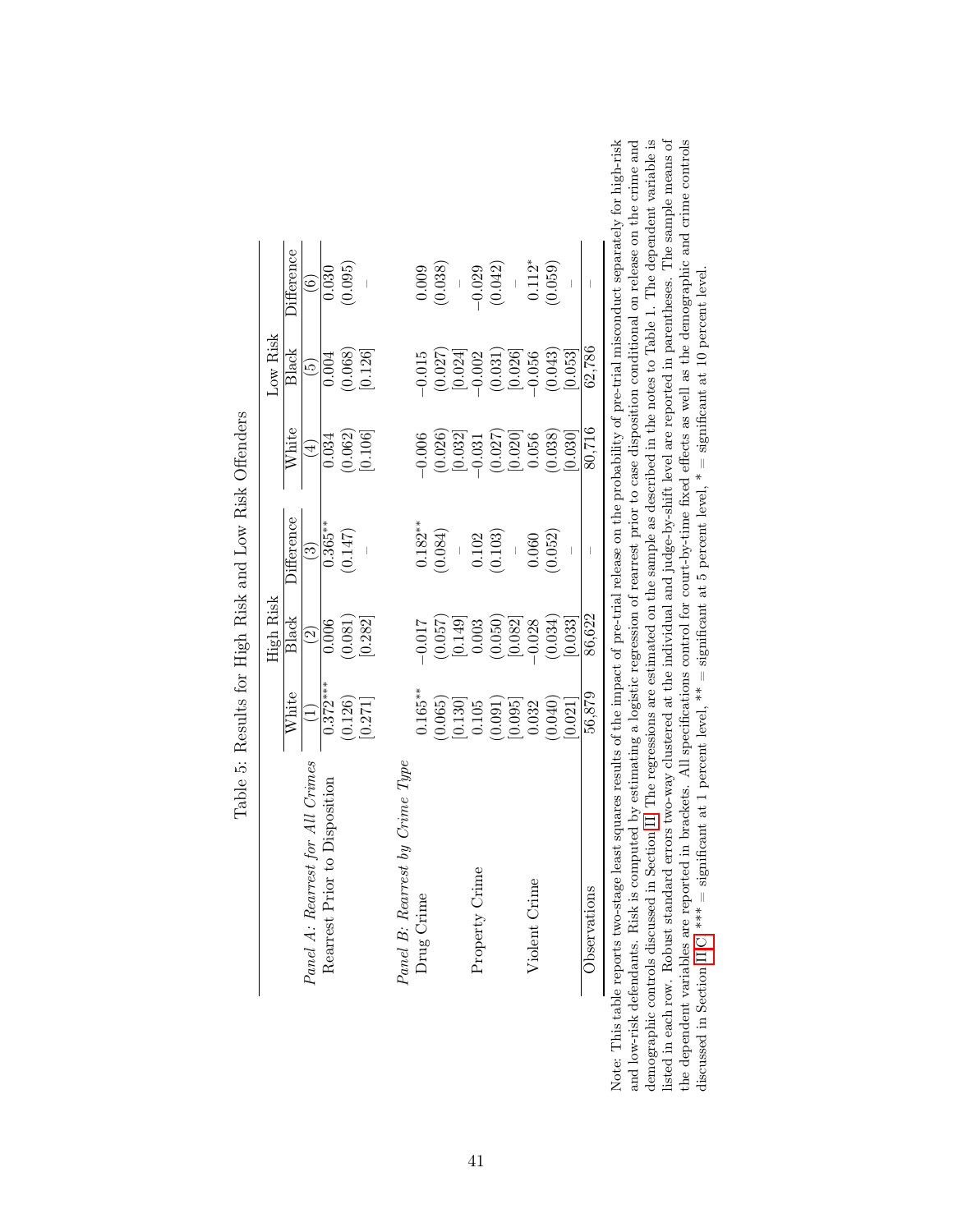Table 5: Results for High Risk and Low Risk Offenders

| | High Risk | | | Low Risk | | |
|---|---|---|---|---|---|---|
| | White | Black | Difference | White | Black | Difference |
| | (1) | (2) | (3) | (4) | (5) | (6) |
| *Panel A: Rearrest for All Crimes* | | | | | | |
| Rearrest Prior to Disposition | 0.372*** | 0.006 | 0.365** | 0.034 | 0.004 | 0.030 |
| | (0.126) | (0.081) | (0.147) | (0.062) | (0.068) | (0.095) |
| | [0.271] | [0.282] | – | [0.106] | [0.126] | – |
| *Panel B: Rearrest by Crime Type* | | | | | | |
| Drug Crime | 0.165** | −0.017 | 0.182** | −0.006 | −0.015 | 0.009 |
| | (0.065) | (0.057) | (0.084) | (0.026) | (0.027) | (0.038) |
| | [0.130] | [0.149] | – | [0.032] | [0.024] | – |
| Property Crime | 0.105 | 0.003 | 0.102 | −0.031 | −0.002 | −0.029 |
| | (0.091) | (0.050) | (0.103) | (0.027) | (0.031) | (0.042) |
| | [0.095] | [0.082] | – | [0.020] | [0.026] | – |
| Violent Crime | 0.032 | −0.028 | 0.060 | 0.056 | −0.056 | 0.112* |
| | (0.040) | (0.034) | (0.052) | (0.038) | (0.043) | (0.059) |
| | [0.021] | [0.033] | – | [0.030] | [0.053] | – |
| Observations | 56,879 | 86,622 | – | 80,716 | 62,786 | – |

Note: This table reports two-stage least squares results of the impact of pre-trial release on the probability of pre-trial misconduct separately for high-risk and low-risk defendants. Risk is computed by estimating a logistic regression of rearrest prior to case disposition conditional on release on the crime and demographic controls discussed in Section III. The regressions are estimated on the sample as described in the notes to Table 1. The dependent variable is listed in each row. Robust standard errors two-way clustered at the individual and judge-by-shift level are reported in parentheses. The sample means of the dependent variables are reported in brackets. All specifications control for court-by-time fixed effects as well as the demographic and crime controls discussed in Section II.C. *** = significant at 1 percent level, ** = significant at 5 percent level, * = significant at 10 percent level.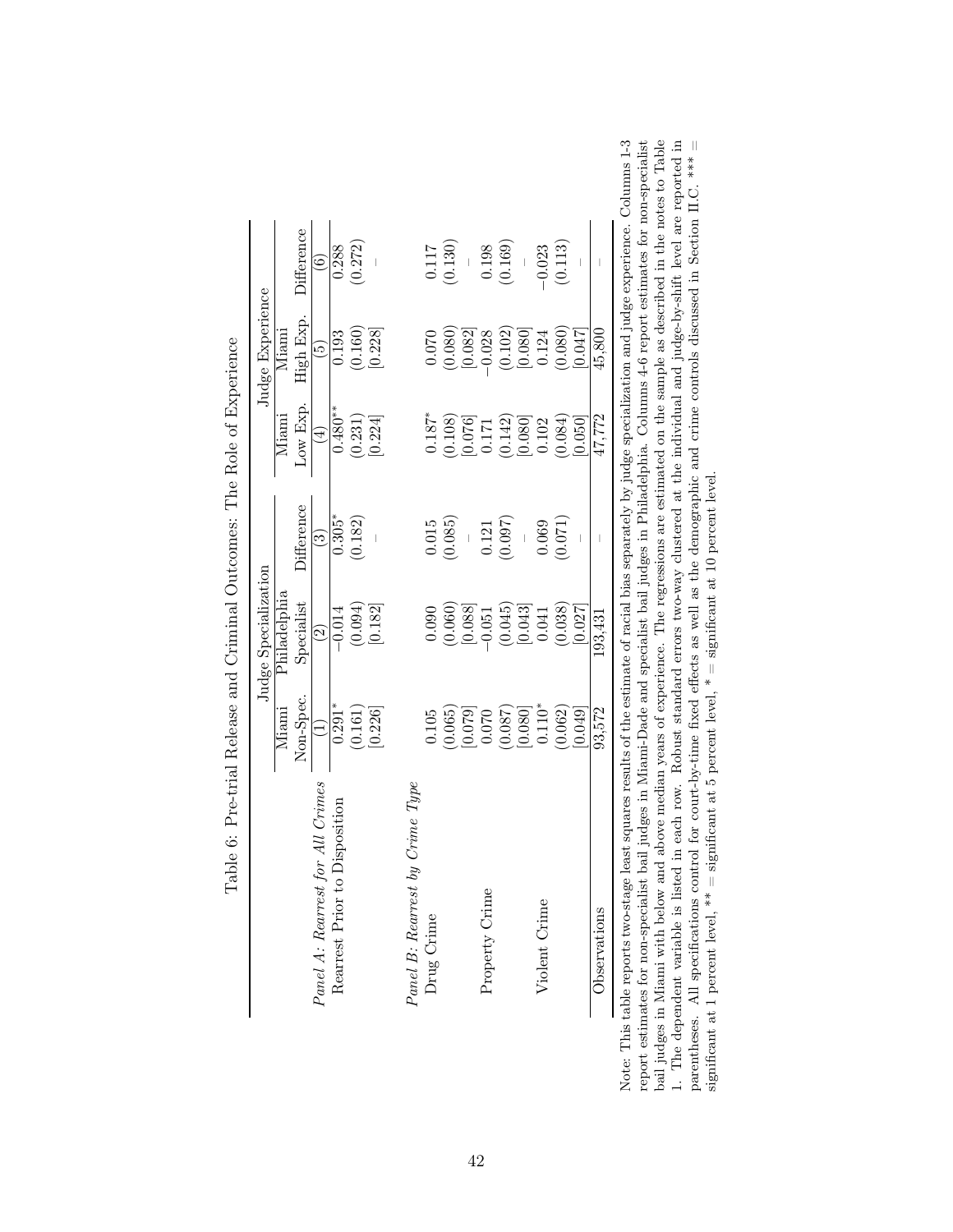Table 6: Pre-trial Release and Criminal Outcomes: The Role of Experience

| | Judge Specialization | | | Judge Experience | | |
|---|---|---|---|---|---|---|
| | Miami Non-Spec. | Philadelphia Specialist | Difference | Miami Low Exp. | Miami High Exp. | Difference |
| | (1) | (2) | (3) | (4) | (5) | (6) |
| *Panel A: Rearrest for All Crimes* | | | | | | |
| Rearrest Prior to Disposition | 0.291* | −0.014 | 0.305* | 0.480** | 0.193 | 0.288 |
| | (0.161) | (0.094) | (0.182) | (0.231) | (0.160) | (0.272) |
| | [0.226] | [0.182] | – | [0.224] | [0.228] | – |
| *Panel B: Rearrest by Crime Type* | | | | | | |
| Drug Crime | 0.105 | 0.090 | 0.015 | 0.187* | 0.070 | 0.117 |
| | (0.065) | (0.060) | (0.085) | (0.108) | (0.080) | (0.130) |
| | [0.079] | [0.088] | – | [0.076] | [0.082] | – |
| Property Crime | 0.070 | −0.051 | 0.121 | 0.171 | −0.028 | 0.198 |
| | (0.087) | (0.045) | (0.097) | (0.142) | (0.102) | (0.169) |
| | [0.080] | [0.043] | – | [0.080] | [0.080] | – |
| Violent Crime | 0.110* | 0.041 | 0.069 | 0.102 | 0.124 | −0.023 |
| | (0.062) | (0.038) | (0.071) | (0.084) | (0.080) | (0.113) |
| | [0.049] | [0.027] | – | [0.050] | [0.047] | – |
| Observations | 93,572 | 193,431 | – | 47,772 | 45,800 | – |

Note: This table reports two-stage least squares results of the estimate of racial bias separately by judge specialization and judge experience. Columns 1-3 report estimates for non-specialist bail judges in Miami-Dade and specialist bail judges in Philadelphia. Columns 4-6 report estimates for non-specialist bail judges in Miami with below and above median years of experience. The regressions are estimated on the sample as described in the notes to Table 1. The dependent variable is listed in each row. Robust standard errors two-way clustered at the individual and judge-by-shift level are reported in parentheses. All specifications control for court-by-time fixed effects as well as the demographic and crime controls discussed in Section II.C. *** = significant at 1 percent level, ** = significant at 5 percent level, * = significant at 10 percent level.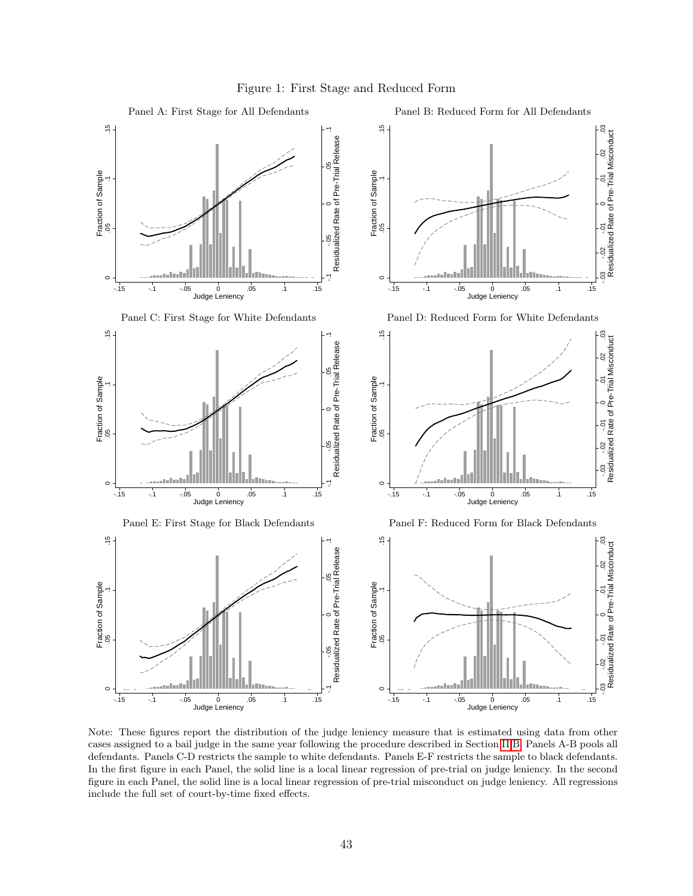Figure 1: First Stage and Reduced Form

Panel A: First Stage for All Defendants

Panel B: Reduced Form for All Defendants

Panel C: First Stage for White Defendants

Panel D: Reduced Form for White Defendants

Panel E: First Stage for Black Defendants

Panel F: Reduced Form for Black Defendants

Note: These figures report the distribution of the judge leniency measure that is estimated using data from other cases assigned to a bail judge in the same year following the procedure described in Section II.B. Panels A-B pools all defendants. Panels C-D restricts the sample to white defendants. Panels E-F restricts the sample to black defendants. In the first figure in each Panel, the solid line is a local linear regression of pre-trial on judge leniency. In the second figure in each Panel, the solid line is a local linear regression of pre-trial misconduct on judge leniency. All regressions include the full set of court-by-time fixed effects.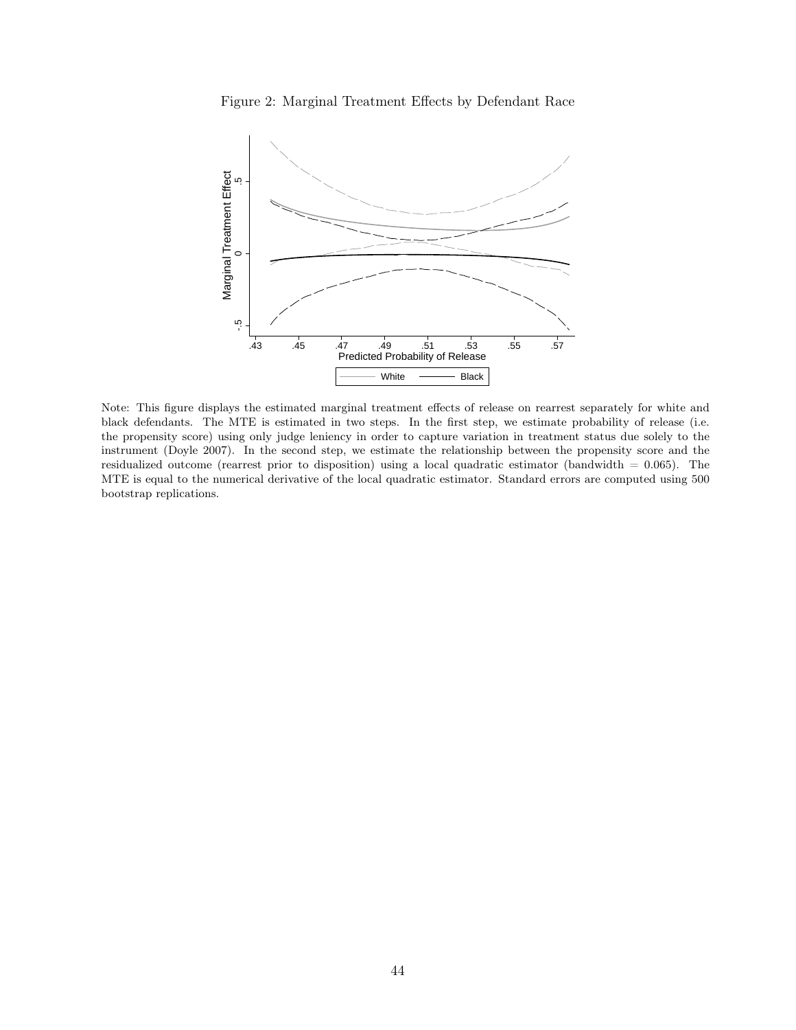Figure 2: Marginal Treatment Effects by Defendant Race

Note: This figure displays the estimated marginal treatment effects of release on rearrest separately for white and black defendants. The MTE is estimated in two steps. In the first step, we estimate probability of release (i.e. the propensity score) using only judge leniency in order to capture variation in treatment status due solely to the instrument (Doyle 2007). In the second step, we estimate the relationship between the propensity score and the residualized outcome (rearrest prior to disposition) using a local quadratic estimator (bandwidth = 0.065). The MTE is equal to the numerical derivative of the local quadratic estimator. Standard errors are computed using 500 bootstrap replications.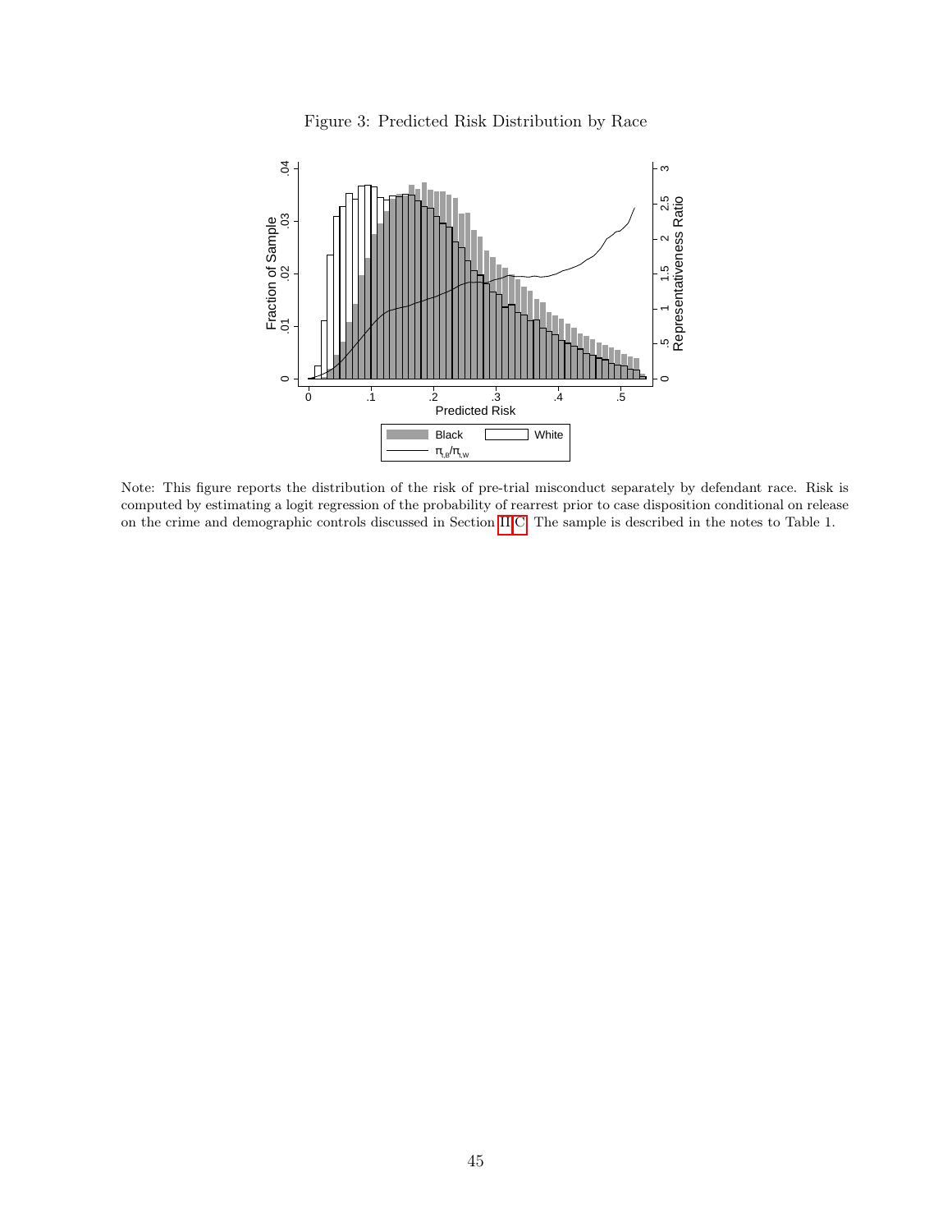Figure 3: Predicted Risk Distribution by Race

Note: This figure reports the distribution of the risk of pre-trial misconduct separately by defendant race. Risk is computed by estimating a logit regression of the probability of rearrest prior to case disposition conditional on release on the crime and demographic controls discussed in Section II.C. The sample is described in the notes to Table 1.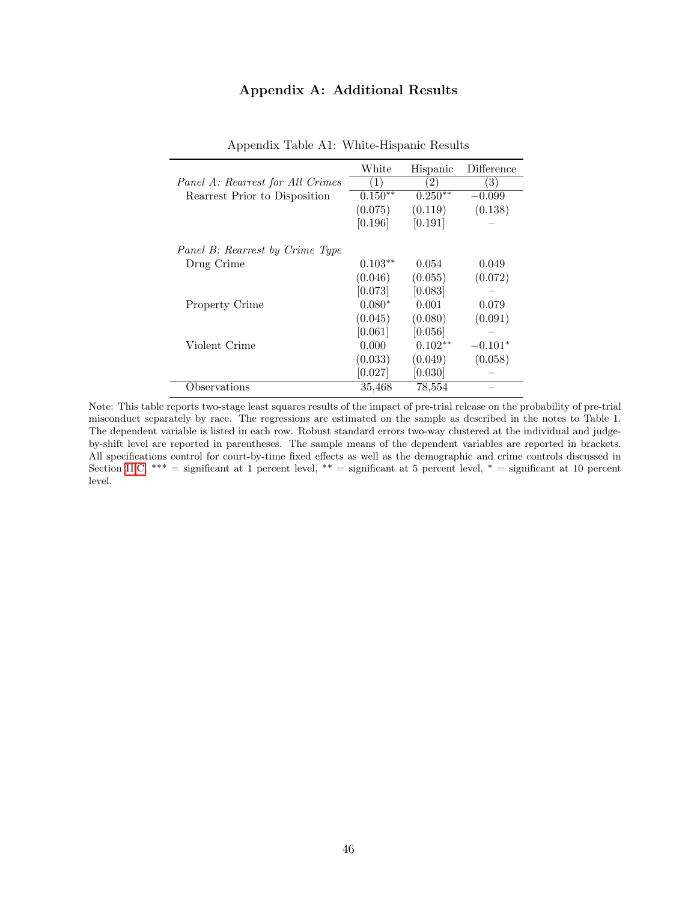# Appendix A: Additional Results

Appendix Table A1: White-Hispanic Results

| | White | Hispanic | Difference |
|---|---|---|---|
| *Panel A: Rearrest for All Crimes* | (1) | (2) | (3) |
| Rearrest Prior to Disposition | 0.150** | 0.250** | −0.099 |
| | (0.075) | (0.119) | (0.138) |
| | [0.196] | [0.191] | – |
| *Panel B: Rearrest by Crime Type* | | | |
| Drug Crime | 0.103** | 0.054 | 0.049 |
| | (0.046) | (0.055) | (0.072) |
| | [0.073] | [0.083] | – |
| Property Crime | 0.080* | 0.001 | 0.079 |
| | (0.045) | (0.080) | (0.091) |
| | [0.061] | [0.056] | – |
| Violent Crime | 0.000 | 0.102** | −0.101* |
| | (0.033) | (0.049) | (0.058) |
| | [0.027] | [0.030] | – |
| Observations | 35,468 | 78,554 | – |

Note: This table reports two-stage least squares results of the impact of pre-trial release on the probability of pre-trial misconduct separately by race. The regressions are estimated on the sample as described in the notes to Table 1. The dependent variable is listed in each row. Robust standard errors two-way clustered at the individual and judge-by-shift level are reported in parentheses. The sample means of the dependent variables are reported in brackets. All specifications control for court-by-time fixed effects as well as the demographic and crime controls discussed in Section II.C. *** = significant at 1 percent level, ** = significant at 5 percent level, * = significant at 10 percent level.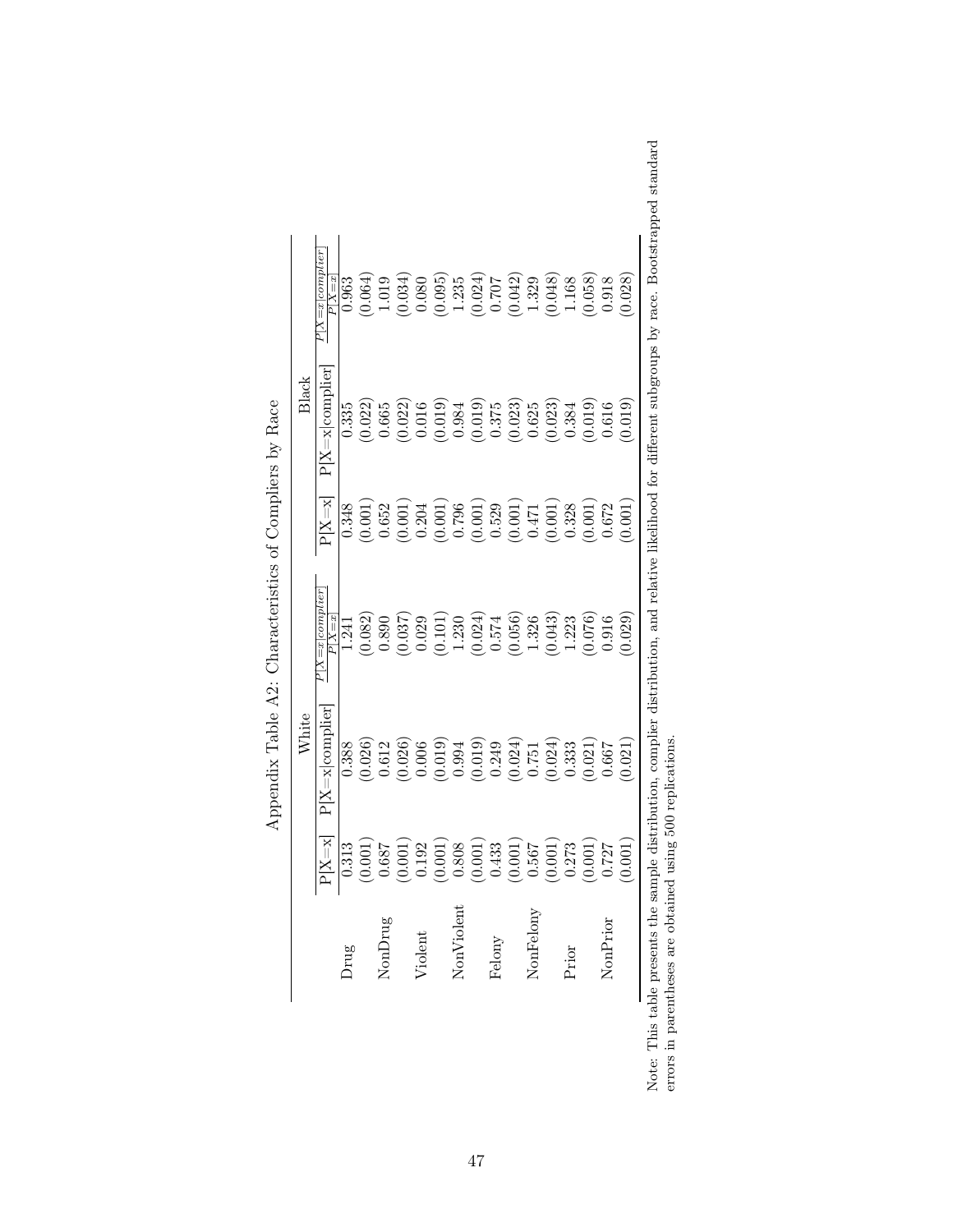# Appendix Table A2: Characteristics of Compliers by Race

| | White | | | Black | | |
|---|---|---|---|---|---|---|
| | P[X=x] | P[X=x\|complier] | $\frac{P[X=x\|complier]}{P[X=x]}$ | P[X=x] | P[X=x\|complier] | $\frac{P[X=x\|complier]}{P[X=x]}$ |
| Drug | 0.313 | 0.388 | 1.241 | 0.348 | 0.335 | 0.963 |
| | (0.001) | (0.026) | (0.082) | (0.001) | (0.022) | (0.064) |
| NonDrug | 0.687 | 0.612 | 0.890 | 0.652 | 0.665 | 1.019 |
| | (0.001) | (0.026) | (0.037) | (0.001) | (0.022) | (0.034) |
| Violent | 0.192 | 0.006 | 0.029 | 0.204 | 0.016 | 0.080 |
| | (0.001) | (0.019) | (0.101) | (0.001) | (0.019) | (0.095) |
| NonViolent | 0.808 | 0.994 | 1.230 | 0.796 | 0.984 | 1.235 |
| | (0.001) | (0.019) | (0.024) | (0.001) | (0.019) | (0.024) |
| Felony | 0.433 | 0.249 | 0.574 | 0.529 | 0.375 | 0.707 |
| | (0.001) | (0.024) | (0.056) | (0.001) | (0.023) | (0.042) |
| NonFelony | 0.567 | 0.751 | 1.326 | 0.471 | 0.625 | 1.329 |
| | (0.001) | (0.024) | (0.043) | (0.001) | (0.023) | (0.048) |
| Prior | 0.273 | 0.333 | 1.223 | 0.328 | 0.384 | 1.168 |
| | (0.001) | (0.021) | (0.076) | (0.001) | (0.019) | (0.058) |
| NonPrior | 0.727 | 0.667 | 0.916 | 0.672 | 0.616 | 0.918 |
| | (0.001) | (0.021) | (0.029) | (0.001) | (0.019) | (0.028) |

Note: This table presents the sample distribution, complier distribution, and relative likelihood for different subgroups by race. Bootstrapped standard errors in parentheses are obtained using 500 replications.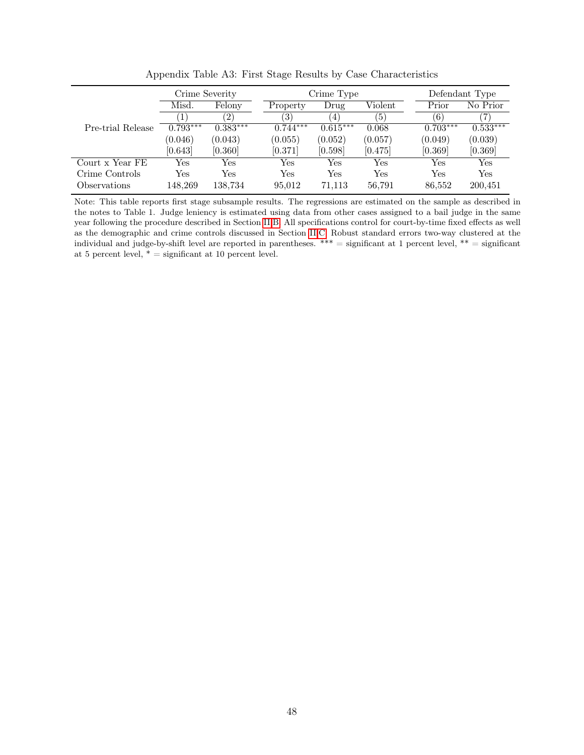Appendix Table A3: First Stage Results by Case Characteristics

| | Crime Severity | | Crime Type | | | Defendant Type | |
|---|---|---|---|---|---|---|---|
| | Misd. | Felony | Property | Drug | Violent | Prior | No Prior |
| | (1) | (2) | (3) | (4) | (5) | (6) | (7) |
| Pre-trial Release | 0.793*** | 0.383*** | 0.744*** | 0.615*** | 0.068 | 0.703*** | 0.533*** |
| | (0.046) | (0.043) | (0.055) | (0.052) | (0.057) | (0.049) | (0.039) |
| | [0.643] | [0.360] | [0.371] | [0.598] | [0.475] | [0.369] | [0.369] |
| Court x Year FE | Yes | Yes | Yes | Yes | Yes | Yes | Yes |
| Crime Controls | Yes | Yes | Yes | Yes | Yes | Yes | Yes |
| Observations | 148,269 | 138,734 | 95,012 | 71,113 | 56,791 | 86,552 | 200,451 |

Note: This table reports first stage subsample results. The regressions are estimated on the sample as described in the notes to Table 1. Judge leniency is estimated using data from other cases assigned to a bail judge in the same year following the procedure described in Section II.B. All specifications control for court-by-time fixed effects as well as the demographic and crime controls discussed in Section II.C. Robust standard errors two-way clustered at the individual and judge-by-shift level are reported in parentheses. *** = significant at 1 percent level, ** = significant at 5 percent level, * = significant at 10 percent level.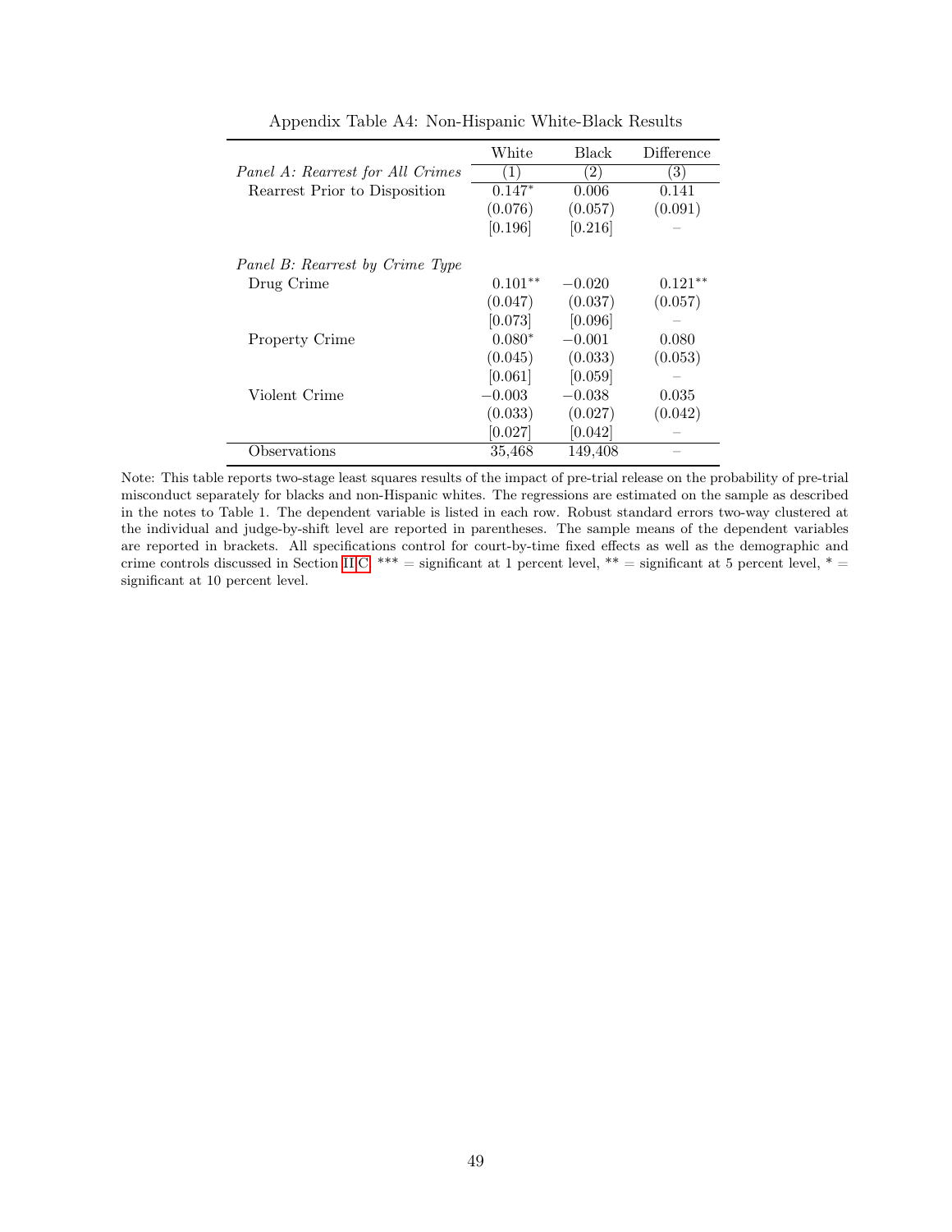Appendix Table A4: Non-Hispanic White-Black Results

| | White | Black | Difference |
|---|---|---|---|
| *Panel A: Rearrest for All Crimes* | (1) | (2) | (3) |
| Rearrest Prior to Disposition | 0.147* | 0.006 | 0.141 |
| | (0.076) | (0.057) | (0.091) |
| | [0.196] | [0.216] | – |
| *Panel B: Rearrest by Crime Type* | | | |
| Drug Crime | 0.101** | −0.020 | 0.121** |
| | (0.047) | (0.037) | (0.057) |
| | [0.073] | [0.096] | – |
| Property Crime | 0.080* | −0.001 | 0.080 |
| | (0.045) | (0.033) | (0.053) |
| | [0.061] | [0.059] | – |
| Violent Crime | −0.003 | −0.038 | 0.035 |
| | (0.033) | (0.027) | (0.042) |
| | [0.027] | [0.042] | – |
| Observations | 35,468 | 149,408 | – |

Note: This table reports two-stage least squares results of the impact of pre-trial release on the probability of pre-trial misconduct separately for blacks and non-Hispanic whites. The regressions are estimated on the sample as described in the notes to Table 1. The dependent variable is listed in each row. Robust standard errors two-way clustered at the individual and judge-by-shift level are reported in parentheses. The sample means of the dependent variables are reported in brackets. All specifications control for court-by-time fixed effects as well as the demographic and crime controls discussed in Section II.C. *** = significant at 1 percent level, ** = significant at 5 percent level, * = significant at 10 percent level.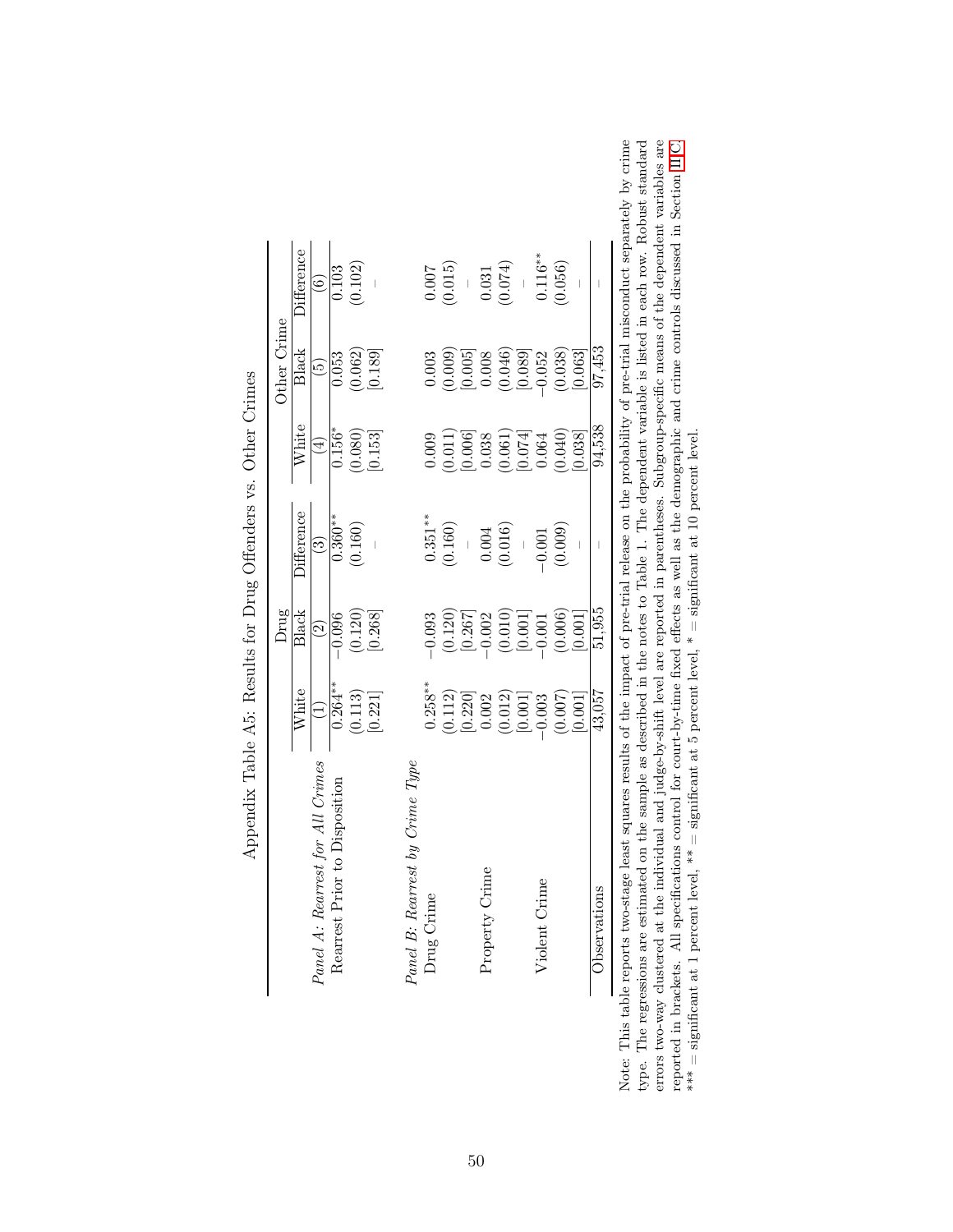# Appendix Table A5: Results for Drug Offenders vs. Other Crimes

| | Drug | | | Other Crime | | |
|---|---|---|---|---|---|---|
| | White | Black | Difference | White | Black | Difference |
| | (1) | (2) | (3) | (4) | (5) | (6) |
| *Panel A: Rearrest for All Crimes* | | | | | | |
| Rearrest Prior to Disposition | 0.264** | −0.096 | 0.360** | 0.156* | 0.053 | 0.103 |
| | (0.113) | (0.120) | (0.160) | (0.080) | (0.062) | (0.102) |
| | [0.221] | [0.268] | – | [0.153] | [0.189] | – |
| *Panel B: Rearrest by Crime Type* | | | | | | |
| Drug Crime | 0.258** | −0.093 | 0.351** | 0.009 | 0.003 | 0.007 |
| | (0.112) | (0.120) | (0.160) | (0.011) | (0.009) | (0.015) |
| | [0.220] | [0.267] | – | [0.006] | [0.005] | – |
| Property Crime | 0.002 | −0.002 | 0.004 | 0.038 | 0.008 | 0.031 |
| | (0.012) | (0.010) | (0.016) | (0.061) | (0.046) | (0.074) |
| | [0.001] | [0.001] | – | [0.074] | [0.089] | – |
| Violent Crime | −0.003 | −0.001 | −0.001 | 0.064 | −0.052 | 0.116** |
| | (0.007) | (0.006) | (0.009) | (0.040) | (0.038) | (0.056) |
| | [0.001] | [0.001] | – | [0.038] | [0.063] | – |
| Observations | 43,057 | 51,955 | – | 94,538 | 97,453 | – |

Note: This table reports two-stage least squares results of the impact of pre-trial release on the probability of pre-trial misconduct separately by crime type. The regressions are estimated on the sample as described in the notes to Table 1. The dependent variable is listed in each row. Robust standard errors two-way clustered at the individual and judge-by-shift level are reported in parentheses. Subgroup-specific means of the dependent variables are reported in brackets. All specifications control for court-by-time fixed effects as well as the demographic and crime controls discussed in Section III.C. *** = significant at 1 percent level, ** = significant at 5 percent level, * = significant at 10 percent level.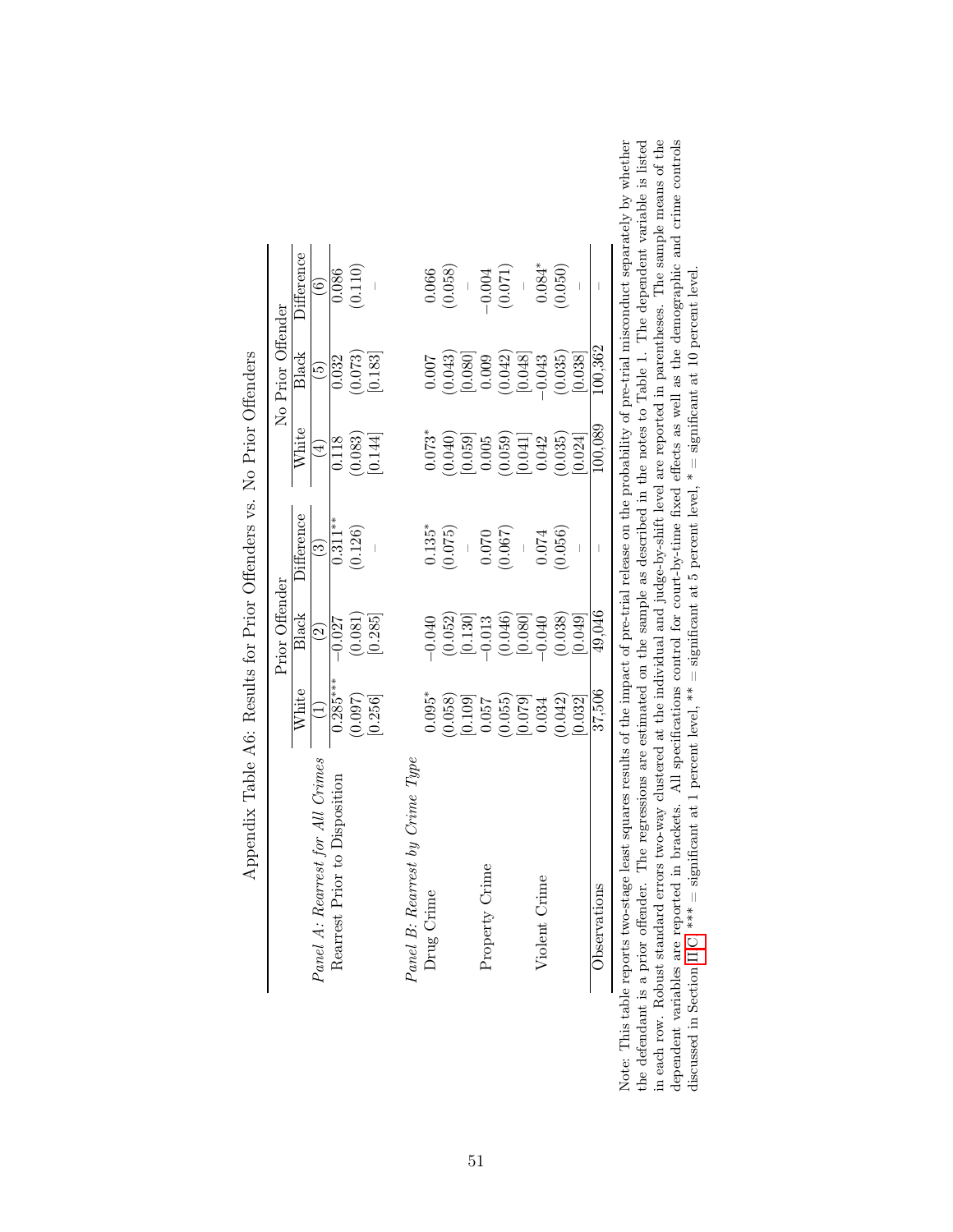Appendix Table A6: Results for Prior Offenders vs. No Prior Offenders

| | Prior Offender | | | No Prior Offender | | |
|---|---|---|---|---|---|---|
| | White | Black | Difference | White | Black | Difference |
| | (1) | (2) | (3) | (4) | (5) | (6) |
| *Panel A: Rearrest for All Crimes* | | | | | | |
| Rearrest Prior to Disposition | 0.285*** | −0.027 | 0.311** | 0.118 | 0.032 | 0.086 |
| | (0.097) | (0.081) | (0.126) | (0.083) | (0.073) | (0.110) |
| | [0.256] | [0.285] | – | [0.144] | [0.183] | – |
| *Panel B: Rearrest by Crime Type* | | | | | | |
| Drug Crime | 0.095* | −0.040 | 0.135* | 0.073* | 0.007 | 0.066 |
| | (0.058) | (0.052) | (0.075) | (0.040) | (0.043) | (0.058) |
| | [0.109] | [0.130] | – | [0.059] | [0.080] | – |
| Property Crime | 0.057 | −0.013 | 0.070 | 0.005 | 0.009 | −0.004 |
| | (0.055) | (0.046) | (0.067) | (0.059) | (0.042) | (0.071) |
| | [0.079] | [0.080] | – | [0.041] | [0.048] | – |
| Violent Crime | 0.034 | −0.040 | 0.074 | 0.042 | −0.043 | 0.084* |
| | (0.042) | (0.038) | (0.056) | (0.035) | (0.035) | (0.050) |
| | [0.032] | [0.049] | – | [0.024] | [0.038] | – |
| Observations | 37,506 | 49,046 | – | 100,089 | 100,362 | – |

Note: This table reports two-stage least squares results of the impact of pre-trial release on the probability of pre-trial misconduct separately by whether the defendant is a prior offender. The regressions are estimated on the sample as described in the notes to Table 1. The dependent variable is listed in each row. Robust standard errors two-way clustered at the individual and judge-by-shift level are reported in parentheses. The sample means of the dependent variables are reported in brackets. All specifications control for court-by-time fixed effects as well as the demographic and crime controls discussed in Section III.C. *** = significant at 1 percent level, ** = significant at 5 percent level, * = significant at 10 percent level.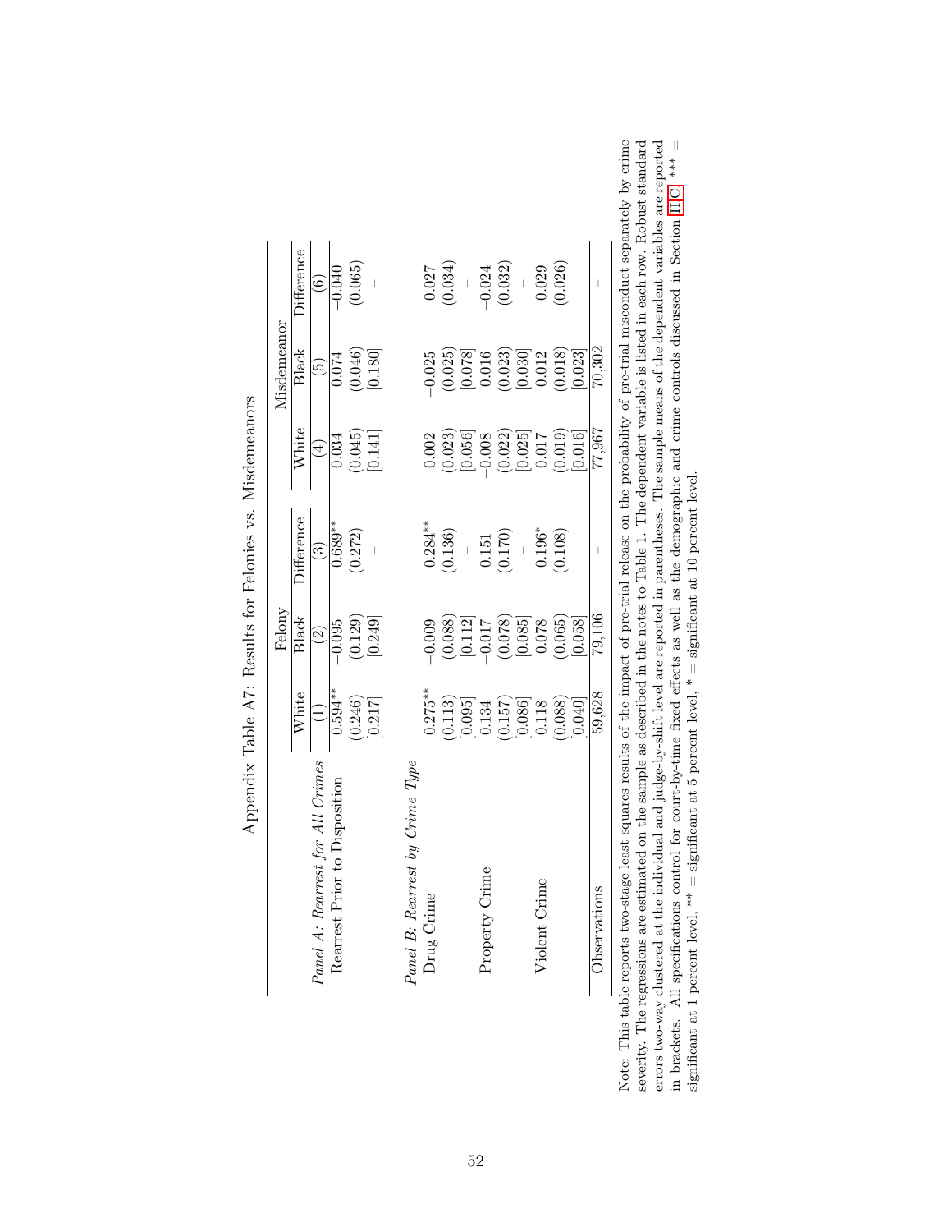# Appendix Table A7: Results for Felonies vs. Misdemeanors

| | Felony | | | Misdemeanor | | |
|---|---|---|---|---|---|---|
| | White | Black | Difference | White | Black | Difference |
| | (1) | (2) | (3) | (4) | (5) | (6) |
| *Panel A: Rearrest for All Crimes* | | | | | | |
| Rearrest Prior to Disposition | 0.594** | −0.095 | 0.689** | 0.034 | 0.074 | −0.040 |
| | (0.246) | (0.129) | (0.272) | (0.045) | (0.046) | (0.065) |
| | [0.217] | [0.249] | – | [0.141] | [0.180] | – |
| *Panel B: Rearrest by Crime Type* | | | | | | |
| Drug Crime | 0.275** | −0.009 | 0.284** | 0.002 | −0.025 | 0.027 |
| | (0.113) | (0.088) | (0.136) | (0.023) | (0.025) | (0.034) |
| | [0.095] | [0.112] | – | [0.056] | [0.078] | – |
| Property Crime | 0.134 | −0.017 | 0.151 | −0.008 | 0.016 | −0.024 |
| | (0.157) | (0.078) | (0.170) | (0.022) | (0.023) | (0.032) |
| | [0.086] | [0.085] | – | [0.025] | [0.030] | – |
| Violent Crime | 0.118 | −0.078 | 0.196* | 0.017 | −0.012 | 0.029 |
| | (0.088) | (0.065) | (0.108) | (0.019) | (0.018) | (0.026) |
| | [0.040] | [0.058] | – | [0.016] | [0.023] | – |
| Observations | 59,628 | 79,106 | – | 77,967 | 70,302 | – |

Note: This table reports two-stage least squares results of the impact of pre-trial release on the probability of pre-trial misconduct separately by crime severity. The regressions are estimated on the sample as described in the notes to Table 1. The dependent variable is listed in each row. Robust standard errors two-way clustered at the individual and judge-by-shift level are reported in parentheses. The sample means of the dependent variables are reported in brackets. All specifications control for court-by-time fixed effects as well as the demographic and crime controls discussed in Section II.C. *** = significant at 1 percent level, ** = significant at 5 percent level, * = significant at 10 percent level.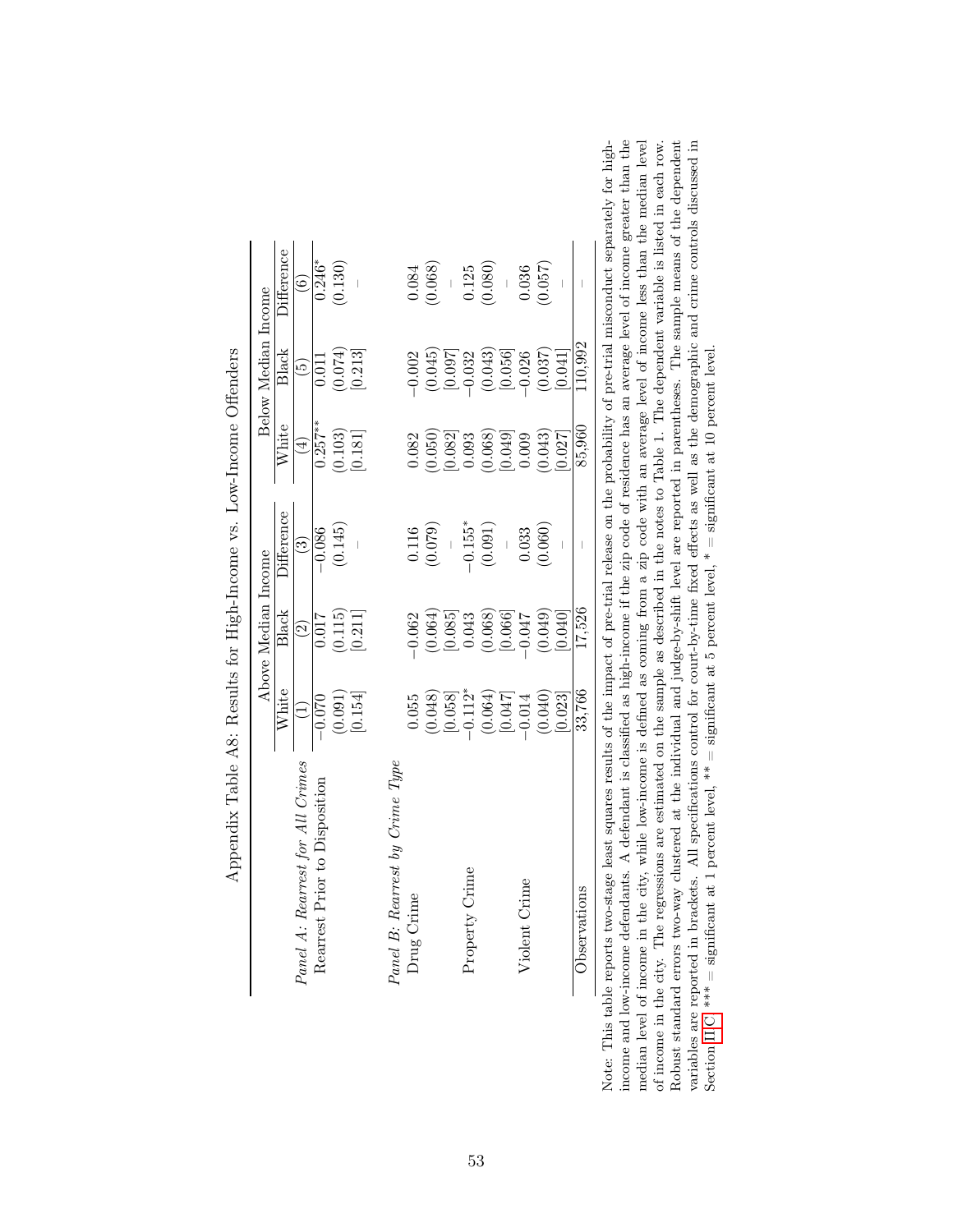# Appendix Table A8: Results for High-Income vs. Low-Income Offenders

| | Above Median Income | | | Below Median Income | | |
|---|---|---|---|---|---|---|
| | White | Black | Difference | White | Black | Difference |
| | (1) | (2) | (3) | (4) | (5) | (6) |
| *Panel A: Rearrest for All Crimes* | | | | | | |
| Rearrest Prior to Disposition | −0.070 | 0.017 | −0.086 | 0.257** | 0.011 | 0.246* |
| | (0.091) | (0.115) | (0.145) | (0.103) | (0.074) | (0.130) |
| | [0.154] | [0.211] | – | [0.181] | [0.213] | – |
| *Panel B: Rearrest by Crime Type* | | | | | | |
| Drug Crime | 0.055 | −0.062 | 0.116 | 0.082 | −0.002 | 0.084 |
| | (0.048) | (0.064) | (0.079) | (0.050) | (0.045) | (0.068) |
| | [0.058] | [0.085] | – | [0.082] | [0.097] | – |
| Property Crime | −0.112* | 0.043 | −0.155* | 0.093 | −0.032 | 0.125 |
| | (0.064) | (0.068) | (0.091) | (0.068) | (0.043) | (0.080) |
| | [0.047] | [0.066] | – | [0.049] | [0.056] | – |
| Violent Crime | −0.014 | −0.047 | 0.033 | 0.009 | −0.026 | 0.036 |
| | (0.040) | (0.049) | (0.060) | (0.043) | (0.037) | (0.057) |
| | [0.023] | [0.040] | – | [0.027] | [0.041] | – |
| Observations | 33,766 | 17,526 | – | 85,960 | 110,992 | – |

Note: This table reports two-stage least squares results of the impact of pre-trial release on the probability of pre-trial misconduct separately for high-income and low-income defendants. A defendant is classified as high-income if the zip code of residence has an average level of income greater than the median level of income in the city, while low-income is defined as coming from a zip code with an average level of income less than the median level of income in the city. The regressions are estimated on the sample as described in the notes to Table 1. The dependent variable is listed in each row. Robust standard errors two-way clustered at the individual and judge-by-shift level are reported in parentheses. The sample means of the dependent variables are reported in brackets. All specifications control for court-by-time fixed effects as well as the demographic and crime controls discussed in Section III.C. *** = significant at 1 percent level, ** = significant at 5 percent level, * = significant at 10 percent level.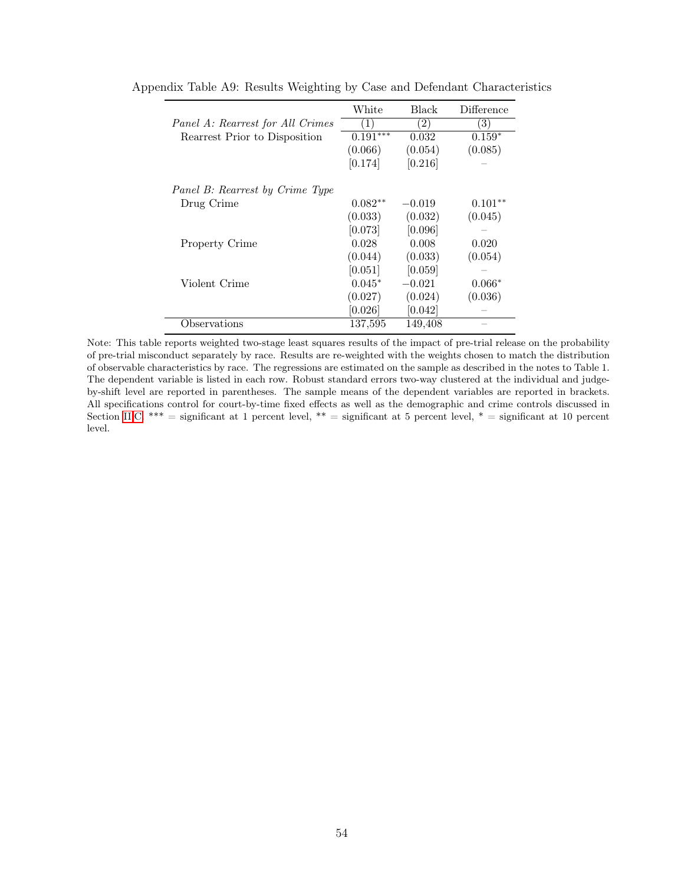Appendix Table A9: Results Weighting by Case and Defendant Characteristics

| | White | Black | Difference |
|---|---|---|---|
| *Panel A: Rearrest for All Crimes* | (1) | (2) | (3) |
| Rearrest Prior to Disposition | 0.191*** | 0.032 | 0.159* |
| | (0.066) | (0.054) | (0.085) |
| | [0.174] | [0.216] | – |
| *Panel B: Rearrest by Crime Type* | | | |
| Drug Crime | 0.082** | −0.019 | 0.101** |
| | (0.033) | (0.032) | (0.045) |
| | [0.073] | [0.096] | – |
| Property Crime | 0.028 | 0.008 | 0.020 |
| | (0.044) | (0.033) | (0.054) |
| | [0.051] | [0.059] | – |
| Violent Crime | 0.045* | −0.021 | 0.066* |
| | (0.027) | (0.024) | (0.036) |
| | [0.026] | [0.042] | – |
| Observations | 137,595 | 149,408 | – |

Note: This table reports weighted two-stage least squares results of the impact of pre-trial release on the probability of pre-trial misconduct separately by race. Results are re-weighted with the weights chosen to match the distribution of observable characteristics by race. The regressions are estimated on the sample as described in the notes to Table 1. The dependent variable is listed in each row. Robust standard errors two-way clustered at the individual and judge-by-shift level are reported in parentheses. The sample means of the dependent variables are reported in brackets. All specifications control for court-by-time fixed effects as well as the demographic and crime controls discussed in Section II.C. *** = significant at 1 percent level, ** = significant at 5 percent level, * = significant at 10 percent level.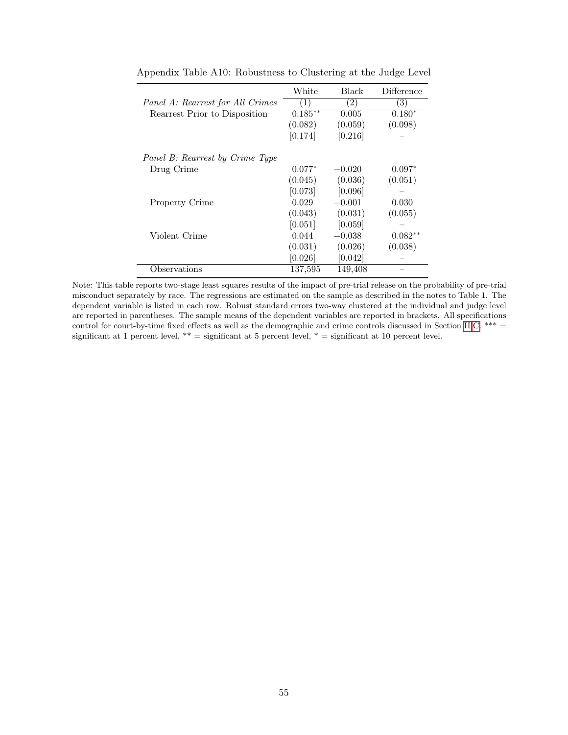Appendix Table A10: Robustness to Clustering at the Judge Level

| | White | Black | Difference |
|---|---|---|---|
| *Panel A: Rearrest for All Crimes* | (1) | (2) | (3) |
| Rearrest Prior to Disposition | 0.185** | 0.005 | 0.180* |
| | (0.082) | (0.059) | (0.098) |
| | [0.174] | [0.216] | – |
| *Panel B: Rearrest by Crime Type* | | | |
| Drug Crime | 0.077* | −0.020 | 0.097* |
| | (0.045) | (0.036) | (0.051) |
| | [0.073] | [0.096] | – |
| Property Crime | 0.029 | −0.001 | 0.030 |
| | (0.043) | (0.031) | (0.055) |
| | [0.051] | [0.059] | – |
| Violent Crime | 0.044 | −0.038 | 0.082** |
| | (0.031) | (0.026) | (0.038) |
| | [0.026] | [0.042] | – |
| Observations | 137,595 | 149,408 | – |

Note: This table reports two-stage least squares results of the impact of pre-trial release on the probability of pre-trial misconduct separately by race. The regressions are estimated on the sample as described in the notes to Table 1. The dependent variable is listed in each row. Robust standard errors two-way clustered at the individual and judge level are reported in parentheses. The sample means of the dependent variables are reported in brackets. All specifications control for court-by-time fixed effects as well as the demographic and crime controls discussed in Section II.C. *** = significant at 1 percent level, ** = significant at 5 percent level, * = significant at 10 percent level.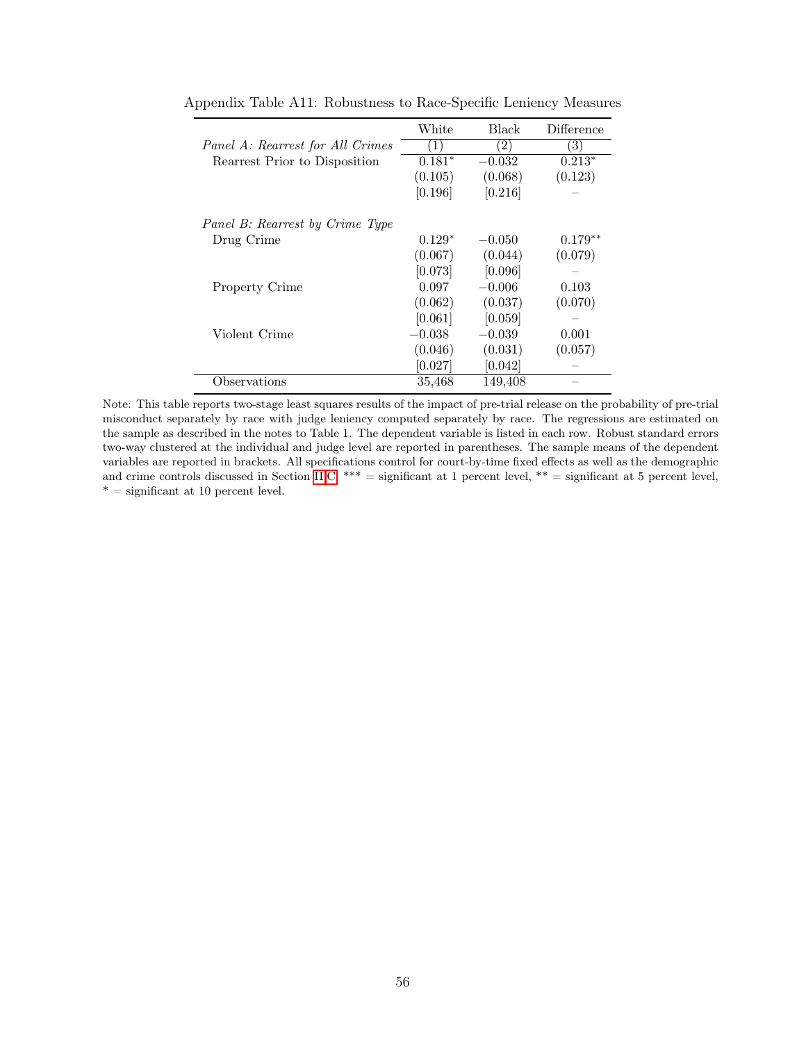Appendix Table A11: Robustness to Race-Specific Leniency Measures

| | White | Black | Difference |
|---|---|---|---|
| *Panel A: Rearrest for All Crimes* | (1) | (2) | (3) |
| Rearrest Prior to Disposition | 0.181* | −0.032 | 0.213* |
| | (0.105) | (0.068) | (0.123) |
| | [0.196] | [0.216] | – |
| *Panel B: Rearrest by Crime Type* | | | |
| Drug Crime | 0.129* | −0.050 | 0.179** |
| | (0.067) | (0.044) | (0.079) |
| | [0.073] | [0.096] | – |
| Property Crime | 0.097 | −0.006 | 0.103 |
| | (0.062) | (0.037) | (0.070) |
| | [0.061] | [0.059] | – |
| Violent Crime | −0.038 | −0.039 | 0.001 |
| | (0.046) | (0.031) | (0.057) |
| | [0.027] | [0.042] | – |
| Observations | 35,468 | 149,408 | – |

Note: This table reports two-stage least squares results of the impact of pre-trial release on the probability of pre-trial misconduct separately by race with judge leniency computed separately by race. The regressions are estimated on the sample as described in the notes to Table 1. The dependent variable is listed in each row. Robust standard errors two-way clustered at the individual and judge level are reported in parentheses. The sample means of the dependent variables are reported in brackets. All specifications control for court-by-time fixed effects as well as the demographic and crime controls discussed in Section II.C. *** = significant at 1 percent level, ** = significant at 5 percent level, * = significant at 10 percent level.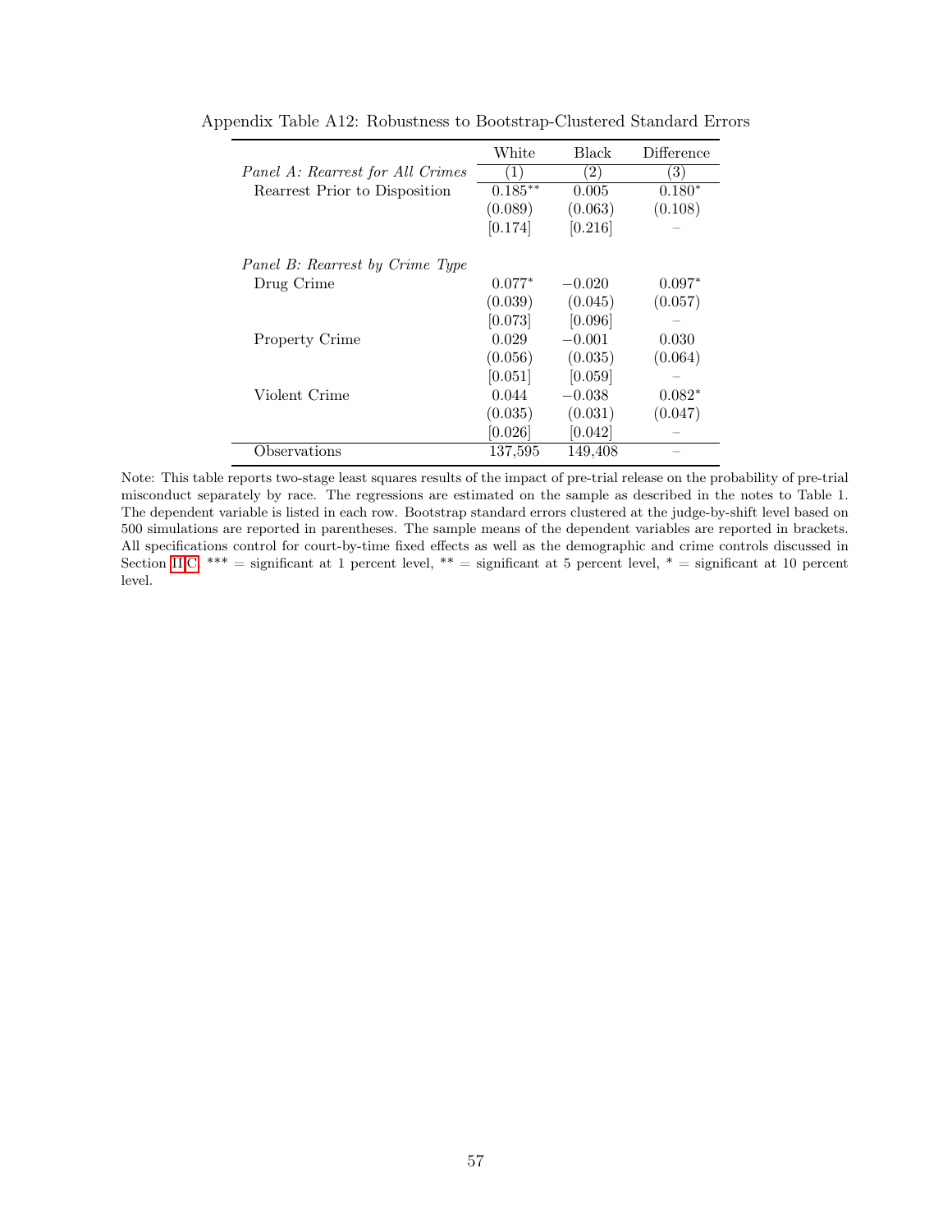Appendix Table A12: Robustness to Bootstrap-Clustered Standard Errors

| | White | Black | Difference |
|---|---|---|---|
| *Panel A: Rearrest for All Crimes* | (1) | (2) | (3) |
| Rearrest Prior to Disposition | 0.185** | 0.005 | 0.180* |
| | (0.089) | (0.063) | (0.108) |
| | [0.174] | [0.216] | – |
| *Panel B: Rearrest by Crime Type* | | | |
| Drug Crime | 0.077* | −0.020 | 0.097* |
| | (0.039) | (0.045) | (0.057) |
| | [0.073] | [0.096] | – |
| Property Crime | 0.029 | −0.001 | 0.030 |
| | (0.056) | (0.035) | (0.064) |
| | [0.051] | [0.059] | – |
| Violent Crime | 0.044 | −0.038 | 0.082* |
| | (0.035) | (0.031) | (0.047) |
| | [0.026] | [0.042] | – |
| Observations | 137,595 | 149,408 | – |

Note: This table reports two-stage least squares results of the impact of pre-trial release on the probability of pre-trial misconduct separately by race. The regressions are estimated on the sample as described in the notes to Table 1. The dependent variable is listed in each row. Bootstrap standard errors clustered at the judge-by-shift level based on 500 simulations are reported in parentheses. The sample means of the dependent variables are reported in brackets. All specifications control for court-by-time fixed effects as well as the demographic and crime controls discussed in Section II.C. *** = significant at 1 percent level, ** = significant at 5 percent level, * = significant at 10 percent level.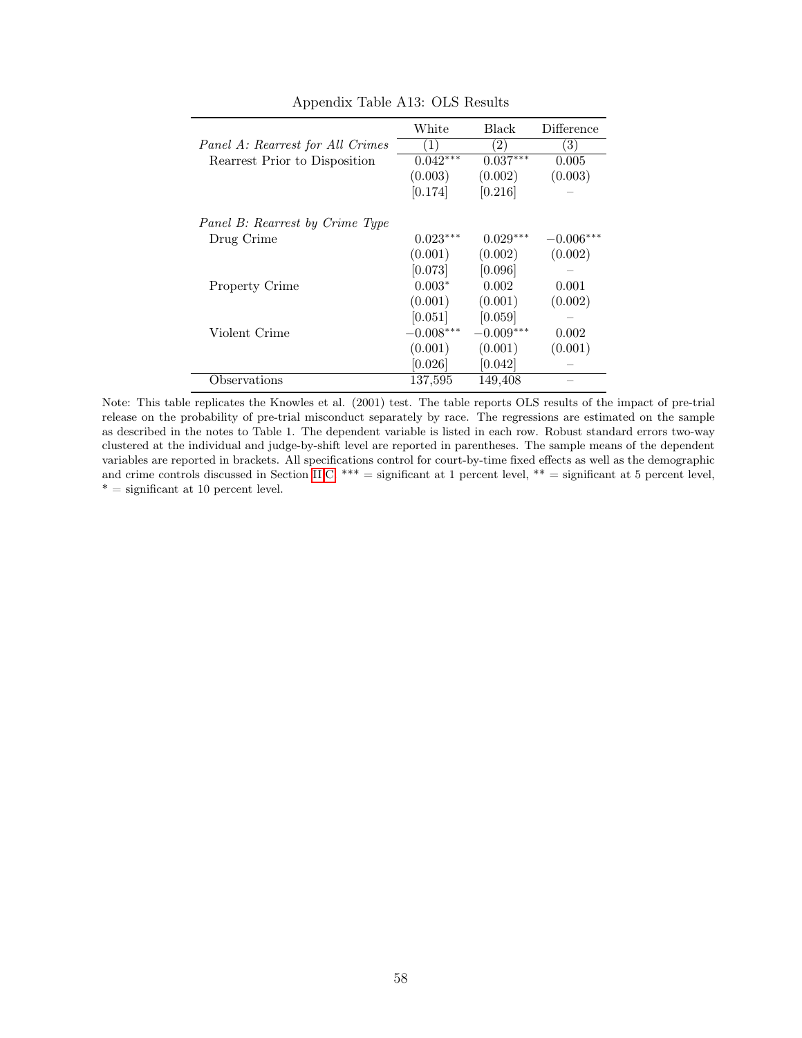Appendix Table A13: OLS Results

| | White | Black | Difference |
|---|---|---|---|
| *Panel A: Rearrest for All Crimes* | (1) | (2) | (3) |
| Rearrest Prior to Disposition | $0.042^{***}$ | $0.037^{***}$ | 0.005 |
| | (0.003) | (0.002) | (0.003) |
| | [0.174] | [0.216] | – |
| *Panel B: Rearrest by Crime Type* | | | |
| Drug Crime | $0.023^{***}$ | $0.029^{***}$ | $-0.006^{***}$ |
| | (0.001) | (0.002) | (0.002) |
| | [0.073] | [0.096] | – |
| Property Crime | $0.003^{*}$ | 0.002 | 0.001 |
| | (0.001) | (0.001) | (0.002) |
| | [0.051] | [0.059] | – |
| Violent Crime | $-0.008^{***}$ | $-0.009^{***}$ | 0.002 |
| | (0.001) | (0.001) | (0.001) |
| | [0.026] | [0.042] | – |
| Observations | 137,595 | 149,408 | – |

Note: This table replicates the Knowles et al. (2001) test. The table reports OLS results of the impact of pre-trial release on the probability of pre-trial misconduct separately by race. The regressions are estimated on the sample as described in the notes to Table 1. The dependent variable is listed in each row. Robust standard errors two-way clustered at the individual and judge-by-shift level are reported in parentheses. The sample means of the dependent variables are reported in brackets. All specifications control for court-by-time fixed effects as well as the demographic and crime controls discussed in Section II.C. *** = significant at 1 percent level, ** = significant at 5 percent level, * = significant at 10 percent level.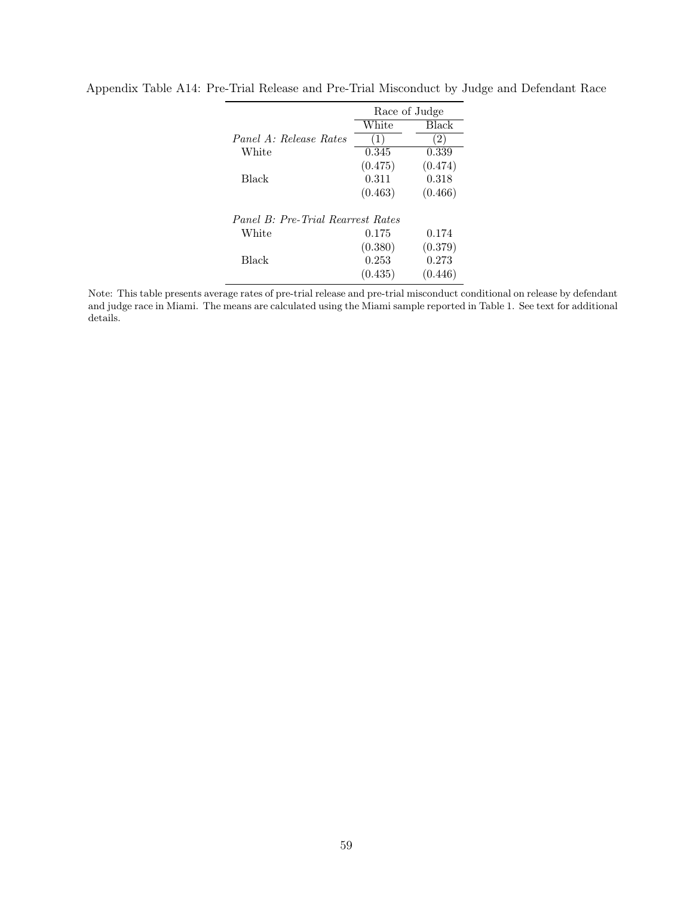Appendix Table A14: Pre-Trial Release and Pre-Trial Misconduct by Judge and Defendant Race

| | Race of Judge | |
|---|---|---|
| | White | Black |
| *Panel A: Release Rates* | (1) | (2) |
| White | 0.345 | 0.339 |
| | (0.475) | (0.474) |
| Black | 0.311 | 0.318 |
| | (0.463) | (0.466) |
| *Panel B: Pre-Trial Rearrest Rates* | | |
| White | 0.175 | 0.174 |
| | (0.380) | (0.379) |
| Black | 0.253 | 0.273 |
| | (0.435) | (0.446) |

Note: This table presents average rates of pre-trial release and pre-trial misconduct conditional on release by defendant and judge race in Miami. The means are calculated using the Miami sample reported in Table 1. See text for additional details.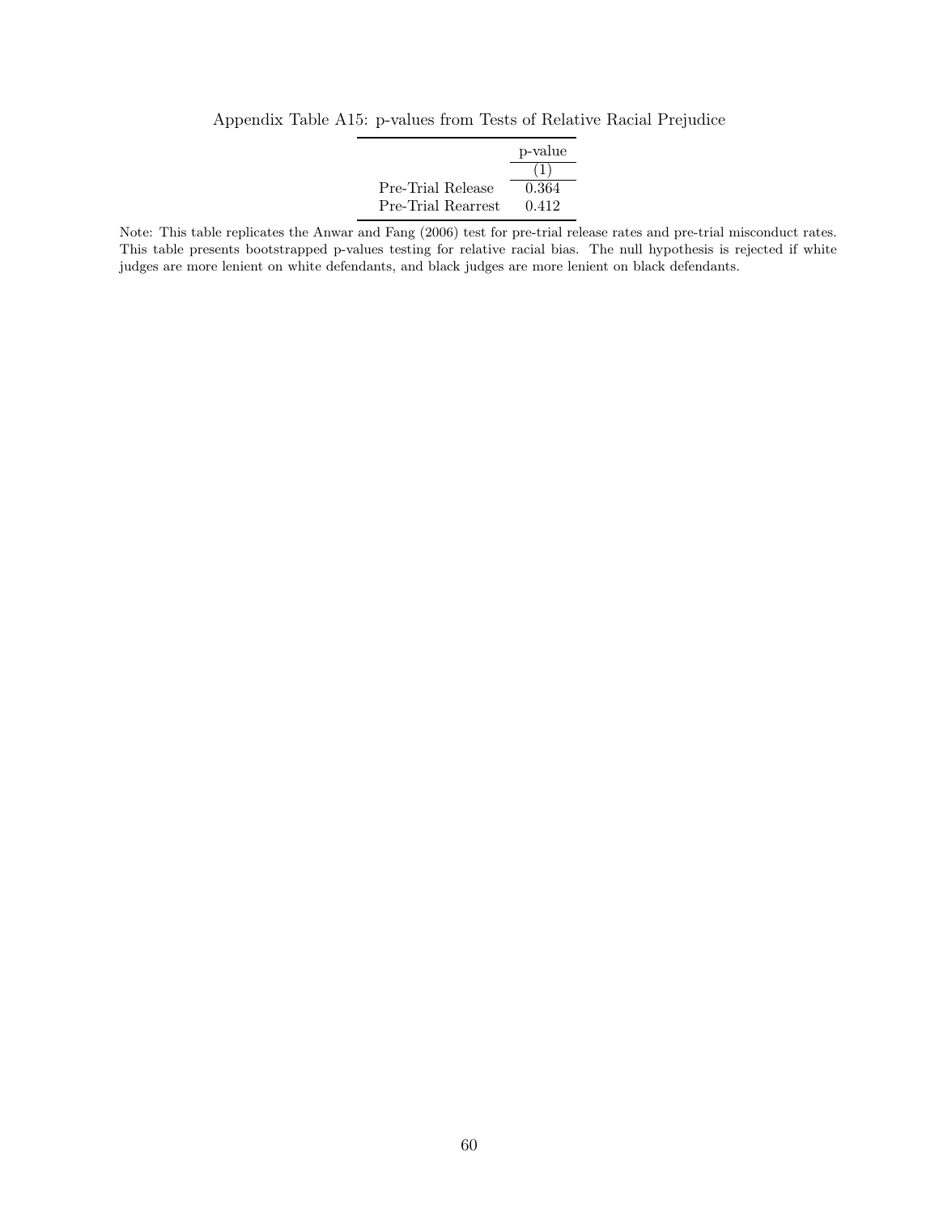Appendix Table A15: p-values from Tests of Relative Racial Prejudice

| | p-value |
|---|---|
| | (1) |
| Pre-Trial Release | 0.364 |
| Pre-Trial Rearrest | 0.412 |

Note: This table replicates the Anwar and Fang (2006) test for pre-trial release rates and pre-trial misconduct rates. This table presents bootstrapped p-values testing for relative racial bias. The null hypothesis is rejected if white judges are more lenient on white defendants, and black judges are more lenient on black defendants.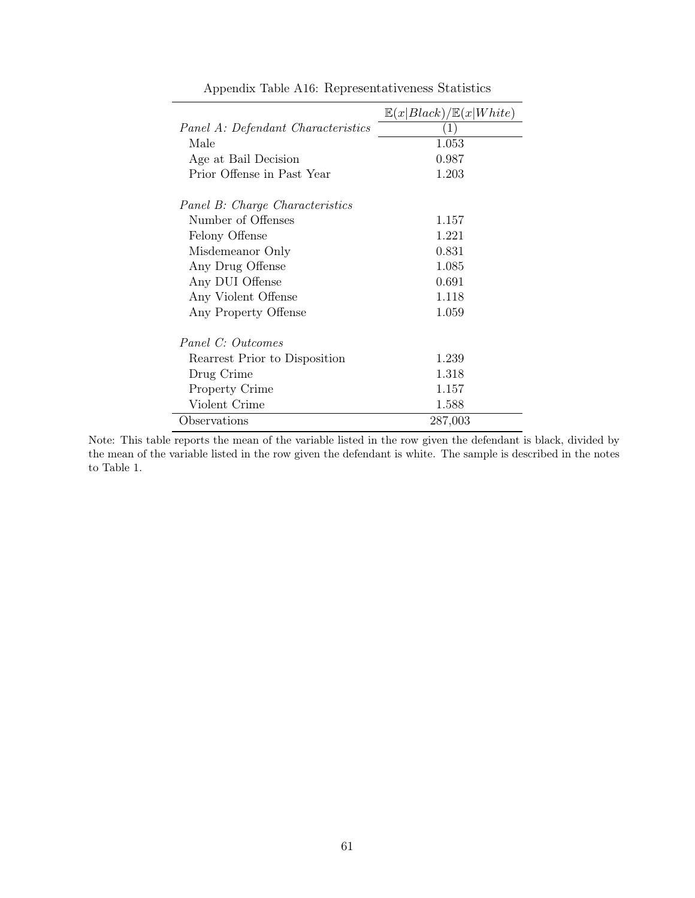Appendix Table A16: Representativeness Statistics

| | $\mathbb{E}(x\|Black)/\mathbb{E}(x\|White)$ |
|---|---|
| *Panel A: Defendant Characteristics* | (1) |
| Male | 1.053 |
| Age at Bail Decision | 0.987 |
| Prior Offense in Past Year | 1.203 |
| | |
| *Panel B: Charge Characteristics* | |
| Number of Offenses | 1.157 |
| Felony Offense | 1.221 |
| Misdemeanor Only | 0.831 |
| Any Drug Offense | 1.085 |
| Any DUI Offense | 0.691 |
| Any Violent Offense | 1.118 |
| Any Property Offense | 1.059 |
| | |
| *Panel C: Outcomes* | |
| Rearrest Prior to Disposition | 1.239 |
| Drug Crime | 1.318 |
| Property Crime | 1.157 |
| Violent Crime | 1.588 |
| Observations | 287,003 |

Note: This table reports the mean of the variable listed in the row given the defendant is black, divided by the mean of the variable listed in the row given the defendant is white. The sample is described in the notes to Table 1.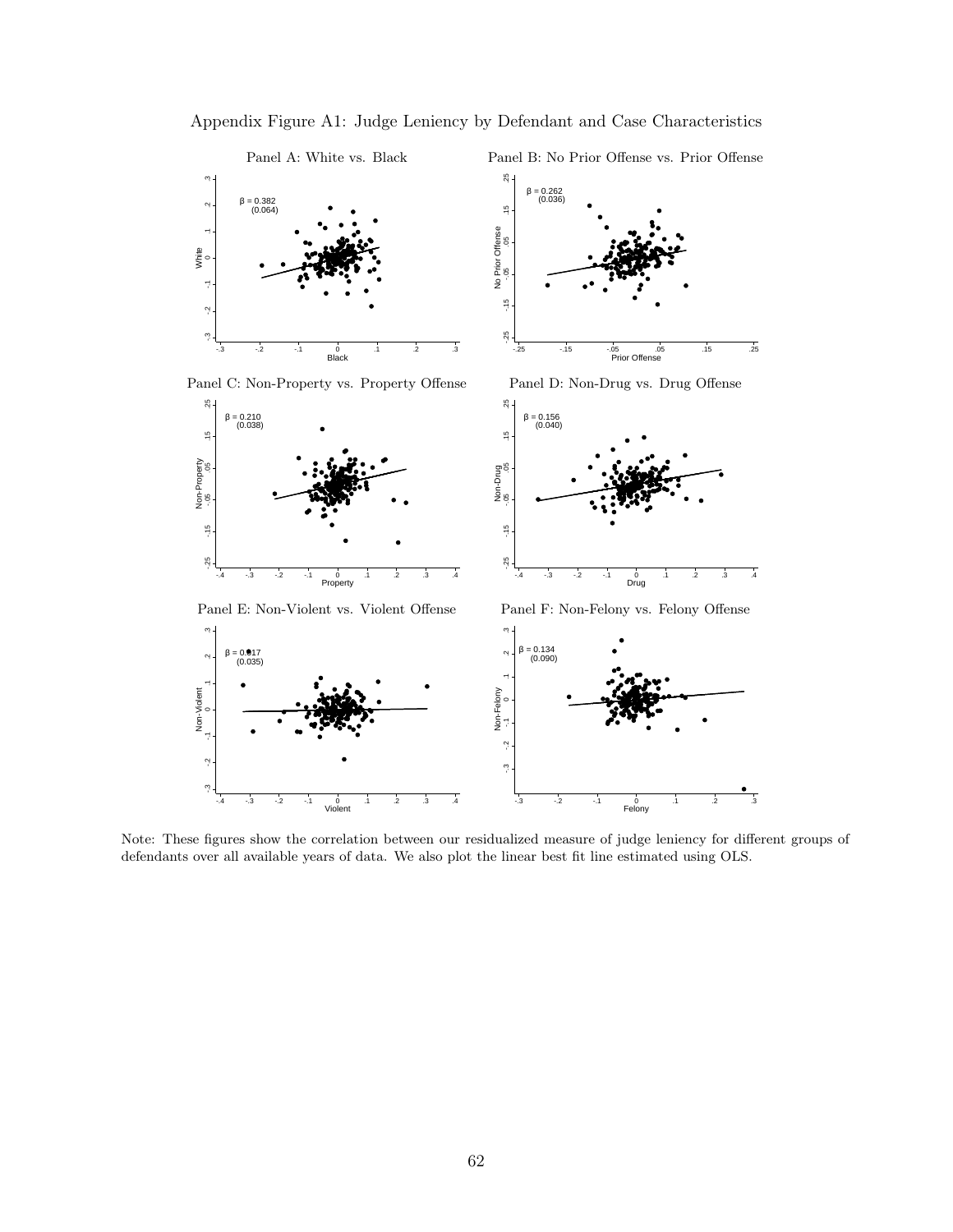Appendix Figure A1: Judge Leniency by Defendant and Case Characteristics

Panel A: White vs. Black

Panel B: No Prior Offense vs. Prior Offense

Panel C: Non-Property vs. Property Offense

Panel D: Non-Drug vs. Drug Offense

Panel E: Non-Violent vs. Violent Offense

Panel F: Non-Felony vs. Felony Offense

Note: These figures show the correlation between our residualized measure of judge leniency for different groups of defendants over all available years of data. We also plot the linear best fit line estimated using OLS.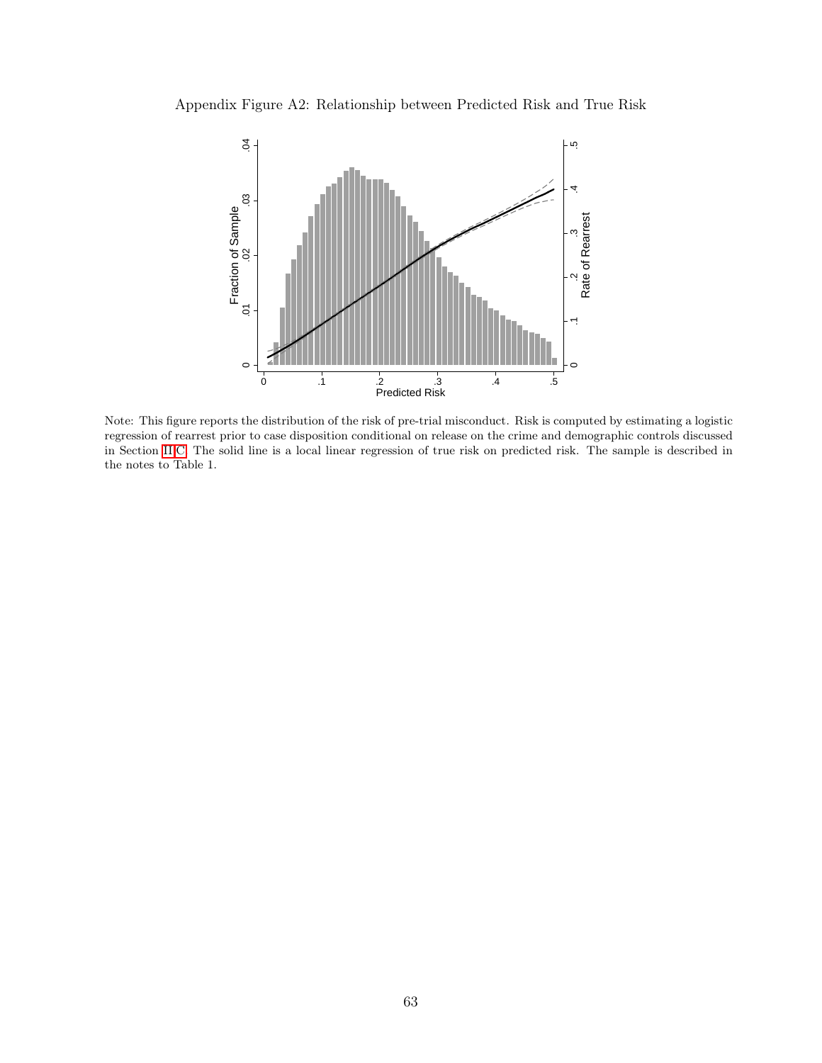Appendix Figure A2: Relationship between Predicted Risk and True Risk

Note: This figure reports the distribution of the risk of pre-trial misconduct. Risk is computed by estimating a logistic regression of rearrest prior to case disposition conditional on release on the crime and demographic controls discussed in Section II.C. The solid line is a local linear regression of true risk on predicted risk. The sample is described in the notes to Table 1.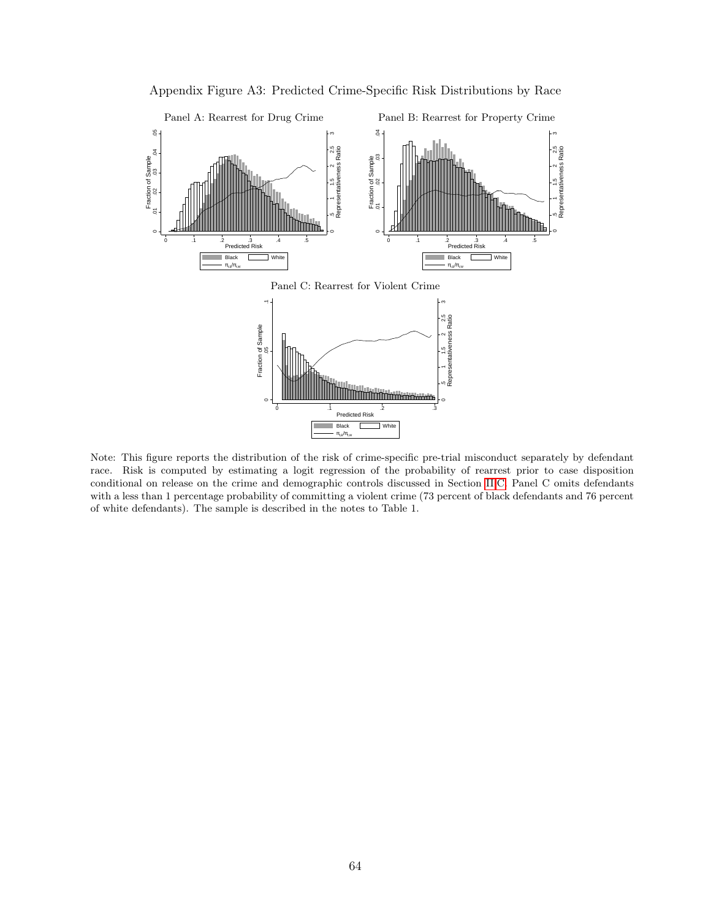Appendix Figure A3: Predicted Crime-Specific Risk Distributions by Race

Panel A: Rearrest for Drug Crime

Panel B: Rearrest for Property Crime

Panel C: Rearrest for Violent Crime

Note: This figure reports the distribution of the risk of crime-specific pre-trial misconduct separately by defendant race. Risk is computed by estimating a logit regression of the probability of rearrest prior to case disposition conditional on release on the crime and demographic controls discussed in Section III.C. Panel C omits defendants with a less than 1 percentage probability of committing a violent crime (73 percent of black defendants and 76 percent of white defendants). The sample is described in the notes to Table 1.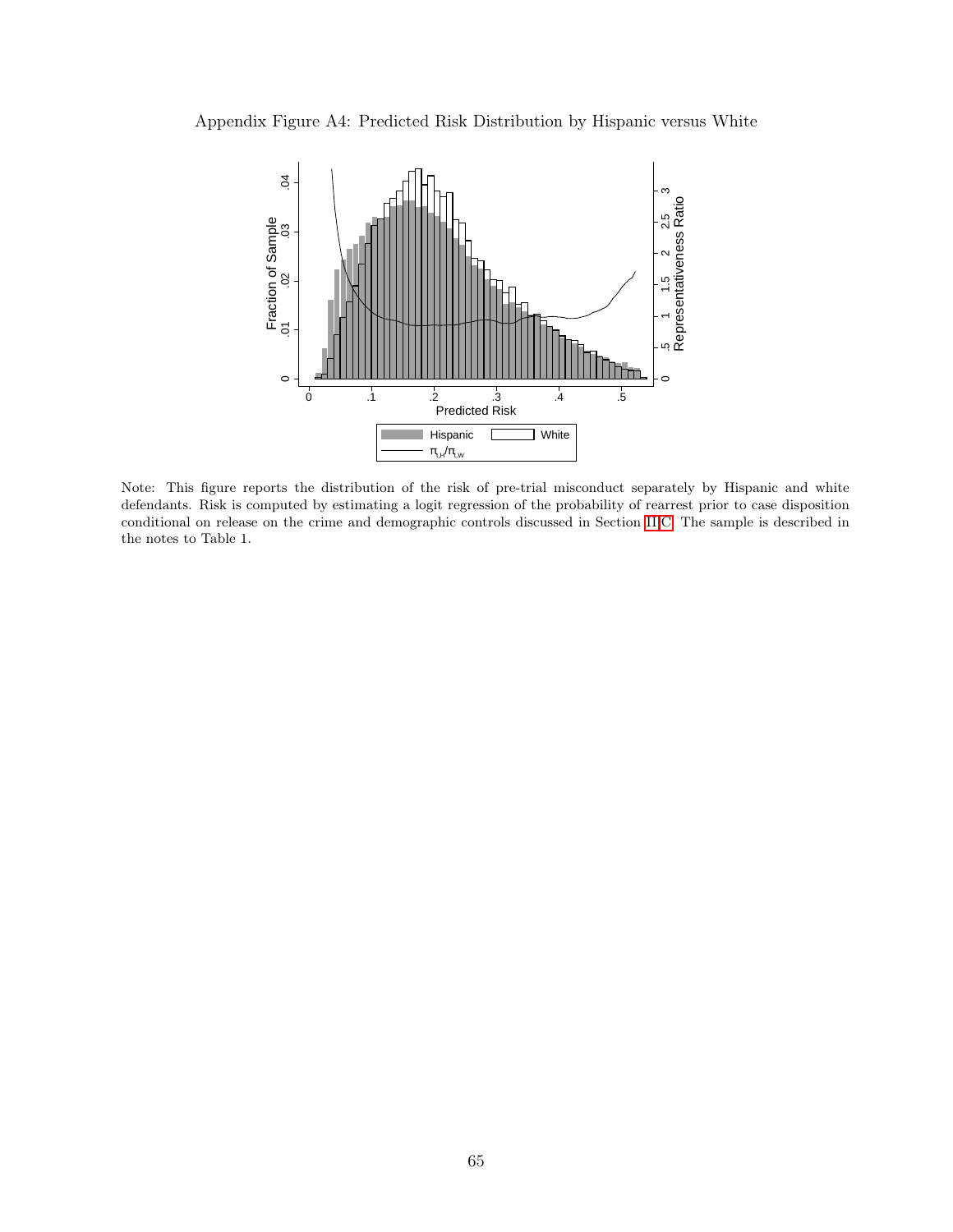Appendix Figure A4: Predicted Risk Distribution by Hispanic versus White

Note: This figure reports the distribution of the risk of pre-trial misconduct separately by Hispanic and white defendants. Risk is computed by estimating a logit regression of the probability of rearrest prior to case disposition conditional on release on the crime and demographic controls discussed in Section II.C. The sample is described in the notes to Table 1.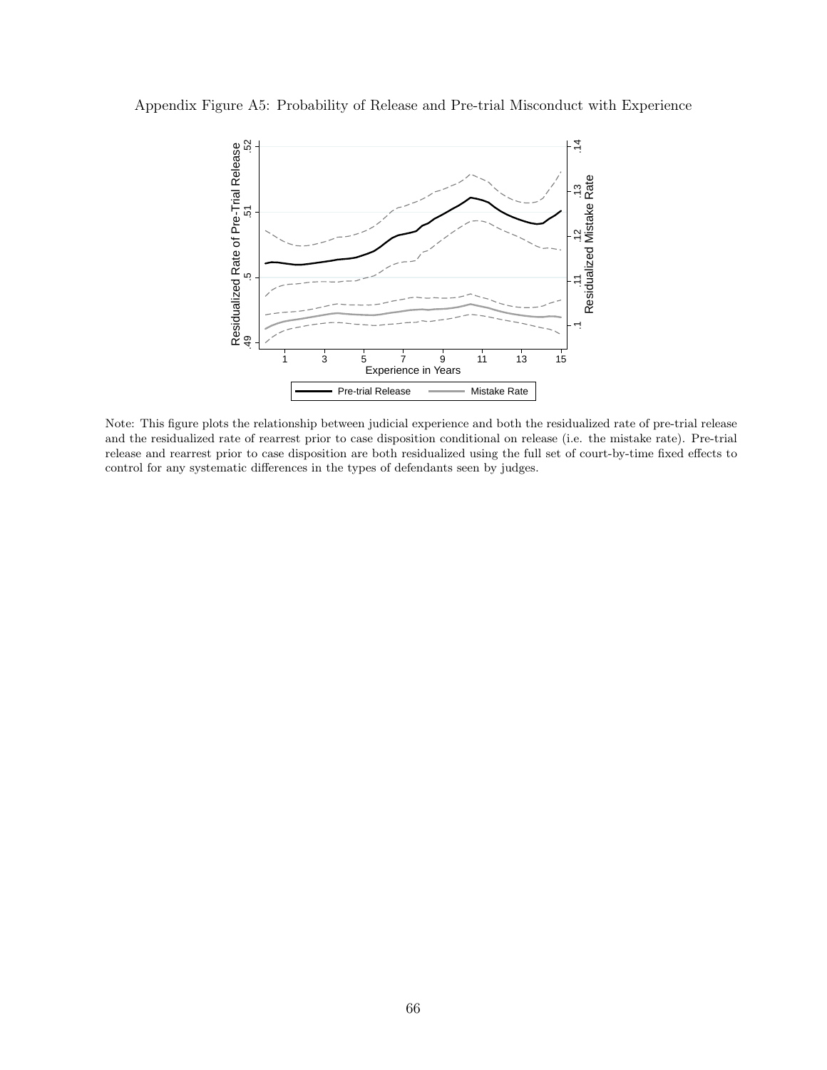Appendix Figure A5: Probability of Release and Pre-trial Misconduct with Experience

Note: This figure plots the relationship between judicial experience and both the residualized rate of pre-trial release and the residualized rate of rearrest prior to case disposition conditional on release (i.e. the mistake rate). Pre-trial release and rearrest prior to case disposition are both residualized using the full set of court-by-time fixed effects to control for any systematic differences in the types of defendants seen by judges.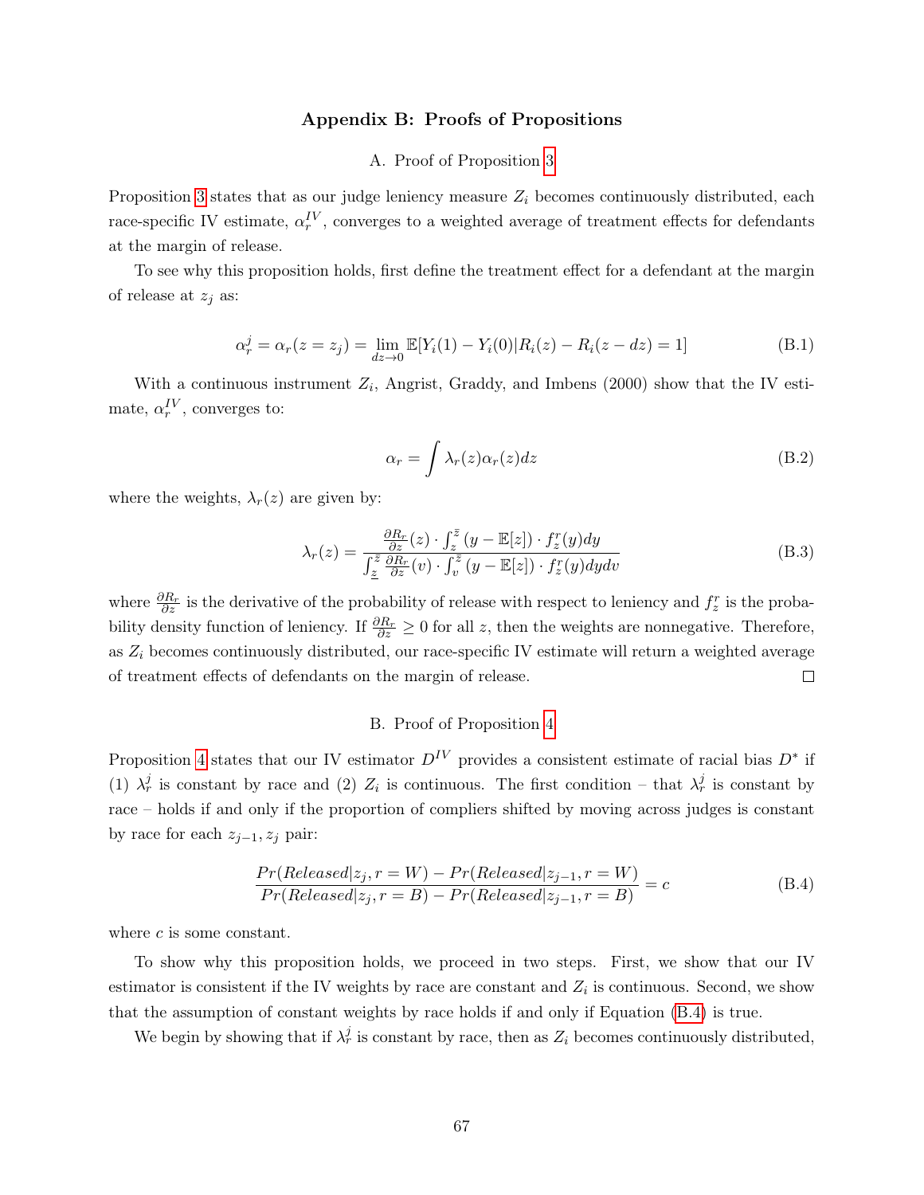## Appendix B: Proofs of Propositions

### A. Proof of Proposition 3

Proposition 3 states that as our judge leniency measure $Z_i$ becomes continuously distributed, each race-specific IV estimate, $\alpha_r^{IV}$, converges to a weighted average of treatment effects for defendants at the margin of release.

To see why this proposition holds, first define the treatment effect for a defendant at the margin of release at $z_j$ as:

$$\alpha_r^j = \alpha_r(z = z_j) = \lim_{dz \to 0} \mathbb{E}[Y_i(1) - Y_i(0) | R_i(z) - R_i(z - dz) = 1] \tag{B.1}$$

With a continuous instrument $Z_i$, Angrist, Graddy, and Imbens (2000) show that the IV estimate, $\alpha_r^{IV}$, converges to:

$$\alpha_r = \int \lambda_r(z) \alpha_r(z) dz \tag{B.2}$$

where the weights, $\lambda_r(z)$ are given by:

$$\lambda_r(z) = \frac{\frac{\partial R_r}{\partial z}(z) \cdot \int_z^{\bar{z}} (y - \mathbb{E}[z]) \cdot f_z^r(y) dy}{\int_{\underline{z}}^{\bar{z}} \frac{\partial R_r}{\partial z}(v) \cdot \int_v^{\bar{z}} (y - \mathbb{E}[z]) \cdot f_z^r(y) dy dv} \tag{B.3}$$

where $\frac{\partial R_r}{\partial z}$ is the derivative of the probability of release with respect to leniency and $f_z^r$ is the probability density function of leniency. If $\frac{\partial R_r}{\partial z} \geq 0$ for all $z$, then the weights are nonnegative. Therefore, as $Z_i$ becomes continuously distributed, our race-specific IV estimate will return a weighted average of treatment effects of defendants on the margin of release. □

### B. Proof of Proposition 4

Proposition 4 states that our IV estimator $D^{IV}$ provides a consistent estimate of racial bias $D^*$ if (1) $\lambda_r^j$ is constant by race and (2) $Z_i$ is continuous. The first condition – that $\lambda_r^j$ is constant by race – holds if and only if the proportion of compliers shifted by moving across judges is constant by race for each $z_{j-1}, z_j$ pair:

$$\frac{Pr(Released | z_j, r = W) - Pr(Released | z_{j-1}, r = W)}{Pr(Released | z_j, r = B) - Pr(Released | z_{j-1}, r = B)} = c \tag{B.4}$$

where $c$ is some constant.

To show why this proposition holds, we proceed in two steps. First, we show that our IV estimator is consistent if the IV weights by race are constant and $Z_i$ is continuous. Second, we show that the assumption of constant weights by race holds if and only if Equation (B.4) is true.

We begin by showing that if $\lambda_r^j$ is constant by race, then as $Z_i$ becomes continuously distributed,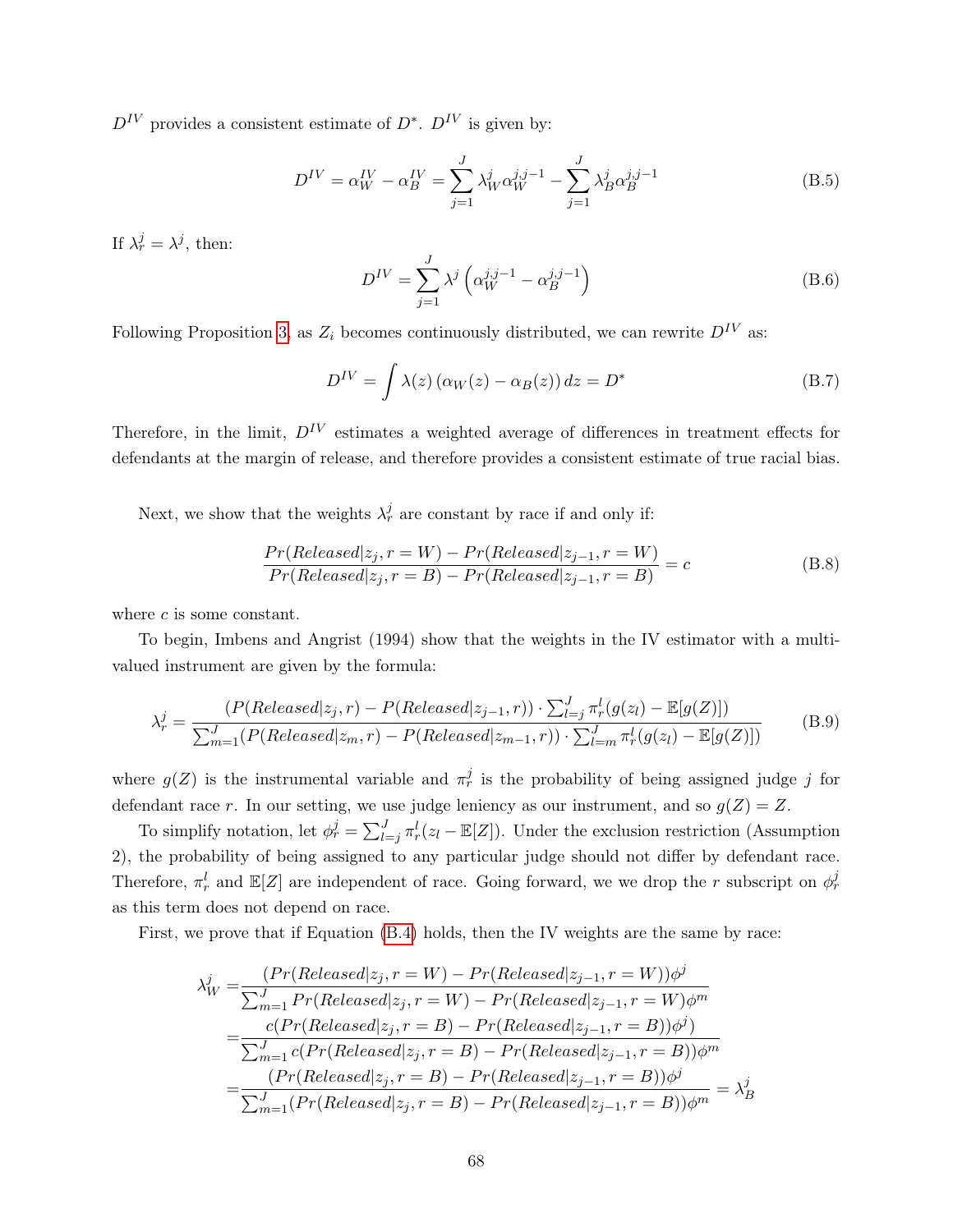$D^{IV}$ provides a consistent estimate of $D^*$. $D^{IV}$ is given by:

$$D^{IV} = \alpha_W^{IV} - \alpha_B^{IV} = \sum_{j=1}^{J} \lambda_W^j \alpha_W^{j,j-1} - \sum_{j=1}^{J} \lambda_B^j \alpha_B^{j,j-1} \tag{B.5}$$

If $\lambda_r^j = \lambda^j$, then:

$$D^{IV} = \sum_{j=1}^{J} \lambda^j \left( \alpha_W^{j,j-1} - \alpha_B^{j,j-1} \right) \tag{B.6}$$

Following Proposition 3, as $Z_i$ becomes continuously distributed, we can rewrite $D^{IV}$ as:

$$D^{IV} = \int \lambda(z) \left( \alpha_W(z) - \alpha_B(z) \right) dz = D^* \tag{B.7}$$

Therefore, in the limit, $D^{IV}$ estimates a weighted average of differences in treatment effects for defendants at the margin of release, and therefore provides a consistent estimate of true racial bias.

Next, we show that the weights $\lambda_r^j$ are constant by race if and only if:

$$\frac{Pr(Released|z_j, r = W) - Pr(Released|z_{j-1}, r = W)}{Pr(Released|z_j, r = B) - Pr(Released|z_{j-1}, r = B)} = c \tag{B.8}$$

where $c$ is some constant.

To begin, Imbens and Angrist (1994) show that the weights in the IV estimator with a multi-valued instrument are given by the formula:

$$\lambda_r^j = \frac{(P(Released|z_j, r) - P(Released|z_{j-1}, r)) \cdot \sum_{l=j}^{J} \pi_r^l (g(z_l) - \mathbb{E}[g(Z)])}{\sum_{m=1}^{J} (P(Released|z_m, r) - P(Released|z_{m-1}, r)) \cdot \sum_{l=m}^{J} \pi_r^l (g(z_l) - \mathbb{E}[g(Z)])} \tag{B.9}$$

where $g(Z)$ is the instrumental variable and $\pi_r^j$ is the probability of being assigned judge $j$ for defendant race $r$. In our setting, we use judge leniency as our instrument, and so $g(Z) = Z$.

To simplify notation, let $\phi_r^j = \sum_{l=j}^{J} \pi_r^l (z_l - \mathbb{E}[Z])$. Under the exclusion restriction (Assumption 2), the probability of being assigned to any particular judge should not differ by defendant race. Therefore, $\pi_r^l$ and $\mathbb{E}[Z]$ are independent of race. Going forward, we we drop the $r$ subscript on $\phi_r^j$ as this term does not depend on race.

First, we prove that if Equation (B.4) holds, then the IV weights are the same by race:

$$\begin{aligned}
\lambda_W^j =& \frac{(Pr(Released|z_j, r = W) - Pr(Released|z_{j-1}, r = W))\phi^j}{\sum_{m=1}^{J} Pr(Released|z_j, r = W) - Pr(Released|z_{j-1}, r = W)\phi^m} \\
=& \frac{c(Pr(Released|z_j, r = B) - Pr(Released|z_{j-1}, r = B))\phi^j)}{\sum_{m=1}^{J} c(Pr(Released|z_j, r = B) - Pr(Released|z_{j-1}, r = B))\phi^m} \\
=& \frac{(Pr(Released|z_j, r = B) - Pr(Released|z_{j-1}, r = B))\phi^j}{\sum_{m=1}^{J} (Pr(Released|z_j, r = B) - Pr(Released|z_{j-1}, r = B))\phi^m} = \lambda_B^j
\end{aligned}$$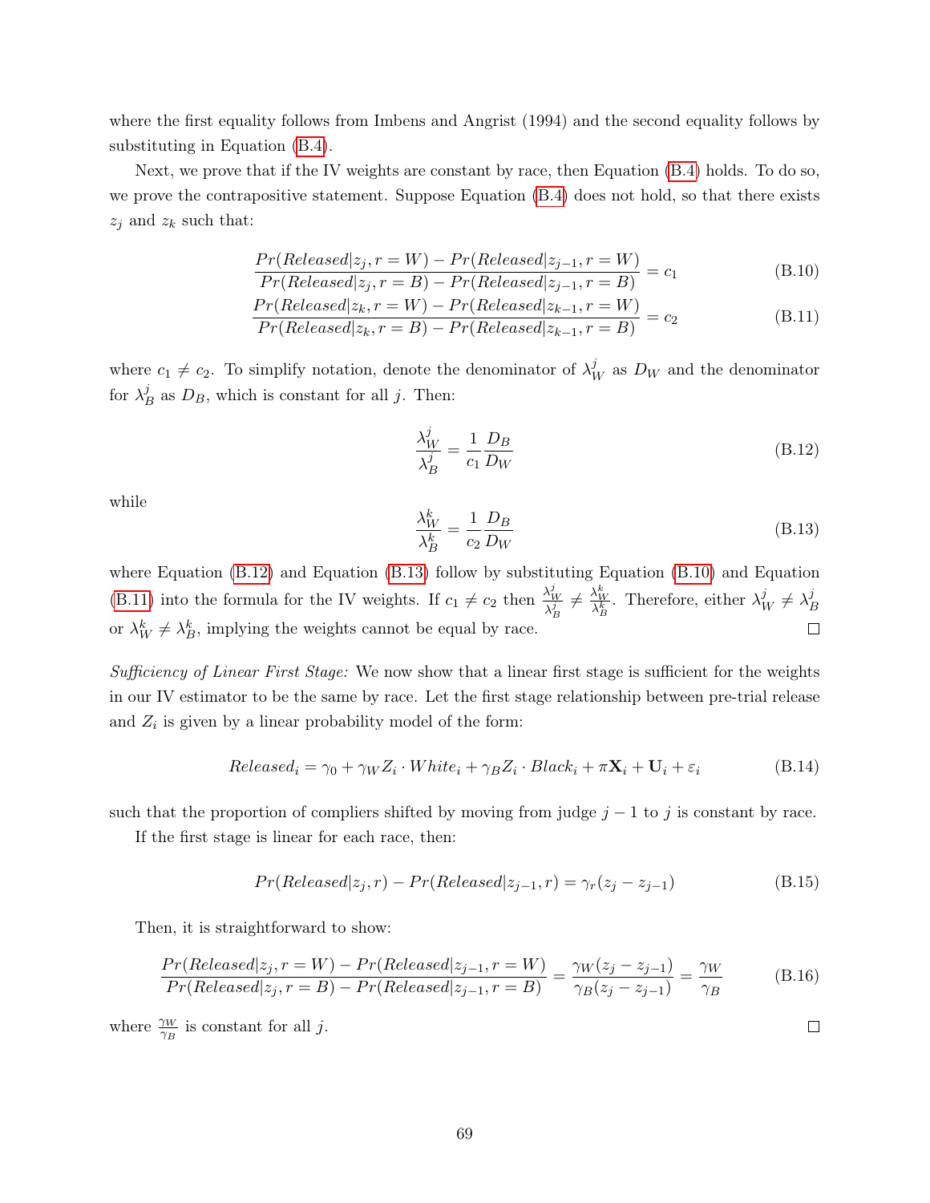where the first equality follows from Imbens and Angrist (1994) and the second equality follows by substituting in Equation (B.4).

Next, we prove that if the IV weights are constant by race, then Equation (B.4) holds. To do so, we prove the contrapositive statement. Suppose Equation (B.4) does not hold, so that there exists $z_j$ and $z_k$ such that:

$$\frac{Pr(Released|z_j, r = W) - Pr(Released|z_{j-1}, r = W)}{Pr(Released|z_j, r = B) - Pr(Released|z_{j-1}, r = B)} = c_1 \tag{B.10}$$

$$\frac{Pr(Released|z_k, r = W) - Pr(Released|z_{k-1}, r = W)}{Pr(Released|z_k, r = B) - Pr(Released|z_{k-1}, r = B)} = c_2 \tag{B.11}$$

where $c_1 \neq c_2$. To simplify notation, denote the denominator of $\lambda_W^j$ as $D_W$ and the denominator for $\lambda_B^j$ as $D_B$, which is constant for all $j$. Then:

$$\frac{\lambda_W^j}{\lambda_B^j} = \frac{1}{c_1}\frac{D_B}{D_W} \tag{B.12}$$

while

$$\frac{\lambda_W^k}{\lambda_B^k} = \frac{1}{c_2}\frac{D_B}{D_W} \tag{B.13}$$

where Equation (B.12) and Equation (B.13) follow by substituting Equation (B.10) and Equation (B.11) into the formula for the IV weights. If $c_1 \neq c_2$ then $\frac{\lambda_W^j}{\lambda_B^j} \neq \frac{\lambda_W^k}{\lambda_B^k}$. Therefore, either $\lambda_W^j \neq \lambda_B^j$ or $\lambda_W^k \neq \lambda_B^k$, implying the weights cannot be equal by race. □

*Sufficiency of Linear First Stage:* We now show that a linear first stage is sufficient for the weights in our IV estimator to be the same by race. Let the first stage relationship between pre-trial release and $Z_i$ is given by a linear probability model of the form:

$$Released_i = \gamma_0 + \gamma_W Z_i \cdot White_i + \gamma_B Z_i \cdot Black_i + \pi \mathbf{X}_i + \mathbf{U}_i + \varepsilon_i \tag{B.14}$$

such that the proportion of compliers shifted by moving from judge $j-1$ to $j$ is constant by race.

If the first stage is linear for each race, then:

$$Pr(Released|z_j, r) - Pr(Released|z_{j-1}, r) = \gamma_r(z_j - z_{j-1}) \tag{B.15}$$

Then, it is straightforward to show:

$$\frac{Pr(Released|z_j, r = W) - Pr(Released|z_{j-1}, r = W)}{Pr(Released|z_j, r = B) - Pr(Released|z_{j-1}, r = B)} = \frac{\gamma_W(z_j - z_{j-1})}{\gamma_B(z_j - z_{j-1})} = \frac{\gamma_W}{\gamma_B} \tag{B.16}$$

where $\frac{\gamma_W}{\gamma_B}$ is constant for all $j$. □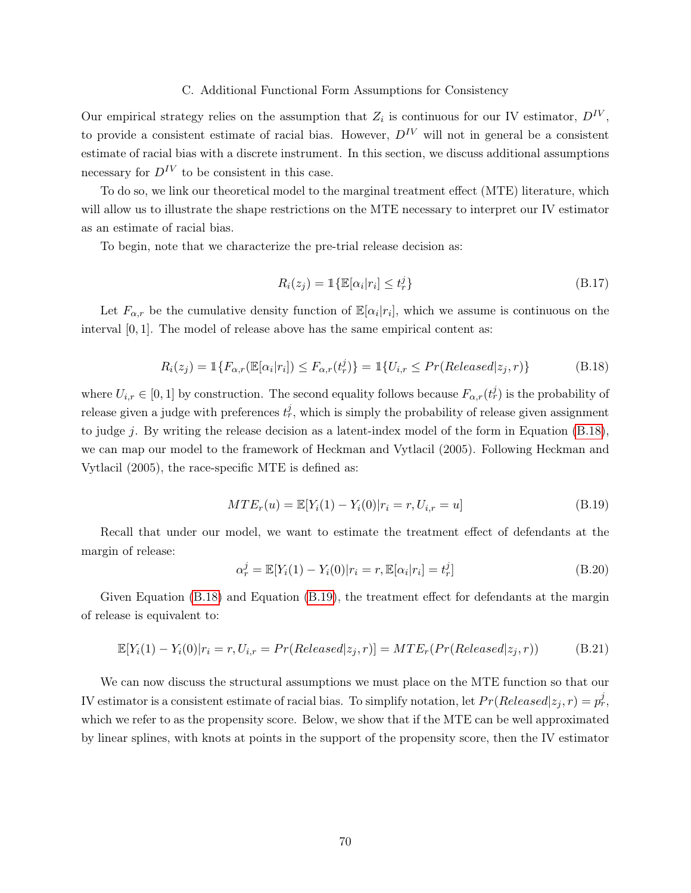### C. Additional Functional Form Assumptions for Consistency

Our empirical strategy relies on the assumption that $Z_i$ is continuous for our IV estimator, $D^{IV}$, to provide a consistent estimate of racial bias. However, $D^{IV}$ will not in general be a consistent estimate of racial bias with a discrete instrument. In this section, we discuss additional assumptions necessary for $D^{IV}$ to be consistent in this case.

To do so, we link our theoretical model to the marginal treatment effect (MTE) literature, which will allow us to illustrate the shape restrictions on the MTE necessary to interpret our IV estimator as an estimate of racial bias.

To begin, note that we characterize the pre-trial release decision as:

$$R_i(z_j) = \mathbb{1}\{\mathbb{E}[\alpha_i|r_i] \leq t_r^j\} \tag{B.17}$$

Let $F_{\alpha,r}$ be the cumulative density function of $\mathbb{E}[\alpha_i|r_i]$, which we assume is continuous on the interval $[0,1]$. The model of release above has the same empirical content as:

$$R_i(z_j) = \mathbb{1}\{F_{\alpha,r}(\mathbb{E}[\alpha_i|r_i]) \leq F_{\alpha,r}(t_r^j)\} = \mathbb{1}\{U_{i,r} \leq Pr(Released|z_j, r)\} \tag{B.18}$$

where $U_{i,r} \in [0,1]$ by construction. The second equality follows because $F_{\alpha,r}(t_r^j)$ is the probability of release given a judge with preferences $t_r^j$, which is simply the probability of release given assignment to judge $j$. By writing the release decision as a latent-index model of the form in Equation (B.18), we can map our model to the framework of Heckman and Vytlacil (2005). Following Heckman and Vytlacil (2005), the race-specific MTE is defined as:

$$MTE_r(u) = \mathbb{E}[Y_i(1) - Y_i(0)|r_i = r, U_{i,r} = u] \tag{B.19}$$

Recall that under our model, we want to estimate the treatment effect of defendants at the margin of release:

$$\alpha_r^j = \mathbb{E}[Y_i(1) - Y_i(0)|r_i = r, \mathbb{E}[\alpha_i|r_i] = t_r^j] \tag{B.20}$$

Given Equation (B.18) and Equation (B.19), the treatment effect for defendants at the margin of release is equivalent to:

$$\mathbb{E}[Y_i(1) - Y_i(0)|r_i = r, U_{i,r} = Pr(Released|z_j, r)] = MTE_r(Pr(Released|z_j, r)) \tag{B.21}$$

We can now discuss the structural assumptions we must place on the MTE function so that our IV estimator is a consistent estimate of racial bias. To simplify notation, let $Pr(Released|z_j, r) = p_r^j$, which we refer to as the propensity score. Below, we show that if the MTE can be well approximated by linear splines, with knots at points in the support of the propensity score, then the IV estimator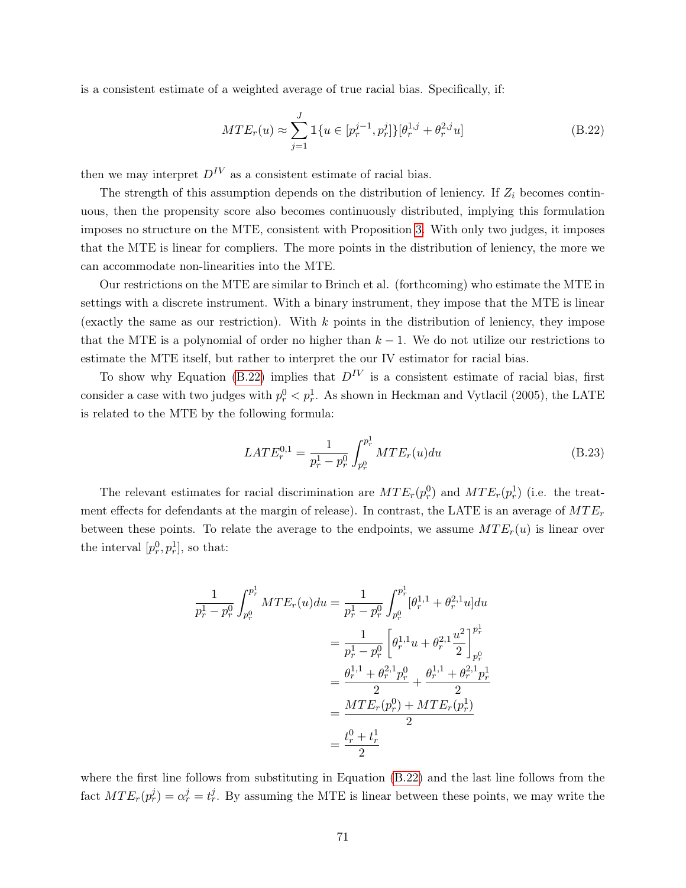is a consistent estimate of a weighted average of true racial bias. Specifically, if:

$$MTE_r(u) \approx \sum_{j=1}^{J} \mathbb{1}\{u \in [p_r^{j-1}, p_r^j]\}[\theta_r^{1,j} + \theta_r^{2,j} u] \tag{B.22}$$

then we may interpret $D^{IV}$ as a consistent estimate of racial bias.

The strength of this assumption depends on the distribution of leniency. If $Z_i$ becomes continuous, then the propensity score also becomes continuously distributed, implying this formulation imposes no structure on the MTE, consistent with Proposition 3. With only two judges, it imposes that the MTE is linear for compliers. The more points in the distribution of leniency, the more we can accommodate non-linearities into the MTE.

Our restrictions on the MTE are similar to Brinch et al. (forthcoming) who estimate the MTE in settings with a discrete instrument. With a binary instrument, they impose that the MTE is linear (exactly the same as our restriction). With $k$ points in the distribution of leniency, they impose that the MTE is a polynomial of order no higher than $k-1$. We do not utilize our restrictions to estimate the MTE itself, but rather to interpret the our IV estimator for racial bias.

To show why Equation (B.22) implies that $D^{IV}$ is a consistent estimate of racial bias, first consider a case with two judges with $p_r^0 < p_r^1$. As shown in Heckman and Vytlacil (2005), the LATE is related to the MTE by the following formula:

$$LATE_r^{0,1} = \frac{1}{p_r^1 - p_r^0} \int_{p_r^0}^{p_r^1} MTE_r(u) du \tag{B.23}$$

The relevant estimates for racial discrimination are $MTE_r(p_r^0)$ and $MTE_r(p_r^1)$ (i.e. the treatment effects for defendants at the margin of release). In contrast, the LATE is an average of $MTE_r$ between these points. To relate the average to the endpoints, we assume $MTE_r(u)$ is linear over the interval $[p_r^0, p_r^1]$, so that:

$$\begin{aligned}
\frac{1}{p_r^1 - p_r^0} \int_{p_r^0}^{p_r^1} MTE_r(u) du &= \frac{1}{p_r^1 - p_r^0} \int_{p_r^0}^{p_r^1} [\theta_r^{1,1} + \theta_r^{2,1} u] du \\
&= \frac{1}{p_r^1 - p_r^0} \left[ \theta_r^{1,1} u + \theta_r^{2,1} \frac{u^2}{2} \right]_{p_r^0}^{p_r^1} \\
&= \frac{\theta_r^{1,1} + \theta_r^{2,1} p_r^0}{2} + \frac{\theta_r^{1,1} + \theta_r^{2,1} p_r^1}{2} \\
&= \frac{MTE_r(p_r^0) + MTE_r(p_r^1)}{2} \\
&= \frac{t_r^0 + t_r^1}{2}
\end{aligned}$$

where the first line follows from substituting in Equation (B.22) and the last line follows from the fact $MTE_r(p_r^j) = \alpha_r^j = t_r^j$. By assuming the MTE is linear between these points, we may write the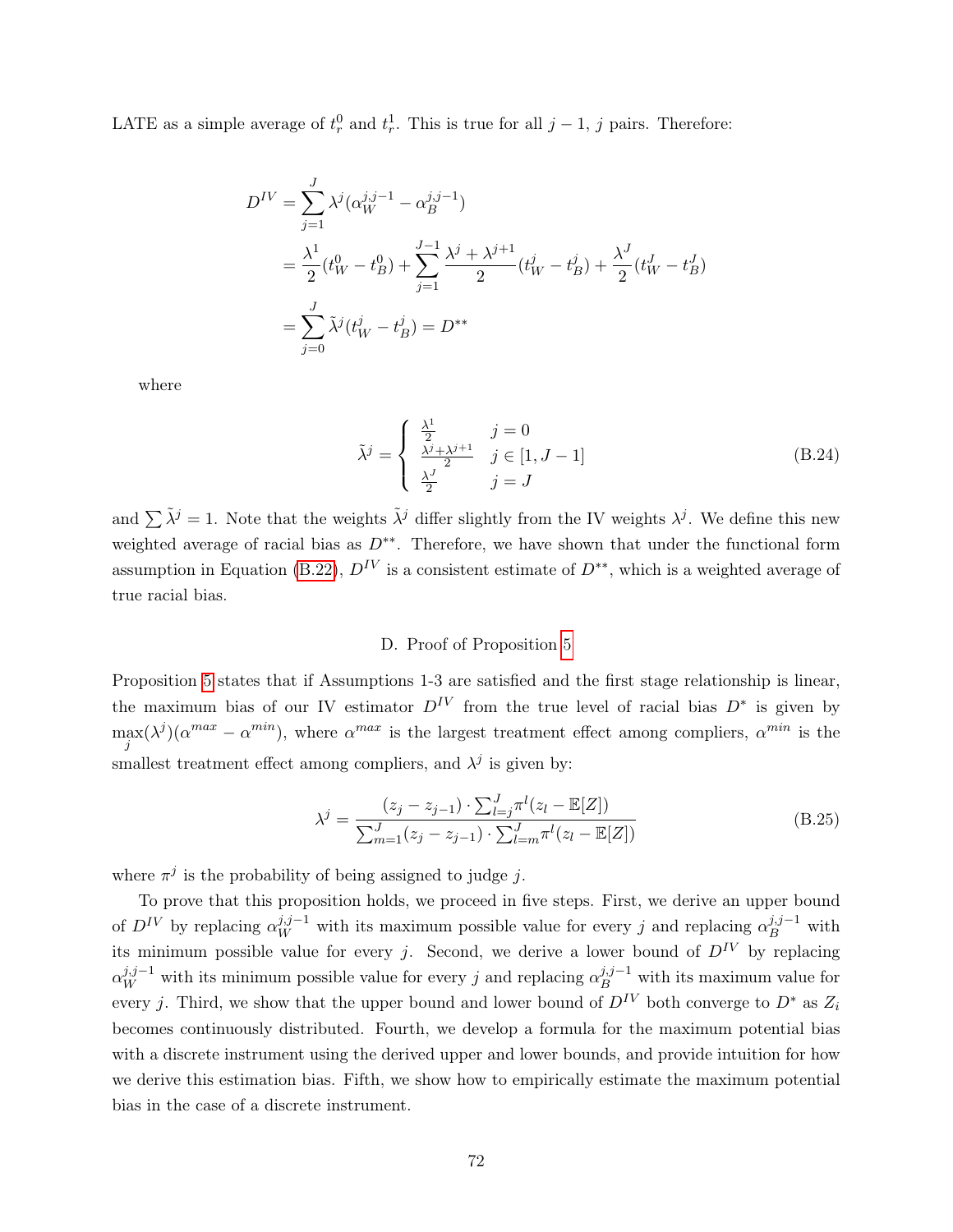LATE as a simple average of $t_r^0$ and $t_r^1$. This is true for all $j-1$, $j$ pairs. Therefore:

$$
\begin{aligned}
D^{IV} &= \sum_{j=1}^{J} \lambda^j (\alpha_W^{j,j-1} - \alpha_B^{j,j-1}) \\
&= \frac{\lambda^1}{2}(t_W^0 - t_B^0) + \sum_{j=1}^{J-1} \frac{\lambda^j + \lambda^{j+1}}{2}(t_W^j - t_B^j) + \frac{\lambda^J}{2}(t_W^J - t_B^J) \\
&= \sum_{j=0}^{J} \tilde{\lambda}^j (t_W^j - t_B^j) = D^{**}
\end{aligned}
$$

where

$$
\tilde{\lambda}^j = \begin{cases} \frac{\lambda^1}{2} & j = 0 \\ \frac{\lambda^j + \lambda^{j+1}}{2} & j \in [1, J-1] \\ \frac{\lambda^J}{2} & j = J \end{cases} \tag{B.24}
$$

and $\sum \tilde{\lambda}^j = 1$. Note that the weights $\tilde{\lambda}^j$ differ slightly from the IV weights $\lambda^j$. We define this new weighted average of racial bias as $D^{**}$. Therefore, we have shown that under the functional form assumption in Equation (B.22), $D^{IV}$ is a consistent estimate of $D^{**}$, which is a weighted average of true racial bias.

D. Proof of Proposition 5

Proposition 5 states that if Assumptions 1-3 are satisfied and the first stage relationship is linear, the maximum bias of our IV estimator $D^{IV}$ from the true level of racial bias $D^*$ is given by $\max_j(\lambda^j)(\alpha^{max} - \alpha^{min})$, where $\alpha^{max}$ is the largest treatment effect among compliers, $\alpha^{min}$ is the smallest treatment effect among compliers, and $\lambda^j$ is given by:

$$
\lambda^j = \frac{(z_j - z_{j-1}) \cdot \sum_{l=j}^{J} \pi^l (z_l - \mathbb{E}[Z])}{\sum_{m=1}^{J} (z_j - z_{j-1}) \cdot \sum_{l=m}^{J} \pi^l (z_l - \mathbb{E}[Z])} \tag{B.25}
$$

where $\pi^j$ is the probability of being assigned to judge $j$.

To prove that this proposition holds, we proceed in five steps. First, we derive an upper bound of $D^{IV}$ by replacing $\alpha_W^{j,j-1}$ with its maximum possible value for every $j$ and replacing $\alpha_B^{j,j-1}$ with its minimum possible value for every $j$. Second, we derive a lower bound of $D^{IV}$ by replacing $\alpha_W^{j,j-1}$ with its minimum possible value for every $j$ and replacing $\alpha_B^{j,j-1}$ with its maximum value for every $j$. Third, we show that the upper bound and lower bound of $D^{IV}$ both converge to $D^*$ as $Z_i$ becomes continuously distributed. Fourth, we develop a formula for the maximum potential bias with a discrete instrument using the derived upper and lower bounds, and provide intuition for how we derive this estimation bias. Fifth, we show how to empirically estimate the maximum potential bias in the case of a discrete instrument.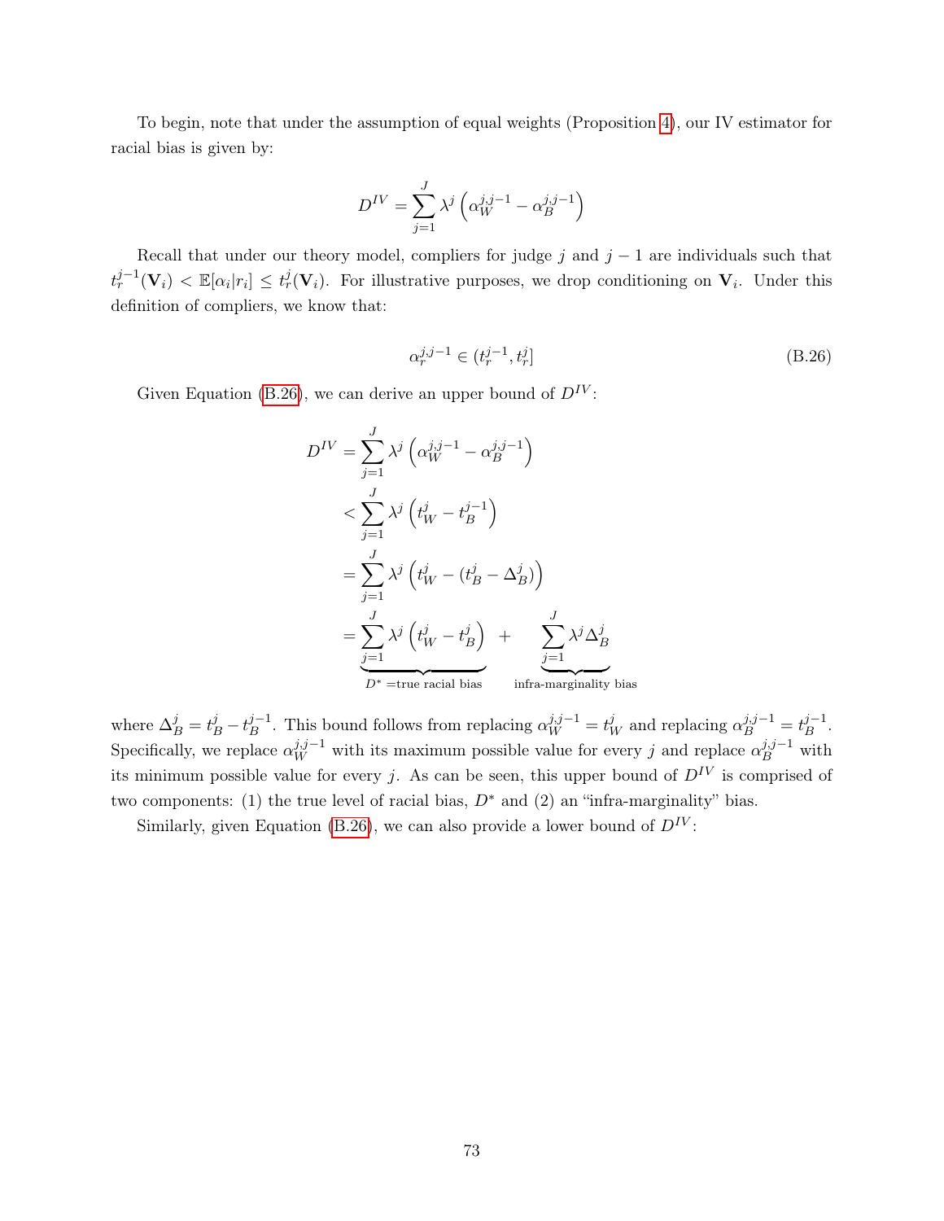To begin, note that under the assumption of equal weights (Proposition 4), our IV estimator for racial bias is given by:

$$D^{IV} = \sum_{j=1}^{J} \lambda^j \left( \alpha_W^{j,j-1} - \alpha_B^{j,j-1} \right)$$

Recall that under our theory model, compliers for judge $j$ and $j-1$ are individuals such that $t_r^{j-1}(\mathbf{V}_i) < \mathbb{E}[\alpha_i | r_i] \leq t_r^j(\mathbf{V}_i)$. For illustrative purposes, we drop conditioning on $\mathbf{V}_i$. Under this definition of compliers, we know that:

$$\alpha_r^{j,j-1} \in (t_r^{j-1}, t_r^j] \tag{B.26}$$

Given Equation (B.26), we can derive an upper bound of $D^{IV}$:

$$\begin{aligned}
D^{IV} &= \sum_{j=1}^{J} \lambda^j \left( \alpha_W^{j,j-1} - \alpha_B^{j,j-1} \right) \\
&< \sum_{j=1}^{J} \lambda^j \left( t_W^j - t_B^{j-1} \right) \\
&= \sum_{j=1}^{J} \lambda^j \left( t_W^j - (t_B^j - \Delta_B^j) \right) \\
&= \underbrace{\sum_{j=1}^{J} \lambda^j \left( t_W^j - t_B^j \right)}_{D^* = \text{true racial bias}} + \underbrace{\sum_{j=1}^{J} \lambda^j \Delta_B^j}_{\text{infra-marginality bias}}
\end{aligned}$$

where $\Delta_B^j = t_B^j - t_B^{j-1}$. This bound follows from replacing $\alpha_W^{j,j-1} = t_W^j$ and replacing $\alpha_B^{j,j-1} = t_B^{j-1}$. Specifically, we replace $\alpha_W^{j,j-1}$ with its maximum possible value for every $j$ and replace $\alpha_B^{j,j-1}$ with its minimum possible value for every $j$. As can be seen, this upper bound of $D^{IV}$ is comprised of two components: (1) the true level of racial bias, $D^*$ and (2) an "infra-marginality" bias.

Similarly, given Equation (B.26), we can also provide a lower bound of $D^{IV}$: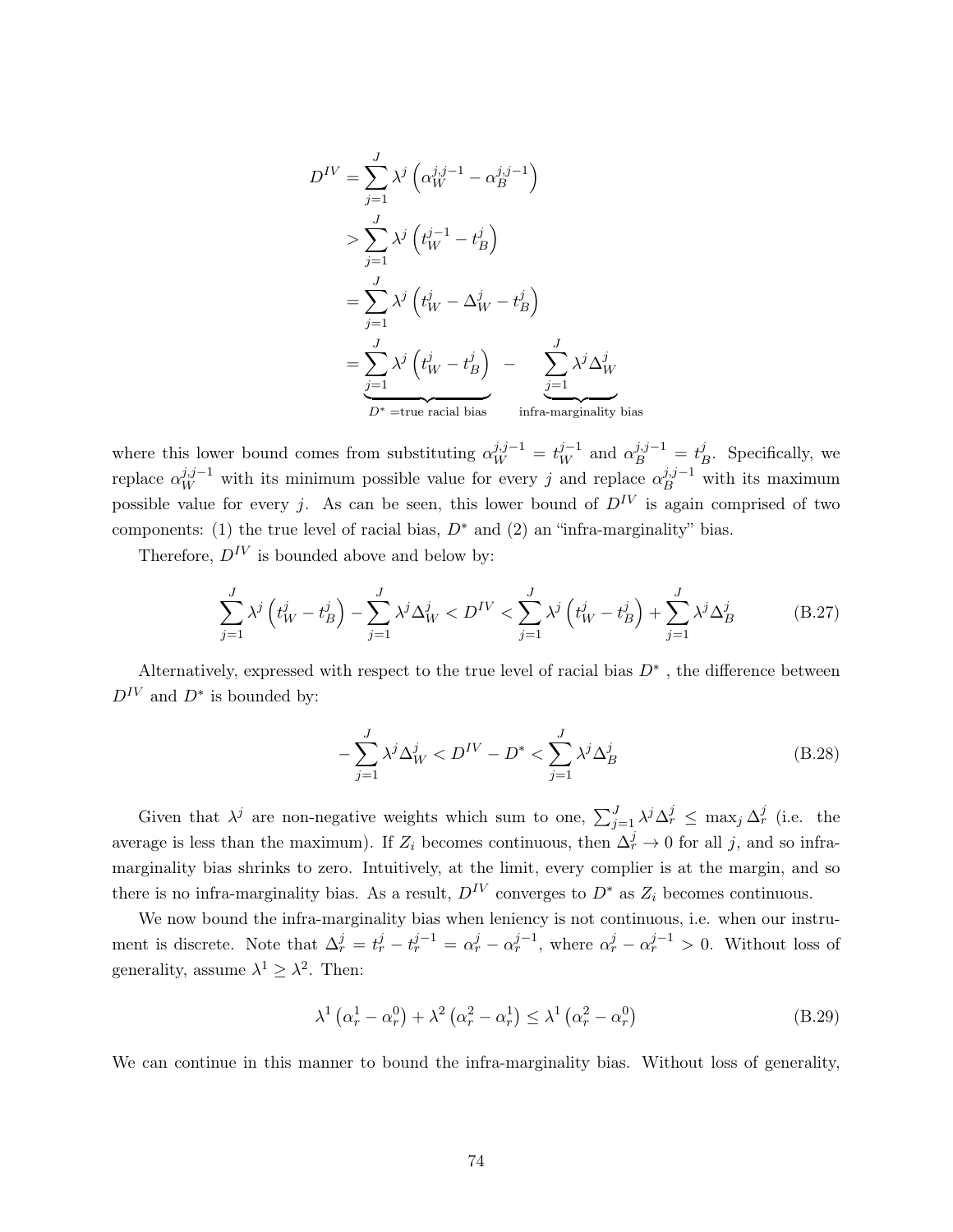$$
\begin{aligned}
D^{IV} &= \sum_{j=1}^{J} \lambda^j \left( \alpha_W^{j,j-1} - \alpha_B^{j,j-1} \right) \\
&> \sum_{j=1}^{J} \lambda^j \left( t_W^{j-1} - t_B^{j} \right) \\
&= \sum_{j=1}^{J} \lambda^j \left( t_W^{j} - \Delta_W^{j} - t_B^{j} \right) \\
&= \underbrace{\sum_{j=1}^{J} \lambda^j \left( t_W^{j} - t_B^{j} \right)}_{D^* = \text{true racial bias}} \; - \; \underbrace{\sum_{j=1}^{J} \lambda^j \Delta_W^{j}}_{\text{infra-marginality bias}}
\end{aligned}
$$

where this lower bound comes from substituting $\alpha_W^{j,j-1} = t_W^{j-1}$ and $\alpha_B^{j,j-1} = t_B^j$. Specifically, we replace $\alpha_W^{j,j-1}$ with its minimum possible value for every $j$ and replace $\alpha_B^{j,j-1}$ with its maximum possible value for every $j$. As can be seen, this lower bound of $D^{IV}$ is again comprised of two components: (1) the true level of racial bias, $D^*$ and (2) an "infra-marginality" bias.

Therefore, $D^{IV}$ is bounded above and below by:

$$
\sum_{j=1}^{J} \lambda^j \left( t_W^{j} - t_B^{j} \right) - \sum_{j=1}^{J} \lambda^j \Delta_W^{j} < D^{IV} < \sum_{j=1}^{J} \lambda^j \left( t_W^{j} - t_B^{j} \right) + \sum_{j=1}^{J} \lambda^j \Delta_B^{j} \tag{B.27}
$$

Alternatively, expressed with respect to the true level of racial bias $D^*$ , the difference between $D^{IV}$ and $D^*$ is bounded by:

$$
-\sum_{j=1}^{J} \lambda^j \Delta_W^{j} < D^{IV} - D^* < \sum_{j=1}^{J} \lambda^j \Delta_B^{j} \tag{B.28}
$$

Given that $\lambda^j$ are non-negative weights which sum to one, $\sum_{j=1}^{J} \lambda^j \Delta_r^j \leq \max_j \Delta_r^j$ (i.e. the average is less than the maximum). If $Z_i$ becomes continuous, then $\Delta_r^j \to 0$ for all $j$, and so infra-marginality bias shrinks to zero. Intuitively, at the limit, every complier is at the margin, and so there is no infra-marginality bias. As a result, $D^{IV}$ converges to $D^*$ as $Z_i$ becomes continuous.

We now bound the infra-marginality bias when leniency is not continuous, i.e. when our instrument is discrete. Note that $\Delta_r^j = t_r^j - t_r^{j-1} = \alpha_r^j - \alpha_r^{j-1}$, where $\alpha_r^j - \alpha_r^{j-1} > 0$. Without loss of generality, assume $\lambda^1 \geq \lambda^2$. Then:

$$
\lambda^1 \left( \alpha_r^1 - \alpha_r^0 \right) + \lambda^2 \left( \alpha_r^2 - \alpha_r^1 \right) \leq \lambda^1 \left( \alpha_r^2 - \alpha_r^0 \right) \tag{B.29}
$$

We can continue in this manner to bound the infra-marginality bias. Without loss of generality,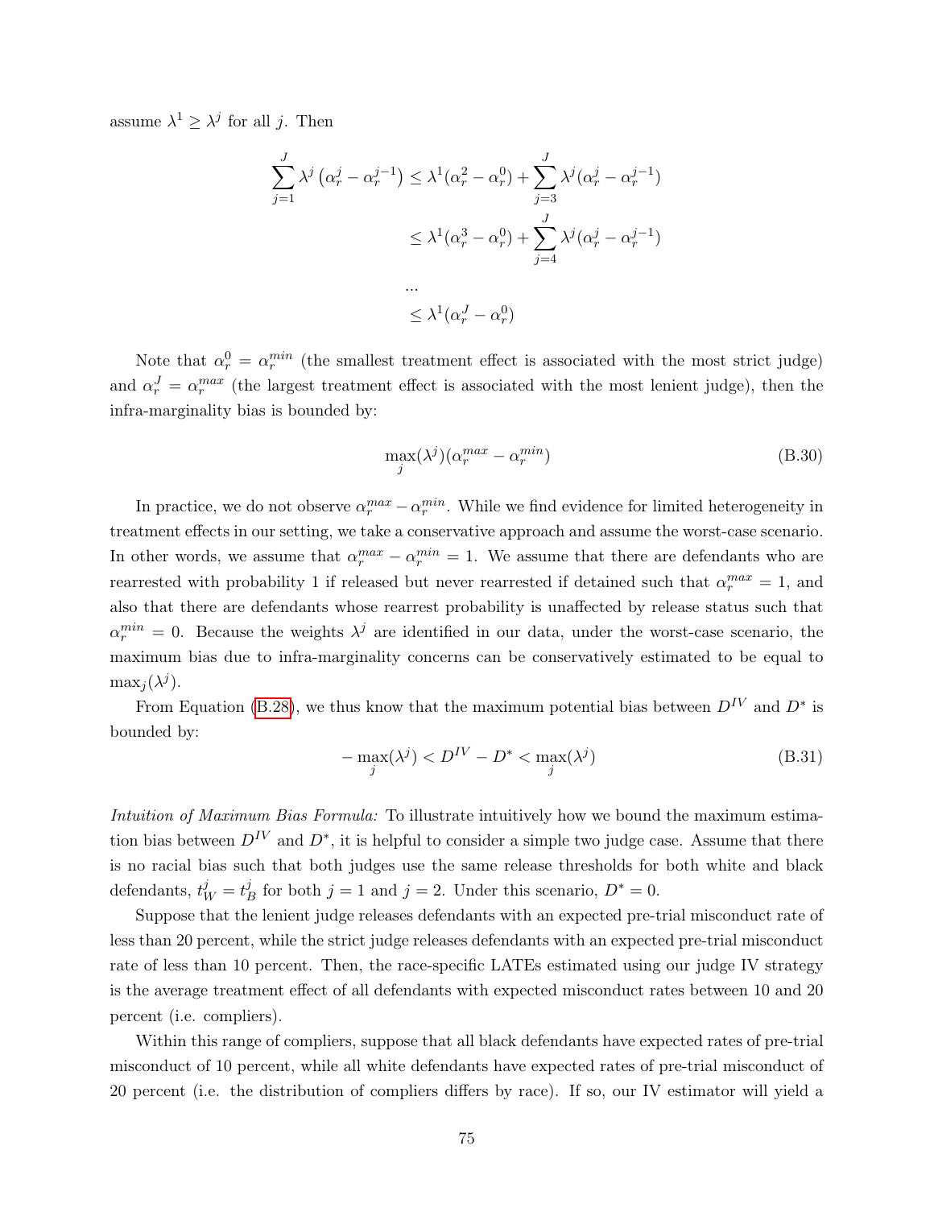assume $\lambda^1 \geq \lambda^j$ for all $j$. Then

$$
\begin{aligned}
\sum_{j=1}^{J} \lambda^j \left(\alpha_r^j - \alpha_r^{j-1}\right) &\leq \lambda^1(\alpha_r^2 - \alpha_r^0) + \sum_{j=3}^{J} \lambda^j(\alpha_r^j - \alpha_r^{j-1}) \\
&\leq \lambda^1(\alpha_r^3 - \alpha_r^0) + \sum_{j=4}^{J} \lambda^j(\alpha_r^j - \alpha_r^{j-1}) \\
&\dots \\
&\leq \lambda^1(\alpha_r^J - \alpha_r^0)
\end{aligned}
$$

Note that $\alpha_r^0 = \alpha_r^{min}$ (the smallest treatment effect is associated with the most strict judge) and $\alpha_r^J = \alpha_r^{max}$ (the largest treatment effect is associated with the most lenient judge), then the infra-marginality bias is bounded by:

$$
\max_j(\lambda^j)(\alpha_r^{max} - \alpha_r^{min}) \tag{B.30}
$$

In practice, we do not observe $\alpha_r^{max} - \alpha_r^{min}$. While we find evidence for limited heterogeneity in treatment effects in our setting, we take a conservative approach and assume the worst-case scenario. In other words, we assume that $\alpha_r^{max} - \alpha_r^{min} = 1$. We assume that there are defendants who are rearrested with probability 1 if released but never rearrested if detained such that $\alpha_r^{max} = 1$, and also that there are defendants whose rearrest probability is unaffected by release status such that $\alpha_r^{min} = 0$. Because the weights $\lambda^j$ are identified in our data, under the worst-case scenario, the maximum bias due to infra-marginality concerns can be conservatively estimated to be equal to $\max_j(\lambda^j)$.

From Equation (B.28), we thus know that the maximum potential bias between $D^{IV}$ and $D^*$ is bounded by:

$$
-\max_j(\lambda^j) < D^{IV} - D^* < \max_j(\lambda^j) \tag{B.31}
$$

*Intuition of Maximum Bias Formula:* To illustrate intuitively how we bound the maximum estimation bias between $D^{IV}$ and $D^*$, it is helpful to consider a simple two judge case. Assume that there is no racial bias such that both judges use the same release thresholds for both white and black defendants, $t_W^j = t_B^j$ for both $j = 1$ and $j = 2$. Under this scenario, $D^* = 0$.

Suppose that the lenient judge releases defendants with an expected pre-trial misconduct rate of less than 20 percent, while the strict judge releases defendants with an expected pre-trial misconduct rate of less than 10 percent. Then, the race-specific LATEs estimated using our judge IV strategy is the average treatment effect of all defendants with expected misconduct rates between 10 and 20 percent (i.e. compliers).

Within this range of compliers, suppose that all black defendants have expected rates of pre-trial misconduct of 10 percent, while all white defendants have expected rates of pre-trial misconduct of 20 percent (i.e. the distribution of compliers differs by race). If so, our IV estimator will yield a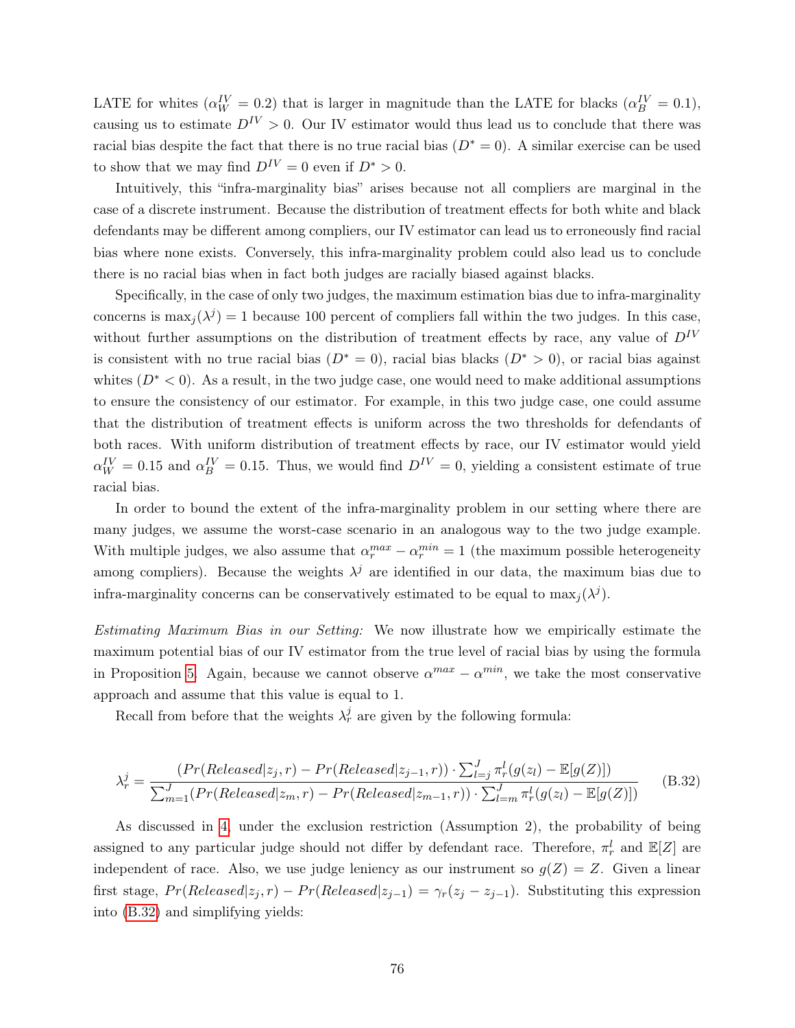LATE for whites ($\alpha_W^{IV} = 0.2$) that is larger in magnitude than the LATE for blacks ($\alpha_B^{IV} = 0.1$), causing us to estimate $D^{IV} > 0$. Our IV estimator would thus lead us to conclude that there was racial bias despite the fact that there is no true racial bias ($D^* = 0$). A similar exercise can be used to show that we may find $D^{IV} = 0$ even if $D^* > 0$.

Intuitively, this "infra-marginality bias" arises because not all compliers are marginal in the case of a discrete instrument. Because the distribution of treatment effects for both white and black defendants may be different among compliers, our IV estimator can lead us to erroneously find racial bias where none exists. Conversely, this infra-marginality problem could also lead us to conclude there is no racial bias when in fact both judges are racially biased against blacks.

Specifically, in the case of only two judges, the maximum estimation bias due to infra-marginality concerns is $\max_j(\lambda^j) = 1$ because 100 percent of compliers fall within the two judges. In this case, without further assumptions on the distribution of treatment effects by race, any value of $D^{IV}$ is consistent with no true racial bias ($D^* = 0$), racial bias blacks ($D^* > 0$), or racial bias against whites ($D^* < 0$). As a result, in the two judge case, one would need to make additional assumptions to ensure the consistency of our estimator. For example, in this two judge case, one could assume that the distribution of treatment effects is uniform across the two thresholds for defendants of both races. With uniform distribution of treatment effects by race, our IV estimator would yield $\alpha_W^{IV} = 0.15$ and $\alpha_B^{IV} = 0.15$. Thus, we would find $D^{IV} = 0$, yielding a consistent estimate of true racial bias.

In order to bound the extent of the infra-marginality problem in our setting where there are many judges, we assume the worst-case scenario in an analogous way to the two judge example. With multiple judges, we also assume that $\alpha_r^{max} - \alpha_r^{min} = 1$ (the maximum possible heterogeneity among compliers). Because the weights $\lambda^j$ are identified in our data, the maximum bias due to infra-marginality concerns can be conservatively estimated to be equal to $\max_j(\lambda^j)$.

*Estimating Maximum Bias in our Setting:* We now illustrate how we empirically estimate the maximum potential bias of our IV estimator from the true level of racial bias by using the formula in Proposition 5. Again, because we cannot observe $\alpha^{max} - \alpha^{min}$, we take the most conservative approach and assume that this value is equal to 1.

Recall from before that the weights $\lambda_r^j$ are given by the following formula:

$$\lambda_r^j = \frac{(Pr(Released|z_j, r) - Pr(Released|z_{j-1}, r)) \cdot \sum_{l=j}^{J} \pi_r^l (g(z_l) - \mathbb{E}[g(Z)])}{\sum_{m=1}^{J} (Pr(Released|z_m, r) - Pr(Released|z_{m-1}, r)) \cdot \sum_{l=m}^{J} \pi_r^l (g(z_l) - \mathbb{E}[g(Z)])} \tag{B.32}$$

As discussed in 4, under the exclusion restriction (Assumption 2), the probability of being assigned to any particular judge should not differ by defendant race. Therefore, $\pi_r^l$ and $\mathbb{E}[Z]$ are independent of race. Also, we use judge leniency as our instrument so $g(Z) = Z$. Given a linear first stage, $Pr(Released|z_j, r) - Pr(Released|z_{j-1}) = \gamma_r(z_j - z_{j-1})$. Substituting this expression into (B.32) and simplifying yields: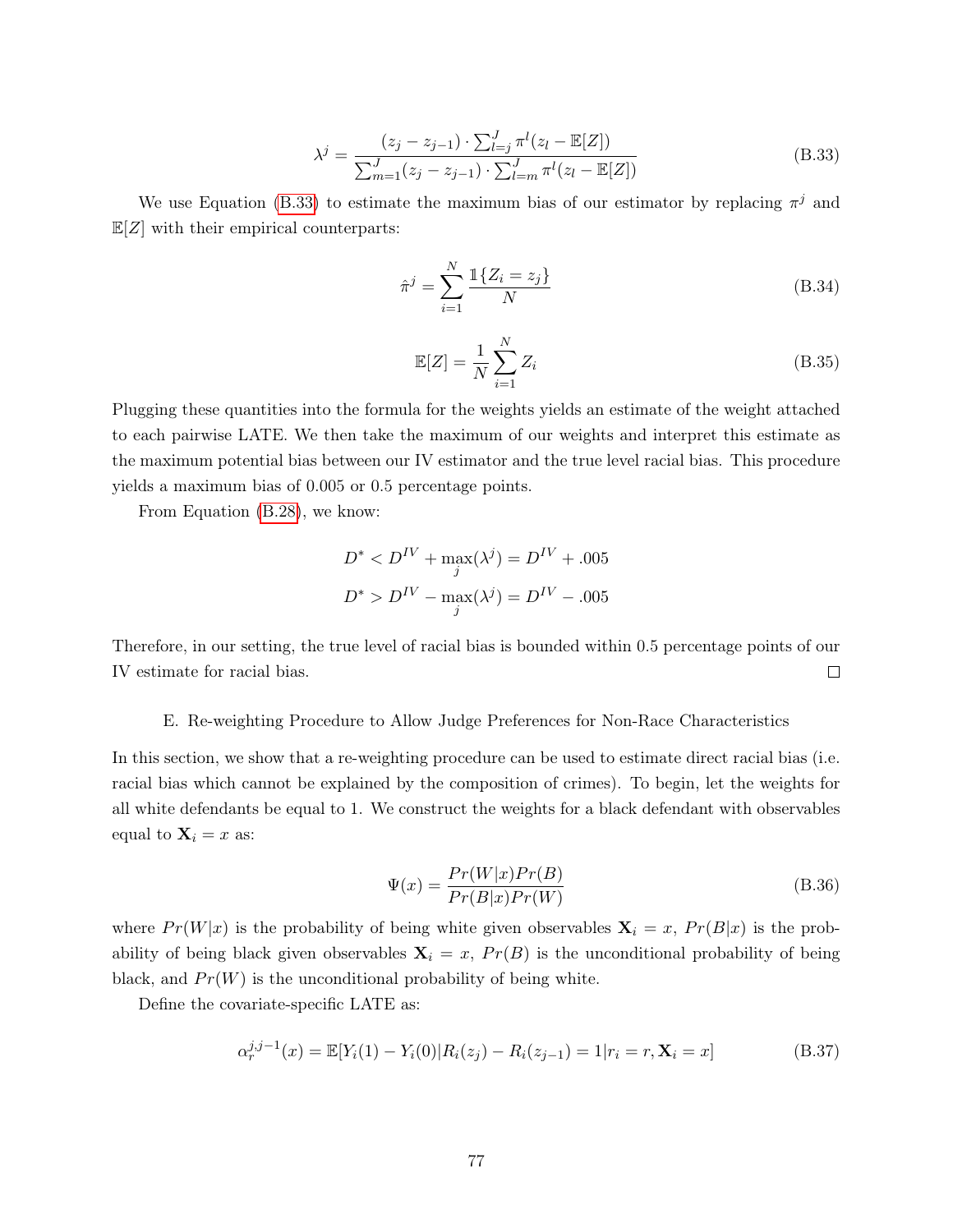$$\lambda^j = \frac{(z_j - z_{j-1}) \cdot \sum_{l=j}^{J} \pi^l (z_l - \mathbb{E}[Z])}{\sum_{m=1}^{J} (z_j - z_{j-1}) \cdot \sum_{l=m}^{J} \pi^l (z_l - \mathbb{E}[Z])} \tag{B.33}$$

We use Equation (B.33) to estimate the maximum bias of our estimator by replacing $\pi^j$ and $\mathbb{E}[Z]$ with their empirical counterparts:

$$\hat{\pi}^j = \sum_{i=1}^{N} \frac{\mathbb{1}\{Z_i = z_j\}}{N} \tag{B.34}$$

$$\mathbb{E}[Z] = \frac{1}{N} \sum_{i=1}^{N} Z_i \tag{B.35}$$

Plugging these quantities into the formula for the weights yields an estimate of the weight attached to each pairwise LATE. We then take the maximum of our weights and interpret this estimate as the maximum potential bias between our IV estimator and the true level racial bias. This procedure yields a maximum bias of 0.005 or 0.5 percentage points.

From Equation (B.28), we know:

$$D^* < D^{IV} + \max_j(\lambda^j) = D^{IV} + .005$$

$$D^* > D^{IV} - \max_j(\lambda^j) = D^{IV} - .005$$

Therefore, in our setting, the true level of racial bias is bounded within 0.5 percentage points of our IV estimate for racial bias. □

E. Re-weighting Procedure to Allow Judge Preferences for Non-Race Characteristics

In this section, we show that a re-weighting procedure can be used to estimate direct racial bias (i.e. racial bias which cannot be explained by the composition of crimes). To begin, let the weights for all white defendants be equal to 1. We construct the weights for a black defendant with observables equal to $\mathbf{X}_i = x$ as:

$$\Psi(x) = \frac{Pr(W|x)Pr(B)}{Pr(B|x)Pr(W)} \tag{B.36}$$

where $Pr(W|x)$ is the probability of being white given observables $\mathbf{X}_i = x$, $Pr(B|x)$ is the probability of being black given observables $\mathbf{X}_i = x$, $Pr(B)$ is the unconditional probability of being black, and $Pr(W)$ is the unconditional probability of being white.

Define the covariate-specific LATE as:

$$\alpha_r^{j,j-1}(x) = \mathbb{E}[Y_i(1) - Y_i(0)|R_i(z_j) - R_i(z_{j-1}) = 1|r_i = r, \mathbf{X}_i = x] \tag{B.37}$$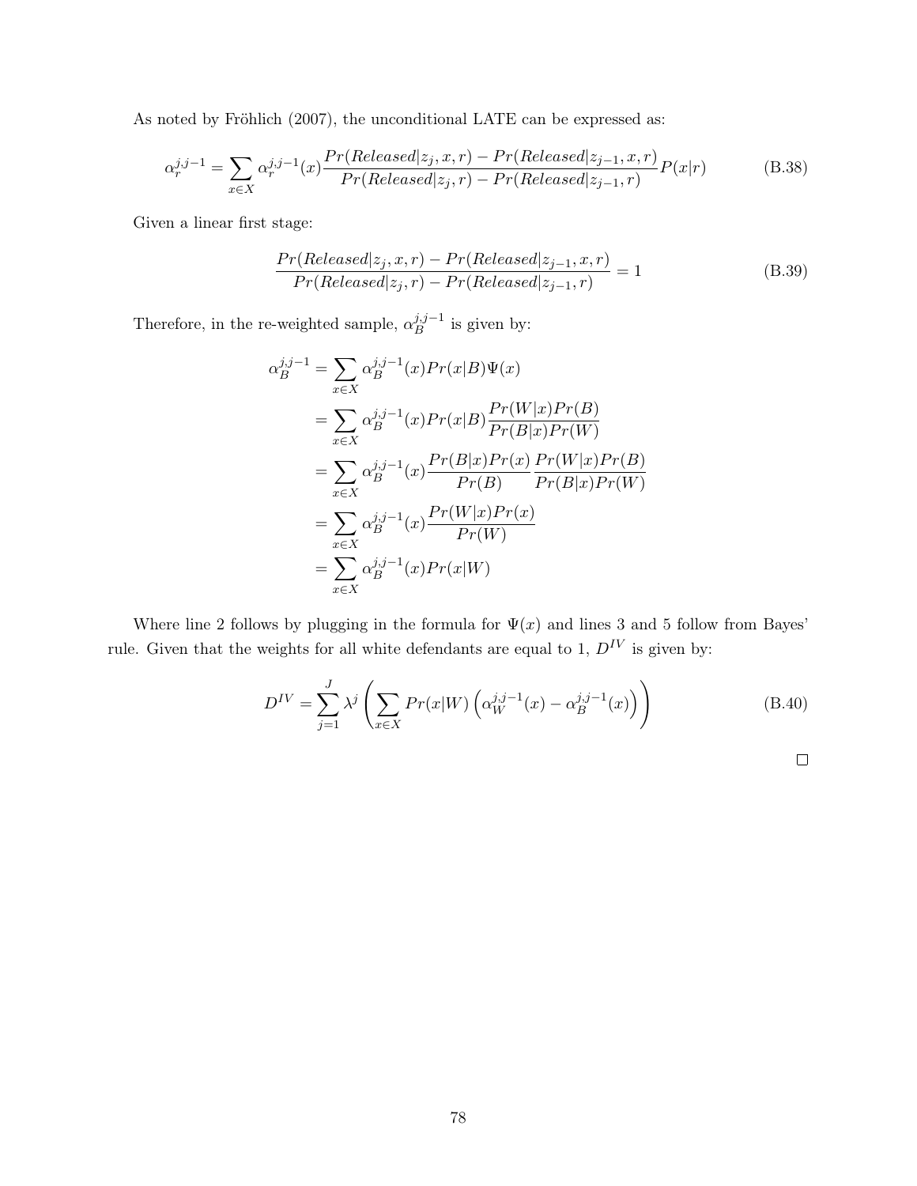As noted by Fröhlich (2007), the unconditional LATE can be expressed as:

$$\alpha_r^{j,j-1} = \sum_{x \in X} \alpha_r^{j,j-1}(x) \frac{Pr(Released|z_j, x, r) - Pr(Released|z_{j-1}, x, r)}{Pr(Released|z_j, r) - Pr(Released|z_{j-1}, r)} P(x|r) \tag{B.38}$$

Given a linear first stage:

$$\frac{Pr(Released|z_j, x, r) - Pr(Released|z_{j-1}, x, r)}{Pr(Released|z_j, r) - Pr(Released|z_{j-1}, r)} = 1 \tag{B.39}$$

Therefore, in the re-weighted sample, $\alpha_B^{j,j-1}$ is given by:

$$\begin{aligned}
\alpha_B^{j,j-1} &= \sum_{x \in X} \alpha_B^{j,j-1}(x) Pr(x|B) \Psi(x) \\
&= \sum_{x \in X} \alpha_B^{j,j-1}(x) Pr(x|B) \frac{Pr(W|x) Pr(B)}{Pr(B|x) Pr(W)} \\
&= \sum_{x \in X} \alpha_B^{j,j-1}(x) \frac{Pr(B|x) Pr(x)}{Pr(B)} \frac{Pr(W|x) Pr(B)}{Pr(B|x) Pr(W)} \\
&= \sum_{x \in X} \alpha_B^{j,j-1}(x) \frac{Pr(W|x) Pr(x)}{Pr(W)} \\
&= \sum_{x \in X} \alpha_B^{j,j-1}(x) Pr(x|W)
\end{aligned}$$

Where line 2 follows by plugging in the formula for $\Psi(x)$ and lines 3 and 5 follow from Bayes' rule. Given that the weights for all white defendants are equal to 1, $D^{IV}$ is given by:

$$D^{IV} = \sum_{j=1}^{J} \lambda^j \left( \sum_{x \in X} Pr(x|W) \left( \alpha_W^{j,j-1}(x) - \alpha_B^{j,j-1}(x) \right) \right) \tag{B.40}$$

□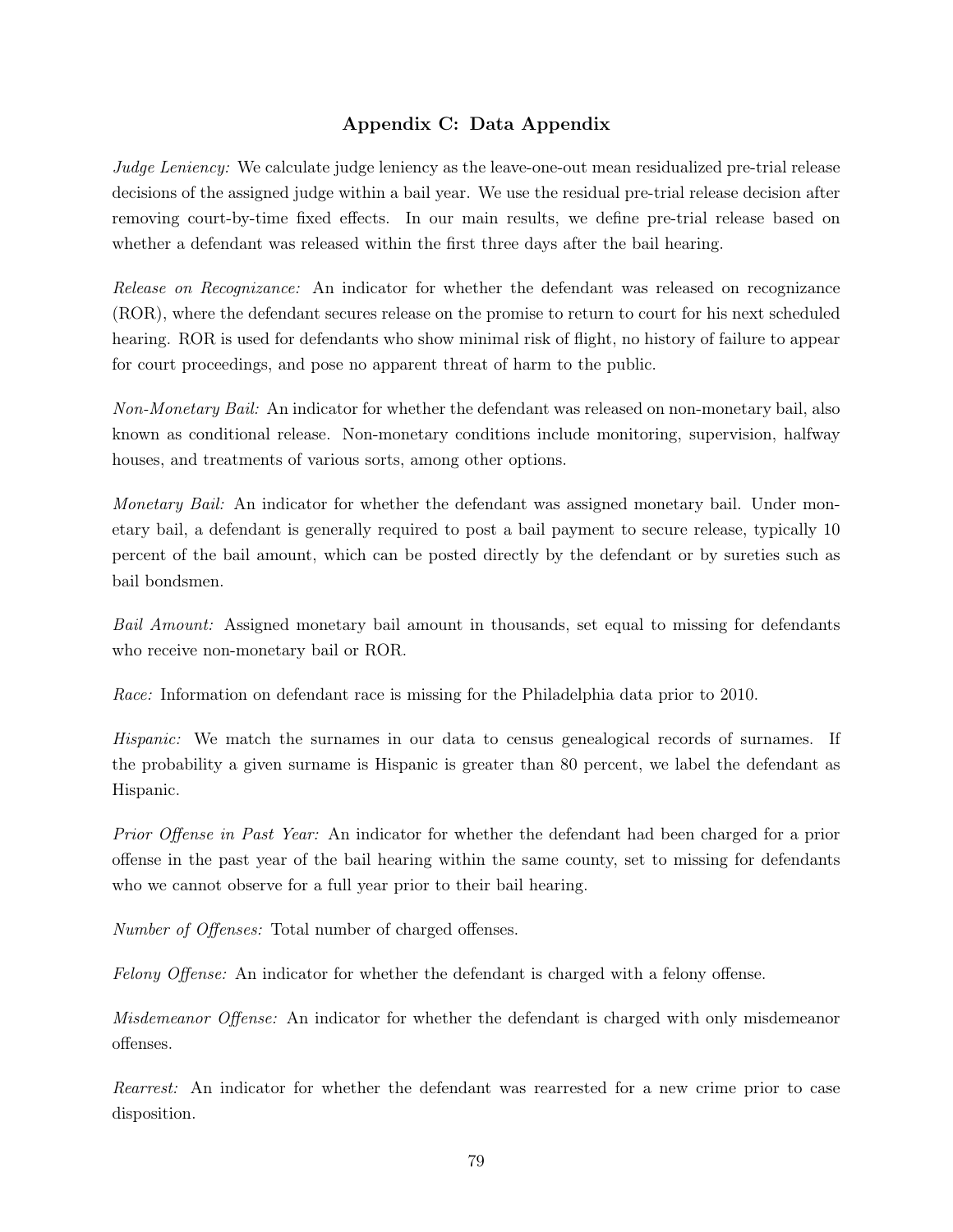## Appendix C: Data Appendix

*Judge Leniency:* We calculate judge leniency as the leave-one-out mean residualized pre-trial release decisions of the assigned judge within a bail year. We use the residual pre-trial release decision after removing court-by-time fixed effects. In our main results, we define pre-trial release based on whether a defendant was released within the first three days after the bail hearing.

*Release on Recognizance:* An indicator for whether the defendant was released on recognizance (ROR), where the defendant secures release on the promise to return to court for his next scheduled hearing. ROR is used for defendants who show minimal risk of flight, no history of failure to appear for court proceedings, and pose no apparent threat of harm to the public.

*Non-Monetary Bail:* An indicator for whether the defendant was released on non-monetary bail, also known as conditional release. Non-monetary conditions include monitoring, supervision, halfway houses, and treatments of various sorts, among other options.

*Monetary Bail:* An indicator for whether the defendant was assigned monetary bail. Under monetary bail, a defendant is generally required to post a bail payment to secure release, typically 10 percent of the bail amount, which can be posted directly by the defendant or by sureties such as bail bondsmen.

*Bail Amount:* Assigned monetary bail amount in thousands, set equal to missing for defendants who receive non-monetary bail or ROR.

*Race:* Information on defendant race is missing for the Philadelphia data prior to 2010.

*Hispanic:* We match the surnames in our data to census genealogical records of surnames. If the probability a given surname is Hispanic is greater than 80 percent, we label the defendant as Hispanic.

*Prior Offense in Past Year:* An indicator for whether the defendant had been charged for a prior offense in the past year of the bail hearing within the same county, set to missing for defendants who we cannot observe for a full year prior to their bail hearing.

*Number of Offenses:* Total number of charged offenses.

*Felony Offense:* An indicator for whether the defendant is charged with a felony offense.

*Misdemeanor Offense:* An indicator for whether the defendant is charged with only misdemeanor offenses.

*Rearrest:* An indicator for whether the defendant was rearrested for a new crime prior to case disposition.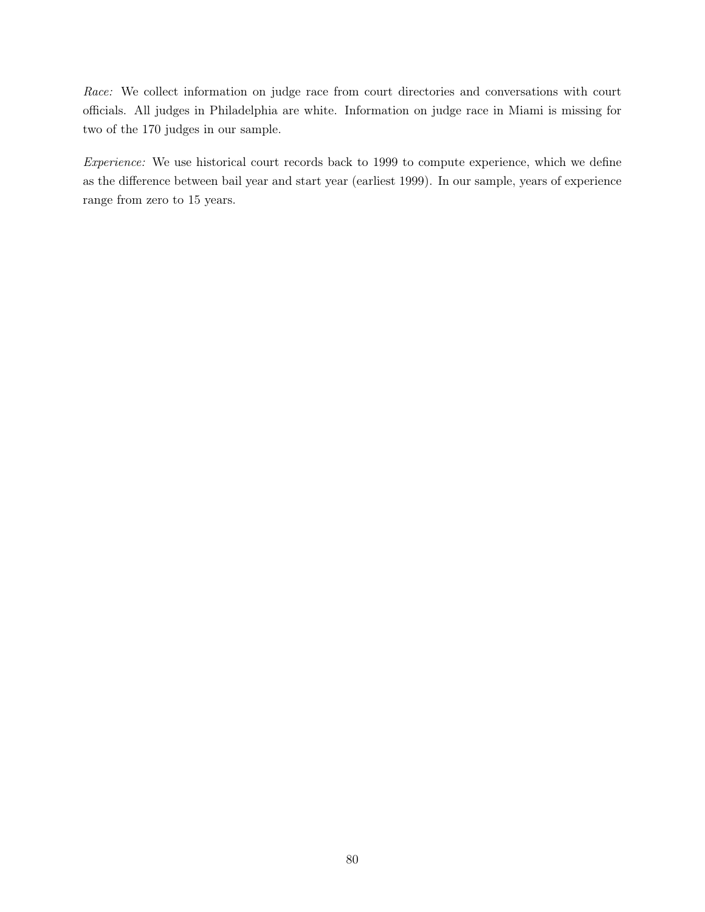*Race:* We collect information on judge race from court directories and conversations with court officials. All judges in Philadelphia are white. Information on judge race in Miami is missing for two of the 170 judges in our sample.

*Experience:* We use historical court records back to 1999 to compute experience, which we define as the difference between bail year and start year (earliest 1999). In our sample, years of experience range from zero to 15 years.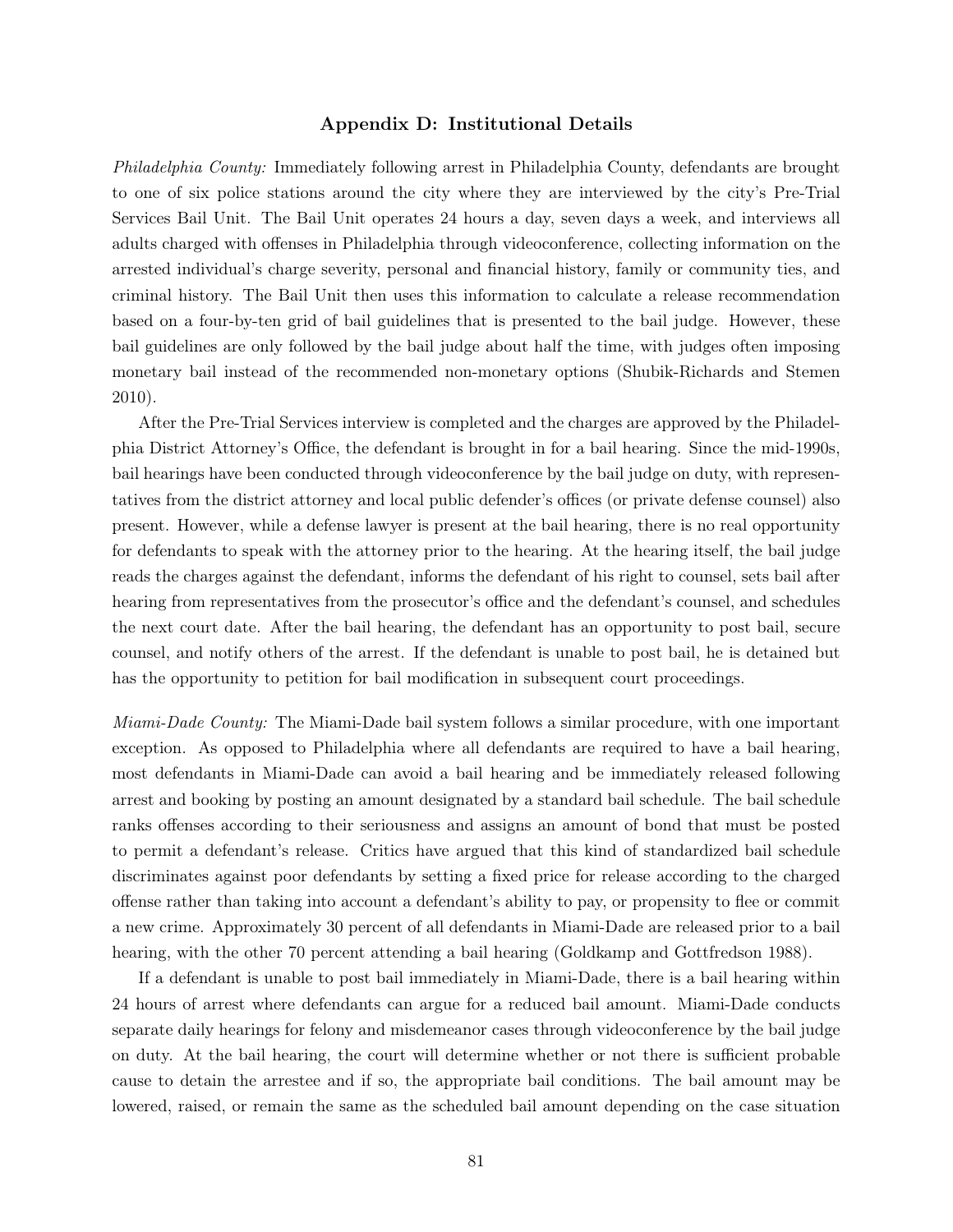## Appendix D: Institutional Details

*Philadelphia County:* Immediately following arrest in Philadelphia County, defendants are brought to one of six police stations around the city where they are interviewed by the city's Pre-Trial Services Bail Unit. The Bail Unit operates 24 hours a day, seven days a week, and interviews all adults charged with offenses in Philadelphia through videoconference, collecting information on the arrested individual's charge severity, personal and financial history, family or community ties, and criminal history. The Bail Unit then uses this information to calculate a release recommendation based on a four-by-ten grid of bail guidelines that is presented to the bail judge. However, these bail guidelines are only followed by the bail judge about half the time, with judges often imposing monetary bail instead of the recommended non-monetary options (Shubik-Richards and Stemen 2010).

After the Pre-Trial Services interview is completed and the charges are approved by the Philadelphia District Attorney's Office, the defendant is brought in for a bail hearing. Since the mid-1990s, bail hearings have been conducted through videoconference by the bail judge on duty, with representatives from the district attorney and local public defender's offices (or private defense counsel) also present. However, while a defense lawyer is present at the bail hearing, there is no real opportunity for defendants to speak with the attorney prior to the hearing. At the hearing itself, the bail judge reads the charges against the defendant, informs the defendant of his right to counsel, sets bail after hearing from representatives from the prosecutor's office and the defendant's counsel, and schedules the next court date. After the bail hearing, the defendant has an opportunity to post bail, secure counsel, and notify others of the arrest. If the defendant is unable to post bail, he is detained but has the opportunity to petition for bail modification in subsequent court proceedings.

*Miami-Dade County:* The Miami-Dade bail system follows a similar procedure, with one important exception. As opposed to Philadelphia where all defendants are required to have a bail hearing, most defendants in Miami-Dade can avoid a bail hearing and be immediately released following arrest and booking by posting an amount designated by a standard bail schedule. The bail schedule ranks offenses according to their seriousness and assigns an amount of bond that must be posted to permit a defendant's release. Critics have argued that this kind of standardized bail schedule discriminates against poor defendants by setting a fixed price for release according to the charged offense rather than taking into account a defendant's ability to pay, or propensity to flee or commit a new crime. Approximately 30 percent of all defendants in Miami-Dade are released prior to a bail hearing, with the other 70 percent attending a bail hearing (Goldkamp and Gottfredson 1988).

If a defendant is unable to post bail immediately in Miami-Dade, there is a bail hearing within 24 hours of arrest where defendants can argue for a reduced bail amount. Miami-Dade conducts separate daily hearings for felony and misdemeanor cases through videoconference by the bail judge on duty. At the bail hearing, the court will determine whether or not there is sufficient probable cause to detain the arrestee and if so, the appropriate bail conditions. The bail amount may be lowered, raised, or remain the same as the scheduled bail amount depending on the case situation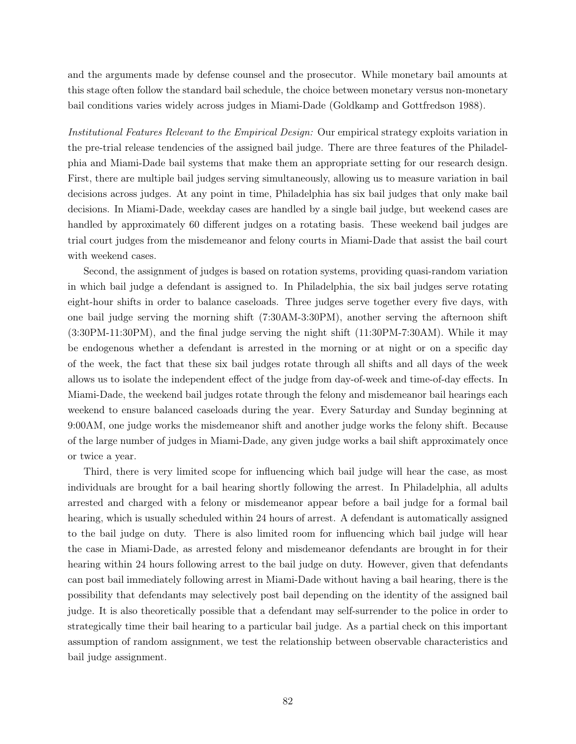and the arguments made by defense counsel and the prosecutor. While monetary bail amounts at this stage often follow the standard bail schedule, the choice between monetary versus non-monetary bail conditions varies widely across judges in Miami-Dade (Goldkamp and Gottfredson 1988).

*Institutional Features Relevant to the Empirical Design:* Our empirical strategy exploits variation in the pre-trial release tendencies of the assigned bail judge. There are three features of the Philadelphia and Miami-Dade bail systems that make them an appropriate setting for our research design. First, there are multiple bail judges serving simultaneously, allowing us to measure variation in bail decisions across judges. At any point in time, Philadelphia has six bail judges that only make bail decisions. In Miami-Dade, weekday cases are handled by a single bail judge, but weekend cases are handled by approximately 60 different judges on a rotating basis. These weekend bail judges are trial court judges from the misdemeanor and felony courts in Miami-Dade that assist the bail court with weekend cases.

Second, the assignment of judges is based on rotation systems, providing quasi-random variation in which bail judge a defendant is assigned to. In Philadelphia, the six bail judges serve rotating eight-hour shifts in order to balance caseloads. Three judges serve together every five days, with one bail judge serving the morning shift (7:30AM-3:30PM), another serving the afternoon shift (3:30PM-11:30PM), and the final judge serving the night shift (11:30PM-7:30AM). While it may be endogenous whether a defendant is arrested in the morning or at night or on a specific day of the week, the fact that these six bail judges rotate through all shifts and all days of the week allows us to isolate the independent effect of the judge from day-of-week and time-of-day effects. In Miami-Dade, the weekend bail judges rotate through the felony and misdemeanor bail hearings each weekend to ensure balanced caseloads during the year. Every Saturday and Sunday beginning at 9:00AM, one judge works the misdemeanor shift and another judge works the felony shift. Because of the large number of judges in Miami-Dade, any given judge works a bail shift approximately once or twice a year.

Third, there is very limited scope for influencing which bail judge will hear the case, as most individuals are brought for a bail hearing shortly following the arrest. In Philadelphia, all adults arrested and charged with a felony or misdemeanor appear before a bail judge for a formal bail hearing, which is usually scheduled within 24 hours of arrest. A defendant is automatically assigned to the bail judge on duty. There is also limited room for influencing which bail judge will hear the case in Miami-Dade, as arrested felony and misdemeanor defendants are brought in for their hearing within 24 hours following arrest to the bail judge on duty. However, given that defendants can post bail immediately following arrest in Miami-Dade without having a bail hearing, there is the possibility that defendants may selectively post bail depending on the identity of the assigned bail judge. It is also theoretically possible that a defendant may self-surrender to the police in order to strategically time their bail hearing to a particular bail judge. As a partial check on this important assumption of random assignment, we test the relationship between observable characteristics and bail judge assignment.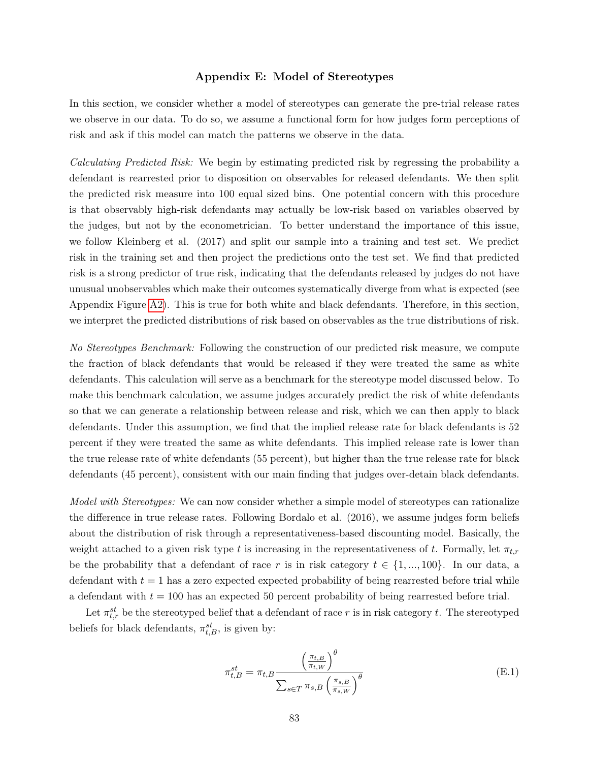## Appendix E: Model of Stereotypes

In this section, we consider whether a model of stereotypes can generate the pre-trial release rates we observe in our data. To do so, we assume a functional form for how judges form perceptions of risk and ask if this model can match the patterns we observe in the data.

*Calculating Predicted Risk:* We begin by estimating predicted risk by regressing the probability a defendant is rearrested prior to disposition on observables for released defendants. We then split the predicted risk measure into 100 equal sized bins. One potential concern with this procedure is that observably high-risk defendants may actually be low-risk based on variables observed by the judges, but not by the econometrician. To better understand the importance of this issue, we follow Kleinberg et al. (2017) and split our sample into a training and test set. We predict risk in the training set and then project the predictions onto the test set. We find that predicted risk is a strong predictor of true risk, indicating that the defendants released by judges do not have unusual unobservables which make their outcomes systematically diverge from what is expected (see Appendix Figure A2). This is true for both white and black defendants. Therefore, in this section, we interpret the predicted distributions of risk based on observables as the true distributions of risk.

*No Stereotypes Benchmark:* Following the construction of our predicted risk measure, we compute the fraction of black defendants that would be released if they were treated the same as white defendants. This calculation will serve as a benchmark for the stereotype model discussed below. To make this benchmark calculation, we assume judges accurately predict the risk of white defendants so that we can generate a relationship between release and risk, which we can then apply to black defendants. Under this assumption, we find that the implied release rate for black defendants is 52 percent if they were treated the same as white defendants. This implied release rate is lower than the true release rate of white defendants (55 percent), but higher than the true release rate for black defendants (45 percent), consistent with our main finding that judges over-detain black defendants.

*Model with Stereotypes:* We can now consider whether a simple model of stereotypes can rationalize the difference in true release rates. Following Bordalo et al. (2016), we assume judges form beliefs about the distribution of risk through a representativeness-based discounting model. Basically, the weight attached to a given risk type $t$ is increasing in the representativeness of $t$. Formally, let $\pi_{t,r}$ be the probability that a defendant of race $r$ is in risk category $t \in \{1, ..., 100\}$. In our data, a defendant with $t = 1$ has a zero expected expected probability of being rearrested before trial while a defendant with $t = 100$ has an expected 50 percent probability of being rearrested before trial.

Let $\pi^{st}_{t,r}$ be the stereotyped belief that a defendant of race $r$ is in risk category $t$. The stereotyped beliefs for black defendants, $\pi^{st}_{t,B}$, is given by:

$$\pi^{st}_{t,B} = \pi_{t,B} \frac{\left(\frac{\pi_{t,B}}{\pi_{t,W}}\right)^{\theta}}{\sum_{s \in T} \pi_{s,B} \left(\frac{\pi_{s,B}}{\pi_{s,W}}\right)^{\theta}} \tag{E.1}$$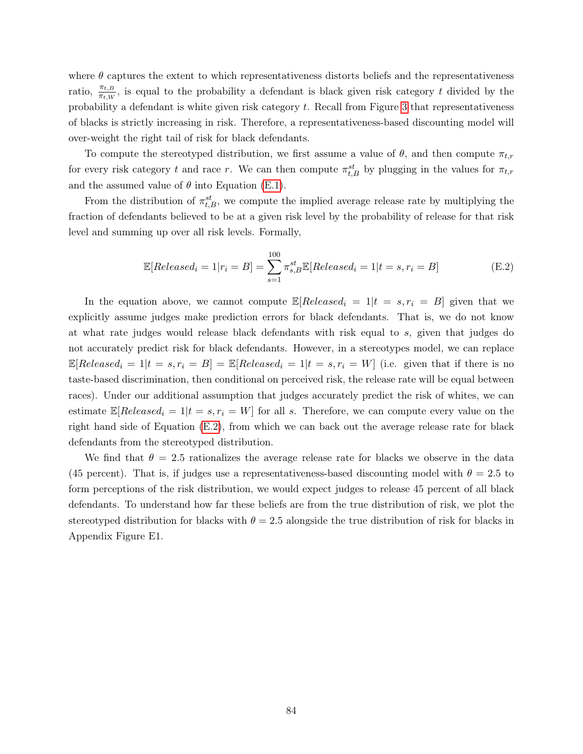where $\theta$ captures the extent to which representativeness distorts beliefs and the representativeness ratio, $\frac{\pi_{t,B}}{\pi_{t,W}}$, is equal to the probability a defendant is black given risk category $t$ divided by the probability a defendant is white given risk category $t$. Recall from Figure 3 that representativeness of blacks is strictly increasing in risk. Therefore, a representativeness-based discounting model will over-weight the right tail of risk for black defendants.

To compute the stereotyped distribution, we first assume a value of $\theta$, and then compute $\pi_{t,r}$ for every risk category $t$ and race $r$. We can then compute $\pi^{st}_{t,B}$ by plugging in the values for $\pi_{t,r}$ and the assumed value of $\theta$ into Equation (E.1).

From the distribution of $\pi^{st}_{t,B}$, we compute the implied average release rate by multiplying the fraction of defendants believed to be at a given risk level by the probability of release for that risk level and summing up over all risk levels. Formally,

$$\mathbb{E}[Released_i = 1 | r_i = B] = \sum_{s=1}^{100} \pi^{st}_{s,B} \mathbb{E}[Released_i = 1 | t = s, r_i = B] \tag{E.2}$$

In the equation above, we cannot compute $\mathbb{E}[Released_i = 1 | t = s, r_i = B]$ given that we explicitly assume judges make prediction errors for black defendants. That is, we do not know at what rate judges would release black defendants with risk equal to $s$, given that judges do not accurately predict risk for black defendants. However, in a stereotypes model, we can replace $\mathbb{E}[Released_i = 1 | t = s, r_i = B] = \mathbb{E}[Released_i = 1 | t = s, r_i = W]$ (i.e. given that if there is no taste-based discrimination, then conditional on perceived risk, the release rate will be equal between races). Under our additional assumption that judges accurately predict the risk of whites, we can estimate $\mathbb{E}[Released_i = 1 | t = s, r_i = W]$ for all $s$. Therefore, we can compute every value on the right hand side of Equation (E.2), from which we can back out the average release rate for black defendants from the stereotyped distribution.

We find that $\theta = 2.5$ rationalizes the average release rate for blacks we observe in the data (45 percent). That is, if judges use a representativeness-based discounting model with $\theta = 2.5$ to form perceptions of the risk distribution, we would expect judges to release 45 percent of all black defendants. To understand how far these beliefs are from the true distribution of risk, we plot the stereotyped distribution for blacks with $\theta = 2.5$ alongside the true distribution of risk for blacks in Appendix Figure E1.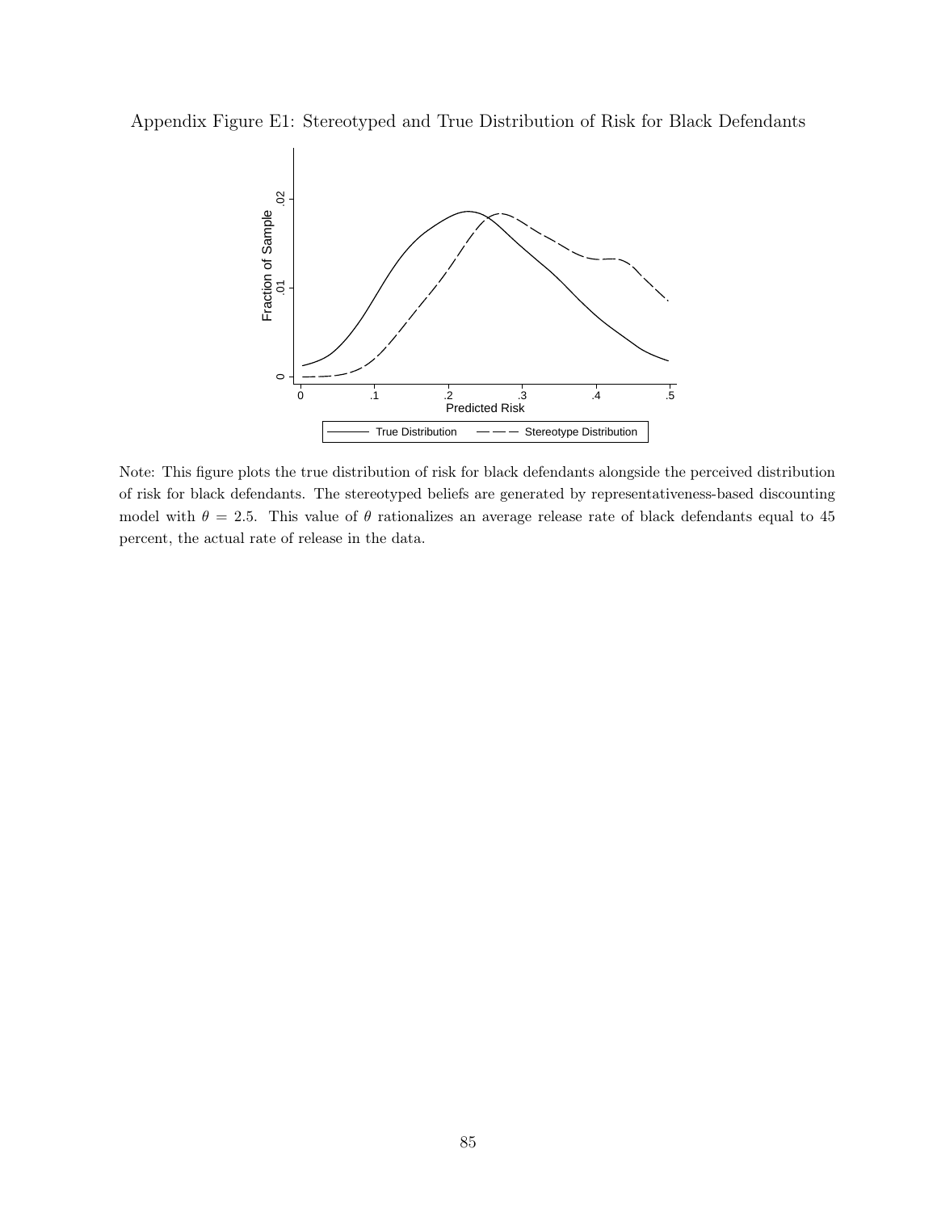Appendix Figure E1: Stereotyped and True Distribution of Risk for Black Defendants

Fraction of Sample

0

.01

.02

0

.1

.2

.3

.4

.5

Predicted Risk

True Distribution

Stereotype Distribution

Note: This figure plots the true distribution of risk for black defendants alongside the perceived distribution of risk for black defendants. The stereotyped beliefs are generated by representativeness-based discounting model with $\theta = 2.5$. This value of $\theta$ rationalizes an average release rate of black defendants equal to 45 percent, the actual rate of release in the data.